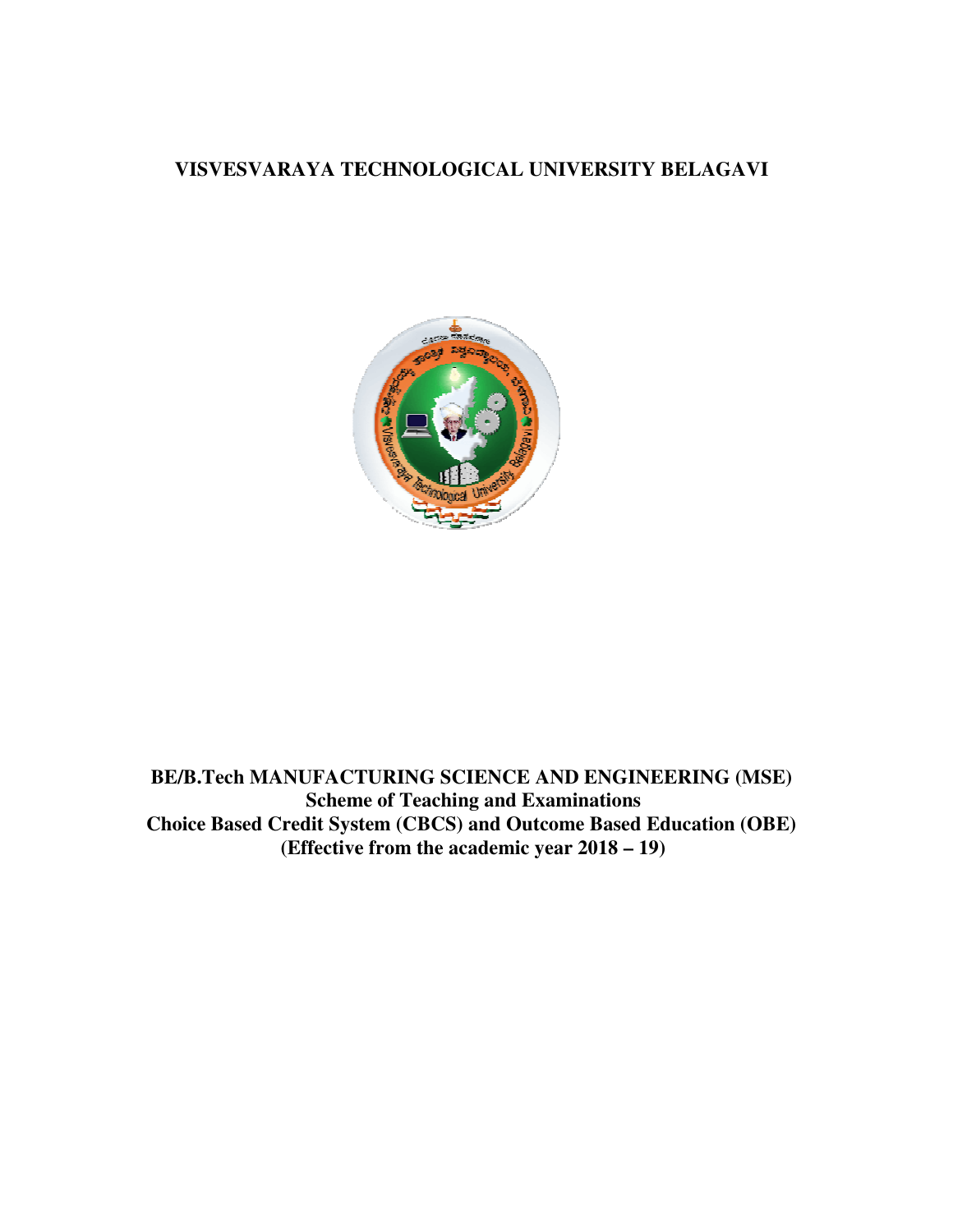# VISVESVARAYA TECHNOLOGICAL UNIVERSITY BELAGAVI

**BE/B.Tech MANUFACTURING SCIENCE AND ENGINEERING (MSE)**
**Scheme of Teaching and Examinations**
**Choice Based Credit System (CBCS) and Outcome Based Education (OBE)**
**(Effective from the academic year 2018 – 19)**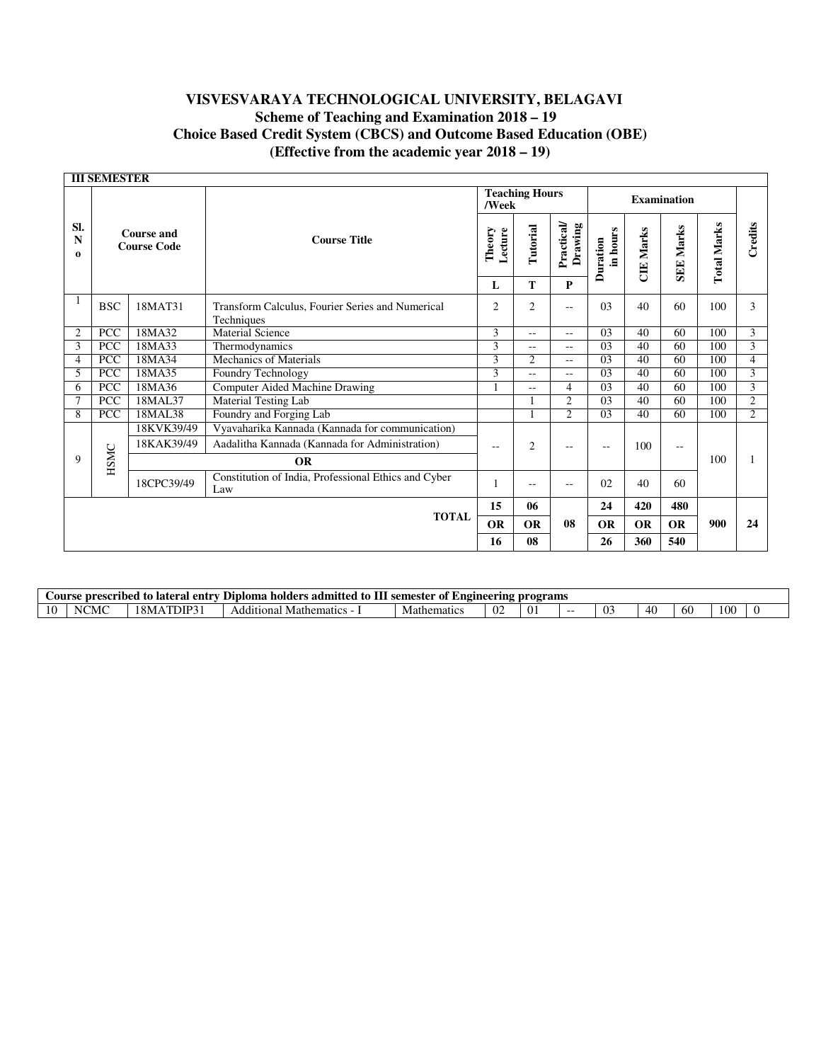# VISVESVARAYA TECHNOLOGICAL UNIVERSITY, BELAGAVI

## Scheme of Teaching and Examination 2018 – 19

## Choice Based Credit System (CBCS) and Outcome Based Education (OBE)

## (Effective from the academic year 2018 – 19)

**III SEMESTER**

| Sl. No | Course and Course Code | | Course Title | Teaching Hours /Week | | | Examination | | | | Credits |
|---|---|---|---|---|---|---|---|---|---|---|---|
| | | | | Theory Lecture | Tutorial | Practical/ Drawing | Duration in hours | CIE Marks | SEE Marks | Total Marks | |
| | | | | L | T | P | | | | | |
| 1 | BSC | 18MAT31 | Transform Calculus, Fourier Series and Numerical Techniques | 2 | 2 | -- | 03 | 40 | 60 | 100 | 3 |
| 2 | PCC | 18MA32 | Material Science | 3 | -- | -- | 03 | 40 | 60 | 100 | 3 |
| 3 | PCC | 18MA33 | Thermodynamics | 3 | -- | -- | 03 | 40 | 60 | 100 | 3 |
| 4 | PCC | 18MA34 | Mechanics of Materials | 3 | 2 | -- | 03 | 40 | 60 | 100 | 4 |
| 5 | PCC | 18MA35 | Foundry Technology | 3 | -- | -- | 03 | 40 | 60 | 100 | 3 |
| 6 | PCC | 18MA36 | Computer Aided Machine Drawing | 1 | -- | 4 | 03 | 40 | 60 | 100 | 3 |
| 7 | PCC | 18MAL37 | Material Testing Lab | | 1 | 2 | 03 | 40 | 60 | 100 | 2 |
| 8 | PCC | 18MAL38 | Foundry and Forging Lab | | 1 | 2 | 03 | 40 | 60 | 100 | 2 |
| 9 | HSMC | 18KVK39/49 | Vyavaharika Kannada (Kannada for communication) | -- | 2 | -- | -- | 100 | -- | 100 | 1 |
| | | 18KAK39/49 | Aadalitha Kannada (Kannada for Administration) | | | | | | | | |
| | | **OR** | | | | | | | | | |
| | | 18CPC39/49 | Constitution of India, Professional Ethics and Cyber Law | 1 | -- | -- | 02 | 40 | 60 | | |
| | | | **TOTAL** | **15 OR 16** | **06 OR 08** | **08** | **24 OR 26** | **420 OR 360** | **480 OR 540** | **900** | **24** |

| Course prescribed to lateral entry Diploma holders admitted to III semester of Engineering programs | | | | | | | | | | | | |
|---|---|---|---|---|---|---|---|---|---|---|---|---|
| 10 | NCMC | 18MATDIP31 | Additional Mathematics - I | Mathematics | 02 | 01 | -- | 03 | 40 | 60 | 100 | 0 |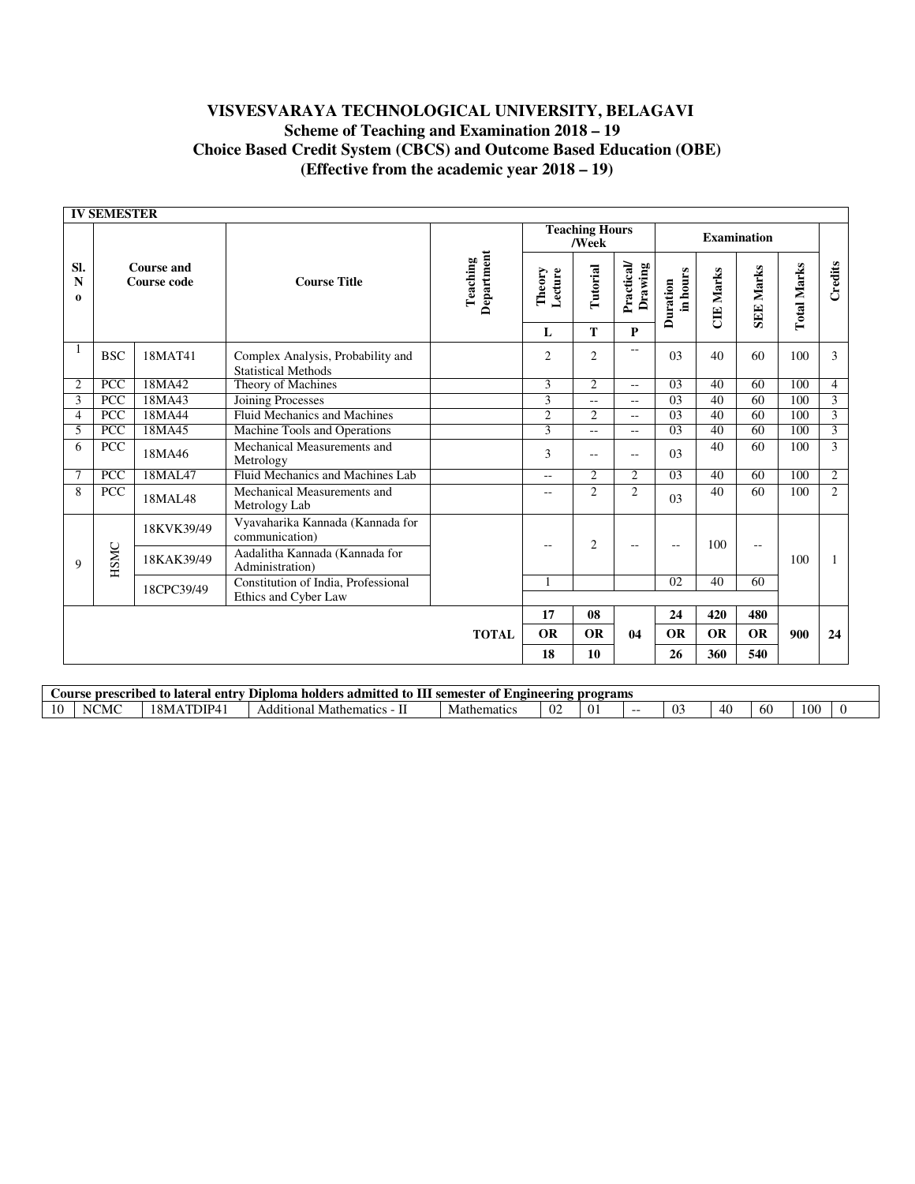# VISVESVARAYA TECHNOLOGICAL UNIVERSITY, BELAGAVI
## Scheme of Teaching and Examination 2018 – 19
## Choice Based Credit System (CBCS) and Outcome Based Education (OBE)
## (Effective from the academic year 2018 – 19)

| IV SEMESTER | | | | | | | | | | | | |
|---|---|---|---|---|---|---|---|---|---|---|---|---|
| Sl. No | Course and Course code | | Course Title | Teaching Department | Teaching Hours /Week | | | Examination | | | | Credits |
| | | | | | Theory Lecture | Tutorial | Practical/ Drawing | Duration in hours | CIE Marks | SEE Marks | Total Marks | |
| | | | | | L | T | P | | | | | |
| 1 | BSC | 18MAT41 | Complex Analysis, Probability and Statistical Methods | | 2 | 2 | -- | 03 | 40 | 60 | 100 | 3 |
| 2 | PCC | 18MA42 | Theory of Machines | | 3 | 2 | -- | 03 | 40 | 60 | 100 | 4 |
| 3 | PCC | 18MA43 | Joining Processes | | 3 | -- | -- | 03 | 40 | 60 | 100 | 3 |
| 4 | PCC | 18MA44 | Fluid Mechanics and Machines | | 2 | 2 | -- | 03 | 40 | 60 | 100 | 3 |
| 5 | PCC | 18MA45 | Machine Tools and Operations | | 3 | -- | -- | 03 | 40 | 60 | 100 | 3 |
| 6 | PCC | 18MA46 | Mechanical Measurements and Metrology | | 3 | -- | -- | 03 | 40 | 60 | 100 | 3 |
| 7 | PCC | 18MAL47 | Fluid Mechanics and Machines Lab | | -- | 2 | 2 | 03 | 40 | 60 | 100 | 2 |
| 8 | PCC | 18MAL48 | Mechanical Measurements and Metrology Lab | | -- | 2 | 2 | 03 | 40 | 60 | 100 | 2 |
| 9 | HSMC | 18KVK39/49 | Vyavaharika Kannada (Kannada for communication) | | -- | 2 | -- | -- | 100 | -- | 100 | 1 |
| | | 18KAK39/49 | Aadalitha Kannada (Kannada for Administration) | | | | | | | | | |
| | | 18CPC39/49 | Constitution of India, Professional Ethics and Cyber Law | | 1 | | | 02 | 40 | 60 | | |
| | | | | TOTAL | 17 OR 18 | 08 OR 10 | 04 | 24 OR 26 | 420 OR 360 | 480 OR 540 | 900 | 24 |

| Course prescribed to lateral entry Diploma holders admitted to III semester of Engineering programs | | | | | | | | | | | | |
|---|---|---|---|---|---|---|---|---|---|---|---|---|
| 10 | NCMC | 18MATDIP41 | Additional Mathematics - II | Mathematics | 02 | 01 | -- | 03 | 40 | 60 | 100 | 0 |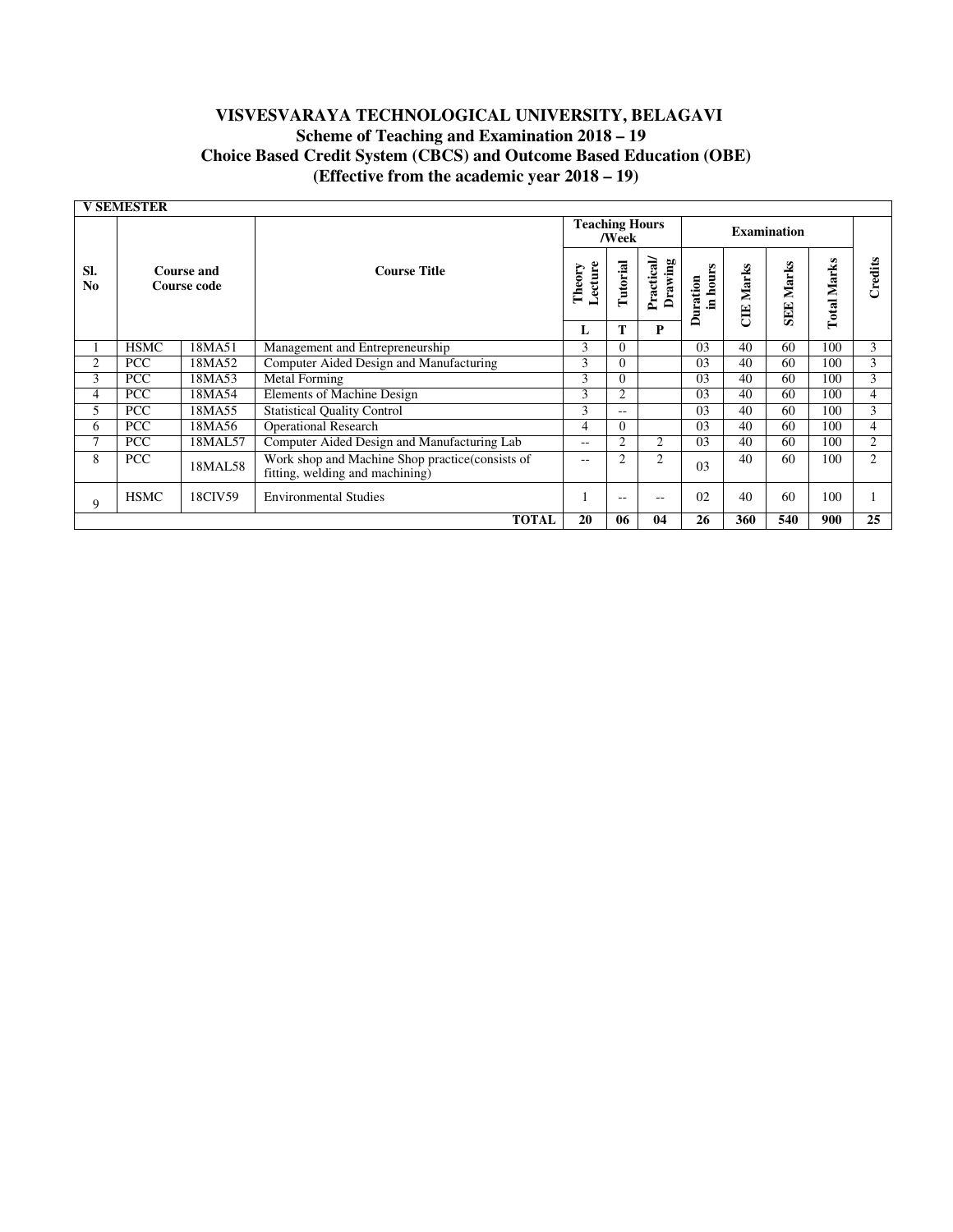# VISVESVARAYA TECHNOLOGICAL UNIVERSITY, BELAGAVI

## Scheme of Teaching and Examination 2018 – 19

## Choice Based Credit System (CBCS) and Outcome Based Education (OBE)

## (Effective from the academic year 2018 – 19)

**V SEMESTER**

| Sl. No | Course and Course code | | Course Title | Teaching Hours /Week | | | Examination | | | | Credits |
|---|---|---|---|---|---|---|---|---|---|---|---|
| | | | | Theory Lecture | Tutorial | Practical/ Drawing | Duration in hours | CIE Marks | SEE Marks | Total Marks | |
| | | | | L | T | P | | | | | |
| 1 | HSMC | 18MA51 | Management and Entrepreneurship | 3 | 0 | | 03 | 40 | 60 | 100 | 3 |
| 2 | PCC | 18MA52 | Computer Aided Design and Manufacturing | 3 | 0 | | 03 | 40 | 60 | 100 | 3 |
| 3 | PCC | 18MA53 | Metal Forming | 3 | 0 | | 03 | 40 | 60 | 100 | 3 |
| 4 | PCC | 18MA54 | Elements of Machine Design | 3 | 2 | | 03 | 40 | 60 | 100 | 4 |
| 5 | PCC | 18MA55 | Statistical Quality Control | 3 | -- | | 03 | 40 | 60 | 100 | 3 |
| 6 | PCC | 18MA56 | Operational Research | 4 | 0 | | 03 | 40 | 60 | 100 | 4 |
| 7 | PCC | 18MAL57 | Computer Aided Design and Manufacturing Lab | -- | 2 | 2 | 03 | 40 | 60 | 100 | 2 |
| 8 | PCC | 18MAL58 | Work shop and Machine Shop practice(consists of fitting, welding and machining) | -- | 2 | 2 | 03 | 40 | 60 | 100 | 2 |
| 9 | HSMC | 18CIV59 | Environmental Studies | 1 | -- | -- | 02 | 40 | 60 | 100 | 1 |
| | | | **TOTAL** | **20** | **06** | **04** | **26** | **360** | **540** | **900** | **25** |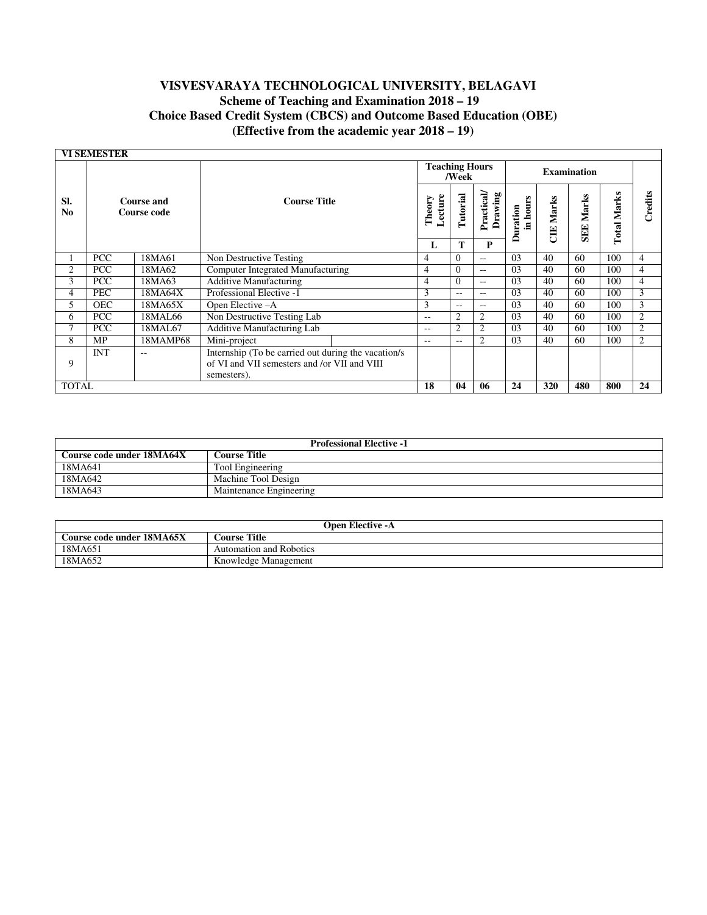# VISVESVARAYA TECHNOLOGICAL UNIVERSITY, BELAGAVI

## Scheme of Teaching and Examination 2018 – 19

## Choice Based Credit System (CBCS) and Outcome Based Education (OBE)

## (Effective from the academic year 2018 – 19)

| VI SEMESTER | | | | | | | | | | | | |
|---|---|---|---|---|---|---|---|---|---|---|---|---|
| Sl. No | Course and Course code | | Course Title | Teaching Hours /Week | | | Examination | | | | | Credits |
| | | | | Theory Lecture | Tutorial | Practical/ Drawing | Duration in hours | CIE Marks | SEE Marks | Total Marks | | |
| | | | | L | T | P | | | | | | |
| 1 | PCC | 18MA61 | Non Destructive Testing | 4 | 0 | -- | 03 | 40 | 60 | 100 | | 4 |
| 2 | PCC | 18MA62 | Computer Integrated Manufacturing | 4 | 0 | -- | 03 | 40 | 60 | 100 | | 4 |
| 3 | PCC | 18MA63 | Additive Manufacturing | 4 | 0 | -- | 03 | 40 | 60 | 100 | | 4 |
| 4 | PEC | 18MA64X | Professional Elective -1 | 3 | -- | -- | 03 | 40 | 60 | 100 | | 3 |
| 5 | OEC | 18MA65X | Open Elective –A | 3 | -- | -- | 03 | 40 | 60 | 100 | | 3 |
| 6 | PCC | 18MAL66 | Non Destructive Testing Lab | -- | 2 | 2 | 03 | 40 | 60 | 100 | | 2 |
| 7 | PCC | 18MAL67 | Additive Manufacturing Lab | -- | 2 | 2 | 03 | 40 | 60 | 100 | | 2 |
| 8 | MP | 18MAMP68 | Mini-project | -- | -- | 2 | 03 | 40 | 60 | 100 | | 2 |
| 9 | INT | -- | Internship (To be carried out during the vacation/s of VI and VII semesters and /or VII and VIII semesters). | | | | | | | | | |
| TOTAL | | | | 18 | 04 | 06 | 24 | 320 | 480 | 800 | | 24 |

| Professional Elective -1 | |
|---|---|
| Course code under 18MA64X | Course Title |
| 18MA641 | Tool Engineering |
| 18MA642 | Machine Tool Design |
| 18MA643 | Maintenance Engineering |

| Open Elective -A | |
|---|---|
| Course code under 18MA65X | Course Title |
| 18MA651 | Automation and Robotics |
| 18MA652 | Knowledge Management |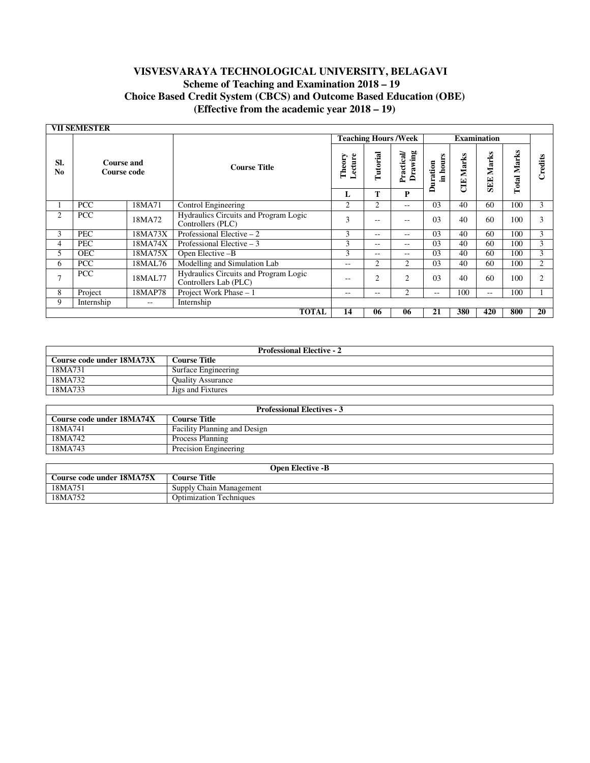# VISVESVARAYA TECHNOLOGICAL UNIVERSITY, BELAGAVI

## Scheme of Teaching and Examination 2018 – 19

## Choice Based Credit System (CBCS) and Outcome Based Education (OBE)

## (Effective from the academic year 2018 – 19)

**VII SEMESTER**

| Sl. No | Course and Course code | | Course Title | Teaching Hours /Week | | | Examination | | | | Credits |
|---|---|---|---|---|---|---|---|---|---|---|---|
| | | | | Theory Lecture | Tutorial | Practical/ Drawing | Duration in hours | CIE Marks | SEE Marks | Total Marks | |
| | | | | L | T | P | | | | | |
| 1 | PCC | 18MA71 | Control Engineering | 2 | 2 | -- | 03 | 40 | 60 | 100 | 3 |
| 2 | PCC | 18MA72 | Hydraulics Circuits and Program Logic Controllers (PLC) | 3 | -- | -- | 03 | 40 | 60 | 100 | 3 |
| 3 | PEC | 18MA73X | Professional Elective – 2 | 3 | -- | -- | 03 | 40 | 60 | 100 | 3 |
| 4 | PEC | 18MA74X | Professional Elective – 3 | 3 | -- | -- | 03 | 40 | 60 | 100 | 3 |
| 5 | OEC | 18MA75X | Open Elective –B | 3 | -- | -- | 03 | 40 | 60 | 100 | 3 |
| 6 | PCC | 18MAL76 | Modelling and Simulation Lab | -- | 2 | 2 | 03 | 40 | 60 | 100 | 2 |
| 7 | PCC | 18MAL77 | Hydraulics Circuits and Program Logic Controllers Lab (PLC) | -- | 2 | 2 | 03 | 40 | 60 | 100 | 2 |
| 8 | Project | 18MAP78 | Project Work Phase – 1 | -- | -- | 2 | -- | 100 | -- | 100 | 1 |
| 9 | Internship | -- | Internship | | | | | | | | |
| | | | **TOTAL** | **14** | **06** | **06** | **21** | **380** | **420** | **800** | **20** |

| **Professional Elective - 2** | |
|---|---|
| **Course code under 18MA73X** | **Course Title** |
| 18MA731 | Surface Engineering |
| 18MA732 | Quality Assurance |
| 18MA733 | Jigs and Fixtures |

| **Professional Electives - 3** | |
|---|---|
| **Course code under 18MA74X** | **Course Title** |
| 18MA741 | Facility Planning and Design |
| 18MA742 | Process Planning |
| 18MA743 | Precision Engineering |

| **Open Elective -B** | |
|---|---|
| **Course code under 18MA75X** | **Course Title** |
| 18MA751 | Supply Chain Management |
| 18MA752 | Optimization Techniques |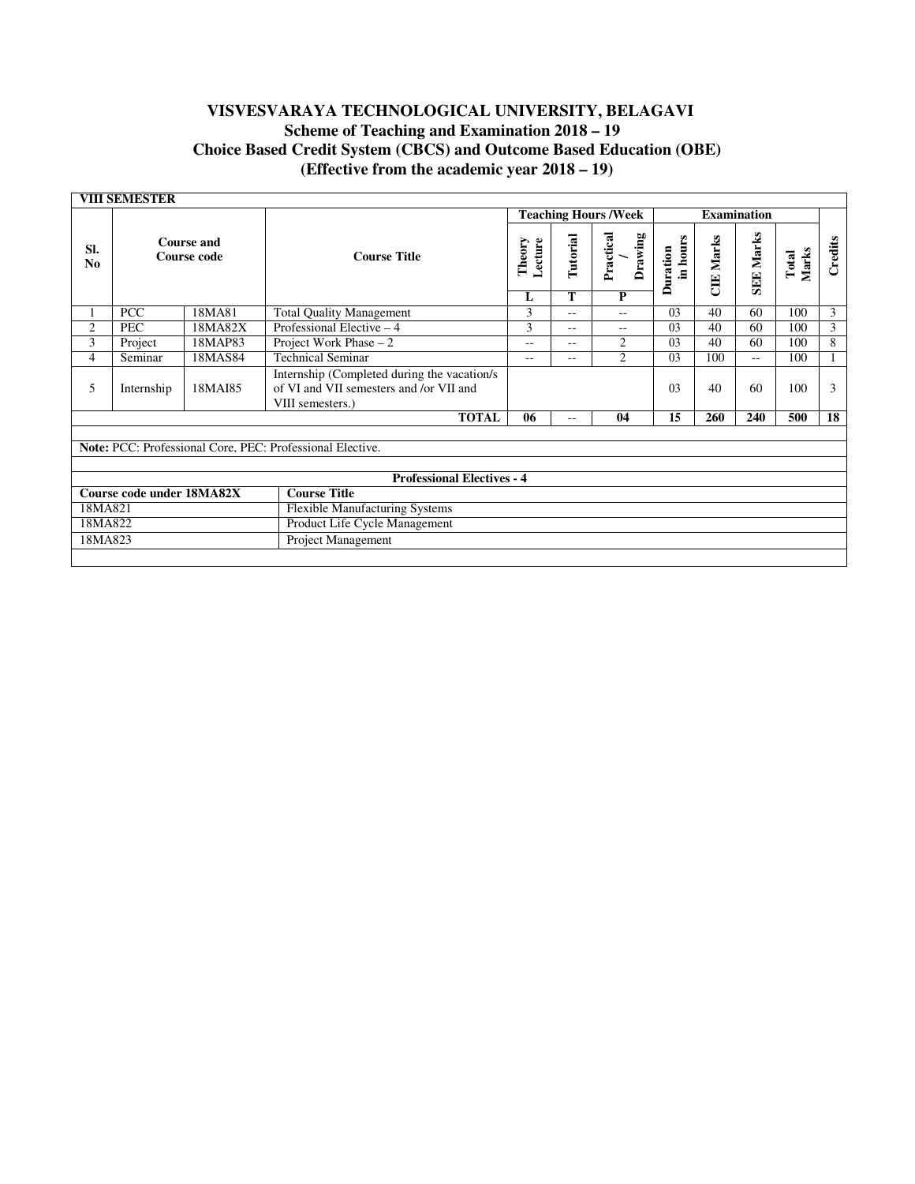# VISVESVARAYA TECHNOLOGICAL UNIVERSITY, BELAGAVI

## Scheme of Teaching and Examination 2018 – 19

## Choice Based Credit System (CBCS) and Outcome Based Education (OBE)

## (Effective from the academic year 2018 – 19)

**VIII SEMESTER**

| Sl. No | Course and Course code | | Course Title | Teaching Hours /Week | | | Examination | | | | Credits |
|---|---|---|---|---|---|---|---|---|---|---|---|
| | | | | Theory Lecture | Tutorial | Practical / Drawing | Duration in hours | CIE Marks | SEE Marks | Total Marks | |
| | | | | L | T | P | | | | | |
| 1 | PCC | 18MA81 | Total Quality Management | 3 | -- | -- | 03 | 40 | 60 | 100 | 3 |
| 2 | PEC | 18MA82X | Professional Elective – 4 | 3 | -- | -- | 03 | 40 | 60 | 100 | 3 |
| 3 | Project | 18MAP83 | Project Work Phase – 2 | -- | -- | 2 | 03 | 40 | 60 | 100 | 8 |
| 4 | Seminar | 18MAS84 | Technical Seminar | -- | -- | 2 | 03 | 100 | -- | 100 | 1 |
| 5 | Internship | 18MAI85 | Internship (Completed during the vacation/s of VI and VII semesters and /or VII and VIII semesters.) | | | | 03 | 40 | 60 | 100 | 3 |
| | | | **TOTAL** | **06** | -- | **04** | **15** | **260** | **240** | **500** | **18** |

**Note:** PCC: Professional Core, PEC: Professional Elective.

**Professional Electives - 4**

| Course code under 18MA82X | Course Title |
|---|---|
| 18MA821 | Flexible Manufacturing Systems |
| 18MA822 | Product Life Cycle Management |
| 18MA823 | Project Management |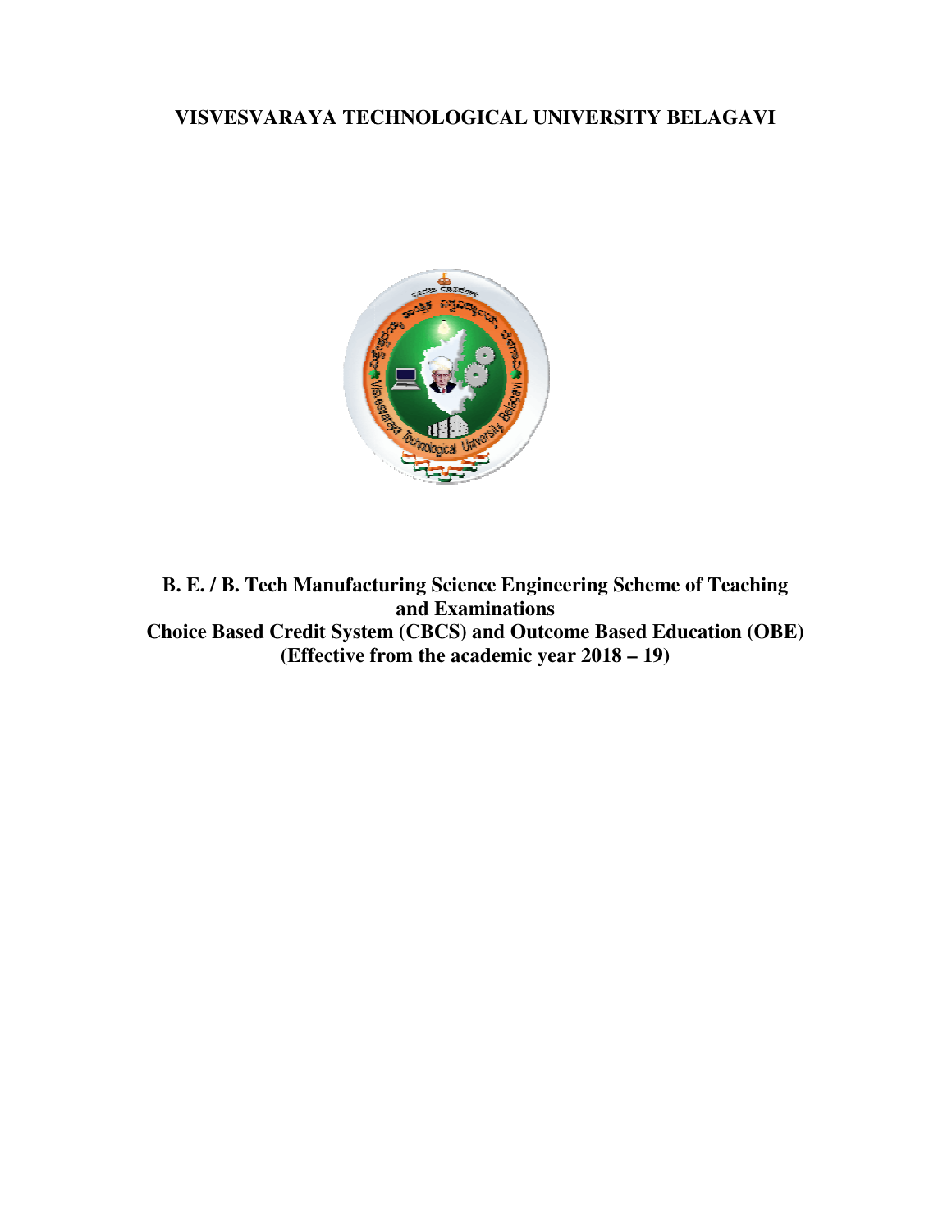# VISVESVARAYA TECHNOLOGICAL UNIVERSITY BELAGAVI

**B. E. / B. Tech Manufacturing Science Engineering Scheme of Teaching and Examinations**
**Choice Based Credit System (CBCS) and Outcome Based Education (OBE)**
**(Effective from the academic year 2018 – 19)**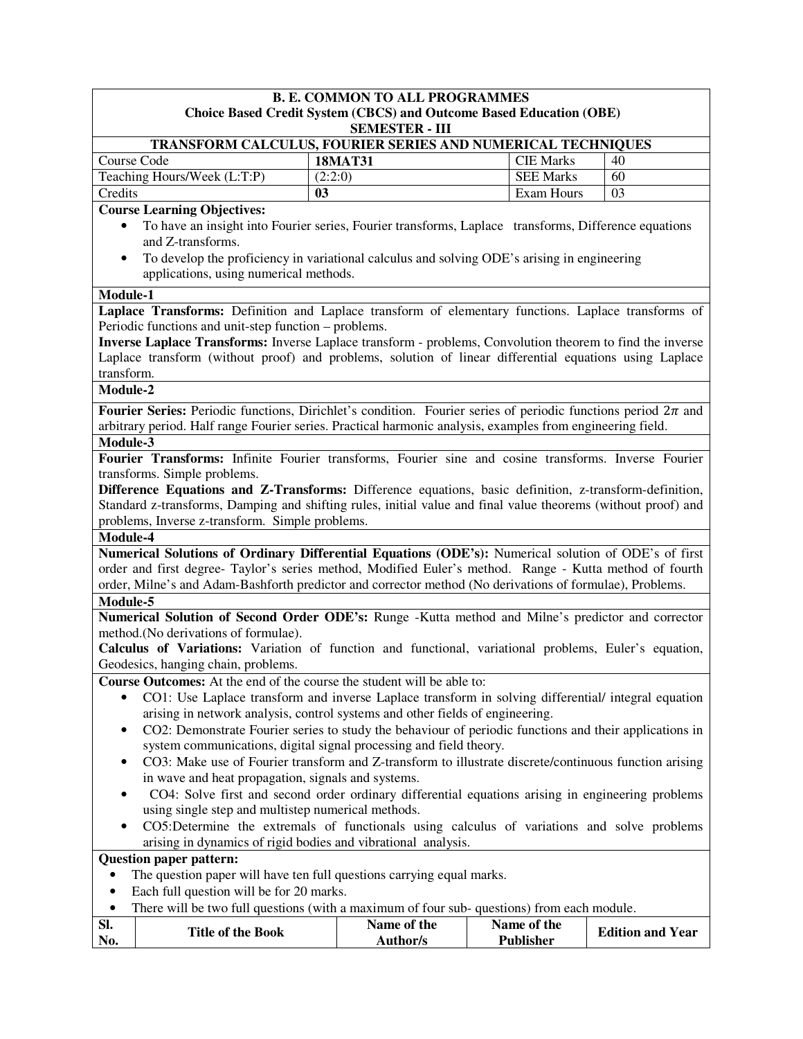**B. E. COMMON TO ALL PROGRAMMES**
**Choice Based Credit System (CBCS) and Outcome Based Education (OBE)**
**SEMESTER - III**

**TRANSFORM CALCULUS, FOURIER SERIES AND NUMERICAL TECHNIQUES**

| Course Code | **18MAT31** | CIE Marks | 40 |
|---|---|---|---|
| Teaching Hours/Week (L:T:P) | (2:2:0) | SEE Marks | 60 |
| Credits | **03** | Exam Hours | 03 |

**Course Learning Objectives:**

- To have an insight into Fourier series, Fourier transforms, Laplace transforms, Difference equations and Z-transforms.
- To develop the proficiency in variational calculus and solving ODE's arising in engineering applications, using numerical methods.

**Module-1**

**Laplace Transforms:** Definition and Laplace transform of elementary functions. Laplace transforms of Periodic functions and unit-step function – problems.

**Inverse Laplace Transforms:** Inverse Laplace transform - problems, Convolution theorem to find the inverse Laplace transform (without proof) and problems, solution of linear differential equations using Laplace transform.

**Module-2**

**Fourier Series:** Periodic functions, Dirichlet's condition. Fourier series of periodic functions period $2\pi$ and arbitrary period. Half range Fourier series. Practical harmonic analysis, examples from engineering field.

**Module-3**

**Fourier Transforms:** Infinite Fourier transforms, Fourier sine and cosine transforms. Inverse Fourier transforms. Simple problems.

**Difference Equations and Z-Transforms:** Difference equations, basic definition, z-transform-definition, Standard z-transforms, Damping and shifting rules, initial value and final value theorems (without proof) and problems, Inverse z-transform. Simple problems.

**Module-4**

**Numerical Solutions of Ordinary Differential Equations (ODE's):** Numerical solution of ODE's of first order and first degree- Taylor's series method, Modified Euler's method. Range - Kutta method of fourth order, Milne's and Adam-Bashforth predictor and corrector method (No derivations of formulae), Problems.

**Module-5**

**Numerical Solution of Second Order ODE's:** Runge -Kutta method and Milne's predictor and corrector method.(No derivations of formulae).

**Calculus of Variations:** Variation of function and functional, variational problems, Euler's equation, Geodesics, hanging chain, problems.

**Course Outcomes:** At the end of the course the student will be able to:

- CO1: Use Laplace transform and inverse Laplace transform in solving differential/ integral equation arising in network analysis, control systems and other fields of engineering.
- CO2: Demonstrate Fourier series to study the behaviour of periodic functions and their applications in system communications, digital signal processing and field theory.
- CO3: Make use of Fourier transform and Z-transform to illustrate discrete/continuous function arising in wave and heat propagation, signals and systems.
- CO4: Solve first and second order ordinary differential equations arising in engineering problems using single step and multistep numerical methods.
- CO5:Determine the extremals of functionals using calculus of variations and solve problems arising in dynamics of rigid bodies and vibrational analysis.

**Question paper pattern:**

- The question paper will have ten full questions carrying equal marks.
- Each full question will be for 20 marks.
- There will be two full questions (with a maximum of four sub- questions) from each module.

| Sl. No. | Title of the Book | Name of the Author/s | Name of the Publisher | Edition and Year |
|---|---|---|---|---|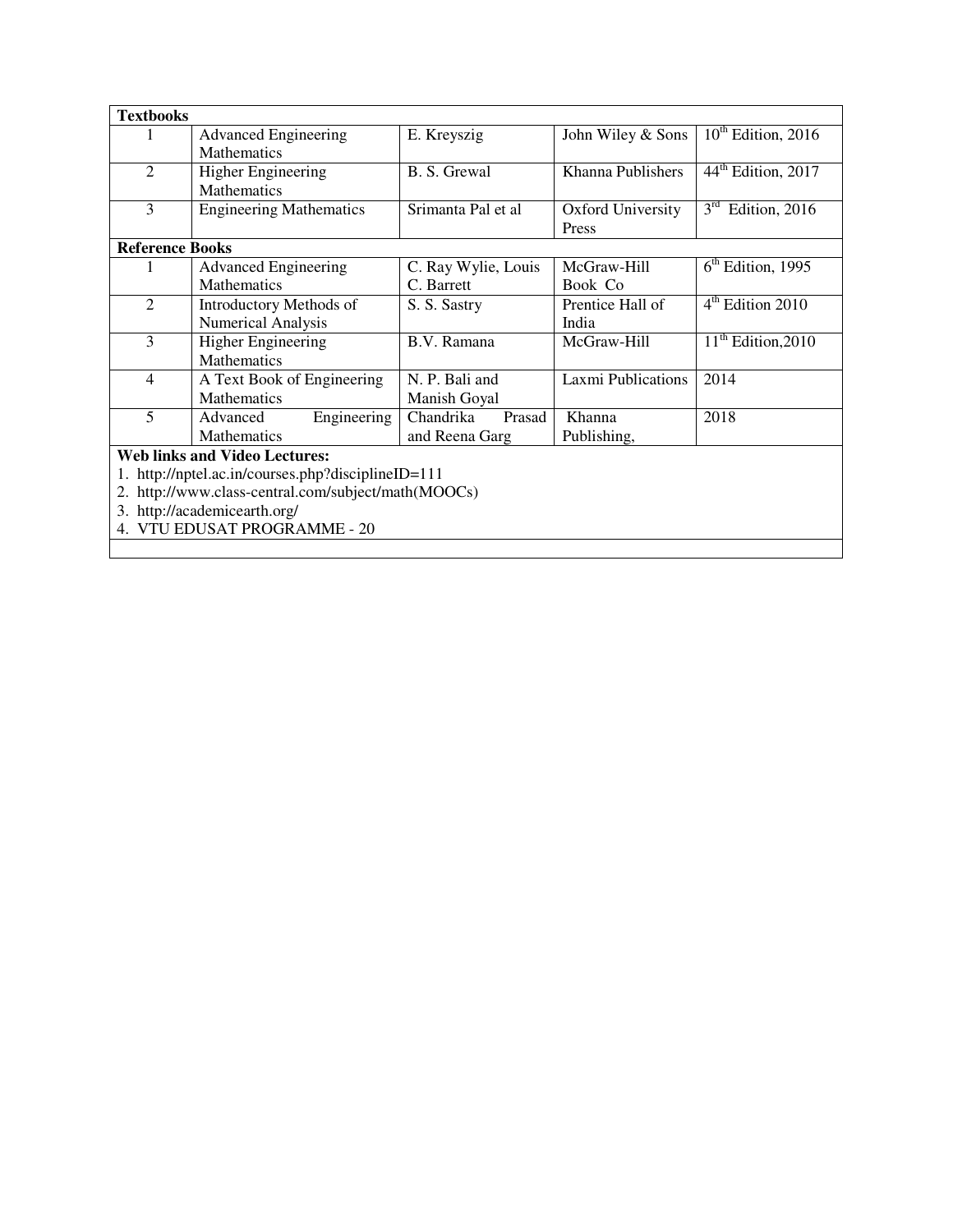| **Textbooks** | | | | |
|---|---|---|---|---|
| 1 | Advanced Engineering Mathematics | E. Kreyszig | John Wiley & Sons | 10th Edition, 2016 |
| 2 | Higher Engineering Mathematics | B. S. Grewal | Khanna Publishers | 44th Edition, 2017 |
| 3 | Engineering Mathematics | Srimanta Pal et al | Oxford University Press | 3rd Edition, 2016 |
| **Reference Books** | | | | |
| 1 | Advanced Engineering Mathematics | C. Ray Wylie, Louis C. Barrett | McGraw-Hill Book Co | 6th Edition, 1995 |
| 2 | Introductory Methods of Numerical Analysis | S. S. Sastry | Prentice Hall of India | 4th Edition 2010 |
| 3 | Higher Engineering Mathematics | B.V. Ramana | McGraw-Hill | 11th Edition,2010 |
| 4 | A Text Book of Engineering Mathematics | N. P. Bali and Manish Goyal | Laxmi Publications | 2014 |
| 5 | Advanced Engineering Mathematics | Chandrika Prasad and Reena Garg | Khanna Publishing, | 2018 |

**Web links and Video Lectures:**

1. http://nptel.ac.in/courses.php?disciplineID=111
2. http://www.class-central.com/subject/math(MOOCs)
3. http://academicearth.org/
4. VTU EDUSAT PROGRAMME - 20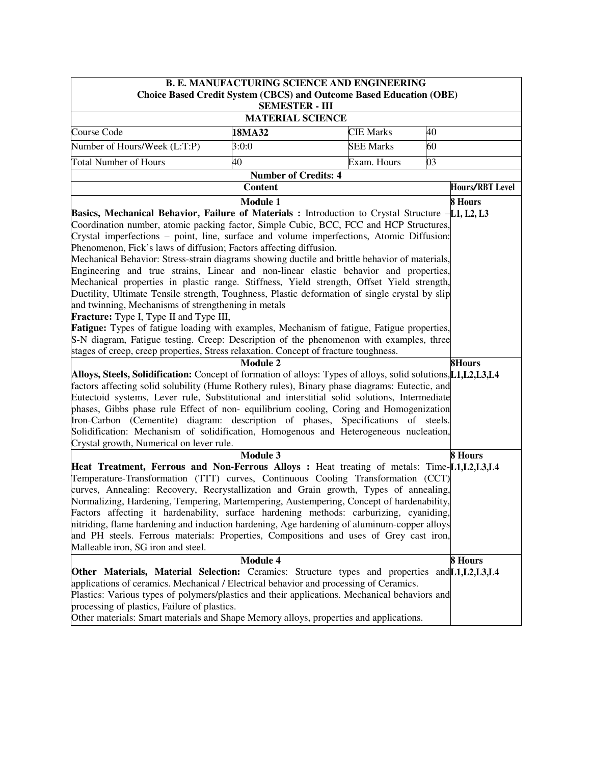**B. E. MANUFACTURING SCIENCE AND ENGINEERING**
**Choice Based Credit System (CBCS) and Outcome Based Education (OBE)**
**SEMESTER - III**

**MATERIAL SCIENCE**

| Course Code | **18MA32** | CIE Marks | 40 |
|---|---|---|---|
| Number of Hours/Week (L:T:P) | 3:0:0 | SEE Marks | 60 |
| Total Number of Hours | 40 | Exam. Hours | 03 |

**Number of Credits: 4**

| **Content** | **Hours/RBT Level** |
|---|---|
| **Module 1** | **8 Hours** |
| **Basics, Mechanical Behavior, Failure of Materials :** Introduction to Crystal Structure – Coordination number, atomic packing factor, Simple Cubic, BCC, FCC and HCP Structures, Crystal imperfections – point, line, surface and volume imperfections, Atomic Diffusion: Phenomenon, Fick's laws of diffusion; Factors affecting diffusion. Mechanical Behavior: Stress-strain diagrams showing ductile and brittle behavior of materials, Engineering and true strains, Linear and non-linear elastic behavior and properties, Mechanical properties in plastic range. Stiffness, Yield strength, Offset Yield strength, Ductility, Ultimate Tensile strength, Toughness, Plastic deformation of single crystal by slip and twinning, Mechanisms of strengthening in metals **Fracture:** Type I, Type II and Type III, **Fatigue:** Types of fatigue loading with examples, Mechanism of fatigue, Fatigue properties, S-N diagram, Fatigue testing. Creep: Description of the phenomenon with examples, three stages of creep, creep properties, Stress relaxation. Concept of fracture toughness. | **L1, L2, L3** |
| **Module 2** | **8Hours** |
| **Alloys, Steels, Solidification:** Concept of formation of alloys: Types of alloys, solid solutions, factors affecting solid solubility (Hume Rothery rules), Binary phase diagrams: Eutectic, and Eutectoid systems, Lever rule, Substitutional and interstitial solid solutions, Intermediate phases, Gibbs phase rule Effect of non- equilibrium cooling, Coring and Homogenization Iron-Carbon (Cementite) diagram: description of phases, Specifications of steels. Solidification: Mechanism of solidification, Homogenous and Heterogeneous nucleation, Crystal growth, Numerical on lever rule. | **L1,L2,L3,L4** |
| **Module 3** | **8 Hours** |
| **Heat Treatment, Ferrous and Non-Ferrous Alloys :** Heat treating of metals: Time-Temperature-Transformation (TTT) curves, Continuous Cooling Transformation (CCT) curves, Annealing: Recovery, Recrystallization and Grain growth, Types of annealing, Normalizing, Hardening, Tempering, Martempering, Austempering, Concept of hardenability, Factors affecting it hardenability, surface hardening methods: carburizing, cyaniding, nitriding, flame hardening and induction hardening, Age hardening of aluminum-copper alloys and PH steels. Ferrous materials: Properties, Compositions and uses of Grey cast iron, Malleable iron, SG iron and steel. | **L1,L2,L3,L4** |
| **Module 4** | **8 Hours** |
| **Other Materials, Material Selection:** Ceramics: Structure types and properties and applications of ceramics. Mechanical / Electrical behavior and processing of Ceramics. Plastics: Various types of polymers/plastics and their applications. Mechanical behaviors and processing of plastics, Failure of plastics. Other materials: Smart materials and Shape Memory alloys, properties and applications. | **L1,L2,L3,L4** |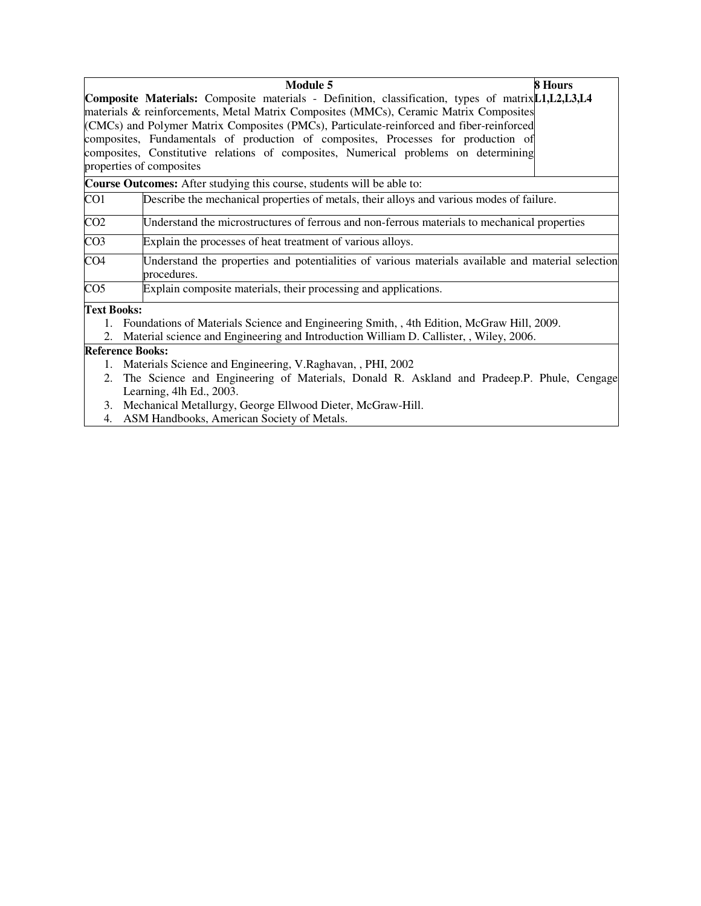| Module 5 | 8 Hours |
|---|---|
| **Composite Materials:** Composite materials - Definition, classification, types of matrix materials & reinforcements, Metal Matrix Composites (MMCs), Ceramic Matrix Composites (CMCs) and Polymer Matrix Composites (PMCs), Particulate-reinforced and fiber-reinforced composites, Fundamentals of production of composites, Processes for production of composites, Constitutive relations of composites, Numerical problems on determining properties of composites | **L1,L2,L3,L4** |

**Course Outcomes:** After studying this course, students will be able to:

| | |
|---|---|
| CO1 | Describe the mechanical properties of metals, their alloys and various modes of failure. |
| CO2 | Understand the microstructures of ferrous and non-ferrous materials to mechanical properties |
| CO3 | Explain the processes of heat treatment of various alloys. |
| CO4 | Understand the properties and potentialities of various materials available and material selection procedures. |
| CO5 | Explain composite materials, their processing and applications. |

**Text Books:**

1. Foundations of Materials Science and Engineering Smith, , 4th Edition, McGraw Hill, 2009.
2. Material science and Engineering and Introduction William D. Callister, , Wiley, 2006.

**Reference Books:**

1. Materials Science and Engineering, V.Raghavan, , PHI, 2002
2. The Science and Engineering of Materials, Donald R. Askland and Pradeep.P. Phule, Cengage Learning, 4lh Ed., 2003.
3. Mechanical Metallurgy, George Ellwood Dieter, McGraw-Hill.
4. ASM Handbooks, American Society of Metals.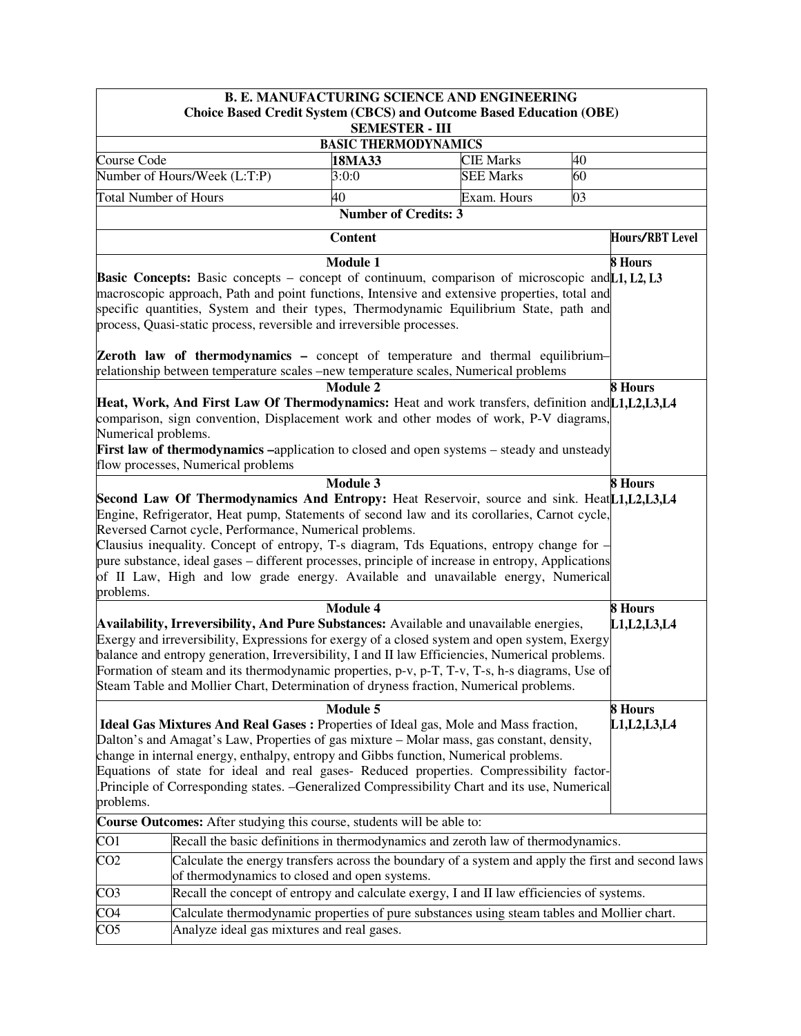**B. E. MANUFACTURING SCIENCE AND ENGINEERING**

**Choice Based Credit System (CBCS) and Outcome Based Education (OBE)**

**SEMESTER - III**

**BASIC THERMODYNAMICS**

| Course Code | **18MA33** | CIE Marks | 40 |
|---|---|---|---|
| Number of Hours/Week (L:T:P) | 3:0:0 | SEE Marks | 60 |
| Total Number of Hours | 40 | Exam. Hours | 03 |

**Number of Credits: 3**

| Content | Hours/RBT Level |
|---|---|
| **Module 1**<br>**Basic Concepts:** Basic concepts – concept of continuum, comparison of microscopic and macroscopic approach, Path and point functions, Intensive and extensive properties, total and specific quantities, System and their types, Thermodynamic Equilibrium State, path and process, Quasi-static process, reversible and irreversible processes.<br><br>**Zeroth law of thermodynamics –** concept of temperature and thermal equilibrium– relationship between temperature scales –new temperature scales, Numerical problems | **8 Hours**<br>**L1, L2, L3** |
| **Module 2**<br>**Heat, Work, And First Law Of Thermodynamics:** Heat and work transfers, definition and comparison, sign convention, Displacement work and other modes of work, P-V diagrams, Numerical problems.<br>**First law of thermodynamics –**application to closed and open systems – steady and unsteady flow processes, Numerical problems | **8 Hours**<br>**L1,L2,L3,L4** |
| **Module 3**<br>**Second Law Of Thermodynamics And Entropy:** Heat Reservoir, source and sink. Heat Engine, Refrigerator, Heat pump, Statements of second law and its corollaries, Carnot cycle, Reversed Carnot cycle, Performance, Numerical problems.<br>Clausius inequality. Concept of entropy, T-s diagram, Tds Equations, entropy change for – pure substance, ideal gases – different processes, principle of increase in entropy, Applications of II Law, High and low grade energy. Available and unavailable energy, Numerical problems. | **8 Hours**<br>**L1,L2,L3,L4** |
| **Module 4**<br>**Availability, Irreversibility, And Pure Substances:** Available and unavailable energies, Exergy and irreversibility, Expressions for exergy of a closed system and open system, Exergy balance and entropy generation, Irreversibility, I and II law Efficiencies, Numerical problems.<br>Formation of steam and its thermodynamic properties, p-v, p-T, T-v, T-s, h-s diagrams, Use of Steam Table and Mollier Chart, Determination of dryness fraction, Numerical problems. | **8 Hours**<br>**L1,L2,L3,L4** |
| **Module 5**<br>**Ideal Gas Mixtures And Real Gases :** Properties of Ideal gas, Mole and Mass fraction, Dalton's and Amagat's Law, Properties of gas mixture – Molar mass, gas constant, density, change in internal energy, enthalpy, entropy and Gibbs function, Numerical problems.<br>Equations of state for ideal and real gases- Reduced properties. Compressibility factor- .Principle of Corresponding states. –Generalized Compressibility Chart and its use, Numerical problems. | **8 Hours**<br>**L1,L2,L3,L4** |

**Course Outcomes:** After studying this course, students will be able to:

| | |
|---|---|
| CO1 | Recall the basic definitions in thermodynamics and zeroth law of thermodynamics. |
| CO2 | Calculate the energy transfers across the boundary of a system and apply the first and second laws of thermodynamics to closed and open systems. |
| CO3 | Recall the concept of entropy and calculate exergy, I and II law efficiencies of systems. |
| CO4 | Calculate thermodynamic properties of pure substances using steam tables and Mollier chart. |
| CO5 | Analyze ideal gas mixtures and real gases. |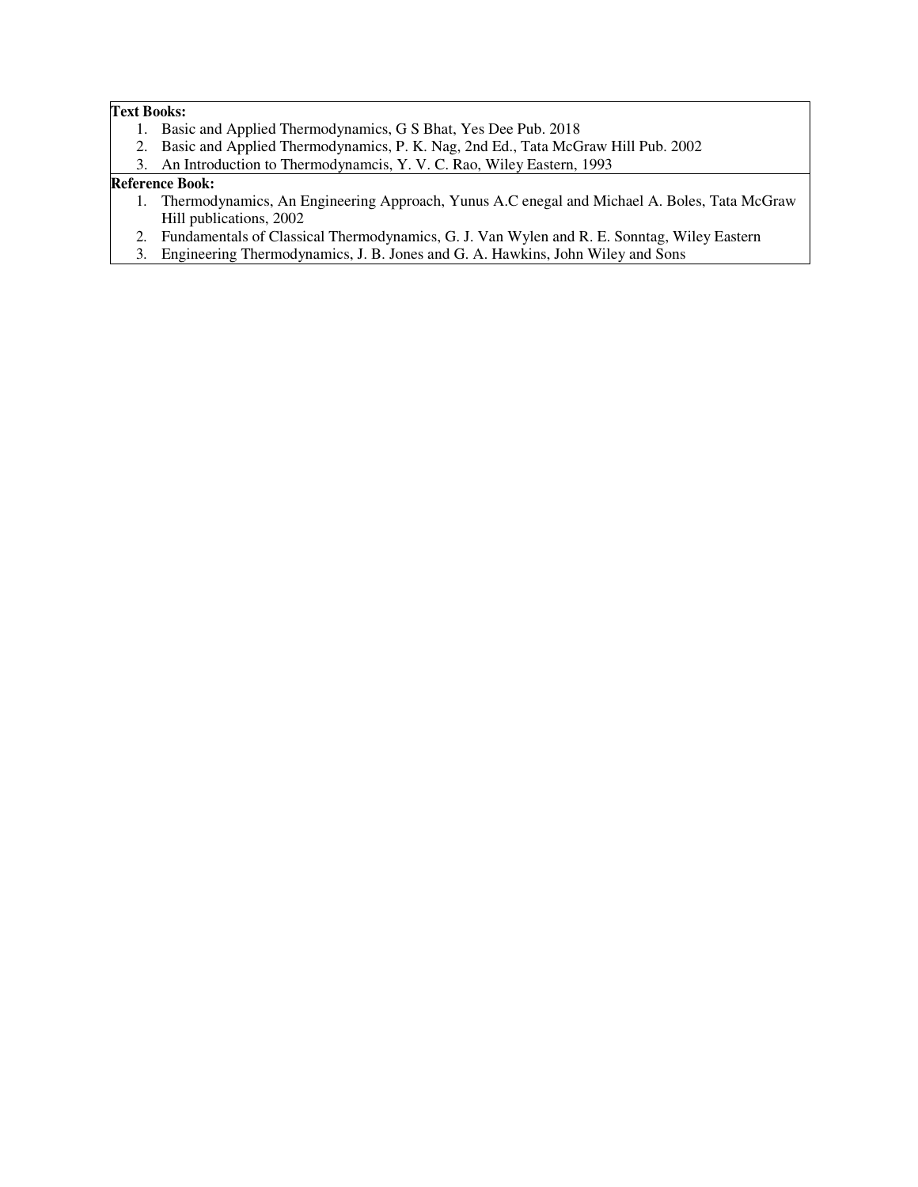**Text Books:**

1. Basic and Applied Thermodynamics, G S Bhat, Yes Dee Pub. 2018
2. Basic and Applied Thermodynamics, P. K. Nag, 2nd Ed., Tata McGraw Hill Pub. 2002
3. An Introduction to Thermodynamcis, Y. V. C. Rao, Wiley Eastern, 1993

**Reference Book:**

1. Thermodynamics, An Engineering Approach, Yunus A.C enegal and Michael A. Boles, Tata McGraw Hill publications, 2002
2. Fundamentals of Classical Thermodynamics, G. J. Van Wylen and R. E. Sonntag, Wiley Eastern
3. Engineering Thermodynamics, J. B. Jones and G. A. Hawkins, John Wiley and Sons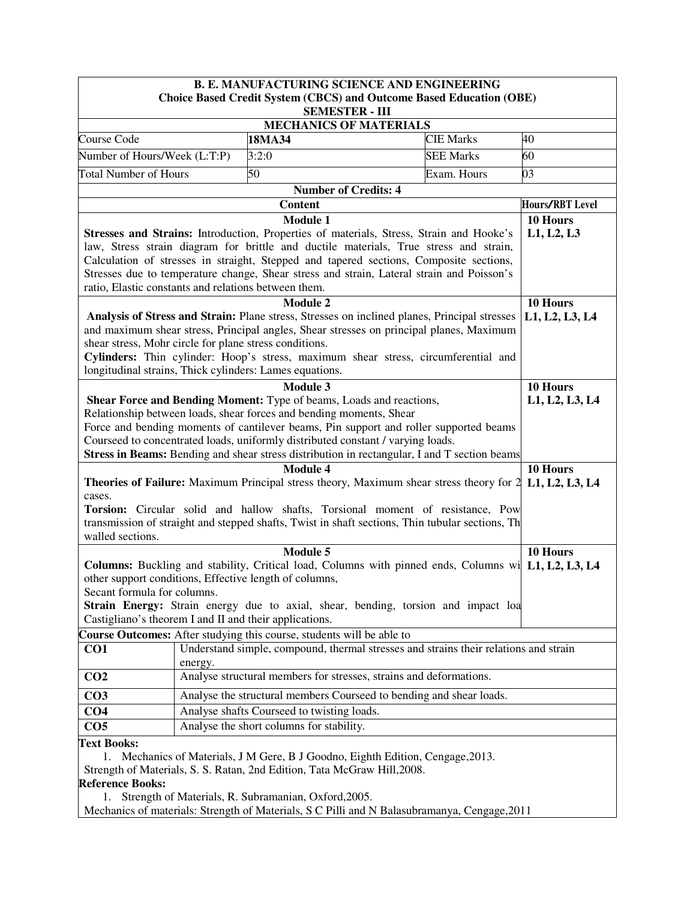**B. E. MANUFACTURING SCIENCE AND ENGINEERING**
**Choice Based Credit System (CBCS) and Outcome Based Education (OBE)**
**SEMESTER - III**

## MECHANICS OF MATERIALS

| Course Code | **18MA34** | CIE Marks | 40 |
|---|---|---|---|
| Number of Hours/Week (L:T:P) | 3:2:0 | SEE Marks | 60 |
| Total Number of Hours | 50 | Exam. Hours | 03 |

**Number of Credits: 4**

| Content | Hours/RBT Level |
|---|---|
| **Module 1**<br>**Stresses and Strains:** Introduction, Properties of materials, Stress, Strain and Hooke's law, Stress strain diagram for brittle and ductile materials, True stress and strain, Calculation of stresses in straight, Stepped and tapered sections, Composite sections, Stresses due to temperature change, Shear stress and strain, Lateral strain and Poisson's ratio, Elastic constants and relations between them. | **10 Hours**<br>**L1, L2, L3** |
| **Module 2**<br>**Analysis of Stress and Strain:** Plane stress, Stresses on inclined planes, Principal stresses and maximum shear stress, Principal angles, Shear stresses on principal planes, Maximum shear stress, Mohr circle for plane stress conditions.<br>**Cylinders:** Thin cylinder: Hoop's stress, maximum shear stress, circumferential and longitudinal strains, Thick cylinders: Lames equations. | **10 Hours**<br>**L1, L2, L3, L4** |
| **Module 3**<br>**Shear Force and Bending Moment:** Type of beams, Loads and reactions, Relationship between loads, shear forces and bending moments, Shear Force and bending moments of cantilever beams, Pin support and roller supported beams Courseed to concentrated loads, uniformly distributed constant / varying loads.<br>**Stress in Beams:** Bending and shear stress distribution in rectangular, I and T section beams | **10 Hours**<br>**L1, L2, L3, L4** |
| **Module 4**<br>**Theories of Failure:** Maximum Principal stress theory, Maximum shear stress theory for 2 cases.<br>**Torsion:** Circular solid and hallow shafts, Torsional moment of resistance, Pow transmission of straight and stepped shafts, Twist in shaft sections, Thin tubular sections, Th walled sections. | **10 Hours**<br>**L1, L2, L3, L4** |
| **Module 5**<br>**Columns:** Buckling and stability, Critical load, Columns with pinned ends, Columns wi other support conditions, Effective length of columns, Secant formula for columns.<br>**Strain Energy:** Strain energy due to axial, shear, bending, torsion and impact loa Castigliano's theorem I and II and their applications. | **10 Hours**<br>**L1, L2, L3, L4** |

**Course Outcomes:** After studying this course, students will be able to

| | |
|---|---|
| **CO1** | Understand simple, compound, thermal stresses and strains their relations and strain energy. |
| **CO2** | Analyse structural members for stresses, strains and deformations. |
| **CO3** | Analyse the structural members Courseed to bending and shear loads. |
| **CO4** | Analyse shafts Courseed to twisting loads. |
| **CO5** | Analyse the short columns for stability. |

**Text Books:**

1. Mechanics of Materials, J M Gere, B J Goodno, Eighth Edition, Cengage,2013.

Strength of Materials, S. S. Ratan, 2nd Edition, Tata McGraw Hill,2008.

**Reference Books:**

1. Strength of Materials, R. Subramanian, Oxford,2005.

Mechanics of materials: Strength of Materials, S C Pilli and N Balasubramanya, Cengage,2011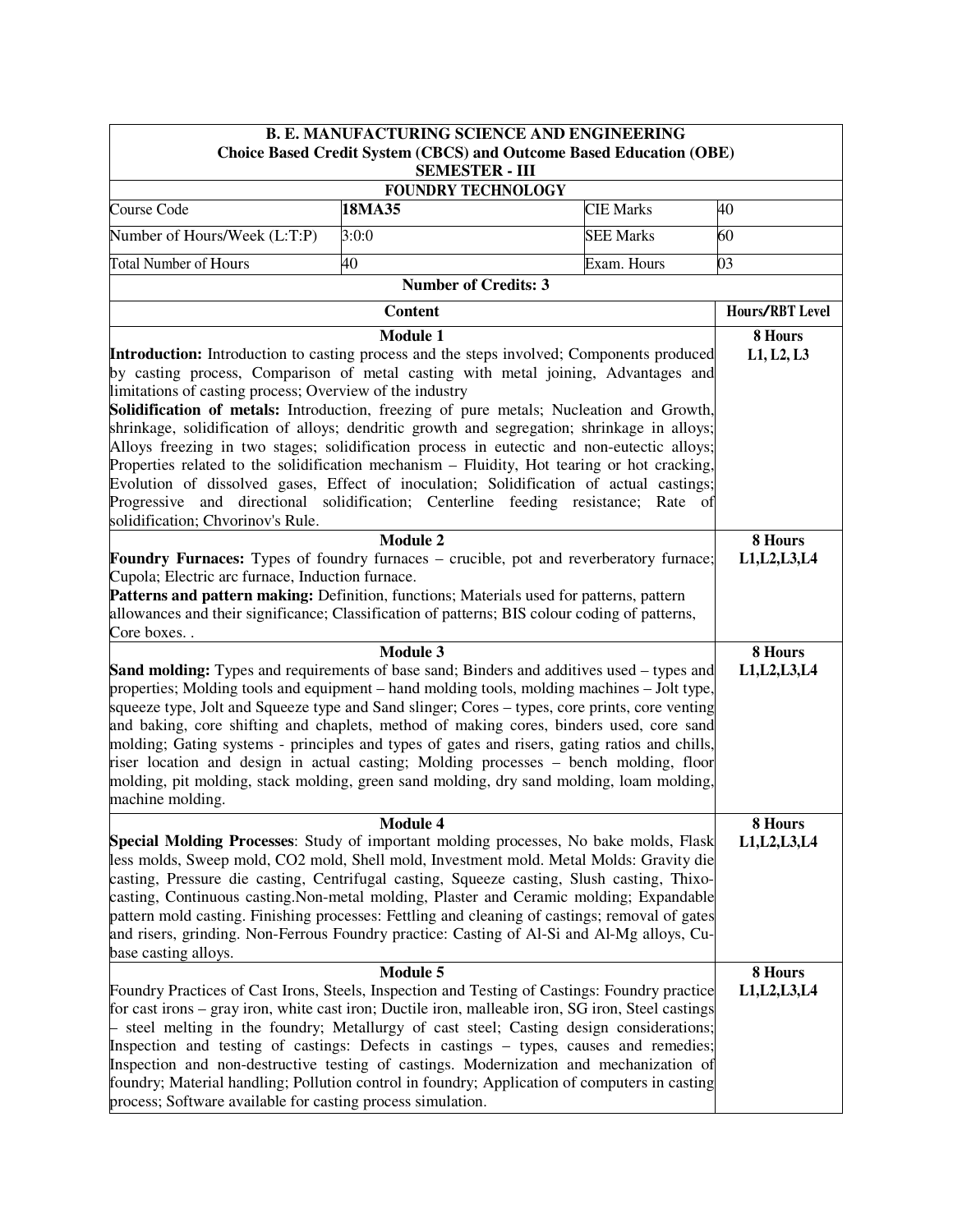| **B. E. MANUFACTURING SCIENCE AND ENGINEERING**<br>**Choice Based Credit System (CBCS) and Outcome Based Education (OBE)**<br>**SEMESTER - III** | | | |
|---|---|---|---|
| **FOUNDRY TECHNOLOGY** | | | |
| Course Code | **18MA35** | CIE Marks | 40 |
| Number of Hours/Week (L:T:P) | 3:0:0 | SEE Marks | 60 |
| Total Number of Hours | 40 | Exam. Hours | 03 |
| **Number of Credits: 3** | | | |

| Content | Hours/RBT Level |
|---|---|
| **Module 1**<br>**Introduction:** Introduction to casting process and the steps involved; Components produced by casting process, Comparison of metal casting with metal joining, Advantages and limitations of casting process; Overview of the industry<br>**Solidification of metals:** Introduction, freezing of pure metals; Nucleation and Growth, shrinkage, solidification of alloys; dendritic growth and segregation; shrinkage in alloys; Alloys freezing in two stages; solidification process in eutectic and non-eutectic alloys; Properties related to the solidification mechanism – Fluidity, Hot tearing or hot cracking, Evolution of dissolved gases, Effect of inoculation; Solidification of actual castings; Progressive and directional solidification; Centerline feeding resistance; Rate of solidification; Chvorinov's Rule. | **8 Hours**<br>**L1, L2, L3** |
| **Module 2**<br>**Foundry Furnaces:** Types of foundry furnaces – crucible, pot and reverberatory furnace; Cupola; Electric arc furnace, Induction furnace.<br>**Patterns and pattern making:** Definition, functions; Materials used for patterns, pattern allowances and their significance; Classification of patterns; BIS colour coding of patterns, Core boxes. . | **8 Hours**<br>**L1,L2,L3,L4** |
| **Module 3**<br>**Sand molding:** Types and requirements of base sand; Binders and additives used – types and properties; Molding tools and equipment – hand molding tools, molding machines – Jolt type, squeeze type, Jolt and Squeeze type and Sand slinger; Cores – types, core prints, core venting and baking, core shifting and chaplets, method of making cores, binders used, core sand molding; Gating systems - principles and types of gates and risers, gating ratios and chills, riser location and design in actual casting; Molding processes – bench molding, floor molding, pit molding, stack molding, green sand molding, dry sand molding, loam molding, machine molding. | **8 Hours**<br>**L1,L2,L3,L4** |
| **Module 4**<br>**Special Molding Processes**: Study of important molding processes, No bake molds, Flask less molds, Sweep mold, CO2 mold, Shell mold, Investment mold. Metal Molds: Gravity die casting, Pressure die casting, Centrifugal casting, Squeeze casting, Slush casting, Thixo-casting, Continuous casting.Non-metal molding, Plaster and Ceramic molding; Expandable pattern mold casting. Finishing processes: Fettling and cleaning of castings; removal of gates and risers, grinding. Non-Ferrous Foundry practice: Casting of Al-Si and Al-Mg alloys, Cu-base casting alloys. | **8 Hours**<br>**L1,L2,L3,L4** |
| **Module 5**<br>Foundry Practices of Cast Irons, Steels, Inspection and Testing of Castings: Foundry practice for cast irons – gray iron, white cast iron; Ductile iron, malleable iron, SG iron, Steel castings – steel melting in the foundry; Metallurgy of cast steel; Casting design considerations; Inspection and testing of castings: Defects in castings – types, causes and remedies; Inspection and non-destructive testing of castings. Modernization and mechanization of foundry; Material handling; Pollution control in foundry; Application of computers in casting process; Software available for casting process simulation. | **8 Hours**<br>**L1,L2,L3,L4** |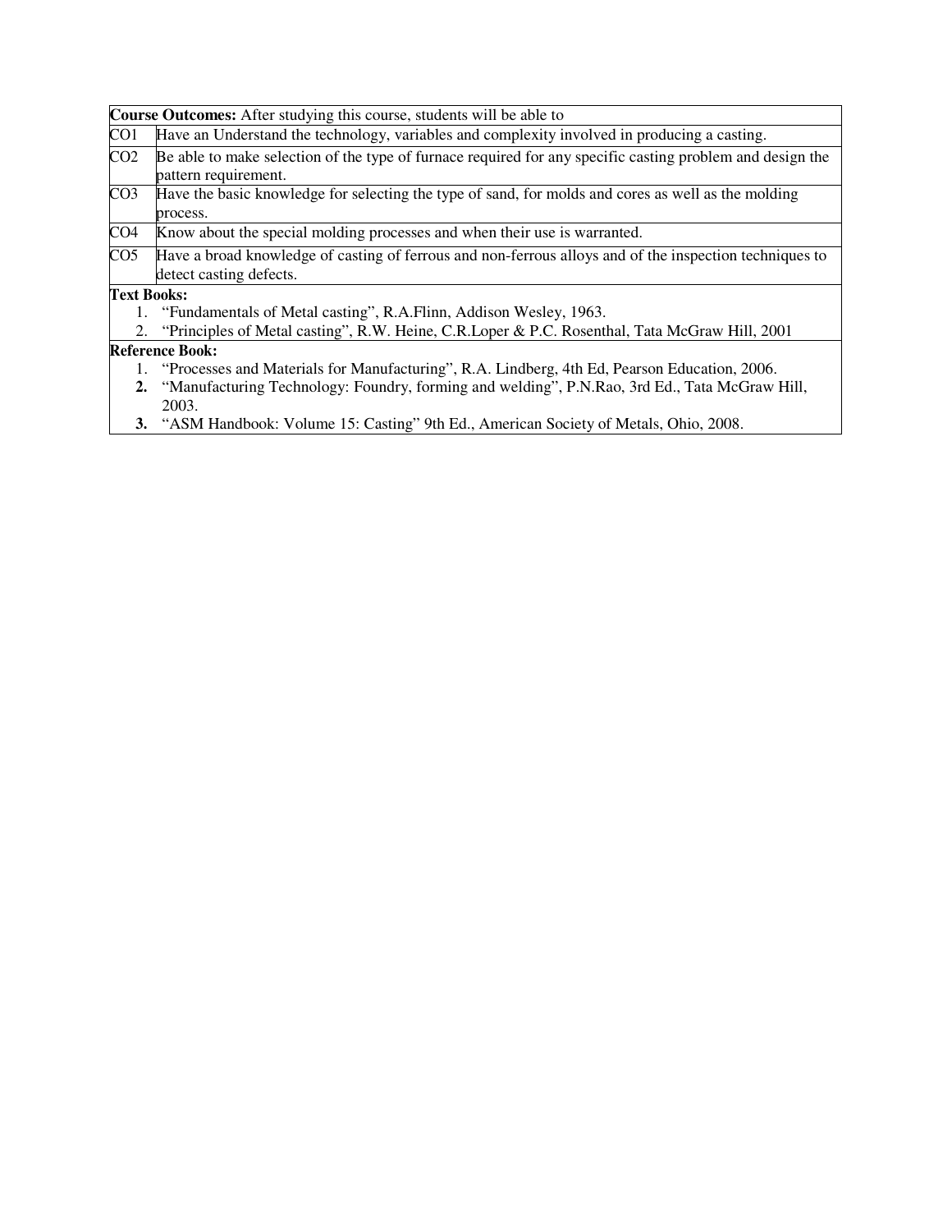| **Course Outcomes:** After studying this course, students will be able to | |
|---|---|
| CO1 | Have an Understand the technology, variables and complexity involved in producing a casting. |
| CO2 | Be able to make selection of the type of furnace required for any specific casting problem and design the pattern requirement. |
| CO3 | Have the basic knowledge for selecting the type of sand, for molds and cores as well as the molding process. |
| CO4 | Know about the special molding processes and when their use is warranted. |
| CO5 | Have a broad knowledge of casting of ferrous and non-ferrous alloys and of the inspection techniques to detect casting defects. |

**Text Books:**

1. "Fundamentals of Metal casting", R.A.Flinn, Addison Wesley, 1963.
2. "Principles of Metal casting", R.W. Heine, C.R.Loper & P.C. Rosenthal, Tata McGraw Hill, 2001

**Reference Book:**

1. "Processes and Materials for Manufacturing", R.A. Lindberg, 4th Ed, Pearson Education, 2006.
2. "Manufacturing Technology: Foundry, forming and welding", P.N.Rao, 3rd Ed., Tata McGraw Hill, 2003.
3. "ASM Handbook: Volume 15: Casting" 9th Ed., American Society of Metals, Ohio, 2008.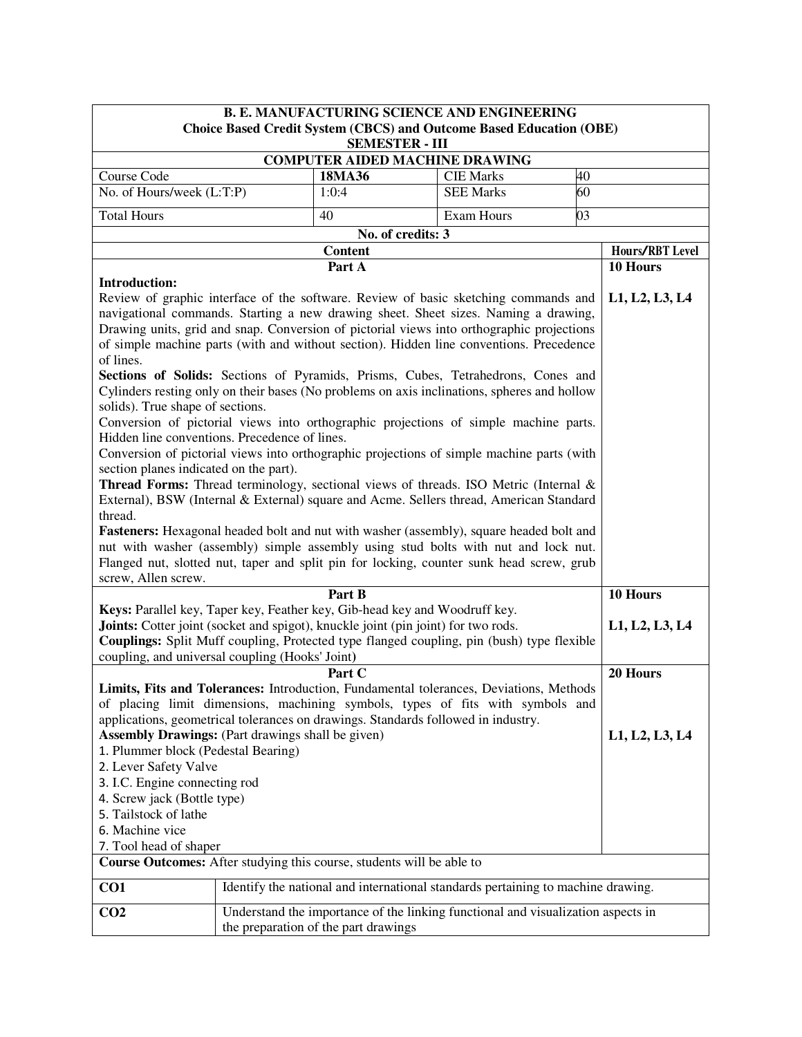**B. E. MANUFACTURING SCIENCE AND ENGINEERING**
**Choice Based Credit System (CBCS) and Outcome Based Education (OBE)**
**SEMESTER - III**

## COMPUTER AIDED MACHINE DRAWING

| Course Code | **18MA36** | CIE Marks | 40 |
|---|---|---|---|
| No. of Hours/week (L:T:P) | 1:0:4 | SEE Marks | 60 |
| Total Hours | 40 | Exam Hours | 03 |

**No. of credits: 3**

| Content | Hours/RBT Level |
|---|---|
| **Part A** | **10 Hours** |
| **Introduction:** Review of graphic interface of the software. Review of basic sketching commands and navigational commands. Starting a new drawing sheet. Sheet sizes. Naming a drawing, Drawing units, grid and snap. Conversion of pictorial views into orthographic projections of simple machine parts (with and without section). Hidden line conventions. Precedence of lines. <br> **Sections of Solids:** Sections of Pyramids, Prisms, Cubes, Tetrahedrons, Cones and Cylinders resting only on their bases (No problems on axis inclinations, spheres and hollow solids). True shape of sections. <br> Conversion of pictorial views into orthographic projections of simple machine parts. Hidden line conventions. Precedence of lines. <br> Conversion of pictorial views into orthographic projections of simple machine parts (with section planes indicated on the part). <br> **Thread Forms:** Thread terminology, sectional views of threads. ISO Metric (Internal & External), BSW (Internal & External) square and Acme. Sellers thread, American Standard thread. <br> **Fasteners:** Hexagonal headed bolt and nut with washer (assembly), square headed bolt and nut with washer (assembly) simple assembly using stud bolts with nut and lock nut. Flanged nut, slotted nut, taper and split pin for locking, counter sunk head screw, grub screw, Allen screw. | **L1, L2, L3, L4** |
| **Part B** | **10 Hours** |
| **Keys:** Parallel key, Taper key, Feather key, Gib-head key and Woodruff key. <br> **Joints:** Cotter joint (socket and spigot), knuckle joint (pin joint) for two rods. <br> **Couplings:** Split Muff coupling, Protected type flanged coupling, pin (bush) type flexible coupling, and universal coupling (Hooks' Joint) | **L1, L2, L3, L4** |
| **Part C** | **20 Hours** |
| **Limits, Fits and Tolerances:** Introduction, Fundamental tolerances, Deviations, Methods of placing limit dimensions, machining symbols, types of fits with symbols and applications, geometrical tolerances on drawings. Standards followed in industry. <br> **Assembly Drawings:** (Part drawings shall be given) <br> 1. Plummer block (Pedestal Bearing) <br> 2. Lever Safety Valve <br> 3. I.C. Engine connecting rod <br> 4. Screw jack (Bottle type) <br> 5. Tailstock of lathe <br> 6. Machine vice <br> 7. Tool head of shaper | **L1, L2, L3, L4** |

**Course Outcomes:** After studying this course, students will be able to

| | |
|---|---|
| **CO1** | Identify the national and international standards pertaining to machine drawing. |
| **CO2** | Understand the importance of the linking functional and visualization aspects in the preparation of the part drawings |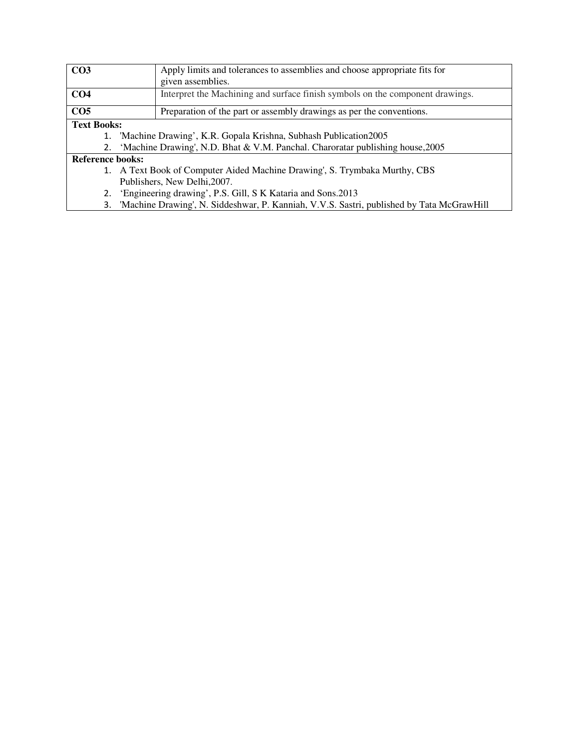| | |
|---|---|
| **CO3** | Apply limits and tolerances to assemblies and choose appropriate fits for given assemblies. |
| **CO4** | Interpret the Machining and surface finish symbols on the component drawings. |
| **CO5** | Preparation of the part or assembly drawings as per the conventions. |

**Text Books:**

1. 'Machine Drawing', K.R. Gopala Krishna, Subhash Publication2005
2. 'Machine Drawing', N.D. Bhat & V.M. Panchal. Charoratar publishing house,2005

**Reference books:**

1. A Text Book of Computer Aided Machine Drawing', S. Trymbaka Murthy, CBS Publishers, New Delhi,2007.
2. 'Engineering drawing', P.S. Gill, S K Kataria and Sons.2013
3. 'Machine Drawing', N. Siddeshwar, P. Kanniah, V.V.S. Sastri, published by Tata McGrawHill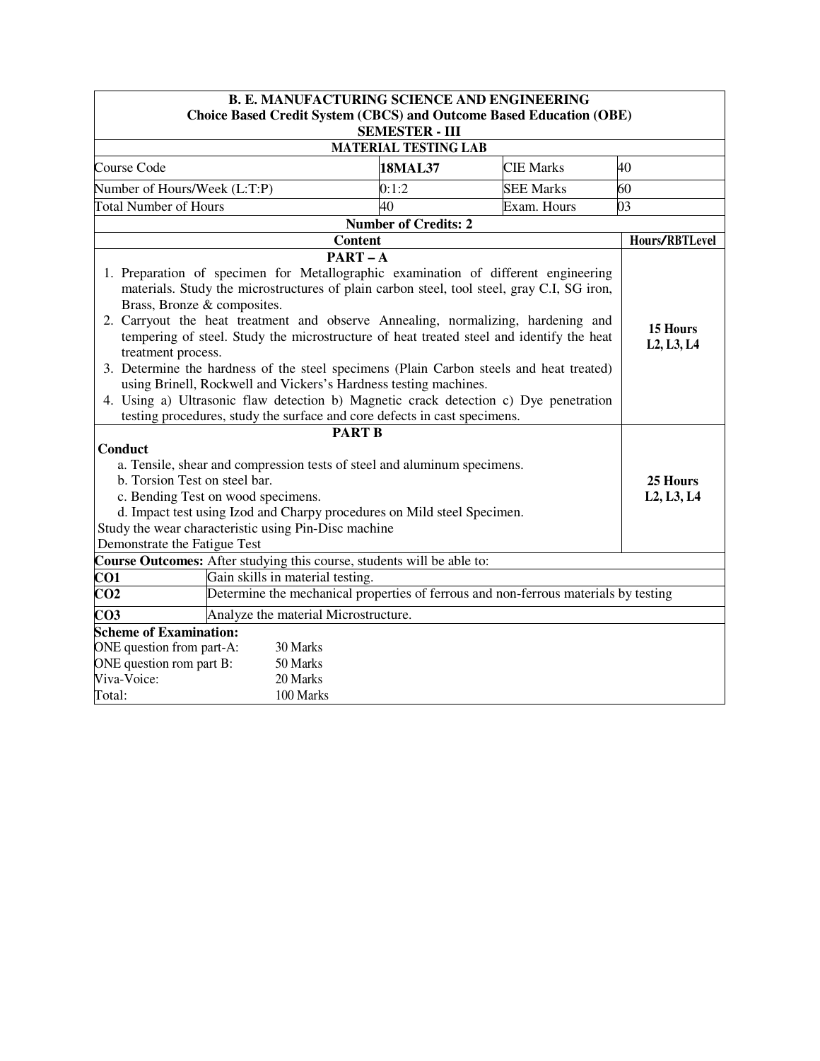**B. E. MANUFACTURING SCIENCE AND ENGINEERING**
**Choice Based Credit System (CBCS) and Outcome Based Education (OBE)**
**SEMESTER - III**

**MATERIAL TESTING LAB**

| | | | |
|---|---|---|---|
| Course Code | **18MAL37** | CIE Marks | 40 |
| Number of Hours/Week (L:T:P) | 0:1:2 | SEE Marks | 60 |
| Total Number of Hours | 40 | Exam. Hours | 03 |

**Number of Credits: 2**

| Content | Hours/RBTLevel |
|---|---|
| **PART – A**<br>1. Preparation of specimen for Metallographic examination of different engineering materials. Study the microstructures of plain carbon steel, tool steel, gray C.I, SG iron, Brass, Bronze & composites.<br>2. Carryout the heat treatment and observe Annealing, normalizing, hardening and tempering of steel. Study the microstructure of heat treated steel and identify the heat treatment process.<br>3. Determine the hardness of the steel specimens (Plain Carbon steels and heat treated) using Brinell, Rockwell and Vickers's Hardness testing machines.<br>4. Using a) Ultrasonic flaw detection b) Magnetic crack detection c) Dye penetration testing procedures, study the surface and core defects in cast specimens. | **15 Hours**<br>**L2, L3, L4** |
| **PART B**<br>**Conduct**<br>a. Tensile, shear and compression tests of steel and aluminum specimens.<br>b. Torsion Test on steel bar.<br>c. Bending Test on wood specimens.<br>d. Impact test using Izod and Charpy procedures on Mild steel Specimen.<br>Study the wear characteristic using Pin-Disc machine<br>Demonstrate the Fatigue Test | **25 Hours**<br>**L2, L3, L4** |

**Course Outcomes:** After studying this course, students will be able to:

| | |
|---|---|
| **CO1** | Gain skills in material testing. |
| **CO2** | Determine the mechanical properties of ferrous and non-ferrous materials by testing |
| **CO3** | Analyze the material Microstructure. |

**Scheme of Examination:**

| | |
|---|---|
| ONE question from part-A: | 30 Marks |
| ONE question rom part B: | 50 Marks |
| Viva-Voice: | 20 Marks |
| Total: | 100 Marks |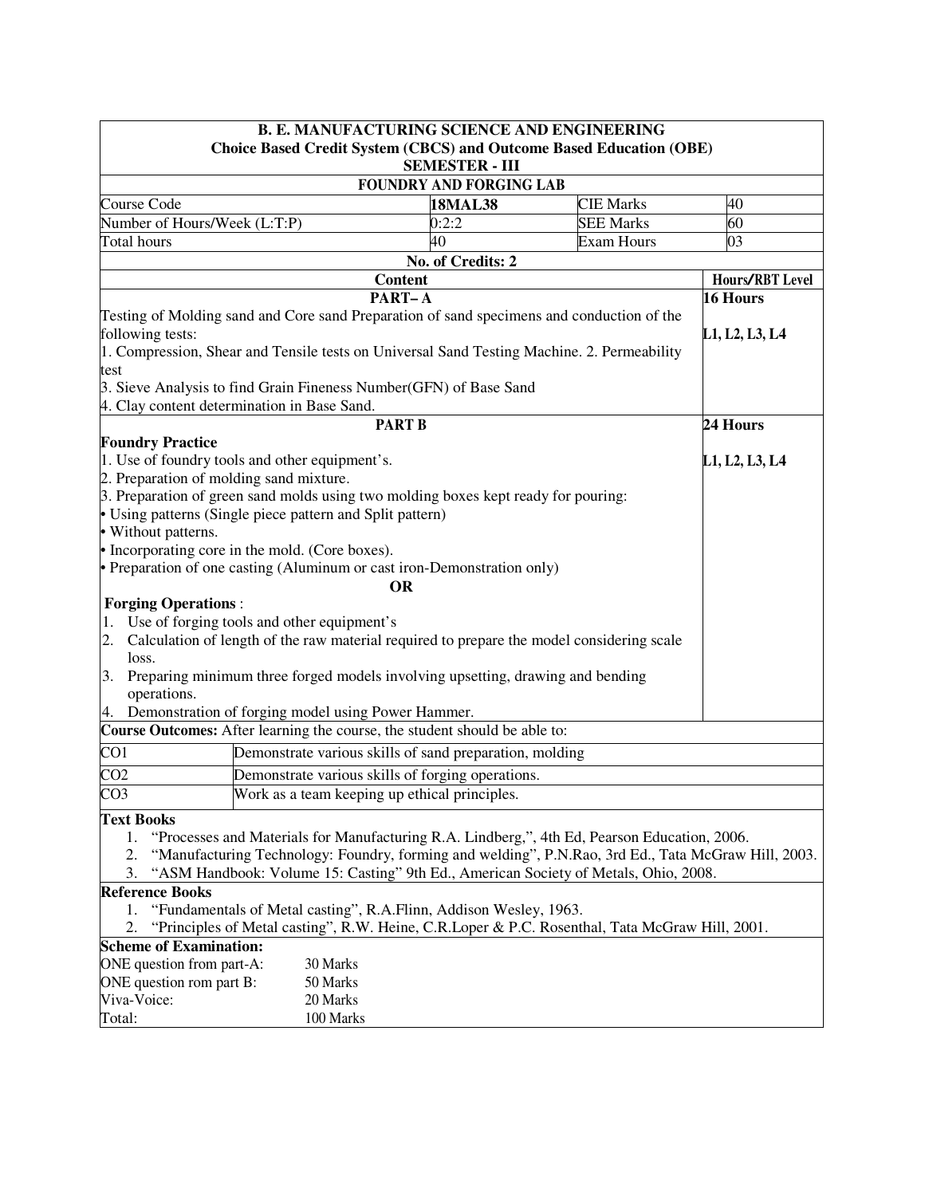**B. E. MANUFACTURING SCIENCE AND ENGINEERING**
**Choice Based Credit System (CBCS) and Outcome Based Education (OBE)**
**SEMESTER - III**

**FOUNDRY AND FORGING LAB**

| Course Code | **18MAL38** | CIE Marks | 40 |
|---|---|---|---|
| Number of Hours/Week (L:T:P) | 0:2:2 | SEE Marks | 60 |
| Total hours | 40 | Exam Hours | 03 |

**No. of Credits: 2**

| Content | Hours/RBT Level |
|---|---|
| **PART– A** | **16 Hours** |
| Testing of Molding sand and Core sand Preparation of sand specimens and conduction of the following tests:<br>1. Compression, Shear and Tensile tests on Universal Sand Testing Machine. 2. Permeability test<br>3. Sieve Analysis to find Grain Fineness Number(GFN) of Base Sand<br>4. Clay content determination in Base Sand. | **L1, L2, L3, L4** |
| **PART B** | **24 Hours** |
| **Foundry Practice**<br>1. Use of foundry tools and other equipment's.<br>2. Preparation of molding sand mixture.<br>3. Preparation of green sand molds using two molding boxes kept ready for pouring:<br>• Using patterns (Single piece pattern and Split pattern)<br>• Without patterns.<br>• Incorporating core in the mold. (Core boxes).<br>• Preparation of one casting (Aluminum or cast iron-Demonstration only)<br>**OR**<br>**Forging Operations** :<br>1. Use of forging tools and other equipment's<br>2. Calculation of length of the raw material required to prepare the model considering scale loss.<br>3. Preparing minimum three forged models involving upsetting, drawing and bending operations.<br>4. Demonstration of forging model using Power Hammer. | **L1, L2, L3, L4** |

**Course Outcomes:** After learning the course, the student should be able to:

| | |
|---|---|
| CO1 | Demonstrate various skills of sand preparation, molding |
| CO2 | Demonstrate various skills of forging operations. |
| CO3 | Work as a team keeping up ethical principles. |

**Text Books**

1. "Processes and Materials for Manufacturing R.A. Lindberg,", 4th Ed, Pearson Education, 2006.
2. "Manufacturing Technology: Foundry, forming and welding", P.N.Rao, 3rd Ed., Tata McGraw Hill, 2003.
3. "ASM Handbook: Volume 15: Casting" 9th Ed., American Society of Metals, Ohio, 2008.

**Reference Books**

1. "Fundamentals of Metal casting", R.A.Flinn, Addison Wesley, 1963.
2. "Principles of Metal casting", R.W. Heine, C.R.Loper & P.C. Rosenthal, Tata McGraw Hill, 2001.

**Scheme of Examination:**

| | |
|---|---|
| ONE question from part-A: | 30 Marks |
| ONE question rom part B: | 50 Marks |
| Viva-Voice: | 20 Marks |
| Total: | 100 Marks |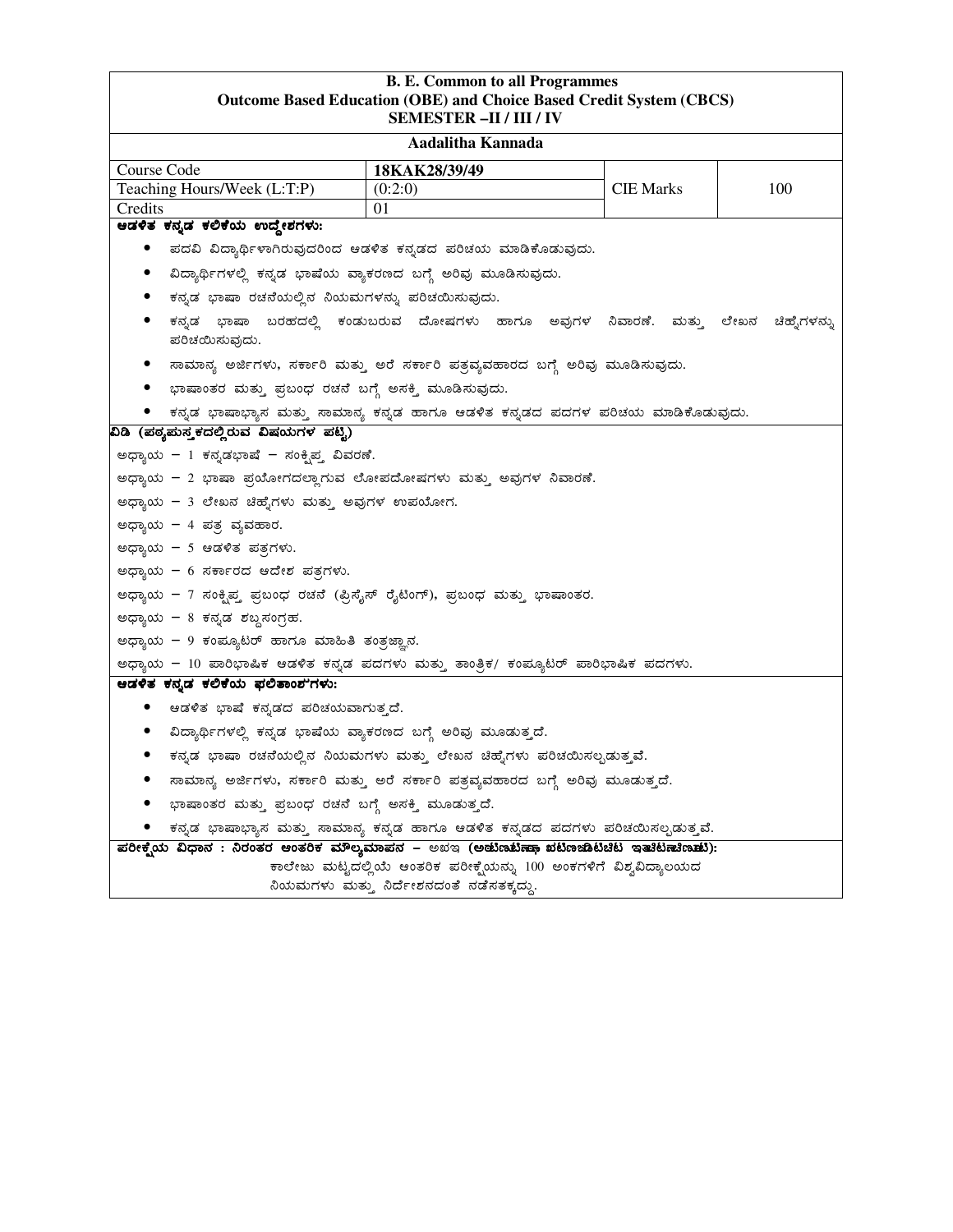| B. E. Common to all Programmes<br>Outcome Based Education (OBE) and Choice Based Credit System (CBCS)<br>SEMESTER –II / III / IV | | | |
|---|---|---|---|
| **Aadalitha Kannada** | | | |
| Course Code | 18KAK28/39/49 | | |
| Teaching Hours/Week (L:T:P) | (0:2:0) | CIE Marks | 100 |
| Credits | 01 | | |

**ಆಡಳಿತ ಕನ್ನಡ ಕಲಿಕೆಯ ಉದ್ದೇಶಗಳು:**

- ಪದವಿ ವಿದ್ಯಾರ್ಥಿಗಳಾಗಿರುವುದರಿಂದ ಆಡಳಿತ ಕನ್ನಡದ ಪರಿಚಯ ಮಾಡಿಕೊಡುವುದು.
- ವಿದ್ಯಾರ್ಥಿಗಳಲ್ಲಿ ಕನ್ನಡ ಭಾಷೆಯ ವ್ಯಾಕರಣದ ಬಗ್ಗೆ ಅರಿವು ಮೂಡಿಸುವುದು.
- ಕನ್ನಡ ಭಾಷಾ ರಚನೆಯಲ್ಲಿನ ನಿಯಮಗಳನ್ನು ಪರಿಚಯಿಸುವುದು.
- ಕನ್ನಡ ಭಾಷಾ ಬರಹದಲ್ಲಿ ಕಂಡುಬರುವ ದೋಷಗಳು ಹಾಗೂ ಅವುಗಳ ನಿವಾರಣೆ. ಮತ್ತು ಲೇಖನ ಚಿಹ್ನೆಗಳನ್ನು ಪರಿಚಯಿಸುವುದು.
- ಸಾಮಾನ್ಯ ಅರ್ಜಿಗಳು, ಸರ್ಕಾರಿ ಮತ್ತು ಅರೆ ಸರ್ಕಾರಿ ಪತ್ರವ್ಯವಹಾರದ ಬಗ್ಗೆ ಅರಿವು ಮೂಡಿಸುವುದು.
- ಭಾಷಾಂತರ ಮತ್ತು ಪ್ರಬಂಧ ರಚನೆ ಬಗ್ಗೆ ಅಸಕ್ತಿ ಮೂಡಿಸುವುದು.
- ಕನ್ನಡ ಭಾಷಾಭ್ಯಾಸ ಮತ್ತು ಸಾಮಾನ್ಯ ಕನ್ನಡ ಹಾಗೂ ಆಡಳಿತ ಕನ್ನಡದ ಪದಗಳ ಪರಿಚಯ ಮಾಡಿಕೊಡುವುದು.

**ಪಿಡಿ (ಪಠ್ಯಪುಸ್ತಕದಲ್ಲಿರುವ ವಿಷಯಗಳ ಪಟ್ಟಿ)**

ಅಧ್ಯಾಯ – 1 ಕನ್ನಡಭಾಷೆ – ಸಂಕ್ಷಿಪ್ತ ವಿವರಣೆ.

ಅಧ್ಯಾಯ – 2 ಭಾಷಾ ಪ್ರಯೋಗದಲ್ಲಾಗುವ ಲೋಪದೋಷಗಳು ಮತ್ತು ಅವುಗಳ ನಿವಾರಣೆ.

ಅಧ್ಯಾಯ – 3 ಲೇಖನ ಚಿಹ್ನೆಗಳು ಮತ್ತು ಅವುಗಳ ಉಪಯೋಗ.

ಅಧ್ಯಾಯ – 4 ಪತ್ರ ವ್ಯವಹಾರ.

ಅಧ್ಯಾಯ – 5 ಆಡಳಿತ ಪತ್ರಗಳು.

ಅಧ್ಯಾಯ – 6 ಸರ್ಕಾರದ ಆದೇಶ ಪತ್ರಗಳು.

ಅಧ್ಯಾಯ – 7 ಸಂಕ್ಷಿಪ್ತ ಪ್ರಬಂಧ ರಚನೆ (ಪ್ರಿಸೈಸ್ ರೈಟಿಂಗ್), ಪ್ರಬಂಧ ಮತ್ತು ಭಾಷಾಂತರ.

ಅಧ್ಯಾಯ – 8 ಕನ್ನಡ ಶಬ್ದಸಂಗ್ರಹ.

ಅಧ್ಯಾಯ – 9 ಕಂಪ್ಯೂಟರ್ ಹಾಗೂ ಮಾಹಿತಿ ತಂತ್ರಜ್ಞಾನ.

ಅಧ್ಯಾಯ – 10 ಪಾರಿಭಾಷಿಕ ಆಡಳಿತ ಕನ್ನಡ ಪದಗಳು ಮತ್ತು ತಾಂತ್ರಿಕ/ ಕಂಪ್ಯೂಟರ್ ಪಾರಿಭಾಷಿಕ ಪದಗಳು.

**ಆಡಳಿತ ಕನ್ನಡ ಕಲಿಕೆಯ ಫಲಿತಾಂಶಗಳು:**

- ಆಡಳಿತ ಭಾಷೆ ಕನ್ನಡದ ಪರಿಚಯವಾಗುತ್ತದೆ.
- ವಿದ್ಯಾರ್ಥಿಗಳಲ್ಲಿ ಕನ್ನಡ ಭಾಷೆಯ ವ್ಯಾಕರಣದ ಬಗ್ಗೆ ಅರಿವು ಮೂಡುತ್ತದೆ.
- ಕನ್ನಡ ಭಾಷಾ ರಚನೆಯಲ್ಲಿನ ನಿಯಮಗಳು ಮತ್ತು ಲೇಖನ ಚಿಹ್ನೆಗಳು ಪರಿಚಯಿಸಲ್ಪಡುತ್ತವೆ.
- ಸಾಮಾನ್ಯ ಅರ್ಜಿಗಳು, ಸರ್ಕಾರಿ ಮತ್ತು ಅರೆ ಸರ್ಕಾರಿ ಪತ್ರವ್ಯವಹಾರದ ಬಗ್ಗೆ ಅರಿವು ಮೂಡುತ್ತದೆ.
- ಭಾಷಾಂತರ ಮತ್ತು ಪ್ರಬಂಧ ರಚನೆ ಬಗ್ಗೆ ಅಸಕ್ತಿ ಮೂಡುತ್ತದೆ.
- ಕನ್ನಡ ಭಾಷಾಭ್ಯಾಸ ಮತ್ತು ಸಾಮಾನ್ಯ ಕನ್ನಡ ಹಾಗೂ ಆಡಳಿತ ಕನ್ನಡದ ಪದಗಳು ಪರಿಚಯಿಸಲ್ಪಡುತ್ತವೆ.

**ಪರೀಕ್ಷೆಯ ವಿಧಾನ : ನಿರಂತರ ಆಂತರಿಕ ಮೌಲ್ಯಮಾಪನ** – ಅಐಇ **(ಅಟಿಣಟಿಣಾ ಖಿಟಿಣಚಿಟಿಚಿಟ ಇತಿಚಿಟಣಚಿಣ):**

ಕಾಲೇಜು ಮಟ್ಟದಲ್ಲಿಯೆ ಆಂತರಿಕ ಪರೀಕ್ಷೆಯನ್ನು 100 ಅಂಕಗಳಿಗೆ ವಿಶ್ವವಿದ್ಯಾಲಯದ ನಿಯಮಗಳು ಮತ್ತು ನಿರ್ದೇಶನದಂತೆ ನಡೆಸತಕ್ಕದ್ದು.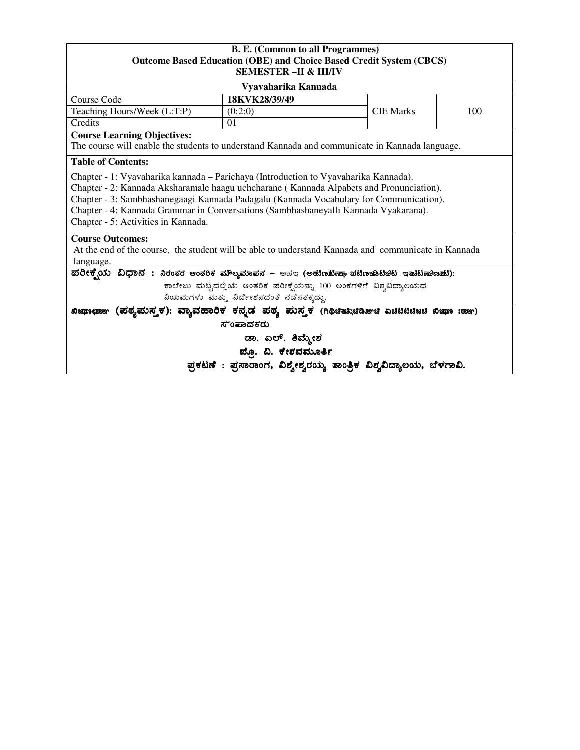**B. E. (Common to all Programmes)**
**Outcome Based Education (OBE) and Choice Based Credit System (CBCS)**
**SEMESTER –II & III/IV**

**Vyavaharika Kannada**

| Course Code | 18KVK28/39/49 | CIE Marks | 100 |
|---|---|---|---|
| Teaching Hours/Week (L:T:P) | (0:2:0) | | |
| Credits | 01 | | |

**Course Learning Objectives:**
The course will enable the students to understand Kannada and communicate in Kannada language.

**Table of Contents:**

Chapter - 1: Vyavaharika kannada – Parichaya (Introduction to Vyavaharika Kannada).
Chapter - 2: Kannada Aksharamale haagu uchcharane ( Kannada Alpabets and Pronunciation).
Chapter - 3: Sambhashanegaagi Kannada Padagalu (Kannada Vocabulary for Communication).
Chapter - 4: Kannada Grammar in Conversations (Sambhashaneyalli Kannada Vyakarana).
Chapter - 5: Activities in Kannada.

**Course Outcomes:**
At the end of the course, the student will be able to understand Kannada and communicate in Kannada language.

**ಪರೀಕ್ಷೆಯ ವಿಧಾನ :** ನಿರಂತರ ಆಂತರಿಕ ಮೌಲ್ಯಮಾಪನ – ಅಖಇ **(ಅಹಣಟಿಣಜಿಟಿಜ ಖಟಿಣಜಿಟಿಚಿಟ ಇತಿಚಿಟಣಚಿಣಟಿ):**
ಕಾಲೇಜು ಮಟ್ಟದಲ್ಲಿಯೆ ಆಂತರಿಕ ಪರೀಕ್ಷೆಯನ್ನು 100 ಅಂಕಗಳಿಗೆ ವಿಶ್ವವಿದ್ಯಾಲಯದ ನಿಯಮಗಳು ಮತ್ತು ನಿರ್ದೇಶನದಂತೆ ನಡೆಸತಕ್ಕದ್ದು.

**ಖಿಜಿಾಬಾ (ಪಠ್ಯಪುಸ್ತಕ): ವ್ಯಾವಹಾರಿಕ ಕನ್ನಡ ಪಠ್ಯ ಪುಸ್ತಕ (ಗಿಥಿಚಿತಿಚಿಡಿಚಿ ಏಚಿಟಿಟಿಚಿಜಚಿ ಖಿಜಿಾ ಃಜಾ)**

ಸಂಪಾದಕರು

**ಡಾ. ಎಲ್. ತಿಮ್ಮೇಶ**

**ಪ್ರೊ. ವಿ. ಕೇಶವಮೂರ್ತಿ**

**ಪ್ರಕಟಣೆ : ಪ್ರಸಾರಾಂಗ, ವಿಶ್ವೇಶ್ವರಯ್ಯ ತಾಂತ್ರಿಕ ವಿಶ್ವವಿದ್ಯಾಲಯ, ಬೆಳಗಾವಿ.**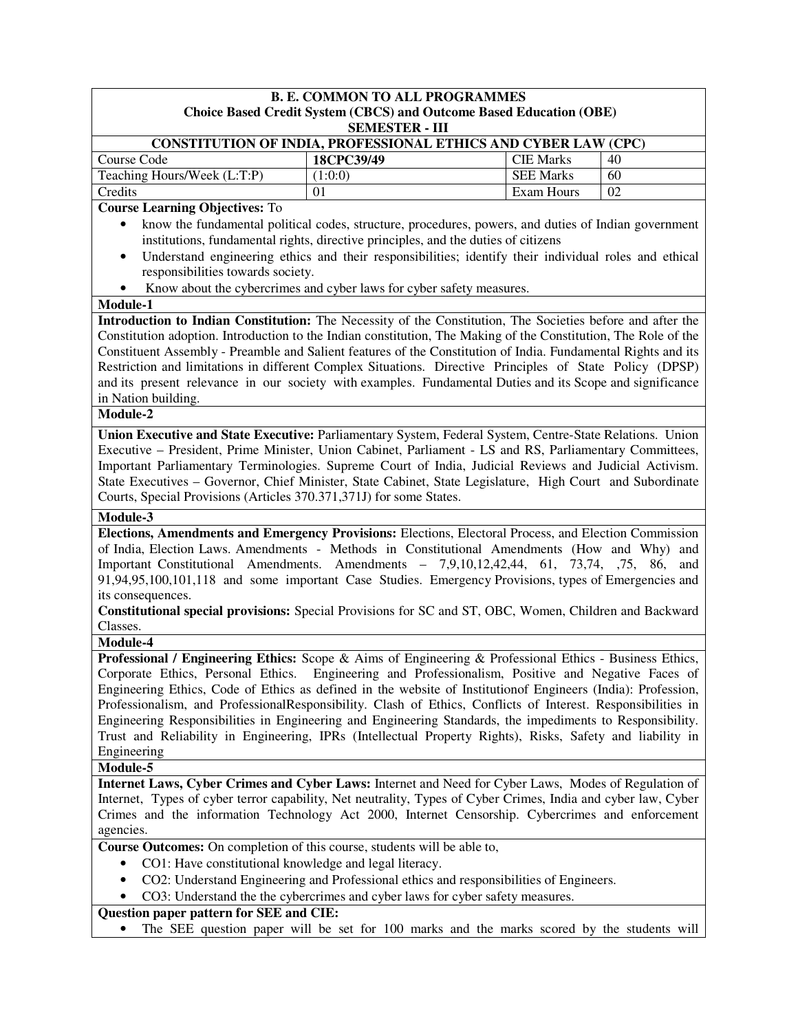**B. E. COMMON TO ALL PROGRAMMES**
**Choice Based Credit System (CBCS) and Outcome Based Education (OBE)**
**SEMESTER - III**

**CONSTITUTION OF INDIA, PROFESSIONAL ETHICS AND CYBER LAW (CPC)**

| Course Code | **18CPC39/49** | CIE Marks | 40 |
|---|---|---|---|
| Teaching Hours/Week (L:T:P) | (1:0:0) | SEE Marks | 60 |
| Credits | 01 | Exam Hours | 02 |

**Course Learning Objectives:** To

- know the fundamental political codes, structure, procedures, powers, and duties of Indian government institutions, fundamental rights, directive principles, and the duties of citizens
- Understand engineering ethics and their responsibilities; identify their individual roles and ethical responsibilities towards society.
- Know about the cybercrimes and cyber laws for cyber safety measures.

**Module-1**

**Introduction to Indian Constitution:** The Necessity of the Constitution, The Societies before and after the Constitution adoption. Introduction to the Indian constitution, The Making of the Constitution, The Role of the Constituent Assembly - Preamble and Salient features of the Constitution of India. Fundamental Rights and its Restriction and limitations in different Complex Situations. Directive Principles of State Policy (DPSP) and its present relevance in our society with examples. Fundamental Duties and its Scope and significance in Nation building.

**Module-2**

**Union Executive and State Executive:** Parliamentary System, Federal System, Centre-State Relations. Union Executive – President, Prime Minister, Union Cabinet, Parliament - LS and RS, Parliamentary Committees, Important Parliamentary Terminologies. Supreme Court of India, Judicial Reviews and Judicial Activism. State Executives – Governor, Chief Minister, State Cabinet, State Legislature, High Court and Subordinate Courts, Special Provisions (Articles 370.371,371J) for some States.

**Module-3**

**Elections, Amendments and Emergency Provisions:** Elections, Electoral Process, and Election Commission of India, Election Laws. Amendments - Methods in Constitutional Amendments (How and Why) and Important Constitutional Amendments. Amendments – 7,9,10,12,42,44, 61, 73,74, ,75, 86, and 91,94,95,100,101,118 and some important Case Studies. Emergency Provisions, types of Emergencies and its consequences.

**Constitutional special provisions:** Special Provisions for SC and ST, OBC, Women, Children and Backward Classes.

**Module-4**

**Professional / Engineering Ethics:** Scope & Aims of Engineering & Professional Ethics - Business Ethics, Corporate Ethics, Personal Ethics. Engineering and Professionalism, Positive and Negative Faces of Engineering Ethics, Code of Ethics as defined in the website of Institutionof Engineers (India): Profession, Professionalism, and ProfessionalResponsibility. Clash of Ethics, Conflicts of Interest. Responsibilities in Engineering Responsibilities in Engineering and Engineering Standards, the impediments to Responsibility. Trust and Reliability in Engineering, IPRs (Intellectual Property Rights), Risks, Safety and liability in Engineering

**Module-5**

**Internet Laws, Cyber Crimes and Cyber Laws:** Internet and Need for Cyber Laws, Modes of Regulation of Internet, Types of cyber terror capability, Net neutrality, Types of Cyber Crimes, India and cyber law, Cyber Crimes and the information Technology Act 2000, Internet Censorship. Cybercrimes and enforcement agencies.

**Course Outcomes:** On completion of this course, students will be able to,

- CO1: Have constitutional knowledge and legal literacy.
- CO2: Understand Engineering and Professional ethics and responsibilities of Engineers.
- CO3: Understand the the cybercrimes and cyber laws for cyber safety measures.

**Question paper pattern for SEE and CIE:**

- The SEE question paper will be set for 100 marks and the marks scored by the students will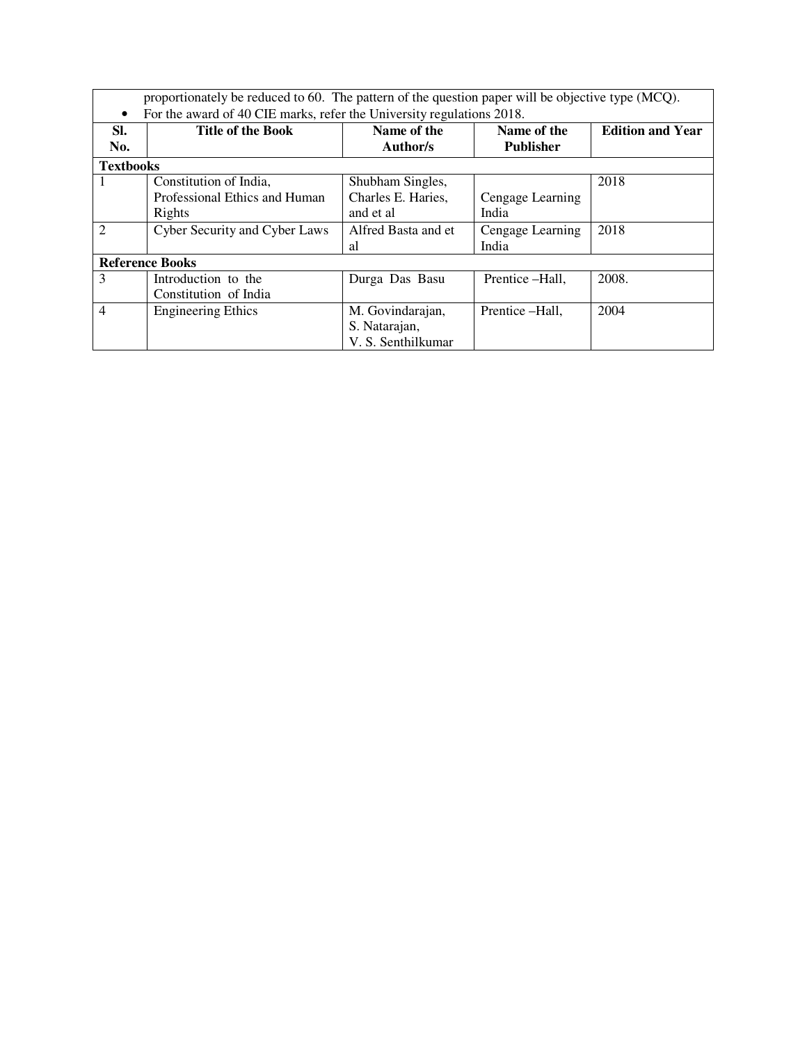proportionately be reduced to 60. The pattern of the question paper will be objective type (MCQ).

- For the award of 40 CIE marks, refer the University regulations 2018.

| Sl. No. | Title of the Book | Name of the Author/s | Name of the Publisher | Edition and Year |
|---|---|---|---|---|
| **Textbooks** | | | | |
| 1 | Constitution of India, Professional Ethics and Human Rights | Shubham Singles, Charles E. Haries, and et al | Cengage Learning India | 2018 |
| 2 | Cyber Security and Cyber Laws | Alfred Basta and et al | Cengage Learning India | 2018 |
| **Reference Books** | | | | |
| 3 | Introduction to the Constitution of India | Durga Das Basu | Prentice –Hall, | 2008. |
| 4 | Engineering Ethics | M. Govindarajan, S. Natarajan, V. S. Senthilkumar | Prentice –Hall, | 2004 |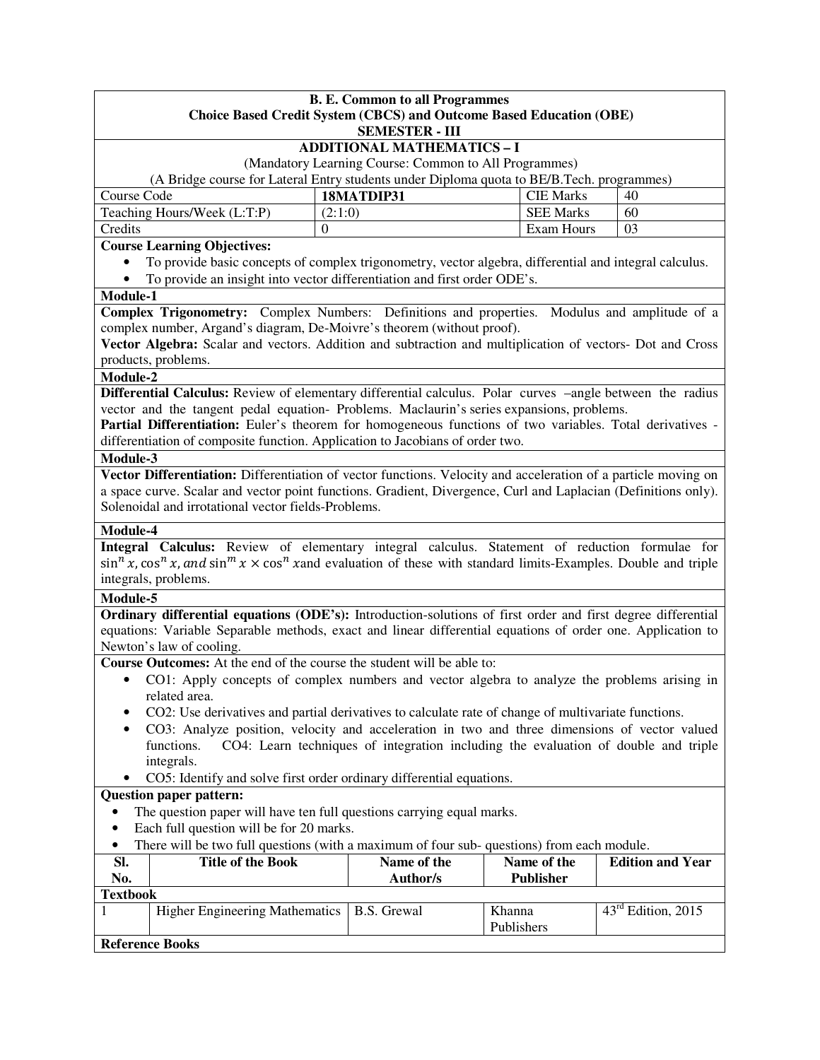**B. E. Common to all Programmes**
**Choice Based Credit System (CBCS) and Outcome Based Education (OBE)**
**SEMESTER - III**

**ADDITIONAL MATHEMATICS – I**

(Mandatory Learning Course: Common to All Programmes)

(A Bridge course for Lateral Entry students under Diploma quota to BE/B.Tech. programmes)

| Course Code | **18MATDIP31** | CIE Marks | 40 |
|---|---|---|---|
| Teaching Hours/Week (L:T:P) | (2:1:0) | SEE Marks | 60 |
| Credits | 0 | Exam Hours | 03 |

**Course Learning Objectives:**

- To provide basic concepts of complex trigonometry, vector algebra, differential and integral calculus.
- To provide an insight into vector differentiation and first order ODE's.

**Module-1**

**Complex Trigonometry:** Complex Numbers: Definitions and properties. Modulus and amplitude of a complex number, Argand's diagram, De-Moivre's theorem (without proof).

**Vector Algebra:** Scalar and vectors. Addition and subtraction and multiplication of vectors- Dot and Cross products, problems.

**Module-2**

**Differential Calculus:** Review of elementary differential calculus. Polar curves –angle between the radius vector and the tangent pedal equation- Problems. Maclaurin's series expansions, problems.

**Partial Differentiation:** Euler's theorem for homogeneous functions of two variables. Total derivatives - differentiation of composite function. Application to Jacobians of order two.

**Module-3**

**Vector Differentiation:** Differentiation of vector functions. Velocity and acceleration of a particle moving on a space curve. Scalar and vector point functions. Gradient, Divergence, Curl and Laplacian (Definitions only). Solenoidal and irrotational vector fields-Problems.

**Module-4**

**Integral Calculus:** Review of elementary integral calculus. Statement of reduction formulae for $\sin^n x, \cos^n x,$ *and* $\sin^m x \times \cos^n x$and evaluation of these with standard limits-Examples. Double and triple integrals, problems.

**Module-5**

**Ordinary differential equations (ODE's):** Introduction-solutions of first order and first degree differential equations: Variable Separable methods, exact and linear differential equations of order one. Application to Newton's law of cooling.

**Course Outcomes:** At the end of the course the student will be able to:

- CO1: Apply concepts of complex numbers and vector algebra to analyze the problems arising in related area.
- CO2: Use derivatives and partial derivatives to calculate rate of change of multivariate functions.
- CO3: Analyze position, velocity and acceleration in two and three dimensions of vector valued functions. CO4: Learn techniques of integration including the evaluation of double and triple integrals.
- CO5: Identify and solve first order ordinary differential equations.

**Question paper pattern:**

- The question paper will have ten full questions carrying equal marks.
- Each full question will be for 20 marks.
- There will be two full questions (with a maximum of four sub- questions) from each module.

| Sl. No. | Title of the Book | Name of the Author/s | Name of the Publisher | Edition and Year |
|---|---|---|---|---|
| **Textbook** | | | | |
| 1 | Higher Engineering Mathematics | B.S. Grewal | Khanna Publishers | 43rd Edition, 2015 |
| **Reference Books** | | | | |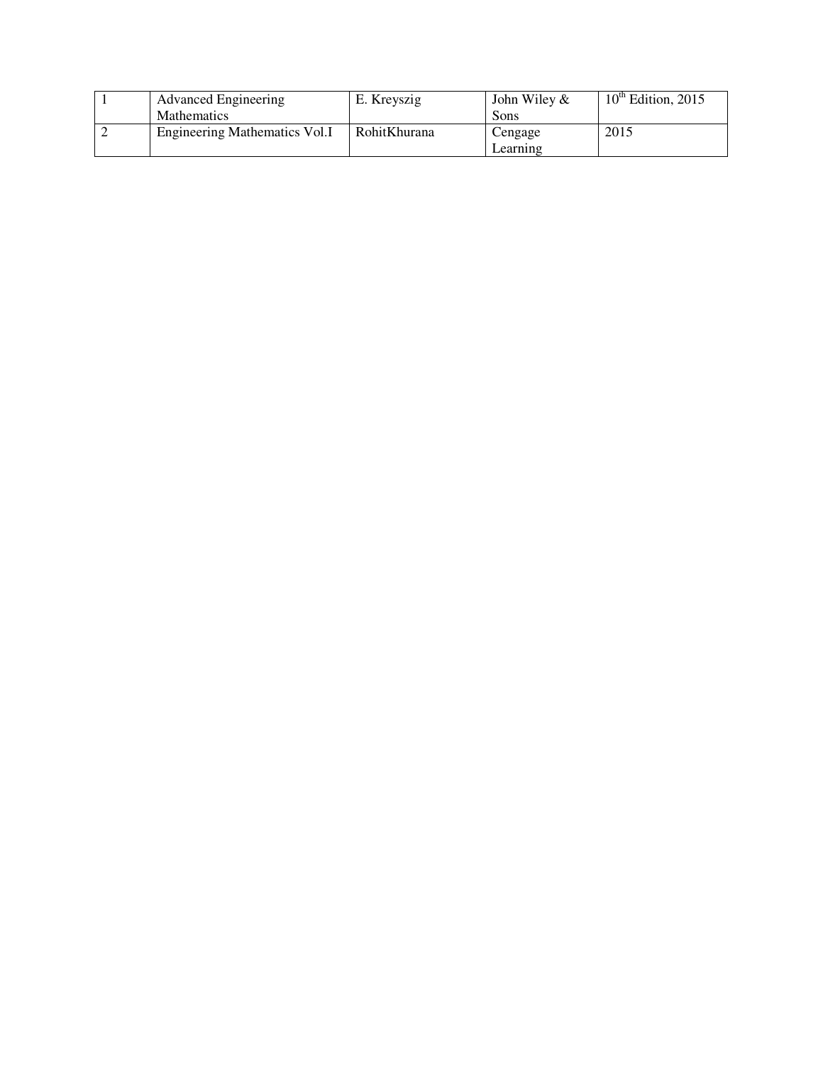| 1 | Advanced Engineering Mathematics | E. Kreyszig | John Wiley & Sons | 10th Edition, 2015 |
|---|---|---|---|---|
| 2 | Engineering Mathematics Vol.I | RohitKhurana | Cengage Learning | 2015 |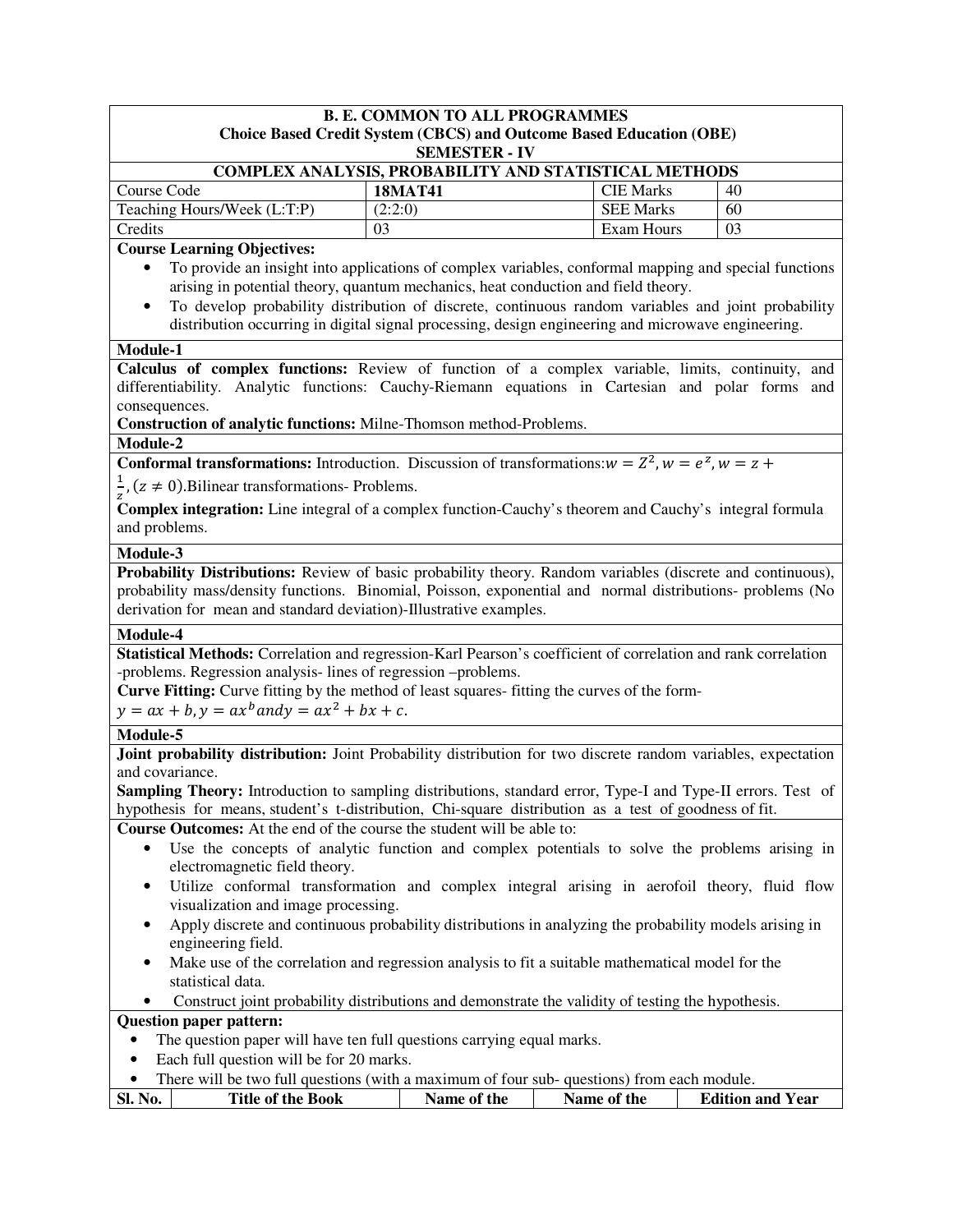**B. E. COMMON TO ALL PROGRAMMES**
**Choice Based Credit System (CBCS) and Outcome Based Education (OBE)**
**SEMESTER - IV**

**COMPLEX ANALYSIS, PROBABILITY AND STATISTICAL METHODS**

| Course Code | **18MAT41** | CIE Marks | 40 |
|---|---|---|---|
| Teaching Hours/Week (L:T:P) | (2:2:0) | SEE Marks | 60 |
| Credits | 03 | Exam Hours | 03 |

**Course Learning Objectives:**

- To provide an insight into applications of complex variables, conformal mapping and special functions arising in potential theory, quantum mechanics, heat conduction and field theory.
- To develop probability distribution of discrete, continuous random variables and joint probability distribution occurring in digital signal processing, design engineering and microwave engineering.

**Module-1**

**Calculus of complex functions:** Review of function of a complex variable, limits, continuity, and differentiability. Analytic functions: Cauchy-Riemann equations in Cartesian and polar forms and consequences.

**Construction of analytic functions:** Milne-Thomson method-Problems.

**Module-2**

**Conformal transformations:** Introduction. Discussion of transformations: $w = Z^2, w = e^z, w = z + \frac{1}{z}, (z \neq 0)$. Bilinear transformations- Problems.

**Complex integration:** Line integral of a complex function-Cauchy's theorem and Cauchy's integral formula and problems.

**Module-3**

**Probability Distributions:** Review of basic probability theory. Random variables (discrete and continuous), probability mass/density functions. Binomial, Poisson, exponential and normal distributions- problems (No derivation for mean and standard deviation)-Illustrative examples.

**Module-4**

**Statistical Methods:** Correlation and regression-Karl Pearson's coefficient of correlation and rank correlation -problems. Regression analysis- lines of regression –problems.

**Curve Fitting:** Curve fitting by the method of least squares- fitting the curves of the form-
$y = ax + b, y = ax^b$ and $y = ax^2 + bx + c$.

**Module-5**

**Joint probability distribution:** Joint Probability distribution for two discrete random variables, expectation and covariance.

**Sampling Theory:** Introduction to sampling distributions, standard error, Type-I and Type-II errors. Test of hypothesis for means, student's t-distribution, Chi-square distribution as a test of goodness of fit.

**Course Outcomes:** At the end of the course the student will be able to:

- Use the concepts of analytic function and complex potentials to solve the problems arising in electromagnetic field theory.
- Utilize conformal transformation and complex integral arising in aerofoil theory, fluid flow visualization and image processing.
- Apply discrete and continuous probability distributions in analyzing the probability models arising in engineering field.
- Make use of the correlation and regression analysis to fit a suitable mathematical model for the statistical data.
- Construct joint probability distributions and demonstrate the validity of testing the hypothesis.

**Question paper pattern:**

- The question paper will have ten full questions carrying equal marks.
- Each full question will be for 20 marks.
- There will be two full questions (with a maximum of four sub- questions) from each module.

| Sl. No. | Title of the Book | Name of the | Name of the | Edition and Year |
|---|---|---|---|---|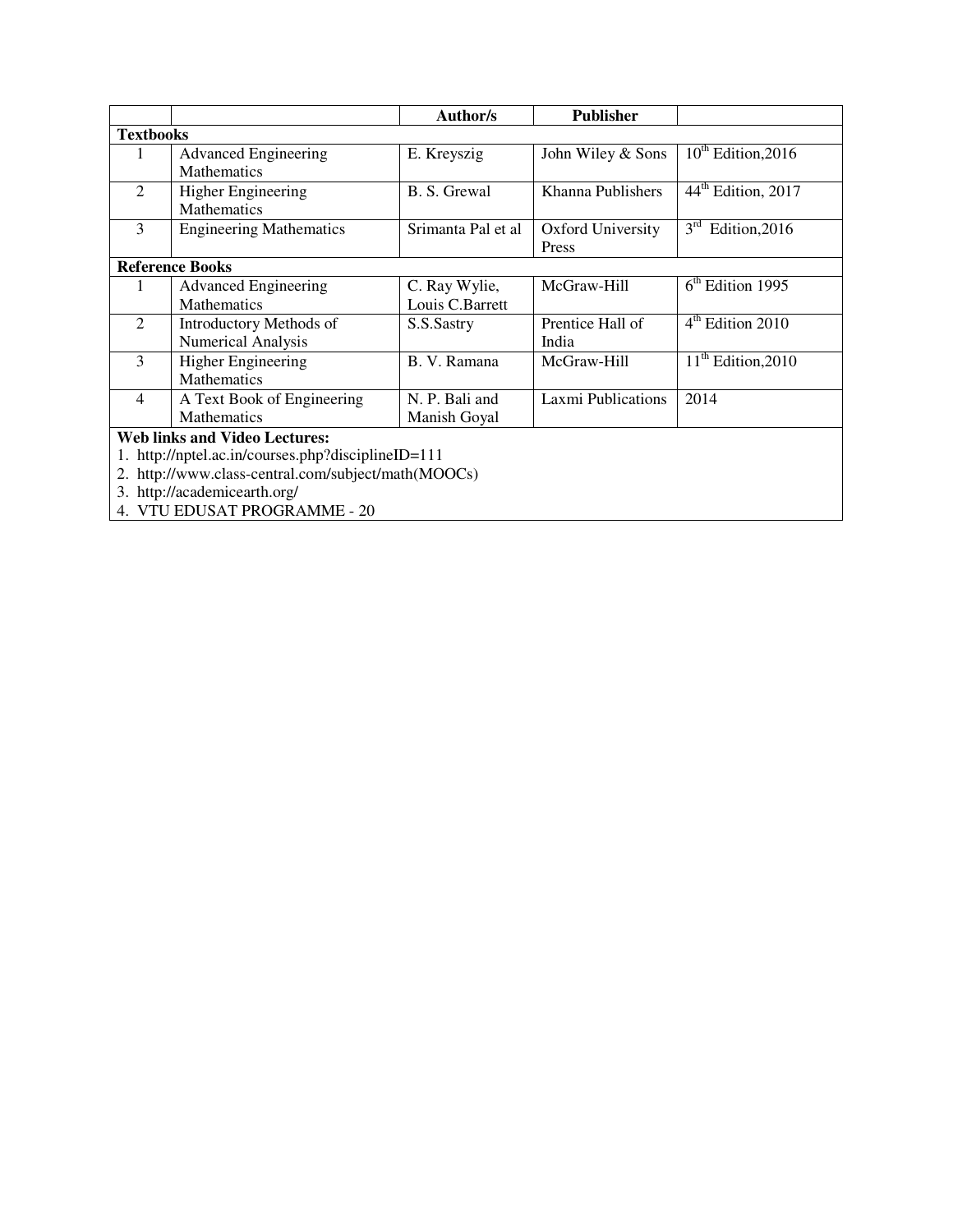| | | Author/s | Publisher | |
|---|---|---|---|---|
| **Textbooks** | | | | |
| 1 | Advanced Engineering Mathematics | E. Kreyszig | John Wiley & Sons | $10^{th}$ Edition,2016 |
| 2 | Higher Engineering Mathematics | B. S. Grewal | Khanna Publishers | $44^{th}$ Edition, 2017 |
| 3 | Engineering Mathematics | Srimanta Pal et al | Oxford University Press | $3^{rd}$ Edition,2016 |
| **Reference Books** | | | | |
| 1 | Advanced Engineering Mathematics | C. Ray Wylie, Louis C.Barrett | McGraw-Hill | $6^{th}$ Edition 1995 |
| 2 | Introductory Methods of Numerical Analysis | S.S.Sastry | Prentice Hall of India | $4^{th}$ Edition 2010 |
| 3 | Higher Engineering Mathematics | B. V. Ramana | McGraw-Hill | $11^{th}$ Edition,2010 |
| 4 | A Text Book of Engineering Mathematics | N. P. Bali and Manish Goyal | Laxmi Publications | 2014 |

**Web links and Video Lectures:**

1. http://nptel.ac.in/courses.php?disciplineID=111
2. http://www.class-central.com/subject/math(MOOCs)
3. http://academicearth.org/
4. VTU EDUSAT PROGRAMME - 20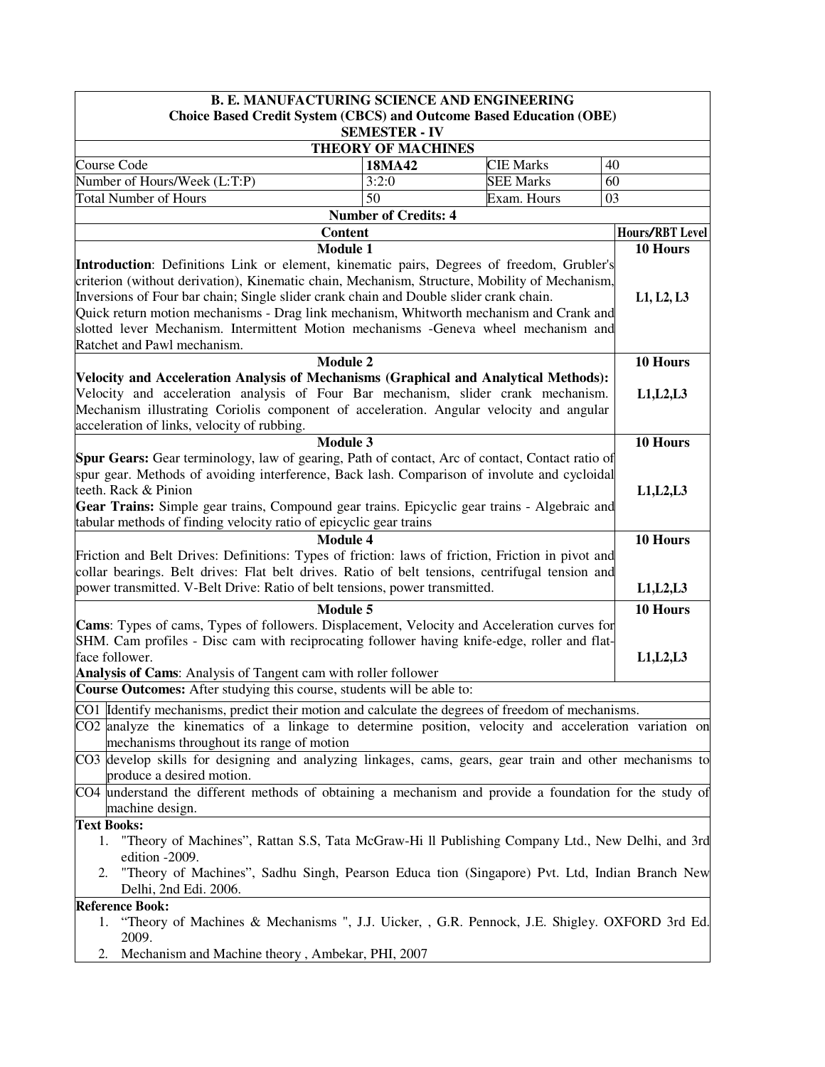| B. E. MANUFACTURING SCIENCE AND ENGINEERING<br>Choice Based Credit System (CBCS) and Outcome Based Education (OBE)<br>SEMESTER - IV | | | |
|---|---|---|---|
| **THEORY OF MACHINES** | | | |
| Course Code | **18MA42** | CIE Marks | 40 |
| Number of Hours/Week (L:T:P) | 3:2:0 | SEE Marks | 60 |
| Total Number of Hours | 50 | Exam. Hours | 03 |
| **Number of Credits: 4** | | | |

| Content | Hours/RBT Level |
|---|---|
| **Module 1** | **10 Hours** |
| **Introduction**: Definitions Link or element, kinematic pairs, Degrees of freedom, Grubler's criterion (without derivation), Kinematic chain, Mechanism, Structure, Mobility of Mechanism, Inversions of Four bar chain; Single slider crank chain and Double slider crank chain.<br>Quick return motion mechanisms - Drag link mechanism, Whitworth mechanism and Crank and slotted lever Mechanism. Intermittent Motion mechanisms -Geneva wheel mechanism and Ratchet and Pawl mechanism. | L1, L2, L3 |
| **Module 2** | **10 Hours** |
| **Velocity and Acceleration Analysis of Mechanisms (Graphical and Analytical Methods):** Velocity and acceleration analysis of Four Bar mechanism, slider crank mechanism. Mechanism illustrating Coriolis component of acceleration. Angular velocity and angular acceleration of links, velocity of rubbing. | L1,L2,L3 |
| **Module 3** | **10 Hours** |
| **Spur Gears:** Gear terminology, law of gearing, Path of contact, Arc of contact, Contact ratio of spur gear. Methods of avoiding interference, Back lash. Comparison of involute and cycloidal teeth. Rack & Pinion<br>**Gear Trains:** Simple gear trains, Compound gear trains. Epicyclic gear trains - Algebraic and tabular methods of finding velocity ratio of epicyclic gear trains | L1,L2,L3 |
| **Module 4** | **10 Hours** |
| Friction and Belt Drives: Definitions: Types of friction: laws of friction, Friction in pivot and collar bearings. Belt drives: Flat belt drives. Ratio of belt tensions, centrifugal tension and power transmitted. V-Belt Drive: Ratio of belt tensions, power transmitted. | L1,L2,L3 |
| **Module 5** | **10 Hours** |
| **Cams**: Types of cams, Types of followers. Displacement, Velocity and Acceleration curves for SHM. Cam profiles - Disc cam with reciprocating follower having knife-edge, roller and flat-face follower.<br>**Analysis of Cams**: Analysis of Tangent cam with roller follower | L1,L2,L3 |

**Course Outcomes:** After studying this course, students will be able to:

| | |
|---|---|
| CO1 | Identify mechanisms, predict their motion and calculate the degrees of freedom of mechanisms. |
| CO2 | analyze the kinematics of a linkage to determine position, velocity and acceleration variation on mechanisms throughout its range of motion |
| CO3 | develop skills for designing and analyzing linkages, cams, gears, gear train and other mechanisms to produce a desired motion. |
| CO4 | understand the different methods of obtaining a mechanism and provide a foundation for the study of machine design. |

**Text Books:**

1. "Theory of Machines", Rattan S.S, Tata McGraw-Hi ll Publishing Company Ltd., New Delhi, and 3rd edition -2009.
2. "Theory of Machines", Sadhu Singh, Pearson Educa tion (Singapore) Pvt. Ltd, Indian Branch New Delhi, 2nd Edi. 2006.

**Reference Book:**

1. "Theory of Machines & Mechanisms ", J.J. Uicker, , G.R. Pennock, J.E. Shigley. OXFORD 3rd Ed. 2009.
2. Mechanism and Machine theory , Ambekar, PHI, 2007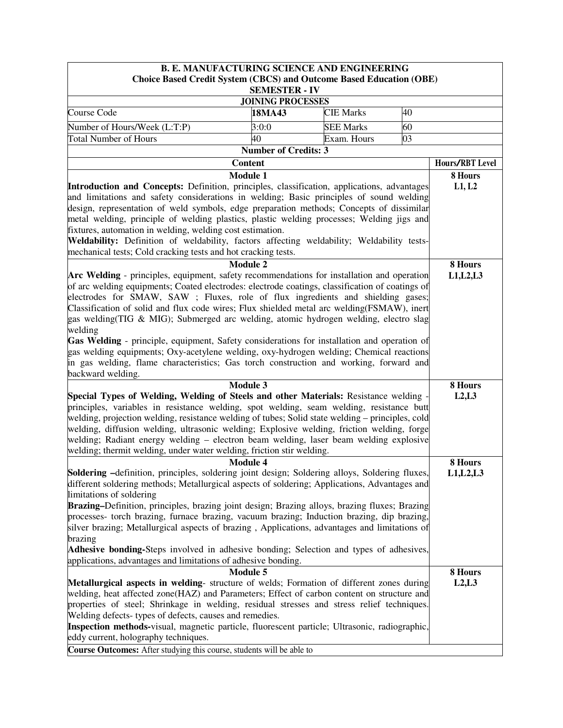**B. E. MANUFACTURING SCIENCE AND ENGINEERING**
**Choice Based Credit System (CBCS) and Outcome Based Education (OBE)**
**SEMESTER - IV**

**JOINING PROCESSES**

| Course Code | 18MA43 | CIE Marks | 40 |
|---|---|---|---|
| Number of Hours/Week (L:T:P) | 3:0:0 | SEE Marks | 60 |
| Total Number of Hours | 40 | Exam. Hours | 03 |

**Number of Credits: 3**

| Content | Hours/RBT Level |
|---|---|
| **Module 1**<br>**Introduction and Concepts:** Definition, principles, classification, applications, advantages and limitations and safety considerations in welding; Basic principles of sound welding design, representation of weld symbols, edge preparation methods; Concepts of dissimilar metal welding, principle of welding plastics, plastic welding processes; Welding jigs and fixtures, automation in welding, welding cost estimation.<br>**Weldability:** Definition of weldability, factors affecting weldability; Weldability tests-mechanical tests; Cold cracking tests and hot cracking tests. | **8 Hours**<br>**L1, L2** |
| **Module 2**<br>**Arc Welding** - principles, equipment, safety recommendations for installation and operation of arc welding equipments; Coated electrodes: electrode coatings, classification of coatings of electrodes for SMAW, SAW ; Fluxes, role of flux ingredients and shielding gases; Classification of solid and flux code wires; Flux shielded metal arc welding(FSMAW), inert gas welding(TIG & MIG); Submerged arc welding, atomic hydrogen welding, electro slag welding<br>**Gas Welding** - principle, equipment, Safety considerations for installation and operation of gas welding equipments; Oxy-acetylene welding, oxy-hydrogen welding; Chemical reactions in gas welding, flame characteristics; Gas torch construction and working, forward and backward welding. | **8 Hours**<br>**L1,L2,L3** |
| **Module 3**<br>**Special Types of Welding, Welding of Steels and other Materials:** Resistance welding - principles, variables in resistance welding, spot welding, seam welding, resistance butt welding, projection welding, resistance welding of tubes; Solid state welding – principles, cold welding, diffusion welding, ultrasonic welding; Explosive welding, friction welding, forge welding; Radiant energy welding – electron beam welding, laser beam welding explosive welding; thermit welding, under water welding, friction stir welding. | **8 Hours**<br>**L2,L3** |
| **Module 4**<br>**Soldering –**definition, principles, soldering joint design; Soldering alloys, Soldering fluxes, different soldering methods; Metallurgical aspects of soldering; Applications, Advantages and limitations of soldering<br>**Brazing–**Definition, principles, brazing joint design; Brazing alloys, brazing fluxes; Brazing processes- torch brazing, furnace brazing, vacuum brazing; Induction brazing, dip brazing, silver brazing; Metallurgical aspects of brazing , Applications, advantages and limitations of brazing<br>**Adhesive bonding-**Steps involved in adhesive bonding; Selection and types of adhesives, applications, advantages and limitations of adhesive bonding. | **8 Hours**<br>**L1,L2,L3** |
| **Module 5**<br>**Metallurgical aspects in welding**- structure of welds; Formation of different zones during welding, heat affected zone(HAZ) and Parameters; Effect of carbon content on structure and properties of steel; Shrinkage in welding, residual stresses and stress relief techniques. Welding defects- types of defects, causes and remedies.<br>**Inspection methods-**visual, magnetic particle, fluorescent particle; Ultrasonic, radiographic, eddy current, holography techniques. | **8 Hours**<br>**L2,L3** |

**Course Outcomes:** After studying this course, students will be able to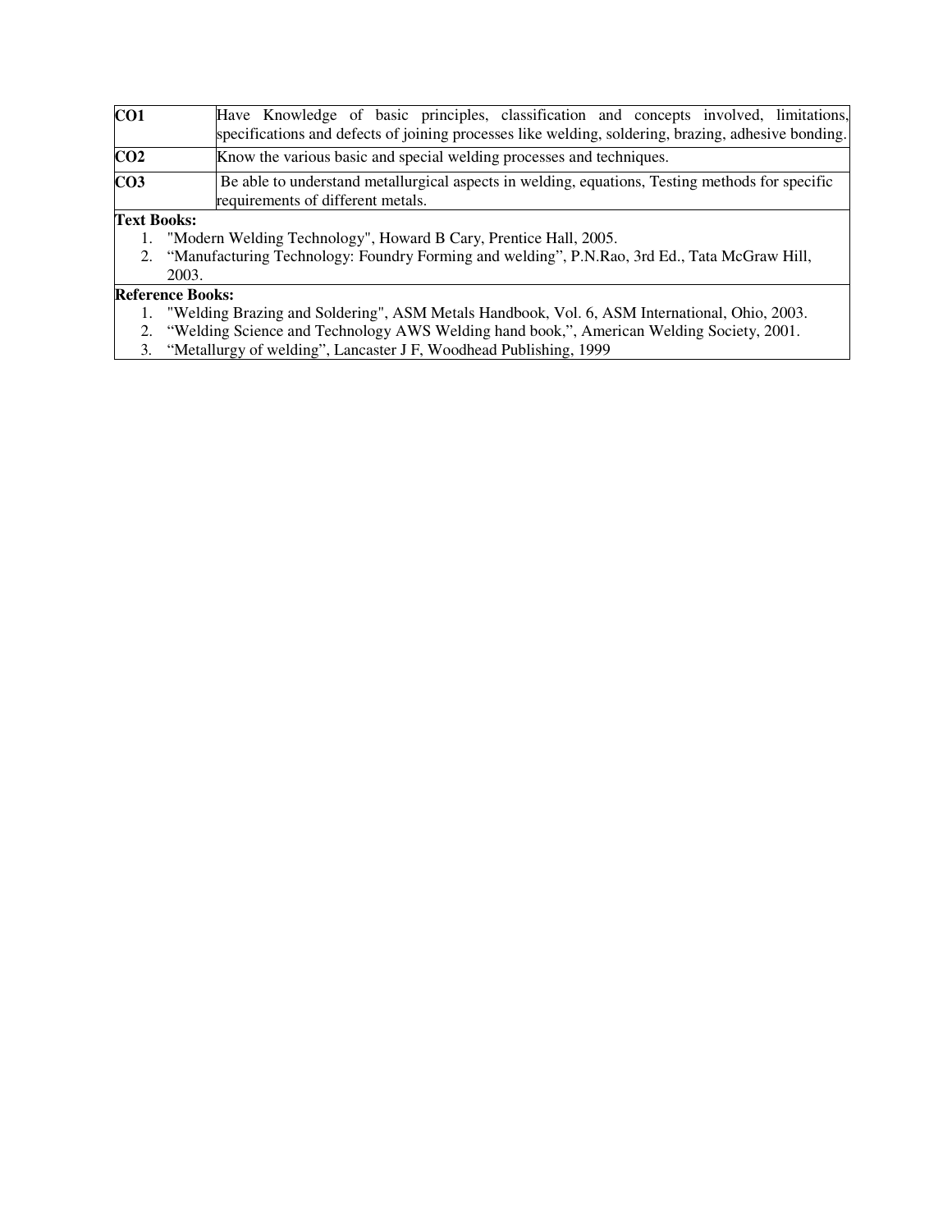| | |
|---|---|
| **CO1** | Have Knowledge of basic principles, classification and concepts involved, limitations, specifications and defects of joining processes like welding, soldering, brazing, adhesive bonding. |
| **CO2** | Know the various basic and special welding processes and techniques. |
| **CO3** | Be able to understand metallurgical aspects in welding, equations, Testing methods for specific requirements of different metals. |

**Text Books:**

1. "Modern Welding Technology", Howard B Cary, Prentice Hall, 2005.
2. "Manufacturing Technology: Foundry Forming and welding", P.N.Rao, 3rd Ed., Tata McGraw Hill, 2003.

**Reference Books:**

1. "Welding Brazing and Soldering", ASM Metals Handbook, Vol. 6, ASM International, Ohio, 2003.
2. "Welding Science and Technology AWS Welding hand book,", American Welding Society, 2001.
3. "Metallurgy of welding", Lancaster J F, Woodhead Publishing, 1999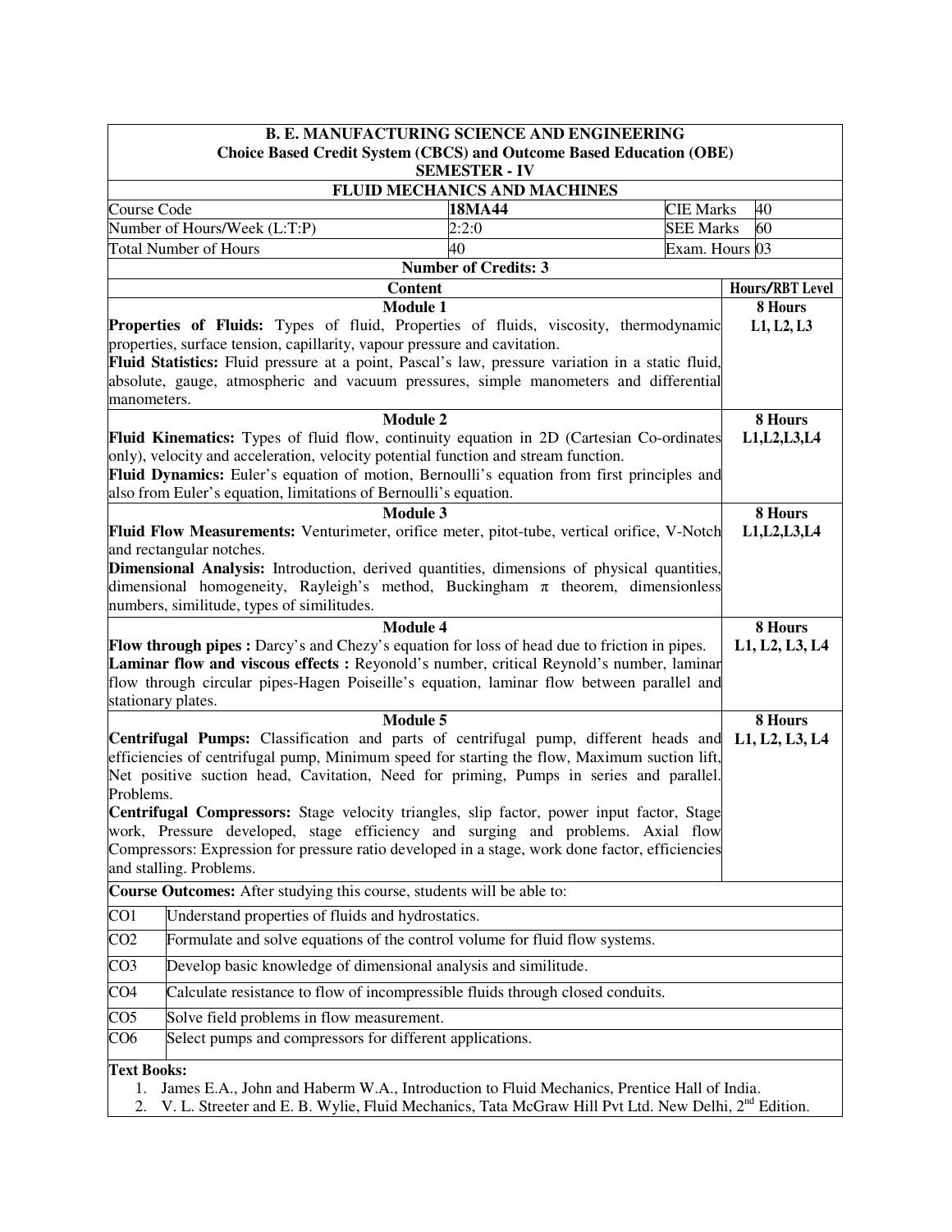# B. E. MANUFACTURING SCIENCE AND ENGINEERING

**Choice Based Credit System (CBCS) and Outcome Based Education (OBE)**

**SEMESTER - IV**

## FLUID MECHANICS AND MACHINES

| Course Code | **18MA44** | CIE Marks | 40 |
|---|---|---|---|
| Number of Hours/Week (L:T:P) | 2:2:0 | SEE Marks | 60 |
| Total Number of Hours | 40 | Exam. Hours | 03 |

**Number of Credits: 3**

| Content | Hours/RBT Level |
|---|---|
| **Module 1**<br>**Properties of Fluids:** Types of fluid, Properties of fluids, viscosity, thermodynamic properties, surface tension, capillarity, vapour pressure and cavitation.<br>**Fluid Statistics:** Fluid pressure at a point, Pascal's law, pressure variation in a static fluid, absolute, gauge, atmospheric and vacuum pressures, simple manometers and differential manometers. | **8 Hours**<br>**L1, L2, L3** |
| **Module 2**<br>**Fluid Kinematics:** Types of fluid flow, continuity equation in 2D (Cartesian Co-ordinates only), velocity and acceleration, velocity potential function and stream function.<br>**Fluid Dynamics:** Euler's equation of motion, Bernoulli's equation from first principles and also from Euler's equation, limitations of Bernoulli's equation. | **8 Hours**<br>**L1,L2,L3,L4** |
| **Module 3**<br>**Fluid Flow Measurements:** Venturimeter, orifice meter, pitot-tube, vertical orifice, V-Notch and rectangular notches.<br>**Dimensional Analysis:** Introduction, derived quantities, dimensions of physical quantities, dimensional homogeneity, Rayleigh's method, Buckingham $\pi$ theorem, dimensionless numbers, similitude, types of similitudes. | **8 Hours**<br>**L1,L2,L3,L4** |
| **Module 4**<br>**Flow through pipes :** Darcy's and Chezy's equation for loss of head due to friction in pipes.<br>**Laminar flow and viscous effects :** Reyonold's number, critical Reynold's number, laminar flow through circular pipes-Hagen Poiseille's equation, laminar flow between parallel and stationary plates. | **8 Hours**<br>**L1, L2, L3, L4** |
| **Module 5**<br>**Centrifugal Pumps:** Classification and parts of centrifugal pump, different heads and efficiencies of centrifugal pump, Minimum speed for starting the flow, Maximum suction lift, Net positive suction head, Cavitation, Need for priming, Pumps in series and parallel. Problems.<br>**Centrifugal Compressors:** Stage velocity triangles, slip factor, power input factor, Stage work, Pressure developed, stage efficiency and surging and problems. Axial flow Compressors: Expression for pressure ratio developed in a stage, work done factor, efficiencies and stalling. Problems. | **8 Hours**<br>**L1, L2, L3, L4** |

**Course Outcomes:** After studying this course, students will be able to:

| | |
|---|---|
| CO1 | Understand properties of fluids and hydrostatics. |
| CO2 | Formulate and solve equations of the control volume for fluid flow systems. |
| CO3 | Develop basic knowledge of dimensional analysis and similitude. |
| CO4 | Calculate resistance to flow of incompressible fluids through closed conduits. |
| CO5 | Solve field problems in flow measurement. |
| CO6 | Select pumps and compressors for different applications. |

**Text Books:**

1. James E.A., John and Haberm W.A., Introduction to Fluid Mechanics, Prentice Hall of India.
2. V. L. Streeter and E. B. Wylie, Fluid Mechanics, Tata McGraw Hill Pvt Ltd. New Delhi, 2nd Edition.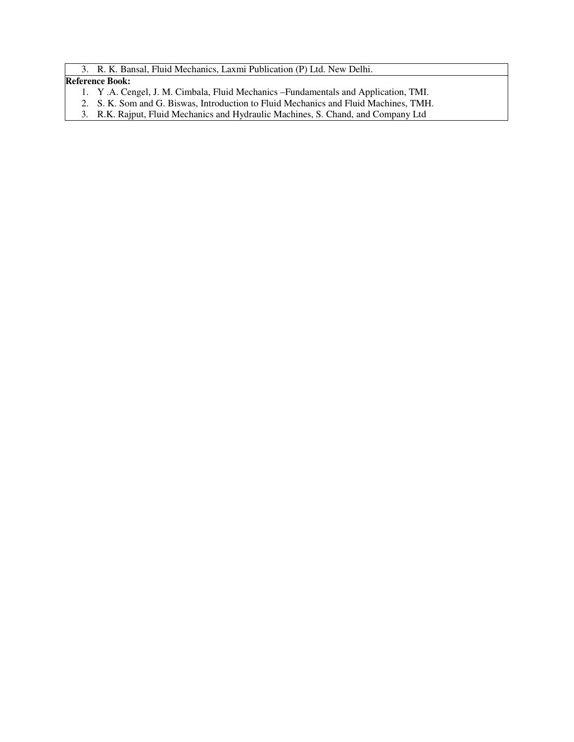3. R. K. Bansal, Fluid Mechanics, Laxmi Publication (P) Ltd. New Delhi.

**Reference Book:**

1. Y .A. Cengel, J. M. Cimbala, Fluid Mechanics –Fundamentals and Application, TMI.
2. S. K. Som and G. Biswas, Introduction to Fluid Mechanics and Fluid Machines, TMH.
3. R.K. Rajput, Fluid Mechanics and Hydraulic Machines, S. Chand, and Company Ltd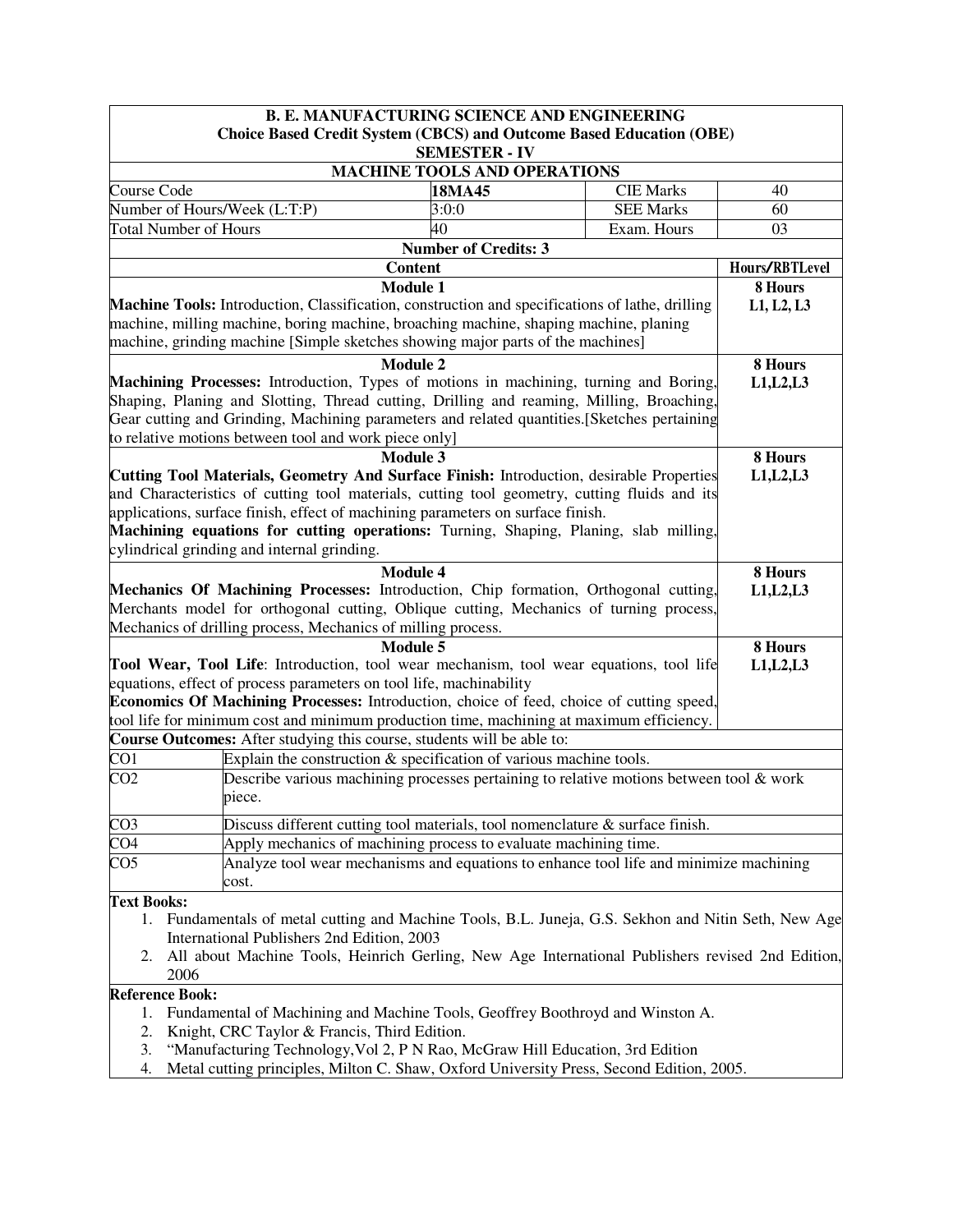**B. E. MANUFACTURING SCIENCE AND ENGINEERING**
**Choice Based Credit System (CBCS) and Outcome Based Education (OBE)**
**SEMESTER - IV**

## MACHINE TOOLS AND OPERATIONS

| Course Code | 18MA45 | CIE Marks | 40 |
|---|---|---|---|
| Number of Hours/Week (L:T:P) | 3:0:0 | SEE Marks | 60 |
| Total Number of Hours | 40 | Exam. Hours | 03 |

**Number of Credits: 3**

| Content | Hours/RBTLevel |
|---|---|
| **Module 1**<br>**Machine Tools:** Introduction, Classification, construction and specifications of lathe, drilling machine, milling machine, boring machine, broaching machine, shaping machine, planing machine, grinding machine [Simple sketches showing major parts of the machines] | **8 Hours**<br>**L1, L2, L3** |
| **Module 2**<br>**Machining Processes:** Introduction, Types of motions in machining, turning and Boring, Shaping, Planing and Slotting, Thread cutting, Drilling and reaming, Milling, Broaching, Gear cutting and Grinding, Machining parameters and related quantities.[Sketches pertaining to relative motions between tool and work piece only] | **8 Hours**<br>**L1,L2,L3** |
| **Module 3**<br>**Cutting Tool Materials, Geometry And Surface Finish:** Introduction, desirable Properties and Characteristics of cutting tool materials, cutting tool geometry, cutting fluids and its applications, surface finish, effect of machining parameters on surface finish.<br>**Machining equations for cutting operations:** Turning, Shaping, Planing, slab milling, cylindrical grinding and internal grinding. | **8 Hours**<br>**L1,L2,L3** |
| **Module 4**<br>**Mechanics Of Machining Processes:** Introduction, Chip formation, Orthogonal cutting, Merchants model for orthogonal cutting, Oblique cutting, Mechanics of turning process, Mechanics of drilling process, Mechanics of milling process. | **8 Hours**<br>**L1,L2,L3** |
| **Module 5**<br>**Tool Wear, Tool Life**: Introduction, tool wear mechanism, tool wear equations, tool life equations, effect of process parameters on tool life, machinability<br>**Economics Of Machining Processes:** Introduction, choice of feed, choice of cutting speed, tool life for minimum cost and minimum production time, machining at maximum efficiency. | **8 Hours**<br>**L1,L2,L3** |

**Course Outcomes:** After studying this course, students will be able to:

| | |
|---|---|
| CO1 | Explain the construction & specification of various machine tools. |
| CO2 | Describe various machining processes pertaining to relative motions between tool & work piece. |
| CO3 | Discuss different cutting tool materials, tool nomenclature & surface finish. |
| CO4 | Apply mechanics of machining process to evaluate machining time. |
| CO5 | Analyze tool wear mechanisms and equations to enhance tool life and minimize machining cost. |

**Text Books:**

1. Fundamentals of metal cutting and Machine Tools, B.L. Juneja, G.S. Sekhon and Nitin Seth, New Age International Publishers 2nd Edition, 2003
2. All about Machine Tools, Heinrich Gerling, New Age International Publishers revised 2nd Edition, 2006

**Reference Book:**

1. Fundamental of Machining and Machine Tools, Geoffrey Boothroyd and Winston A.
2. Knight, CRC Taylor & Francis, Third Edition.
3. "Manufacturing Technology,Vol 2, P N Rao, McGraw Hill Education, 3rd Edition
4. Metal cutting principles, Milton C. Shaw, Oxford University Press, Second Edition, 2005.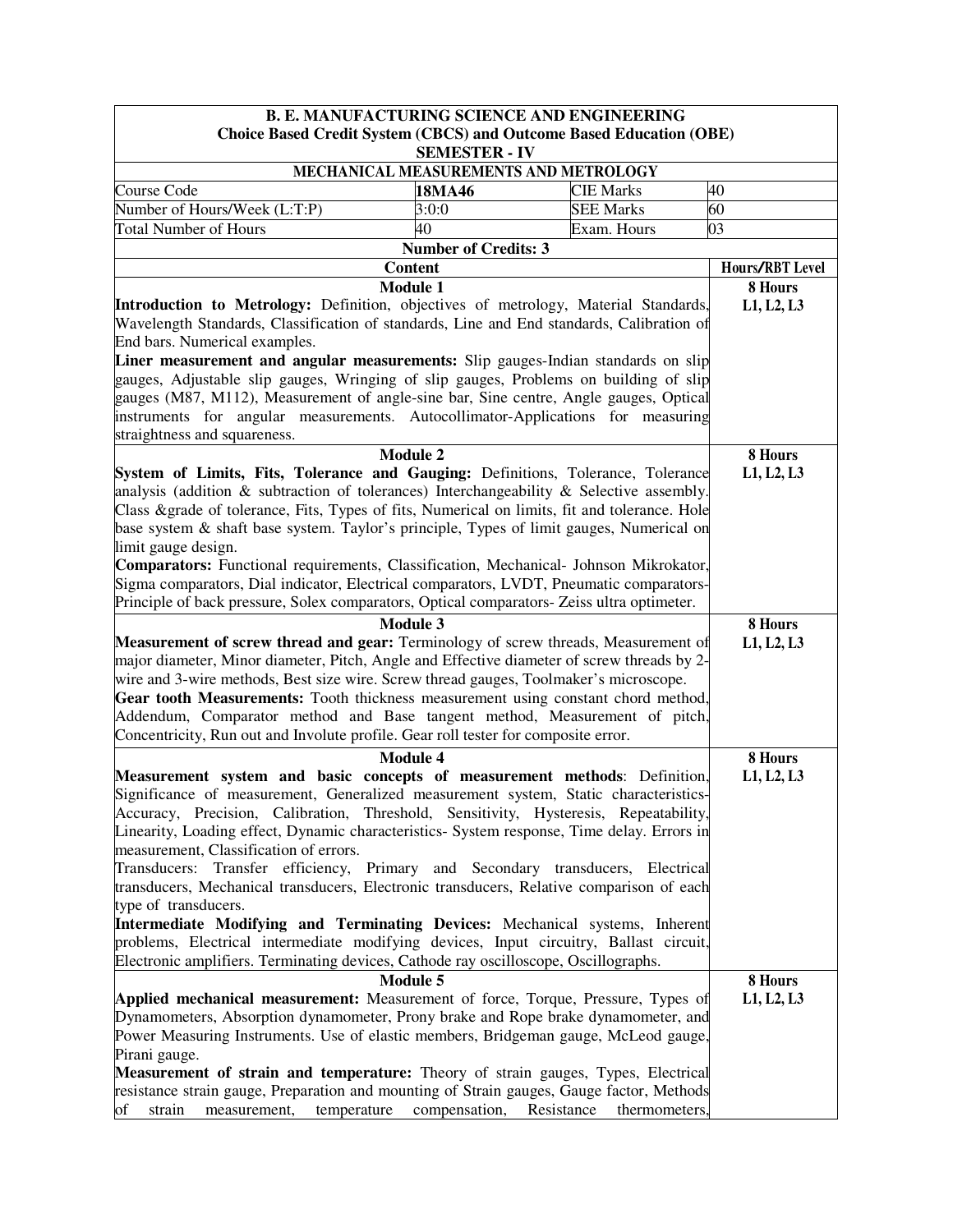| B. E. MANUFACTURING SCIENCE AND ENGINEERING<br>Choice Based Credit System (CBCS) and Outcome Based Education (OBE)<br>SEMESTER - IV | | | |
|---|---|---|---|
| **MECHANICAL MEASUREMENTS AND METROLOGY** | | | |
| Course Code | **18MA46** | CIE Marks | 40 |
| Number of Hours/Week (L:T:P) | 3:0:0 | SEE Marks | 60 |
| Total Number of Hours | 40 | Exam. Hours | 03 |
| **Number of Credits: 3** | | | |

| Content | Hours/RBT Level |
|---|---|
| **Module 1**<br>**Introduction to Metrology:** Definition, objectives of metrology, Material Standards, Wavelength Standards, Classification of standards, Line and End standards, Calibration of End bars. Numerical examples.<br>**Liner measurement and angular measurements:** Slip gauges-Indian standards on slip gauges, Adjustable slip gauges, Wringing of slip gauges, Problems on building of slip gauges (M87, M112), Measurement of angle-sine bar, Sine centre, Angle gauges, Optical instruments for angular measurements. Autocollimator-Applications for measuring straightness and squareness. | **8 Hours**<br>**L1, L2, L3** |
| **Module 2**<br>**System of Limits, Fits, Tolerance and Gauging:** Definitions, Tolerance, Tolerance analysis (addition & subtraction of tolerances) Interchangeability & Selective assembly. Class &grade of tolerance, Fits, Types of fits, Numerical on limits, fit and tolerance. Hole base system & shaft base system. Taylor's principle, Types of limit gauges, Numerical on limit gauge design.<br>**Comparators:** Functional requirements, Classification, Mechanical- Johnson Mikrokator, Sigma comparators, Dial indicator, Electrical comparators, LVDT, Pneumatic comparators-Principle of back pressure, Solex comparators, Optical comparators- Zeiss ultra optimeter. | **8 Hours**<br>**L1, L2, L3** |
| **Module 3**<br>**Measurement of screw thread and gear:** Terminology of screw threads, Measurement of major diameter, Minor diameter, Pitch, Angle and Effective diameter of screw threads by 2-wire and 3-wire methods, Best size wire. Screw thread gauges, Toolmaker's microscope.<br>**Gear tooth Measurements:** Tooth thickness measurement using constant chord method, Addendum, Comparator method and Base tangent method, Measurement of pitch, Concentricity, Run out and Involute profile. Gear roll tester for composite error. | **8 Hours**<br>**L1, L2, L3** |
| **Module 4**<br>**Measurement system and basic concepts of measurement methods**: Definition, Significance of measurement, Generalized measurement system, Static characteristics-Accuracy, Precision, Calibration, Threshold, Sensitivity, Hysteresis, Repeatability, Linearity, Loading effect, Dynamic characteristics- System response, Time delay. Errors in measurement, Classification of errors.<br>Transducers: Transfer efficiency, Primary and Secondary transducers, Electrical transducers, Mechanical transducers, Electronic transducers, Relative comparison of each type of transducers.<br>**Intermediate Modifying and Terminating Devices:** Mechanical systems, Inherent problems, Electrical intermediate modifying devices, Input circuitry, Ballast circuit, Electronic amplifiers. Terminating devices, Cathode ray oscilloscope, Oscillographs. | **8 Hours**<br>**L1, L2, L3** |
| **Module 5**<br>**Applied mechanical measurement:** Measurement of force, Torque, Pressure, Types of Dynamometers, Absorption dynamometer, Prony brake and Rope brake dynamometer, and Power Measuring Instruments. Use of elastic members, Bridgeman gauge, McLeod gauge, Pirani gauge.<br>**Measurement of strain and temperature:** Theory of strain gauges, Types, Electrical resistance strain gauge, Preparation and mounting of Strain gauges, Gauge factor, Methods of strain measurement, temperature compensation, Resistance thermometers, | **8 Hours**<br>**L1, L2, L3** |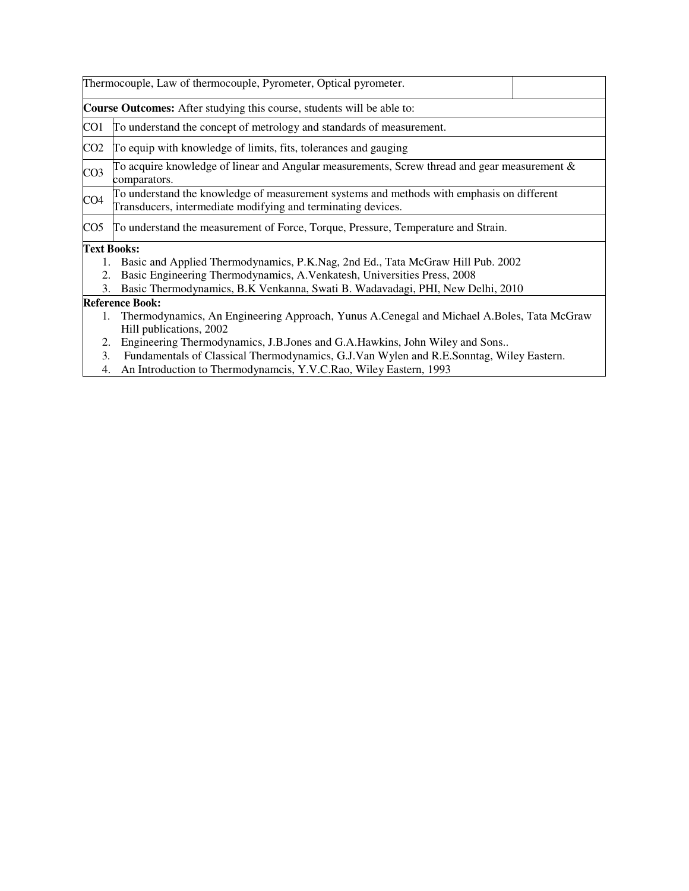| Thermocouple, Law of thermocouple, Pyrometer, Optical pyrometer. | |
|---|---|

**Course Outcomes:** After studying this course, students will be able to:

| | |
|---|---|
| CO1 | To understand the concept of metrology and standards of measurement. |
| CO2 | To equip with knowledge of limits, fits, tolerances and gauging |
| CO3 | To acquire knowledge of linear and Angular measurements, Screw thread and gear measurement & comparators. |
| CO4 | To understand the knowledge of measurement systems and methods with emphasis on different Transducers, intermediate modifying and terminating devices. |
| CO5 | To understand the measurement of Force, Torque, Pressure, Temperature and Strain. |

**Text Books:**

1. Basic and Applied Thermodynamics, P.K.Nag, 2nd Ed., Tata McGraw Hill Pub. 2002
2. Basic Engineering Thermodynamics, A.Venkatesh, Universities Press, 2008
3. Basic Thermodynamics, B.K Venkanna, Swati B. Wadavadagi, PHI, New Delhi, 2010

**Reference Book:**

1. Thermodynamics, An Engineering Approach, Yunus A.Cenegal and Michael A.Boles, Tata McGraw Hill publications, 2002
2. Engineering Thermodynamics, J.B.Jones and G.A.Hawkins, John Wiley and Sons..
3. Fundamentals of Classical Thermodynamics, G.J.Van Wylen and R.E.Sonntag, Wiley Eastern.
4. An Introduction to Thermodynamcis, Y.V.C.Rao, Wiley Eastern, 1993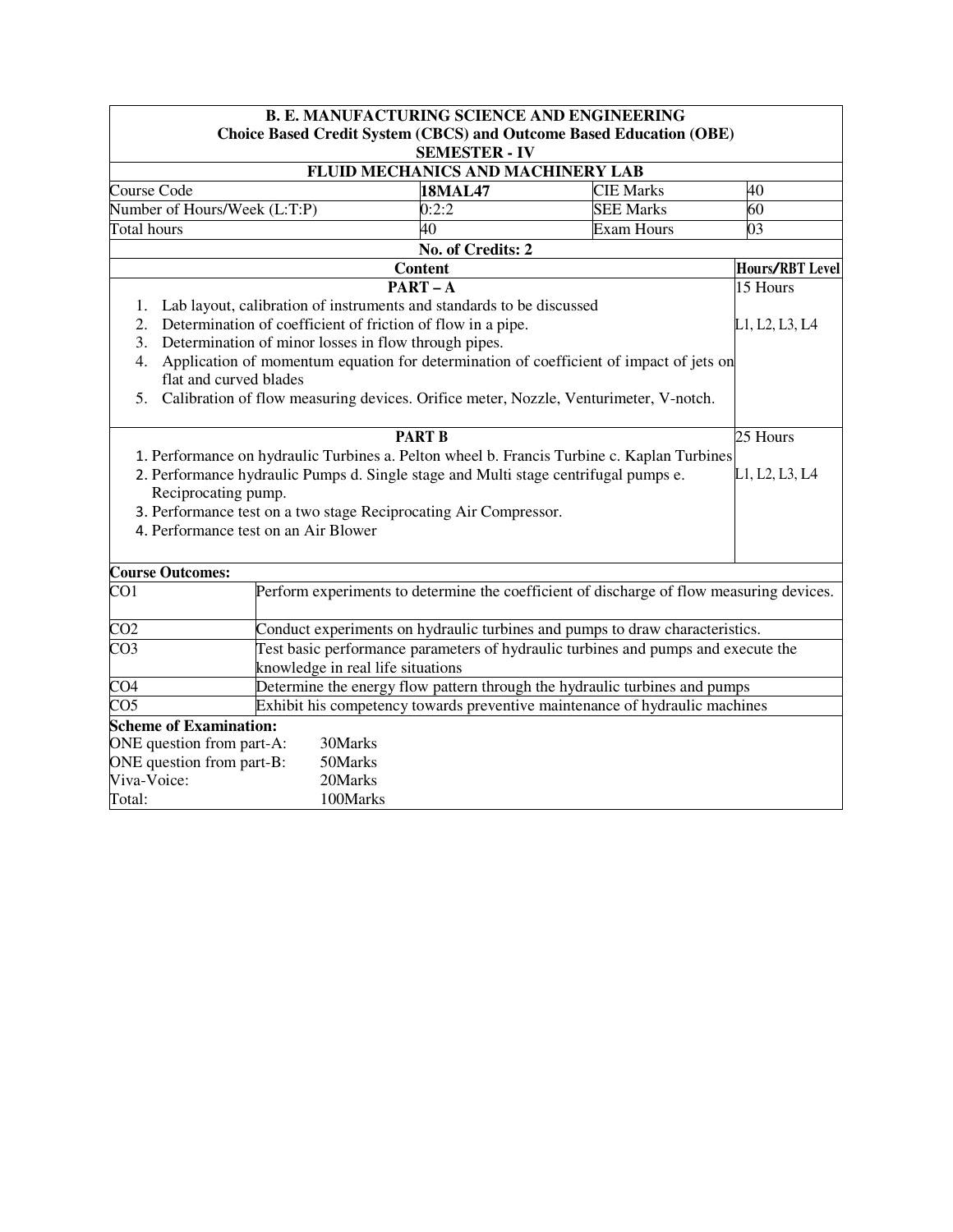**B. E. MANUFACTURING SCIENCE AND ENGINEERING**
**Choice Based Credit System (CBCS) and Outcome Based Education (OBE)**
**SEMESTER - IV**

**FLUID MECHANICS AND MACHINERY LAB**

| | | | |
|---|---|---|---|
| Course Code | **18MAL47** | CIE Marks | 40 |
| Number of Hours/Week (L:T:P) | 0:2:2 | SEE Marks | 60 |
| Total hours | 40 | Exam Hours | 03 |

**No. of Credits: 2**

| Content | Hours/RBT Level |
|---|---|
| **PART – A**<br>1. Lab layout, calibration of instruments and standards to be discussed<br>2. Determination of coefficient of friction of flow in a pipe.<br>3. Determination of minor losses in flow through pipes.<br>4. Application of momentum equation for determination of coefficient of impact of jets on flat and curved blades<br>5. Calibration of flow measuring devices. Orifice meter, Nozzle, Venturimeter, V-notch. | 15 Hours<br>L1, L2, L3, L4 |
| **PART B**<br>1. Performance on hydraulic Turbines a. Pelton wheel b. Francis Turbine c. Kaplan Turbines<br>2. Performance hydraulic Pumps d. Single stage and Multi stage centrifugal pumps e. Reciprocating pump.<br>3. Performance test on a two stage Reciprocating Air Compressor.<br>4. Performance test on an Air Blower | 25 Hours<br>L1, L2, L3, L4 |

**Course Outcomes:**

| | |
|---|---|
| CO1 | Perform experiments to determine the coefficient of discharge of flow measuring devices. |
| CO2 | Conduct experiments on hydraulic turbines and pumps to draw characteristics. |
| CO3 | Test basic performance parameters of hydraulic turbines and pumps and execute the knowledge in real life situations |
| CO4 | Determine the energy flow pattern through the hydraulic turbines and pumps |
| CO5 | Exhibit his competency towards preventive maintenance of hydraulic machines |

**Scheme of Examination:**

ONE question from part-A: 30Marks
ONE question from part-B: 50Marks
Viva-Voice: 20Marks
Total: 100Marks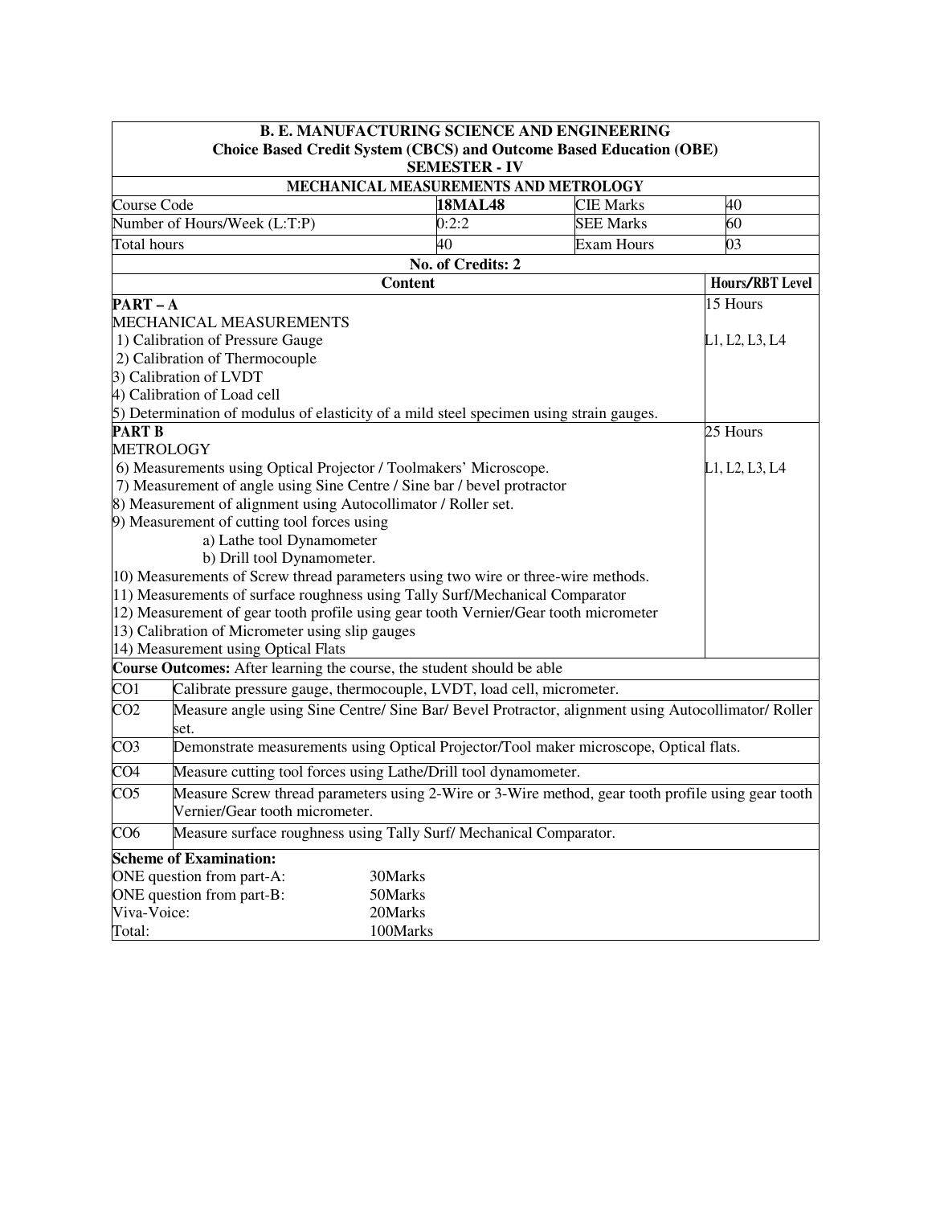**B. E. MANUFACTURING SCIENCE AND ENGINEERING**
**Choice Based Credit System (CBCS) and Outcome Based Education (OBE)**
**SEMESTER - IV**

**MECHANICAL MEASUREMENTS AND METROLOGY**

| | | | |
|---|---|---|---|
| Course Code | **18MAL48** | CIE Marks | 40 |
| Number of Hours/Week (L:T:P) | 0:2:2 | SEE Marks | 60 |
| Total hours | 40 | Exam Hours | 03 |

**No. of Credits: 2**

| Content | Hours/RBT Level |
|---|---|
| **PART – A**<br>MECHANICAL MEASUREMENTS<br>1) Calibration of Pressure Gauge<br>2) Calibration of Thermocouple<br>3) Calibration of LVDT<br>4) Calibration of Load cell<br>5) Determination of modulus of elasticity of a mild steel specimen using strain gauges. | 15 Hours<br><br>L1, L2, L3, L4 |
| **PART B**<br>METROLOGY<br>6) Measurements using Optical Projector / Toolmakers' Microscope.<br>7) Measurement of angle using Sine Centre / Sine bar / bevel protractor<br>8) Measurement of alignment using Autocollimator / Roller set.<br>9) Measurement of cutting tool forces using<br>a) Lathe tool Dynamometer<br>b) Drill tool Dynamometer.<br>10) Measurements of Screw thread parameters using two wire or three-wire methods.<br>11) Measurements of surface roughness using Tally Surf/Mechanical Comparator<br>12) Measurement of gear tooth profile using gear tooth Vernier/Gear tooth micrometer<br>13) Calibration of Micrometer using slip gauges<br>14) Measurement using Optical Flats | 25 Hours<br><br>L1, L2, L3, L4 |

**Course Outcomes:** After learning the course, the student should be able

| | |
|---|---|
| CO1 | Calibrate pressure gauge, thermocouple, LVDT, load cell, micrometer. |
| CO2 | Measure angle using Sine Centre/ Sine Bar/ Bevel Protractor, alignment using Autocollimator/ Roller set. |
| CO3 | Demonstrate measurements using Optical Projector/Tool maker microscope, Optical flats. |
| CO4 | Measure cutting tool forces using Lathe/Drill tool dynamometer. |
| CO5 | Measure Screw thread parameters using 2-Wire or 3-Wire method, gear tooth profile using gear tooth Vernier/Gear tooth micrometer. |
| CO6 | Measure surface roughness using Tally Surf/ Mechanical Comparator. |

**Scheme of Examination:**

| | |
|---|---|
| ONE question from part-A: | 30Marks |
| ONE question from part-B: | 50Marks |
| Viva-Voice: | 20Marks |
| Total: | 100Marks |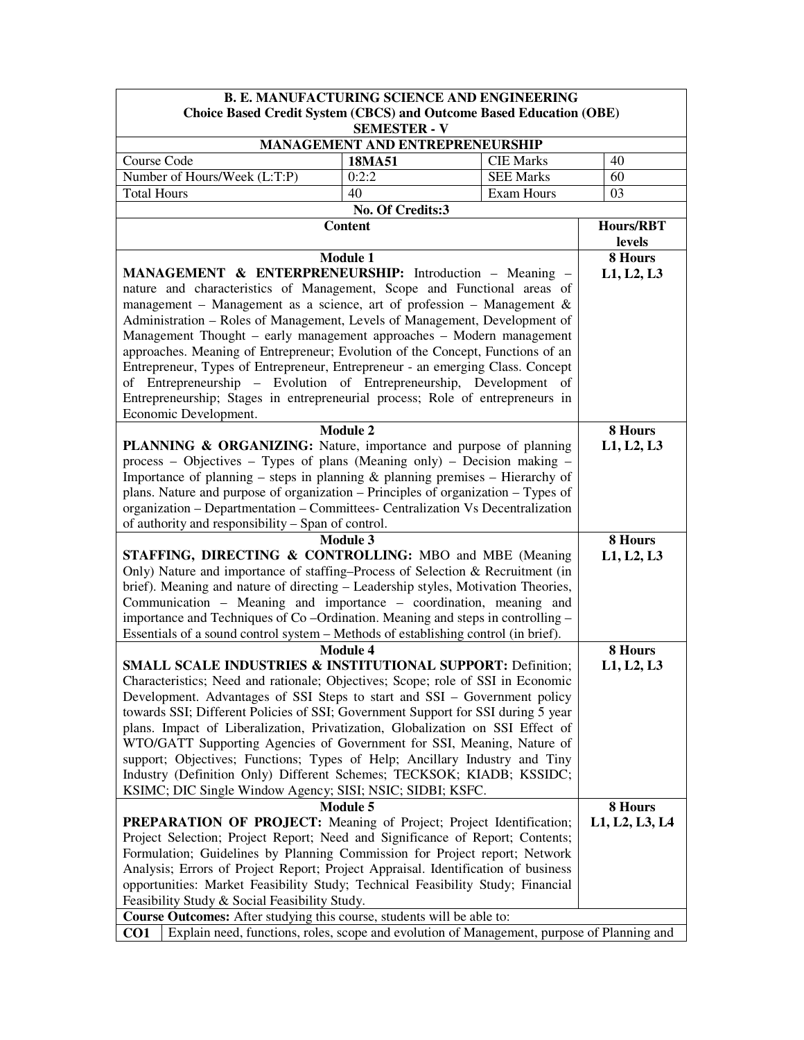**B. E. MANUFACTURING SCIENCE AND ENGINEERING**
**Choice Based Credit System (CBCS) and Outcome Based Education (OBE)**
**SEMESTER - V**

**MANAGEMENT AND ENTREPRENEURSHIP**

| Course Code | **18MA51** | CIE Marks | 40 |
|---|---|---|---|
| Number of Hours/Week (L:T:P) | 0:2:2 | SEE Marks | 60 |
| Total Hours | 40 | Exam Hours | 03 |

**No. Of Credits:3**

| Content | Hours/RBT levels |
|---|---|
| **Module 1**<br>**MANAGEMENT & ENTREPRENEURSHIP:** Introduction – Meaning – nature and characteristics of Management, Scope and Functional areas of management – Management as a science, art of profession – Management & Administration – Roles of Management, Levels of Management, Development of Management Thought – early management approaches – Modern management approaches. Meaning of Entrepreneur; Evolution of the Concept, Functions of an Entrepreneur, Types of Entrepreneur, Entrepreneur - an emerging Class. Concept of Entrepreneurship – Evolution of Entrepreneurship, Development of Entrepreneurship; Stages in entrepreneurial process; Role of entrepreneurs in Economic Development. | **8 Hours**<br>**L1, L2, L3** |
| **Module 2**<br>**PLANNING & ORGANIZING:** Nature, importance and purpose of planning process – Objectives – Types of plans (Meaning only) – Decision making – Importance of planning – steps in planning & planning premises – Hierarchy of plans. Nature and purpose of organization – Principles of organization – Types of organization – Departmentation – Committees- Centralization Vs Decentralization of authority and responsibility – Span of control. | **8 Hours**<br>**L1, L2, L3** |
| **Module 3**<br>**STAFFING, DIRECTING & CONTROLLING:** MBO and MBE (Meaning Only) Nature and importance of staffing–Process of Selection & Recruitment (in brief). Meaning and nature of directing – Leadership styles, Motivation Theories, Communication – Meaning and importance – coordination, meaning and importance and Techniques of Co –Ordination. Meaning and steps in controlling – Essentials of a sound control system – Methods of establishing control (in brief). | **8 Hours**<br>**L1, L2, L3** |
| **Module 4**<br>**SMALL SCALE INDUSTRIES & INSTITUTIONAL SUPPORT:** Definition; Characteristics; Need and rationale; Objectives; Scope; role of SSI in Economic Development. Advantages of SSI Steps to start and SSI – Government policy towards SSI; Different Policies of SSI; Government Support for SSI during 5 year plans. Impact of Liberalization, Privatization, Globalization on SSI Effect of WTO/GATT Supporting Agencies of Government for SSI, Meaning, Nature of support; Objectives; Functions; Types of Help; Ancillary Industry and Tiny Industry (Definition Only) Different Schemes; TECKSOK; KIADB; KSSIDC; KSIMC; DIC Single Window Agency; SISI; NSIC; SIDBI; KSFC. | **8 Hours**<br>**L1, L2, L3** |
| **Module 5**<br>**PREPARATION OF PROJECT:** Meaning of Project; Project Identification; Project Selection; Project Report; Need and Significance of Report; Contents; Formulation; Guidelines by Planning Commission for Project report; Network Analysis; Errors of Project Report; Project Appraisal. Identification of business opportunities: Market Feasibility Study; Technical Feasibility Study; Financial Feasibility Study & Social Feasibility Study. | **8 Hours**<br>**L1, L2, L3, L4** |

**Course Outcomes:** After studying this course, students will be able to:

| | |
|---|---|
| **CO1** | Explain need, functions, roles, scope and evolution of Management, purpose of Planning and |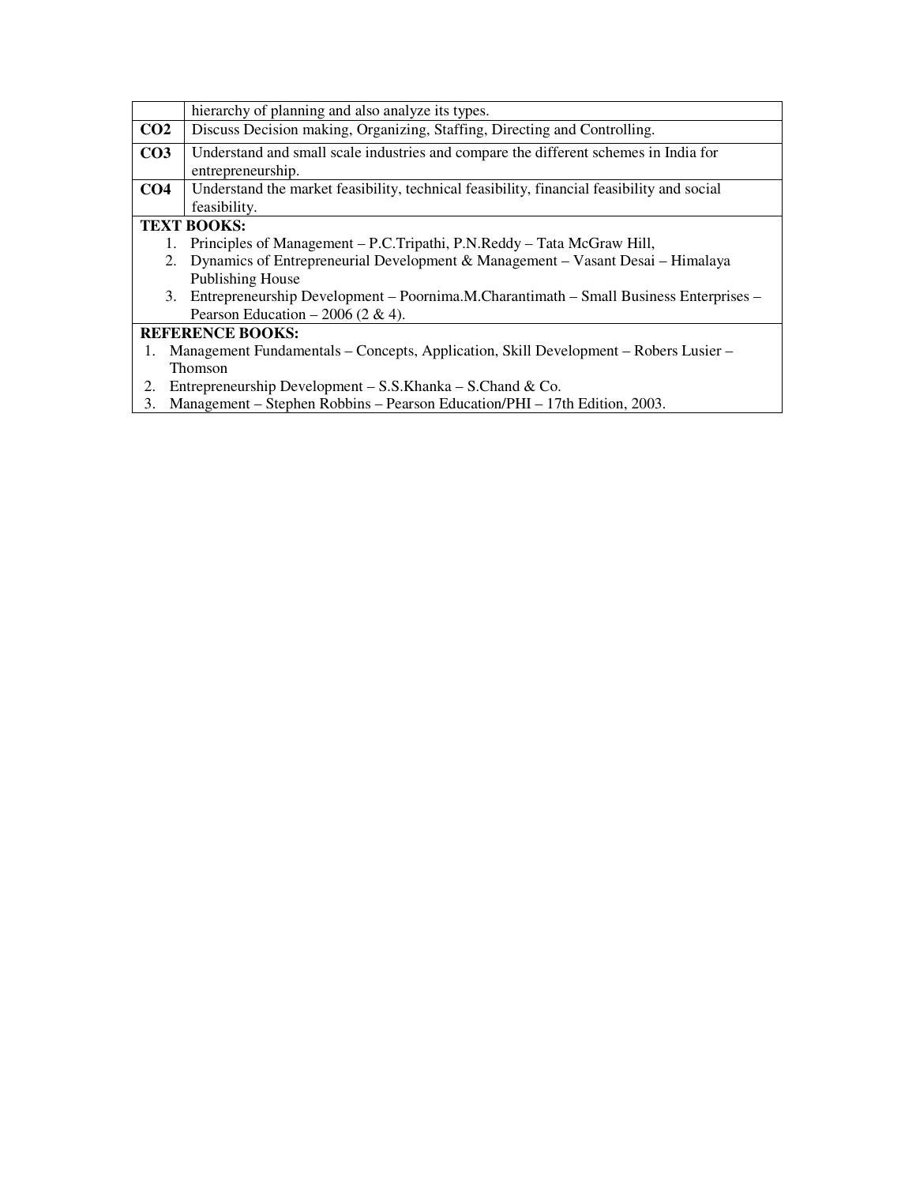| | |
|---|---|
| | hierarchy of planning and also analyze its types. |
| **CO2** | Discuss Decision making, Organizing, Staffing, Directing and Controlling. |
| **CO3** | Understand and small scale industries and compare the different schemes in India for entrepreneurship. |
| **CO4** | Understand the market feasibility, technical feasibility, financial feasibility and social feasibility. |

**TEXT BOOKS:**

1. Principles of Management – P.C.Tripathi, P.N.Reddy – Tata McGraw Hill,
2. Dynamics of Entrepreneurial Development & Management – Vasant Desai – Himalaya Publishing House
3. Entrepreneurship Development – Poornima.M.Charantimath – Small Business Enterprises – Pearson Education – 2006 (2 & 4).

**REFERENCE BOOKS:**

1. Management Fundamentals – Concepts, Application, Skill Development – Robers Lusier – Thomson
2. Entrepreneurship Development – S.S.Khanka – S.Chand & Co.
3. Management – Stephen Robbins – Pearson Education/PHI – 17th Edition, 2003.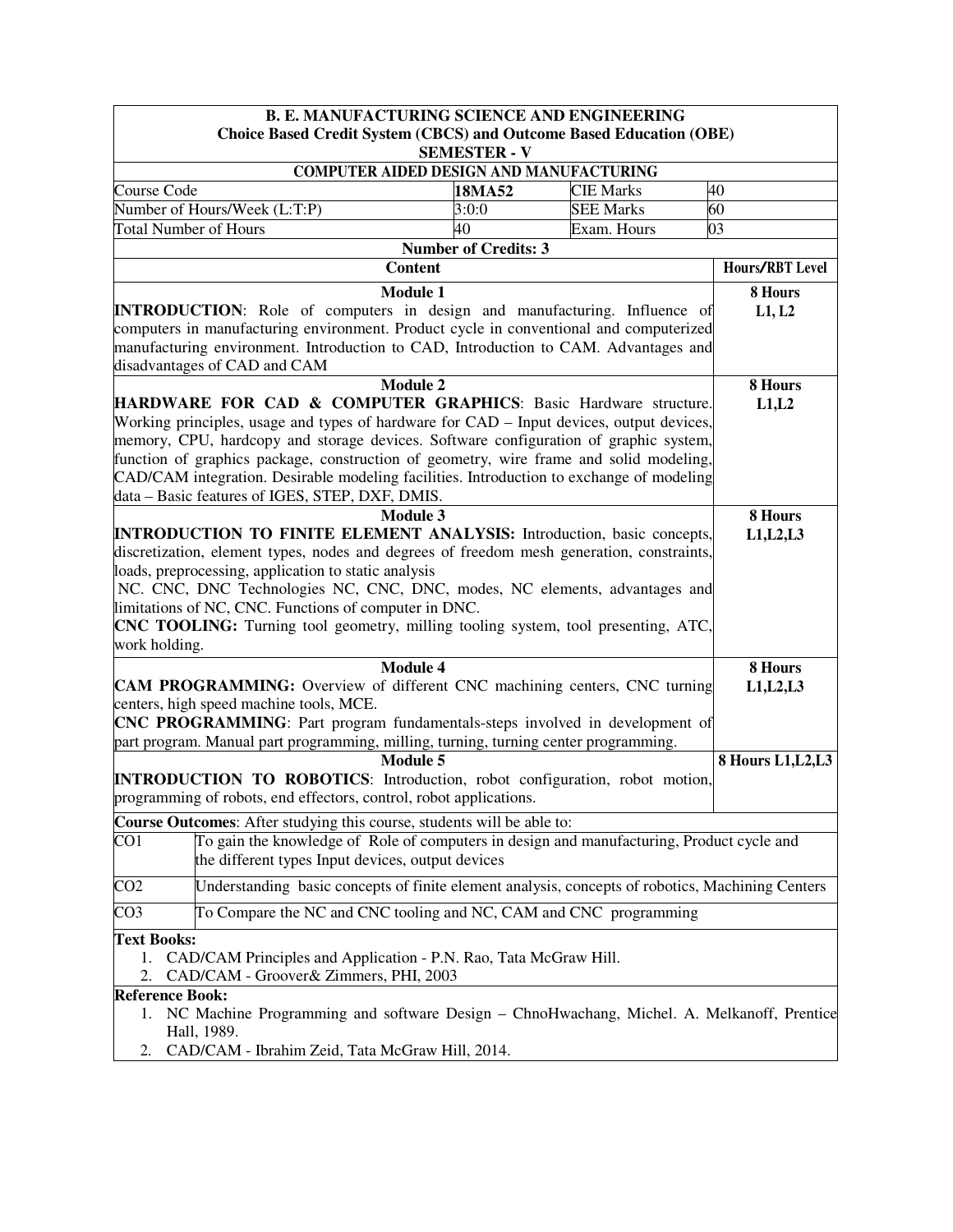**B. E. MANUFACTURING SCIENCE AND ENGINEERING**
**Choice Based Credit System (CBCS) and Outcome Based Education (OBE)**
**SEMESTER - V**

**COMPUTER AIDED DESIGN AND MANUFACTURING**

| | | | |
|---|---|---|---|
| Course Code | **18MA52** | CIE Marks | 40 |
| Number of Hours/Week (L:T:P) | 3:0:0 | SEE Marks | 60 |
| Total Number of Hours | 40 | Exam. Hours | 03 |

**Number of Credits: 3**

| Content | Hours/RBT Level |
|---|---|
| **Module 1**<br>**INTRODUCTION**: Role of computers in design and manufacturing. Influence of computers in manufacturing environment. Product cycle in conventional and computerized manufacturing environment. Introduction to CAD, Introduction to CAM. Advantages and disadvantages of CAD and CAM | **8 Hours**<br>**L1, L2** |
| **Module 2**<br>**HARDWARE FOR CAD & COMPUTER GRAPHICS**: Basic Hardware structure. Working principles, usage and types of hardware for CAD – Input devices, output devices, memory, CPU, hardcopy and storage devices. Software configuration of graphic system, function of graphics package, construction of geometry, wire frame and solid modeling, CAD/CAM integration. Desirable modeling facilities. Introduction to exchange of modeling data – Basic features of IGES, STEP, DXF, DMIS. | **8 Hours**<br>**L1,L2** |
| **Module 3**<br>**INTRODUCTION TO FINITE ELEMENT ANALYSIS:** Introduction, basic concepts, discretization, element types, nodes and degrees of freedom mesh generation, constraints, loads, preprocessing, application to static analysis<br>NC. CNC, DNC Technologies NC, CNC, DNC, modes, NC elements, advantages and limitations of NC, CNC. Functions of computer in DNC.<br>**CNC TOOLING:** Turning tool geometry, milling tooling system, tool presenting, ATC, work holding. | **8 Hours**<br>**L1,L2,L3** |
| **Module 4**<br>**CAM PROGRAMMING:** Overview of different CNC machining centers, CNC turning centers, high speed machine tools, MCE.<br>**CNC PROGRAMMING**: Part program fundamentals-steps involved in development of part program. Manual part programming, milling, turning, turning center programming. | **8 Hours**<br>**L1,L2,L3** |
| **Module 5**<br>**INTRODUCTION TO ROBOTICS**: Introduction, robot configuration, robot motion, programming of robots, end effectors, control, robot applications. | **8 Hours L1,L2,L3** |

**Course Outcomes**: After studying this course, students will be able to:

| | |
|---|---|
| CO1 | To gain the knowledge of Role of computers in design and manufacturing, Product cycle and the different types Input devices, output devices |
| CO2 | Understanding basic concepts of finite element analysis, concepts of robotics, Machining Centers |
| CO3 | To Compare the NC and CNC tooling and NC, CAM and CNC programming |

**Text Books:**

1. CAD/CAM Principles and Application - P.N. Rao, Tata McGraw Hill.
2. CAD/CAM - Groover& Zimmers, PHI, 2003

**Reference Book:**

1. NC Machine Programming and software Design – ChnoHwachang, Michel. A. Melkanoff, Prentice Hall, 1989.
2. CAD/CAM - Ibrahim Zeid, Tata McGraw Hill, 2014.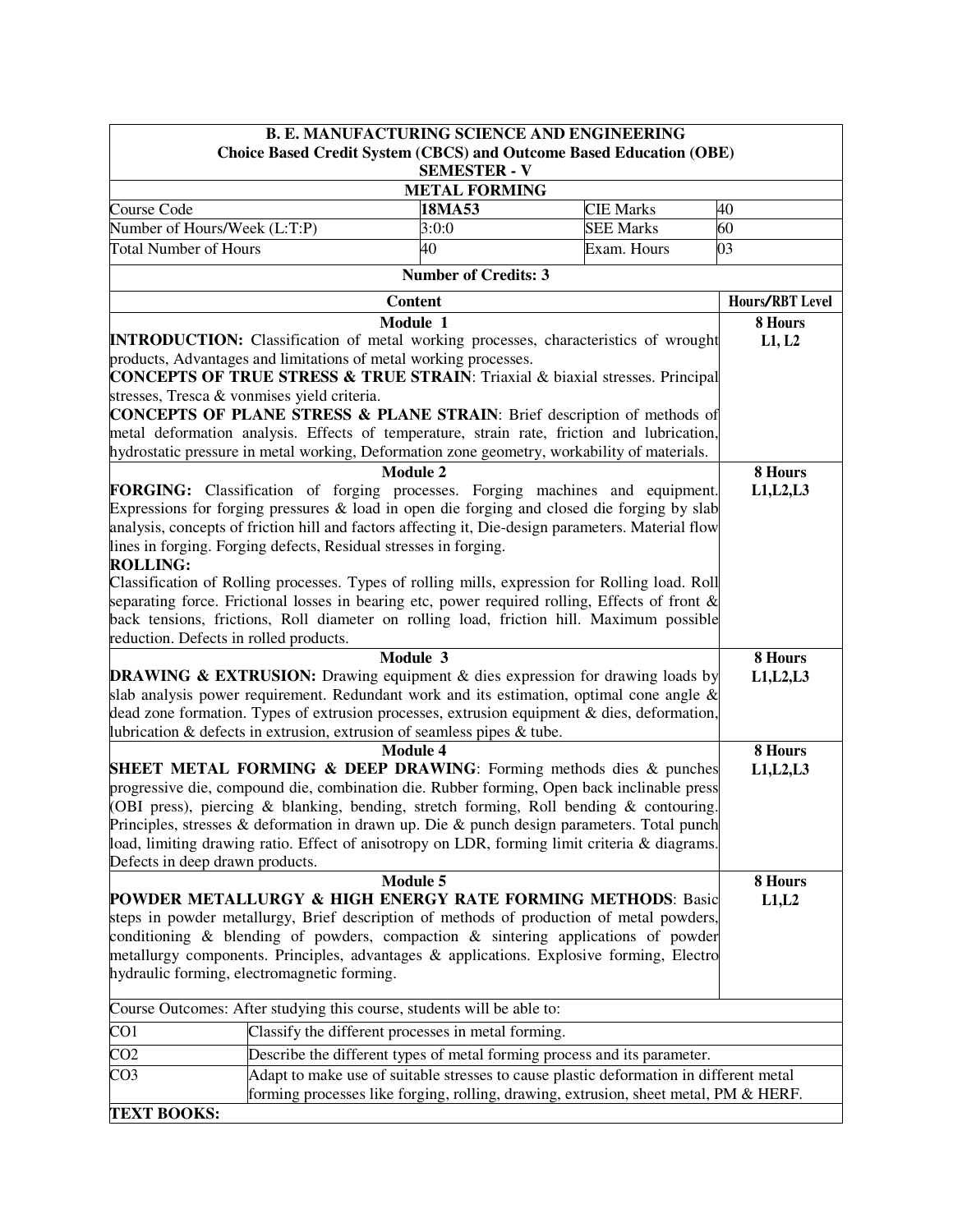**B. E. MANUFACTURING SCIENCE AND ENGINEERING**
**Choice Based Credit System (CBCS) and Outcome Based Education (OBE)**
**SEMESTER - V**

**METAL FORMING**

| Course Code | **18MA53** | CIE Marks | 40 |
|---|---|---|---|
| Number of Hours/Week (L:T:P) | 3:0:0 | SEE Marks | 60 |
| Total Number of Hours | 40 | Exam. Hours | 03 |

**Number of Credits: 3**

| Content | Hours/RBT Level |
|---|---|
| **Module 1**<br>**INTRODUCTION:** Classification of metal working processes, characteristics of wrought products, Advantages and limitations of metal working processes.<br>**CONCEPTS OF TRUE STRESS & TRUE STRAIN**: Triaxial & biaxial stresses. Principal stresses, Tresca & vonmises yield criteria.<br>**CONCEPTS OF PLANE STRESS & PLANE STRAIN**: Brief description of methods of metal deformation analysis. Effects of temperature, strain rate, friction and lubrication, hydrostatic pressure in metal working, Deformation zone geometry, workability of materials. | **8 Hours**<br>**L1, L2** |
| **Module 2**<br>**FORGING:** Classification of forging processes. Forging machines and equipment. Expressions for forging pressures & load in open die forging and closed die forging by slab analysis, concepts of friction hill and factors affecting it, Die-design parameters. Material flow lines in forging. Forging defects, Residual stresses in forging.<br>**ROLLING:**<br>Classification of Rolling processes. Types of rolling mills, expression for Rolling load. Roll separating force. Frictional losses in bearing etc, power required rolling, Effects of front & back tensions, frictions, Roll diameter on rolling load, friction hill. Maximum possible reduction. Defects in rolled products. | **8 Hours**<br>**L1,L2,L3** |
| **Module 3**<br>**DRAWING & EXTRUSION:** Drawing equipment & dies expression for drawing loads by slab analysis power requirement. Redundant work and its estimation, optimal cone angle & dead zone formation. Types of extrusion processes, extrusion equipment & dies, deformation, lubrication & defects in extrusion, extrusion of seamless pipes & tube. | **8 Hours**<br>**L1,L2,L3** |
| **Module 4**<br>**SHEET METAL FORMING & DEEP DRAWING**: Forming methods dies & punches progressive die, compound die, combination die. Rubber forming, Open back inclinable press (OBI press), piercing & blanking, bending, stretch forming, Roll bending & contouring. Principles, stresses & deformation in drawn up. Die & punch design parameters. Total punch load, limiting drawing ratio. Effect of anisotropy on LDR, forming limit criteria & diagrams. Defects in deep drawn products. | **8 Hours**<br>**L1,L2,L3** |
| **Module 5**<br>**POWDER METALLURGY & HIGH ENERGY RATE FORMING METHODS**: Basic steps in powder metallurgy, Brief description of methods of production of metal powders, conditioning & blending of powders, compaction & sintering applications of powder metallurgy components. Principles, advantages & applications. Explosive forming, Electro hydraulic forming, electromagnetic forming. | **8 Hours**<br>**L1,L2** |

Course Outcomes: After studying this course, students will be able to:

| | |
|---|---|
| CO1 | Classify the different processes in metal forming. |
| CO2 | Describe the different types of metal forming process and its parameter. |
| CO3 | Adapt to make use of suitable stresses to cause plastic deformation in different metal forming processes like forging, rolling, drawing, extrusion, sheet metal, PM & HERF. |

**TEXT BOOKS:**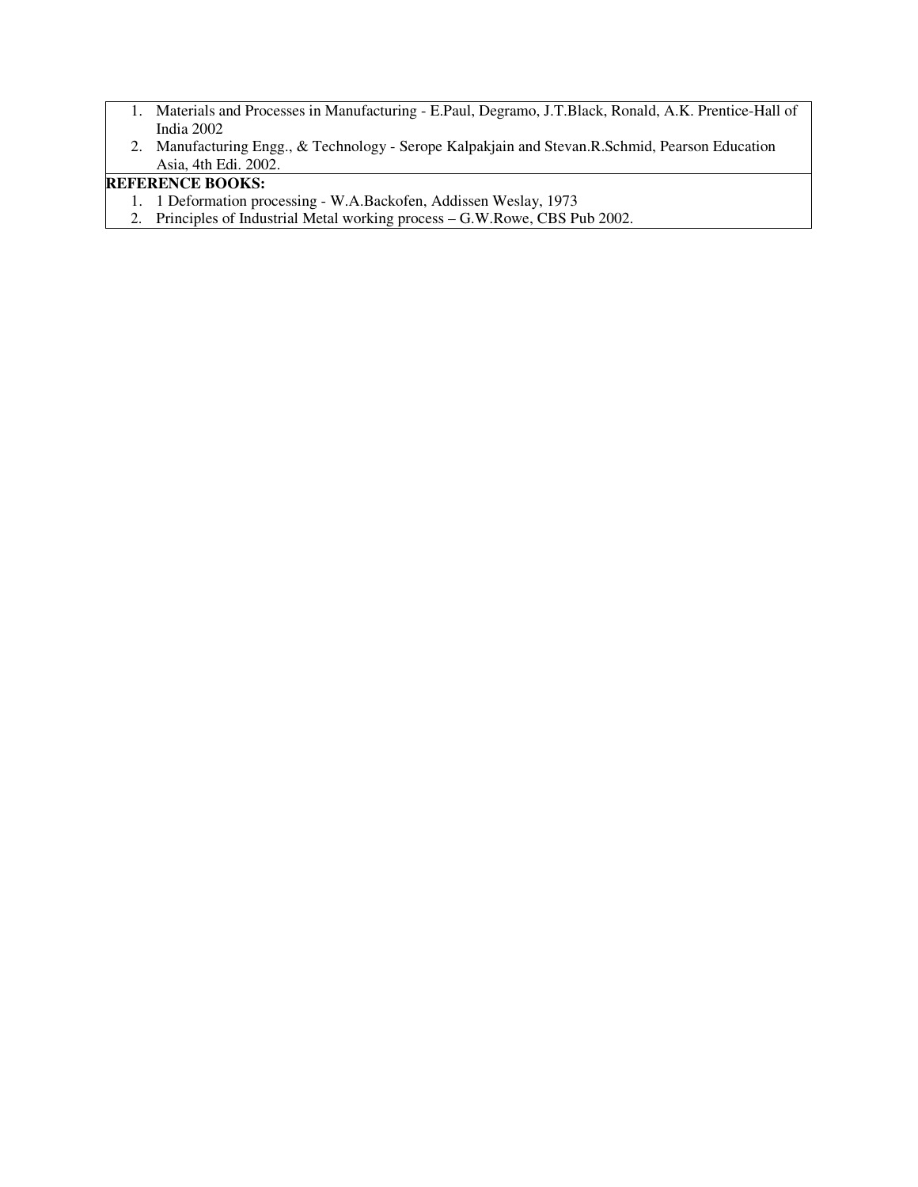1. Materials and Processes in Manufacturing - E.Paul, Degramo, J.T.Black, Ronald, A.K. Prentice-Hall of India 2002
2. Manufacturing Engg., & Technology - Serope Kalpakjain and Stevan.R.Schmid, Pearson Education Asia, 4th Edi. 2002.

**REFERENCE BOOKS:**

1. 1 Deformation processing - W.A.Backofen, Addissen Weslay, 1973
2. Principles of Industrial Metal working process – G.W.Rowe, CBS Pub 2002.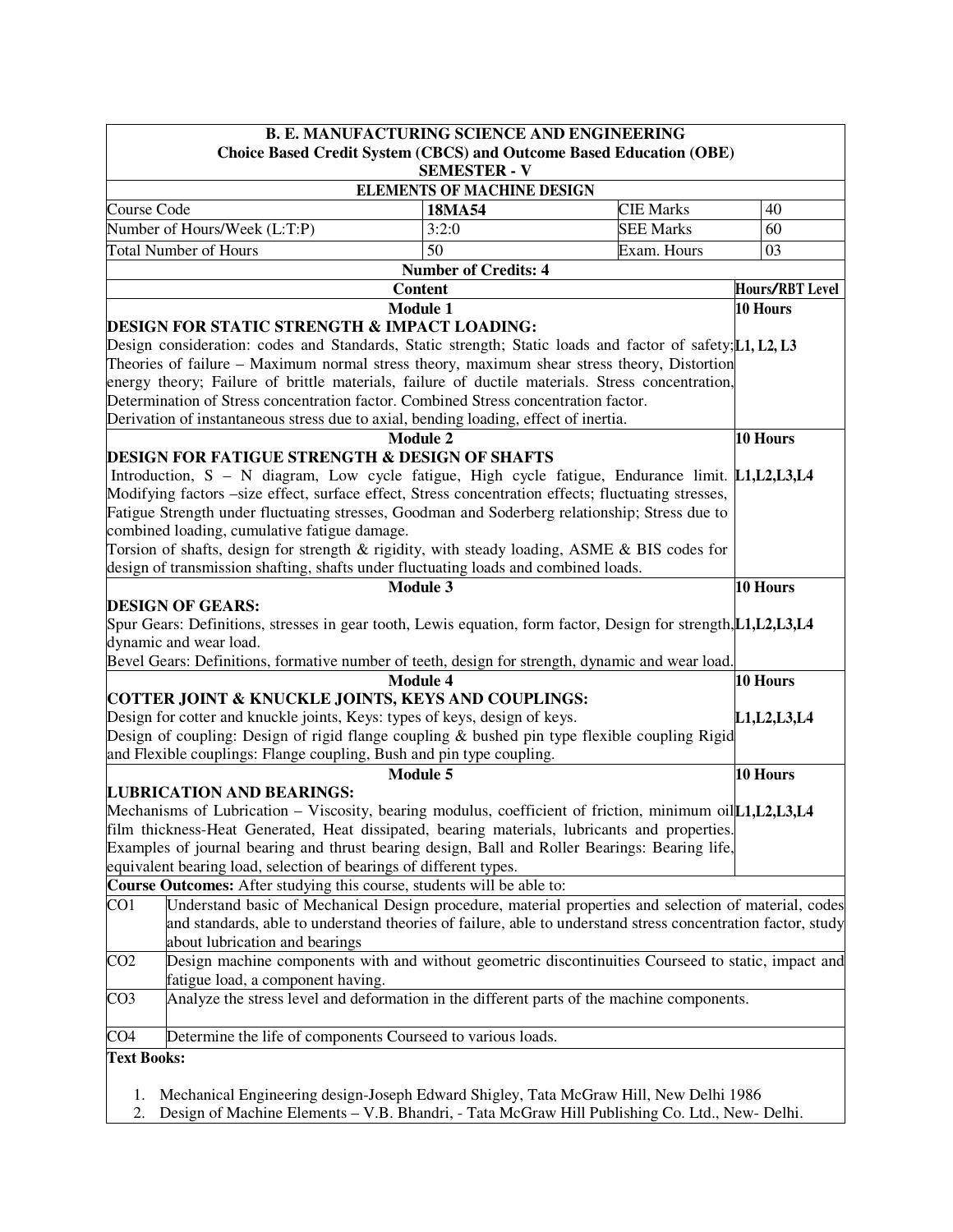| **B. E. MANUFACTURING SCIENCE AND ENGINEERING** | | | |
|---|---|---|---|
| **Choice Based Credit System (CBCS) and Outcome Based Education (OBE)** | | | |
| **SEMESTER - V** | | | |
| **ELEMENTS OF MACHINE DESIGN** | | | |
| Course Code | **18MA54** | CIE Marks | 40 |
| Number of Hours/Week (L:T:P) | 3:2:0 | SEE Marks | 60 |
| Total Number of Hours | 50 | Exam. Hours | 03 |
| **Number of Credits: 4** | | | |

| **Content** | **Hours/RBT Level** |
|---|---|
| **Module 1** | **10 Hours** |
| **DESIGN FOR STATIC STRENGTH & IMPACT LOADING:** Design consideration: codes and Standards, Static strength; Static loads and factor of safety; Theories of failure – Maximum normal stress theory, maximum shear stress theory, Distortion energy theory; Failure of brittle materials, failure of ductile materials. Stress concentration, Determination of Stress concentration factor. Combined Stress concentration factor. Derivation of instantaneous stress due to axial, bending loading, effect of inertia. | **L1, L2, L3** |
| **Module 2** | **10 Hours** |
| **DESIGN FOR FATIGUE STRENGTH & DESIGN OF SHAFTS** Introduction, S – N diagram, Low cycle fatigue, High cycle fatigue, Endurance limit. Modifying factors –size effect, surface effect, Stress concentration effects; fluctuating stresses, Fatigue Strength under fluctuating stresses, Goodman and Soderberg relationship; Stress due to combined loading, cumulative fatigue damage. Torsion of shafts, design for strength & rigidity, with steady loading, ASME & BIS codes for design of transmission shafting, shafts under fluctuating loads and combined loads. | **L1,L2,L3,L4** |
| **Module 3** | **10 Hours** |
| **DESIGN OF GEARS:** Spur Gears: Definitions, stresses in gear tooth, Lewis equation, form factor, Design for strength, dynamic and wear load. Bevel Gears: Definitions, formative number of teeth, design for strength, dynamic and wear load. | **L1,L2,L3,L4** |
| **Module 4** | **10 Hours** |
| **COTTER JOINT & KNUCKLE JOINTS, KEYS AND COUPLINGS:** Design for cotter and knuckle joints, Keys: types of keys, design of keys. Design of coupling: Design of rigid flange coupling & bushed pin type flexible coupling Rigid and Flexible couplings: Flange coupling, Bush and pin type coupling. | **L1,L2,L3,L4** |
| **Module 5** | **10 Hours** |
| **LUBRICATION AND BEARINGS:** Mechanisms of Lubrication – Viscosity, bearing modulus, coefficient of friction, minimum oil film thickness-Heat Generated, Heat dissipated, bearing materials, lubricants and properties. Examples of journal bearing and thrust bearing design, Ball and Roller Bearings: Bearing life, equivalent bearing load, selection of bearings of different types. | **L1,L2,L3,L4** |

**Course Outcomes:** After studying this course, students will be able to:

| | |
|---|---|
| CO1 | Understand basic of Mechanical Design procedure, material properties and selection of material, codes and standards, able to understand theories of failure, able to understand stress concentration factor, study about lubrication and bearings |
| CO2 | Design machine components with and without geometric discontinuities Courseed to static, impact and fatigue load, a component having. |
| CO3 | Analyze the stress level and deformation in the different parts of the machine components. |
| CO4 | Determine the life of components Courseed to various loads. |

**Text Books:**

1. Mechanical Engineering design-Joseph Edward Shigley, Tata McGraw Hill, New Delhi 1986
2. Design of Machine Elements – V.B. Bhandri, - Tata McGraw Hill Publishing Co. Ltd., New- Delhi.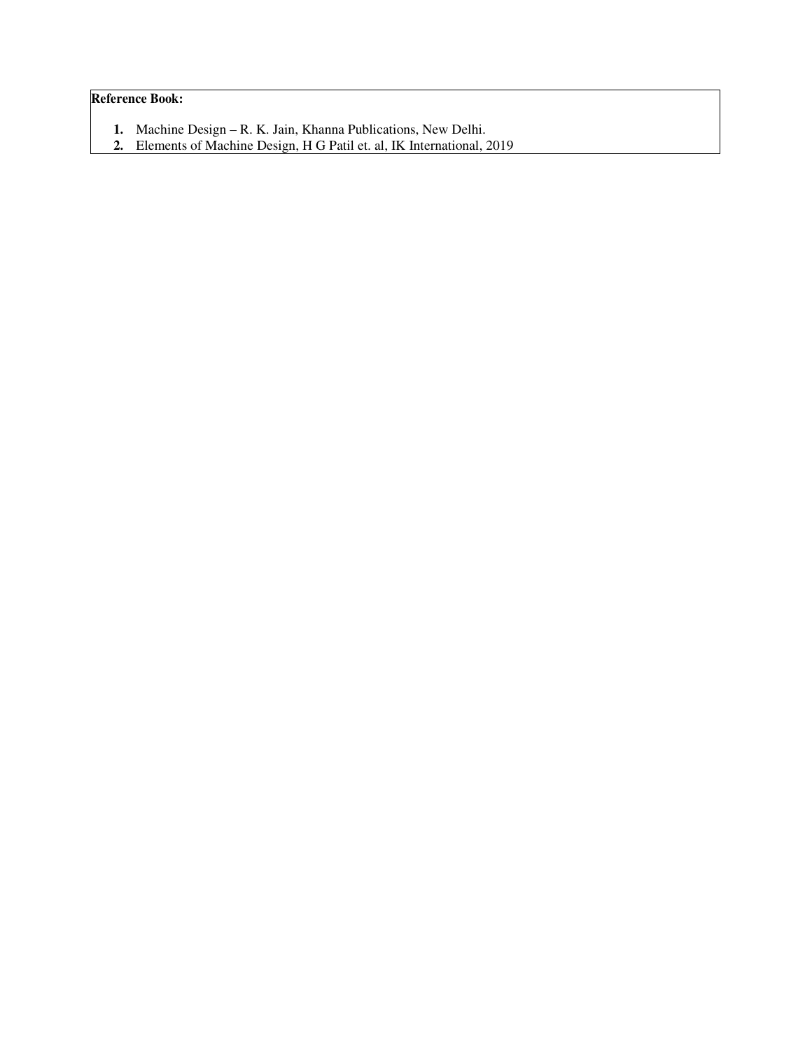**Reference Book:**

1. Machine Design – R. K. Jain, Khanna Publications, New Delhi.
2. Elements of Machine Design, H G Patil et. al, IK International, 2019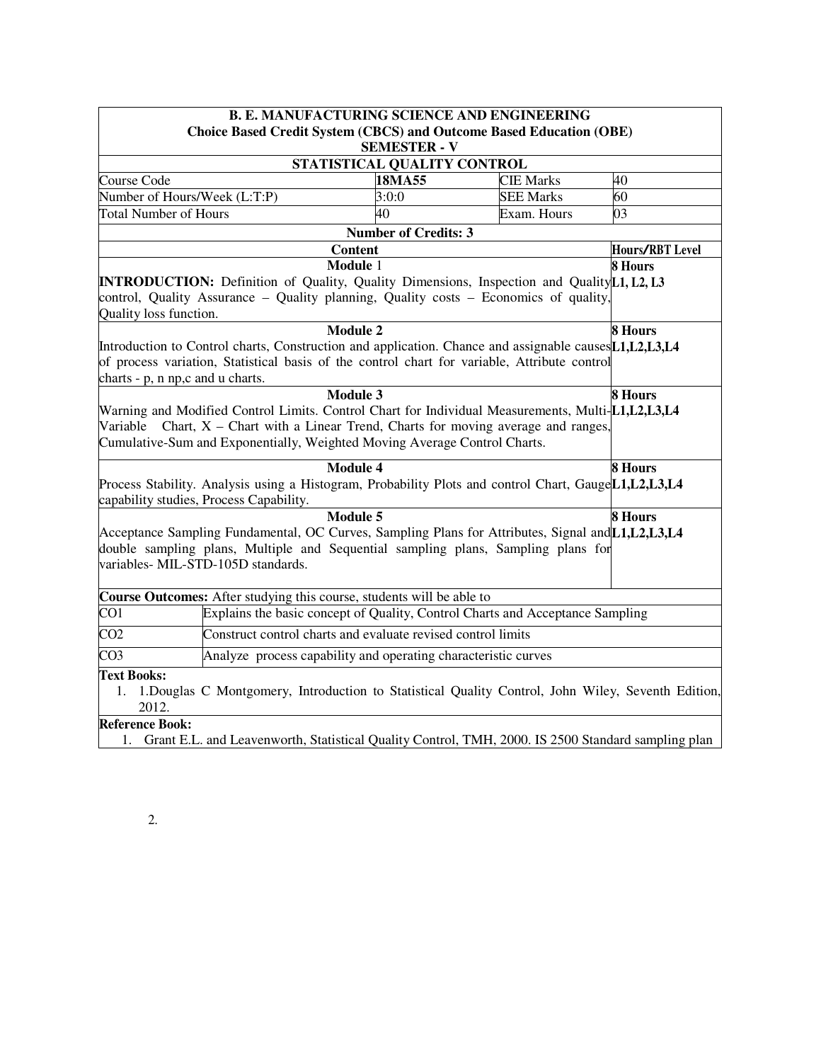**B. E. MANUFACTURING SCIENCE AND ENGINEERING**

**Choice Based Credit System (CBCS) and Outcome Based Education (OBE)**

**SEMESTER - V**

**STATISTICAL QUALITY CONTROL**

| | | | |
|---|---|---|---|
| Course Code | **18MA55** | CIE Marks | 40 |
| Number of Hours/Week (L:T:P) | 3:0:0 | SEE Marks | 60 |
| Total Number of Hours | 40 | Exam. Hours | 03 |

**Number of Credits: 3**

| Content | Hours/RBT Level |
|---|---|
| **Module 1**<br>**INTRODUCTION:** Definition of Quality, Quality Dimensions, Inspection and Quality control, Quality Assurance – Quality planning, Quality costs – Economics of quality, Quality loss function. | **8 Hours**<br>**L1, L2, L3** |
| **Module 2**<br>Introduction to Control charts, Construction and application. Chance and assignable causes of process variation, Statistical basis of the control chart for variable, Attribute control charts - p, n np,c and u charts. | **8 Hours**<br>**L1,L2,L3,L4** |
| **Module 3**<br>Warning and Modified Control Limits. Control Chart for Individual Measurements, Multi-Variable Chart, X – Chart with a Linear Trend, Charts for moving average and ranges, Cumulative-Sum and Exponentially, Weighted Moving Average Control Charts. | **8 Hours**<br>**L1,L2,L3,L4** |
| **Module 4**<br>Process Stability. Analysis using a Histogram, Probability Plots and control Chart, Gauge capability studies, Process Capability. | **8 Hours**<br>**L1,L2,L3,L4** |
| **Module 5**<br>Acceptance Sampling Fundamental, OC Curves, Sampling Plans for Attributes, Signal and double sampling plans, Multiple and Sequential sampling plans, Sampling plans for variables- MIL-STD-105D standards. | **8 Hours**<br>**L1,L2,L3,L4** |

**Course Outcomes:** After studying this course, students will be able to

| | |
|---|---|
| CO1 | Explains the basic concept of Quality, Control Charts and Acceptance Sampling |
| CO2 | Construct control charts and evaluate revised control limits |
| CO3 | Analyze process capability and operating characteristic curves |

**Text Books:**

1. 1.Douglas C Montgomery, Introduction to Statistical Quality Control, John Wiley, Seventh Edition, 2012.

**Reference Book:**

1. Grant E.L. and Leavenworth, Statistical Quality Control, TMH, 2000. IS 2500 Standard sampling plan

2.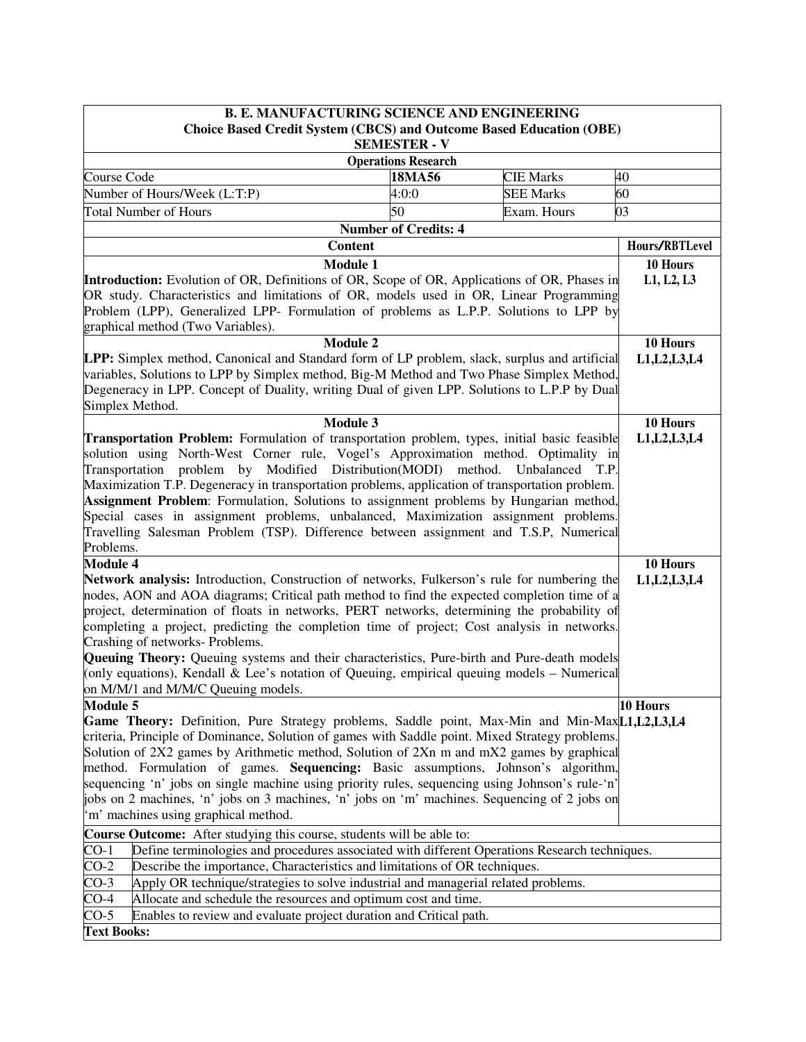**B. E. MANUFACTURING SCIENCE AND ENGINEERING**
**Choice Based Credit System (CBCS) and Outcome Based Education (OBE)**
**SEMESTER - V**

**Operations Research**

| | | | |
|---|---|---|---|
| Course Code | **18MA56** | CIE Marks | 40 |
| Number of Hours/Week (L:T:P) | 4:0:0 | SEE Marks | 60 |
| Total Number of Hours | 50 | Exam. Hours | 03 |

**Number of Credits: 4**

| Content | Hours/RBTLevel |
|---|---|
| **Module 1**<br>**Introduction:** Evolution of OR, Definitions of OR, Scope of OR, Applications of OR, Phases in OR study. Characteristics and limitations of OR, models used in OR, Linear Programming Problem (LPP), Generalized LPP- Formulation of problems as L.P.P. Solutions to LPP by graphical method (Two Variables). | **10 Hours**<br>**L1, L2, L3** |
| **Module 2**<br>**LPP:** Simplex method, Canonical and Standard form of LP problem, slack, surplus and artificial variables, Solutions to LPP by Simplex method, Big-M Method and Two Phase Simplex Method, Degeneracy in LPP. Concept of Duality, writing Dual of given LPP. Solutions to L.P.P by Dual Simplex Method. | **10 Hours**<br>**L1,L2,L3,L4** |
| **Module 3**<br>**Transportation Problem:** Formulation of transportation problem, types, initial basic feasible solution using North-West Corner rule, Vogel's Approximation method. Optimality in Transportation problem by Modified Distribution(MODI) method. Unbalanced T.P. Maximization T.P. Degeneracy in transportation problems, application of transportation problem.<br>**Assignment Problem**: Formulation, Solutions to assignment problems by Hungarian method, Special cases in assignment problems, unbalanced, Maximization assignment problems. Travelling Salesman Problem (TSP). Difference between assignment and T.S.P, Numerical Problems. | **10 Hours**<br>**L1,L2,L3,L4** |
| **Module 4**<br>**Network analysis:** Introduction, Construction of networks, Fulkerson's rule for numbering the nodes, AON and AOA diagrams; Critical path method to find the expected completion time of a project, determination of floats in networks, PERT networks, determining the probability of completing a project, predicting the completion time of project; Cost analysis in networks. Crashing of networks- Problems.<br>**Queuing Theory:** Queuing systems and their characteristics, Pure-birth and Pure-death models (only equations), Kendall & Lee's notation of Queuing, empirical queuing models – Numerical on M/M/1 and M/M/C Queuing models. | **10 Hours**<br>**L1,L2,L3,L4** |
| **Module 5**<br>**Game Theory:** Definition, Pure Strategy problems, Saddle point, Max-Min and Min-Max criteria, Principle of Dominance, Solution of games with Saddle point. Mixed Strategy problems. Solution of 2X2 games by Arithmetic method, Solution of 2Xn m and mX2 games by graphical method. Formulation of games. **Sequencing:** Basic assumptions, Johnson's algorithm, sequencing 'n' jobs on single machine using priority rules, sequencing using Johnson's rule-'n' jobs on 2 machines, 'n' jobs on 3 machines, 'n' jobs on 'm' machines. Sequencing of 2 jobs on 'm' machines using graphical method. | **10 Hours**<br>**L1,L2,L3,L4** |

**Course Outcome:** After studying this course, students will be able to:

| | |
|---|---|
| CO-1 | Define terminologies and procedures associated with different Operations Research techniques. |
| CO-2 | Describe the importance, Characteristics and limitations of OR techniques. |
| CO-3 | Apply OR technique/strategies to solve industrial and managerial related problems. |
| CO-4 | Allocate and schedule the resources and optimum cost and time. |
| CO-5 | Enables to review and evaluate project duration and Critical path. |

**Text Books:**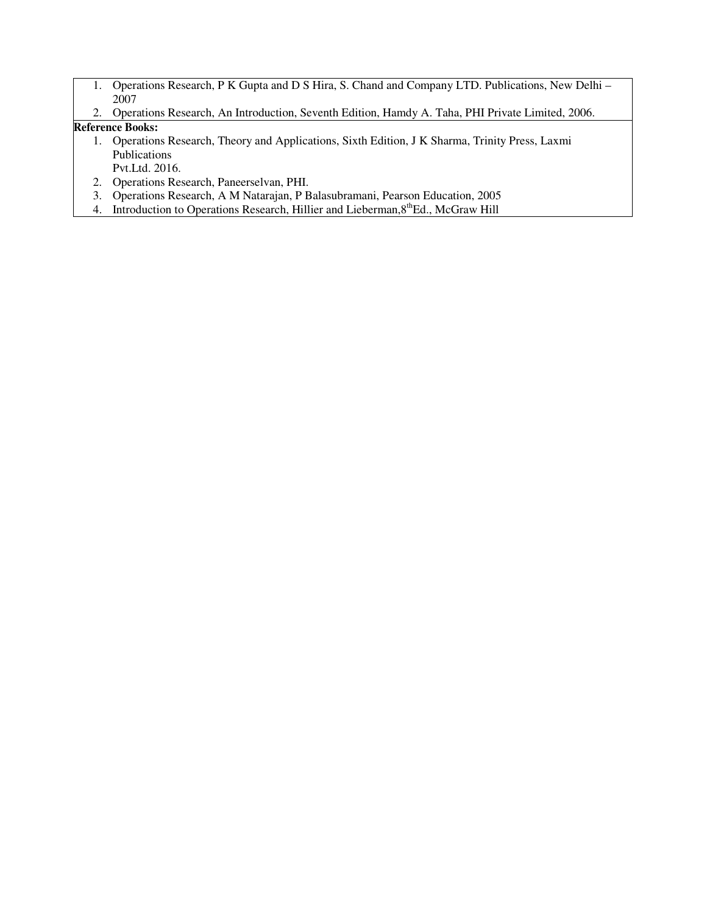1. Operations Research, P K Gupta and D S Hira, S. Chand and Company LTD. Publications, New Delhi – 2007
2. Operations Research, An Introduction, Seventh Edition, Hamdy A. Taha, PHI Private Limited, 2006.

**Reference Books:**

1. Operations Research, Theory and Applications, Sixth Edition, J K Sharma, Trinity Press, Laxmi Publications
   Pvt.Ltd. 2016.
2. Operations Research, Paneerselvan, PHI.
3. Operations Research, A M Natarajan, P Balasubramani, Pearson Education, 2005
4. Introduction to Operations Research, Hillier and Lieberman,8th Ed., McGraw Hill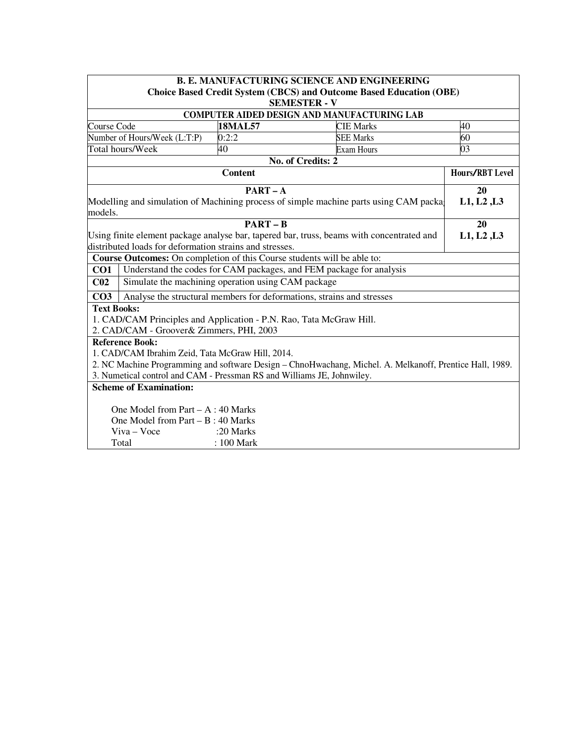**B. E. MANUFACTURING SCIENCE AND ENGINEERING**
**Choice Based Credit System (CBCS) and Outcome Based Education (OBE)**
**SEMESTER - V**

**COMPUTER AIDED DESIGN AND MANUFACTURING LAB**

| Course Code | **18MAL57** | CIE Marks | 40 |
|---|---|---|---|
| Number of Hours/Week (L:T:P) | 0:2:2 | SEE Marks | 60 |
| Total hours/Week | 40 | Exam Hours | 03 |

**No. of Credits: 2**

| **Content** | **Hours/RBT Level** |
|---|---|
| **PART – A**<br>Modelling and simulation of Machining process of simple machine parts using CAM packa models. | **20**<br>**L1, L2 ,L3** |
| **PART – B**<br>Using finite element package analyse bar, tapered bar, truss, beams with concentrated and distributed loads for deformation strains and stresses. | **20**<br>**L1, L2 ,L3** |

**Course Outcomes:** On completion of this Course students will be able to:

| | |
|---|---|
| **CO1** | Understand the codes for CAM packages, and FEM package for analysis |
| **C02** | Simulate the machining operation using CAM package |
| **CO3** | Analyse the structural members for deformations, strains and stresses |

**Text Books:**

1. CAD/CAM Principles and Application - P.N. Rao, Tata McGraw Hill.
2. CAD/CAM - Groover& Zimmers, PHI, 2003

**Reference Book:**

1. CAD/CAM Ibrahim Zeid, Tata McGraw Hill, 2014.
2. NC Machine Programming and software Design – ChnoHwachang, Michel. A. Melkanoff, Prentice Hall, 1989.
3. Numetical control and CAM - Pressman RS and Williams JE, Johnwiley.

**Scheme of Examination:**

One Model from Part – A : 40 Marks
One Model from Part – B : 40 Marks
Viva – Voce :20 Marks
Total : 100 Mark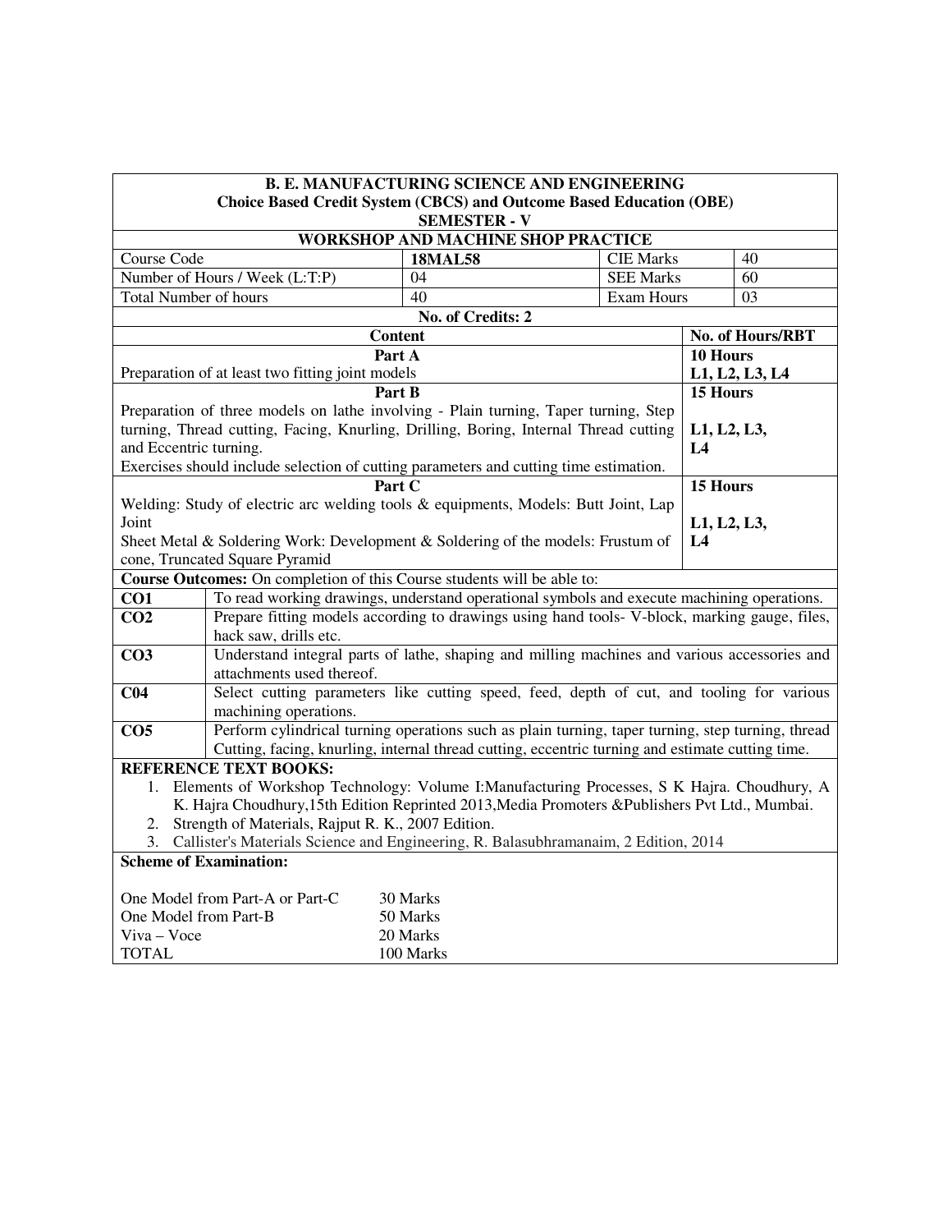**B. E. MANUFACTURING SCIENCE AND ENGINEERING**
**Choice Based Credit System (CBCS) and Outcome Based Education (OBE)**
**SEMESTER - V**

**WORKSHOP AND MACHINE SHOP PRACTICE**

| Course Code | **18MAL58** | CIE Marks | 40 |
|---|---|---|---|
| Number of Hours / Week (L:T:P) | 04 | SEE Marks | 60 |
| Total Number of hours | 40 | Exam Hours | 03 |

**No. of Credits: 2**

| Content | No. of Hours/RBT |
|---|---|
| **Part A**<br>Preparation of at least two fitting joint models | **10 Hours**<br>**L1, L2, L3, L4** |
| **Part B**<br>Preparation of three models on lathe involving - Plain turning, Taper turning, Step turning, Thread cutting, Facing, Knurling, Drilling, Boring, Internal Thread cutting and Eccentric turning.<br>Exercises should include selection of cutting parameters and cutting time estimation. | **15 Hours**<br>**L1, L2, L3, L4** |
| **Part C**<br>Welding: Study of electric arc welding tools & equipments, Models: Butt Joint, Lap Joint<br>Sheet Metal & Soldering Work: Development & Soldering of the models: Frustum of cone, Truncated Square Pyramid | **15 Hours**<br>**L1, L2, L3, L4** |

**Course Outcomes:** On completion of this Course students will be able to:

| | |
|---|---|
| **CO1** | To read working drawings, understand operational symbols and execute machining operations. |
| **CO2** | Prepare fitting models according to drawings using hand tools- V-block, marking gauge, files, hack saw, drills etc. |
| **CO3** | Understand integral parts of lathe, shaping and milling machines and various accessories and attachments used thereof. |
| **C04** | Select cutting parameters like cutting speed, feed, depth of cut, and tooling for various machining operations. |
| **CO5** | Perform cylindrical turning operations such as plain turning, taper turning, step turning, thread Cutting, facing, knurling, internal thread cutting, eccentric turning and estimate cutting time. |

**REFERENCE TEXT BOOKS:**

1. Elements of Workshop Technology: Volume I:Manufacturing Processes, S K Hajra. Choudhury, A K. Hajra Choudhury,15th Edition Reprinted 2013,Media Promoters &Publishers Pvt Ltd., Mumbai.
2. Strength of Materials, Rajput R. K., 2007 Edition.
3. Callister's Materials Science and Engineering, R. Balasubhramanaim, 2 Edition, 2014

**Scheme of Examination:**

| | |
|---|---|
| One Model from Part-A or Part-C | 30 Marks |
| One Model from Part-B | 50 Marks |
| Viva – Voce | 20 Marks |
| TOTAL | 100 Marks |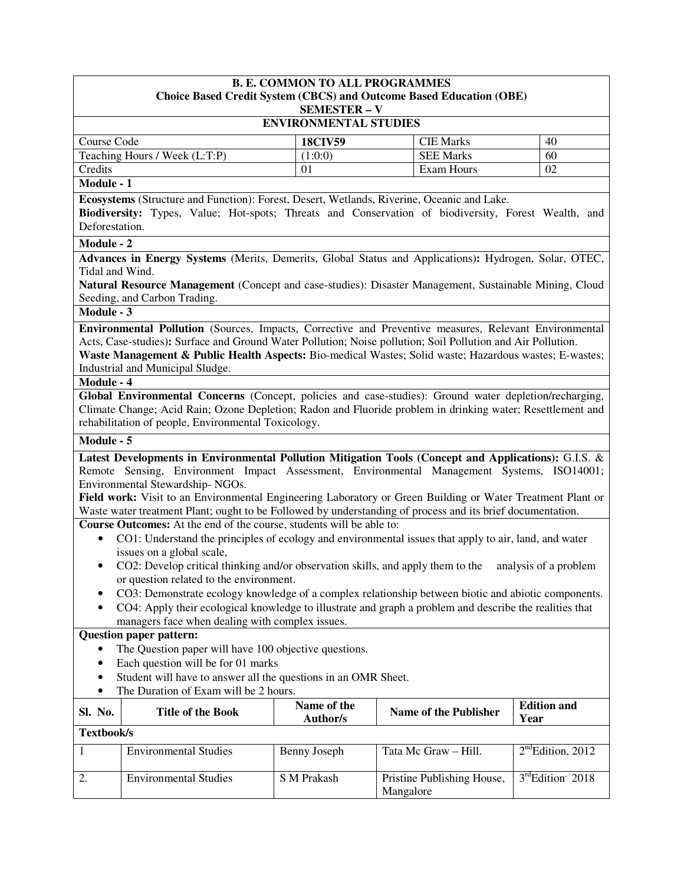**B. E. COMMON TO ALL PROGRAMMES**
**Choice Based Credit System (CBCS) and Outcome Based Education (OBE)**
**SEMESTER – V**

**ENVIRONMENTAL STUDIES**

| Course Code | **18CIV59** | CIE Marks | 40 |
|---|---|---|---|
| Teaching Hours / Week (L:T:P) | (1:0:0) | SEE Marks | 60 |
| Credits | 01 | Exam Hours | 02 |

**Module - 1**

**Ecosystems** (Structure and Function): Forest, Desert, Wetlands, Riverine, Oceanic and Lake.
**Biodiversity:** Types, Value; Hot-spots; Threats and Conservation of biodiversity, Forest Wealth, and Deforestation.

**Module - 2**

**Advances in Energy Systems** (Merits, Demerits, Global Status and Applications)**:** Hydrogen, Solar, OTEC, Tidal and Wind.
**Natural Resource Management** (Concept and case-studies): Disaster Management, Sustainable Mining, Cloud Seeding, and Carbon Trading.

**Module - 3**

**Environmental Pollution** (Sources, Impacts, Corrective and Preventive measures, Relevant Environmental Acts, Case-studies)**:** Surface and Ground Water Pollution; Noise pollution; Soil Pollution and Air Pollution.
**Waste Management & Public Health Aspects:** Bio-medical Wastes; Solid waste; Hazardous wastes; E-wastes; Industrial and Municipal Sludge.

**Module - 4**

**Global Environmental Concerns** (Concept, policies and case-studies): Ground water depletion/recharging, Climate Change; Acid Rain; Ozone Depletion; Radon and Fluoride problem in drinking water; Resettlement and rehabilitation of people, Environmental Toxicology.

**Module - 5**

**Latest Developments in Environmental Pollution Mitigation Tools (Concept and Applications):** G.I.S. & Remote Sensing, Environment Impact Assessment, Environmental Management Systems, ISO14001; Environmental Stewardship- NGOs.
**Field work:** Visit to an Environmental Engineering Laboratory or Green Building or Water Treatment Plant or Waste water treatment Plant; ought to be Followed by understanding of process and its brief documentation.

**Course Outcomes:** At the end of the course, students will be able to:

- CO1: Understand the principles of ecology and environmental issues that apply to air, land, and water issues on a global scale,
- CO2: Develop critical thinking and/or observation skills, and apply them to the analysis of a problem or question related to the environment.
- CO3: Demonstrate ecology knowledge of a complex relationship between biotic and abiotic components.
- CO4: Apply their ecological knowledge to illustrate and graph a problem and describe the realities that managers face when dealing with complex issues.

**Question paper pattern:**

- The Question paper will have 100 objective questions.
- Each question will be for 01 marks
- Student will have to answer all the questions in an OMR Sheet.
- The Duration of Exam will be 2 hours.

| Sl. No. | Title of the Book | Name of the Author/s | Name of the Publisher | Edition and Year |
|---|---|---|---|---|
| **Textbook/s** | | | | |
| 1 | Environmental Studies | Benny Joseph | Tata Mc Graw – Hill. | 2nd Edition, 2012 |
| 2. | Environmental Studies | S M Prakash | Pristine Publishing House, Mangalore | 3rd Edition 2018 |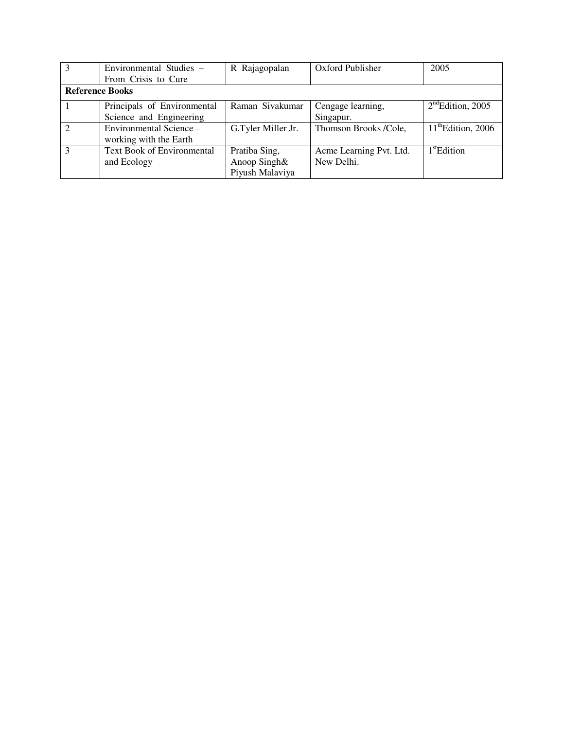| 3 | Environmental Studies – From Crisis to Cure | R Rajagopalan | Oxford Publisher | 2005 |
|---|---|---|---|---|
| **Reference Books** | | | | |
| 1 | Principals of Environmental Science and Engineering | Raman Sivakumar | Cengage learning, Singapur. | 2nd Edition, 2005 |
| 2 | Environmental Science – working with the Earth | G.Tyler Miller Jr. | Thomson Brooks /Cole, | 11th Edition, 2006 |
| 3 | Text Book of Environmental and Ecology | Pratiba Sing, Anoop Singh& Piyush Malaviya | Acme Learning Pvt. Ltd. New Delhi. | 1st Edition |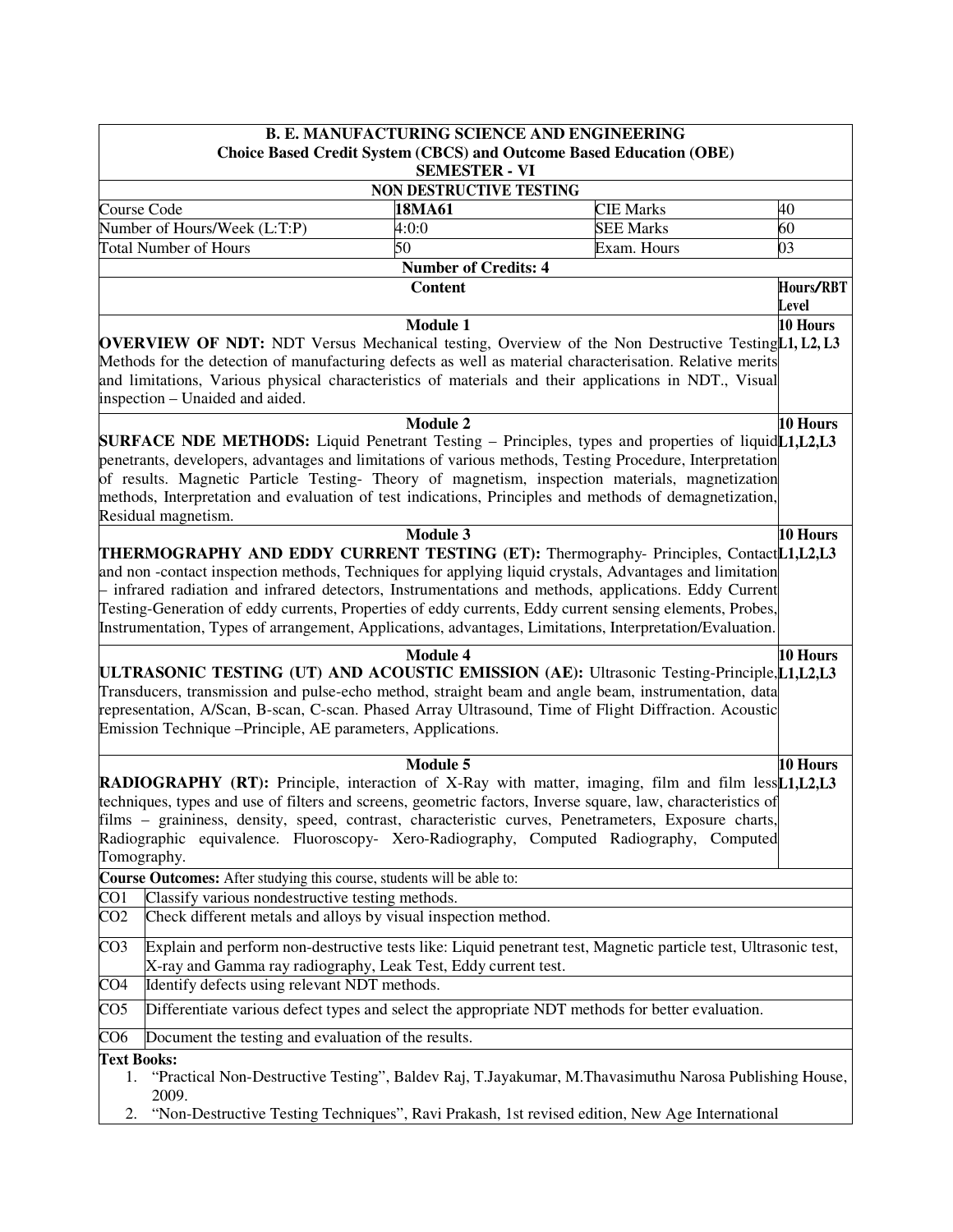**B. E. MANUFACTURING SCIENCE AND ENGINEERING**
**Choice Based Credit System (CBCS) and Outcome Based Education (OBE)**
**SEMESTER - VI**

## NON DESTRUCTIVE TESTING

| | | | |
|---|---|---|---|
| Course Code | **18MA61** | CIE Marks | 40 |
| Number of Hours/Week (L:T:P) | 4:0:0 | SEE Marks | 60 |
| Total Number of Hours | 50 | Exam. Hours | 03 |

**Number of Credits: 4**

| Content | Hours/RBT Level |
|---|---|
| **Module 1**<br>**OVERVIEW OF NDT:** NDT Versus Mechanical testing, Overview of the Non Destructive Testing Methods for the detection of manufacturing defects as well as material characterisation. Relative merits and limitations, Various physical characteristics of materials and their applications in NDT., Visual inspection – Unaided and aided. | **10 Hours**<br>**L1, L2, L3** |
| **Module 2**<br>**SURFACE NDE METHODS:** Liquid Penetrant Testing – Principles, types and properties of liquid penetrants, developers, advantages and limitations of various methods, Testing Procedure, Interpretation of results. Magnetic Particle Testing- Theory of magnetism, inspection materials, magnetization methods, Interpretation and evaluation of test indications, Principles and methods of demagnetization, Residual magnetism. | **10 Hours**<br>**L1,L2,L3** |
| **Module 3**<br>**THERMOGRAPHY AND EDDY CURRENT TESTING (ET):** Thermography- Principles, Contact and non -contact inspection methods, Techniques for applying liquid crystals, Advantages and limitation – infrared radiation and infrared detectors, Instrumentations and methods, applications. Eddy Current Testing-Generation of eddy currents, Properties of eddy currents, Eddy current sensing elements, Probes, Instrumentation, Types of arrangement, Applications, advantages, Limitations, Interpretation/Evaluation. | **10 Hours**<br>**L1,L2,L3** |
| **Module 4**<br>**ULTRASONIC TESTING (UT) AND ACOUSTIC EMISSION (AE):** Ultrasonic Testing-Principle, Transducers, transmission and pulse-echo method, straight beam and angle beam, instrumentation, data representation, A/Scan, B-scan, C-scan. Phased Array Ultrasound, Time of Flight Diffraction. Acoustic Emission Technique –Principle, AE parameters, Applications. | **10 Hours**<br>**L1,L2,L3** |
| **Module 5**<br>**RADIOGRAPHY (RT):** Principle, interaction of X-Ray with matter, imaging, film and film less techniques, types and use of filters and screens, geometric factors, Inverse square, law, characteristics of films – graininess, density, speed, contrast, characteristic curves, Penetrameters, Exposure charts, Radiographic equivalence. Fluoroscopy- Xero-Radiography, Computed Radiography, Computed Tomography. | **10 Hours**<br>**L1,L2,L3** |

**Course Outcomes:** After studying this course, students will be able to:

| | |
|---|---|
| CO1 | Classify various nondestructive testing methods. |
| CO2 | Check different metals and alloys by visual inspection method. |
| CO3 | Explain and perform non-destructive tests like: Liquid penetrant test, Magnetic particle test, Ultrasonic test, X-ray and Gamma ray radiography, Leak Test, Eddy current test. |
| CO4 | Identify defects using relevant NDT methods. |
| CO5 | Differentiate various defect types and select the appropriate NDT methods for better evaluation. |
| CO6 | Document the testing and evaluation of the results. |

**Text Books:**

1. "Practical Non-Destructive Testing", Baldev Raj, T.Jayakumar, M.Thavasimuthu Narosa Publishing House, 2009.
2. "Non-Destructive Testing Techniques", Ravi Prakash, 1st revised edition, New Age International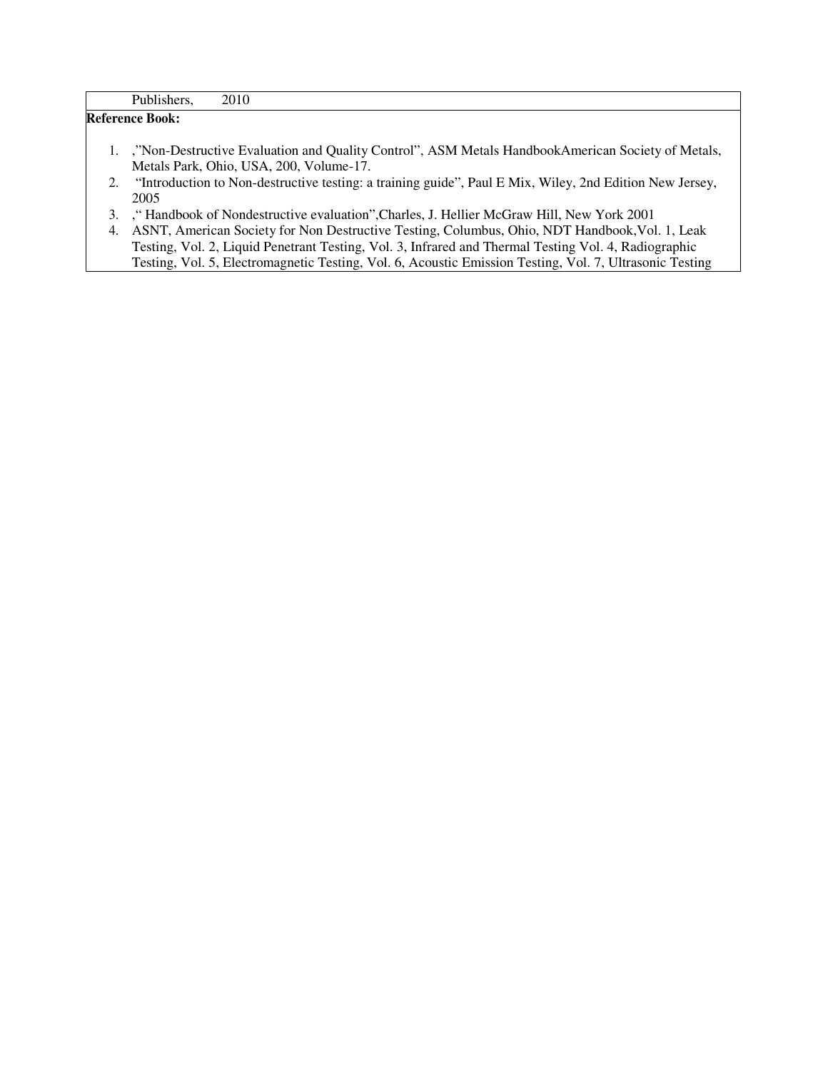| Publishers, 2010 |
|---|

**Reference Book:**

1. ,"Non-Destructive Evaluation and Quality Control", ASM Metals HandbookAmerican Society of Metals, Metals Park, Ohio, USA, 200, Volume-17.
2. "Introduction to Non-destructive testing: a training guide", Paul E Mix, Wiley, 2nd Edition New Jersey, 2005
3. ," Handbook of Nondestructive evaluation",Charles, J. Hellier McGraw Hill, New York 2001
4. ASNT, American Society for Non Destructive Testing, Columbus, Ohio, NDT Handbook,Vol. 1, Leak Testing, Vol. 2, Liquid Penetrant Testing, Vol. 3, Infrared and Thermal Testing Vol. 4, Radiographic Testing, Vol. 5, Electromagnetic Testing, Vol. 6, Acoustic Emission Testing, Vol. 7, Ultrasonic Testing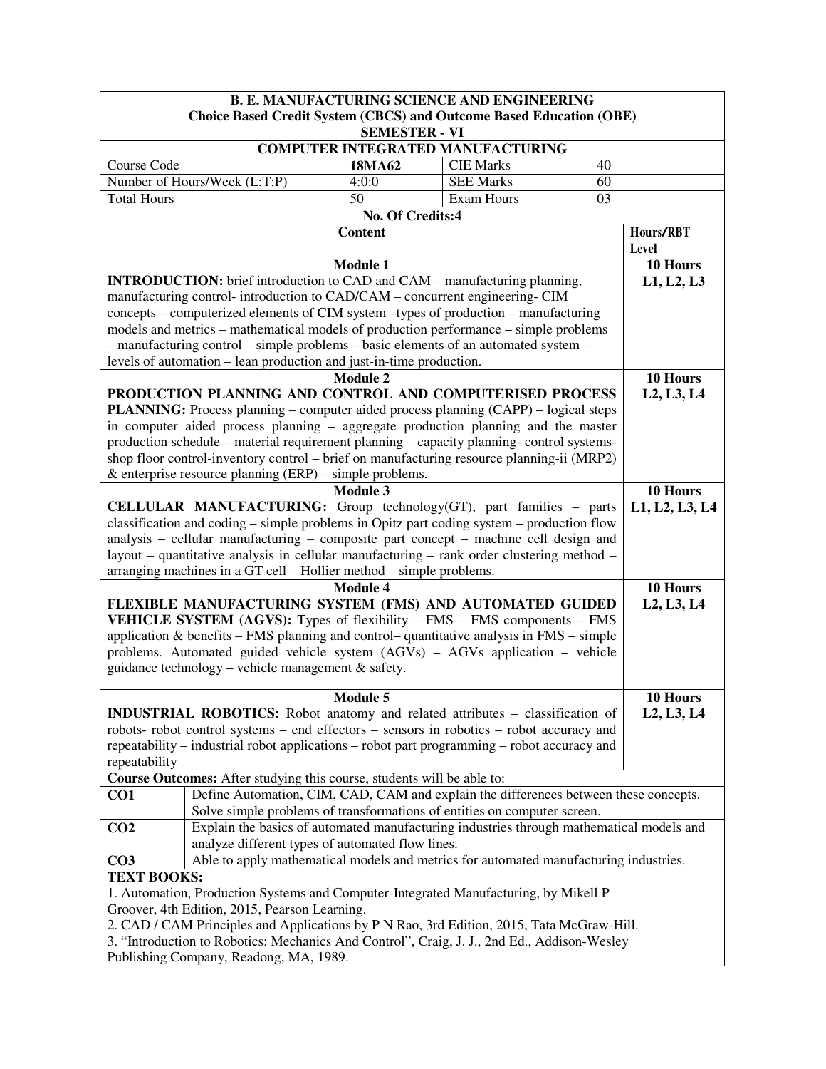**B. E. MANUFACTURING SCIENCE AND ENGINEERING**
**Choice Based Credit System (CBCS) and Outcome Based Education (OBE)**
**SEMESTER - VI**

**COMPUTER INTEGRATED MANUFACTURING**

| Course Code | **18MA62** | CIE Marks | 40 |
|---|---|---|---|
| Number of Hours/Week (L:T:P) | 4:0:0 | SEE Marks | 60 |
| Total Hours | 50 | Exam Hours | 03 |

**No. Of Credits:4**

| Content | Hours/RBT Level |
|---|---|
| **Module 1** **INTRODUCTION:** brief introduction to CAD and CAM – manufacturing planning, manufacturing control- introduction to CAD/CAM – concurrent engineering- CIM concepts – computerized elements of CIM system –types of production – manufacturing models and metrics – mathematical models of production performance – simple problems – manufacturing control – simple problems – basic elements of an automated system – levels of automation – lean production and just-in-time production. | **10 Hours** **L1, L2, L3** |
| **Module 2** **PRODUCTION PLANNING AND CONTROL AND COMPUTERISED PROCESS PLANNING:** Process planning – computer aided process planning (CAPP) – logical steps in computer aided process planning – aggregate production planning and the master production schedule – material requirement planning – capacity planning- control systems-shop floor control-inventory control – brief on manufacturing resource planning-ii (MRP2) & enterprise resource planning (ERP) – simple problems. | **10 Hours** **L2, L3, L4** |
| **Module 3** **CELLULAR MANUFACTURING:** Group technology(GT), part families – parts classification and coding – simple problems in Opitz part coding system – production flow analysis – cellular manufacturing – composite part concept – machine cell design and layout – quantitative analysis in cellular manufacturing – rank order clustering method – arranging machines in a GT cell – Hollier method – simple problems. | **10 Hours** **L1, L2, L3, L4** |
| **Module 4** **FLEXIBLE MANUFACTURING SYSTEM (FMS) AND AUTOMATED GUIDED VEHICLE SYSTEM (AGVS):** Types of flexibility – FMS – FMS components – FMS application & benefits – FMS planning and control– quantitative analysis in FMS – simple problems. Automated guided vehicle system (AGVs) – AGVs application – vehicle guidance technology – vehicle management & safety. | **10 Hours** **L2, L3, L4** |
| **Module 5** **INDUSTRIAL ROBOTICS:** Robot anatomy and related attributes – classification of robots- robot control systems – end effectors – sensors in robotics – robot accuracy and repeatability – industrial robot applications – robot part programming – robot accuracy and repeatability | **10 Hours** **L2, L3, L4** |

**Course Outcomes:** After studying this course, students will be able to:

| | |
|---|---|
| **CO1** | Define Automation, CIM, CAD, CAM and explain the differences between these concepts. Solve simple problems of transformations of entities on computer screen. |
| **CO2** | Explain the basics of automated manufacturing industries through mathematical models and analyze different types of automated flow lines. |
| **CO3** | Able to apply mathematical models and metrics for automated manufacturing industries. |

**TEXT BOOKS:**

1. Automation, Production Systems and Computer-Integrated Manufacturing, by Mikell P Groover, 4th Edition, 2015, Pearson Learning.
2. CAD / CAM Principles and Applications by P N Rao, 3rd Edition, 2015, Tata McGraw-Hill.
3. "Introduction to Robotics: Mechanics And Control", Craig, J. J., 2nd Ed., Addison-Wesley Publishing Company, Readong, MA, 1989.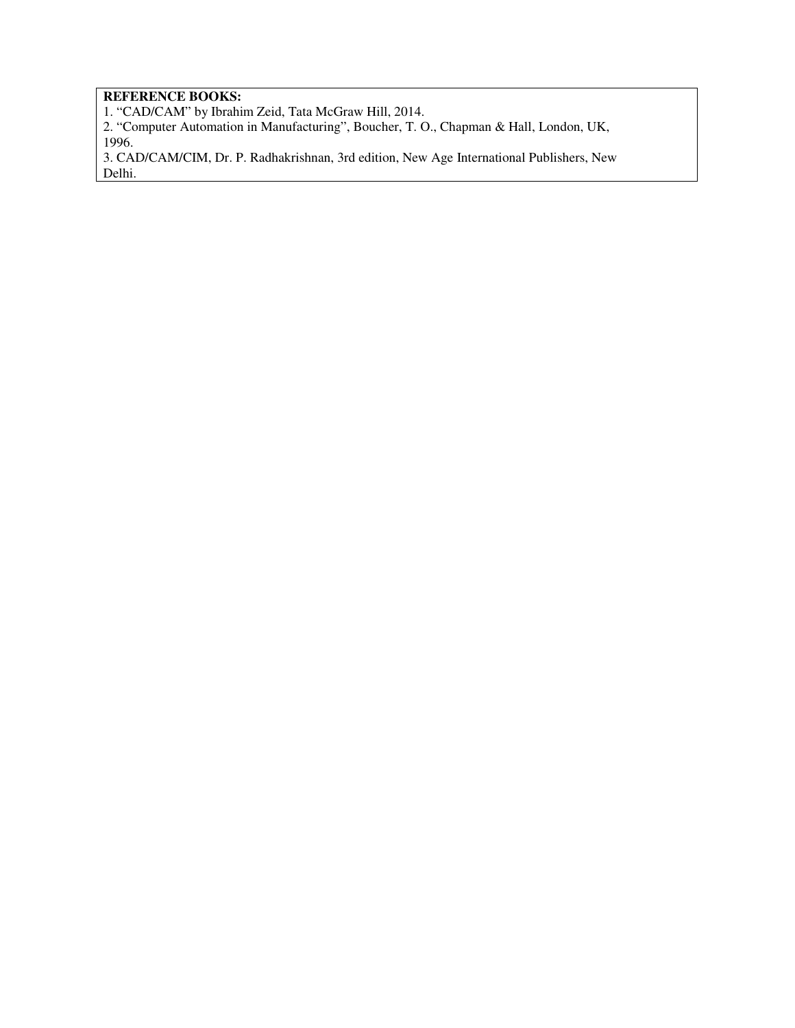**REFERENCE BOOKS:**

1. "CAD/CAM" by Ibrahim Zeid, Tata McGraw Hill, 2014.
2. "Computer Automation in Manufacturing", Boucher, T. O., Chapman & Hall, London, UK, 1996.
3. CAD/CAM/CIM, Dr. P. Radhakrishnan, 3rd edition, New Age International Publishers, New Delhi.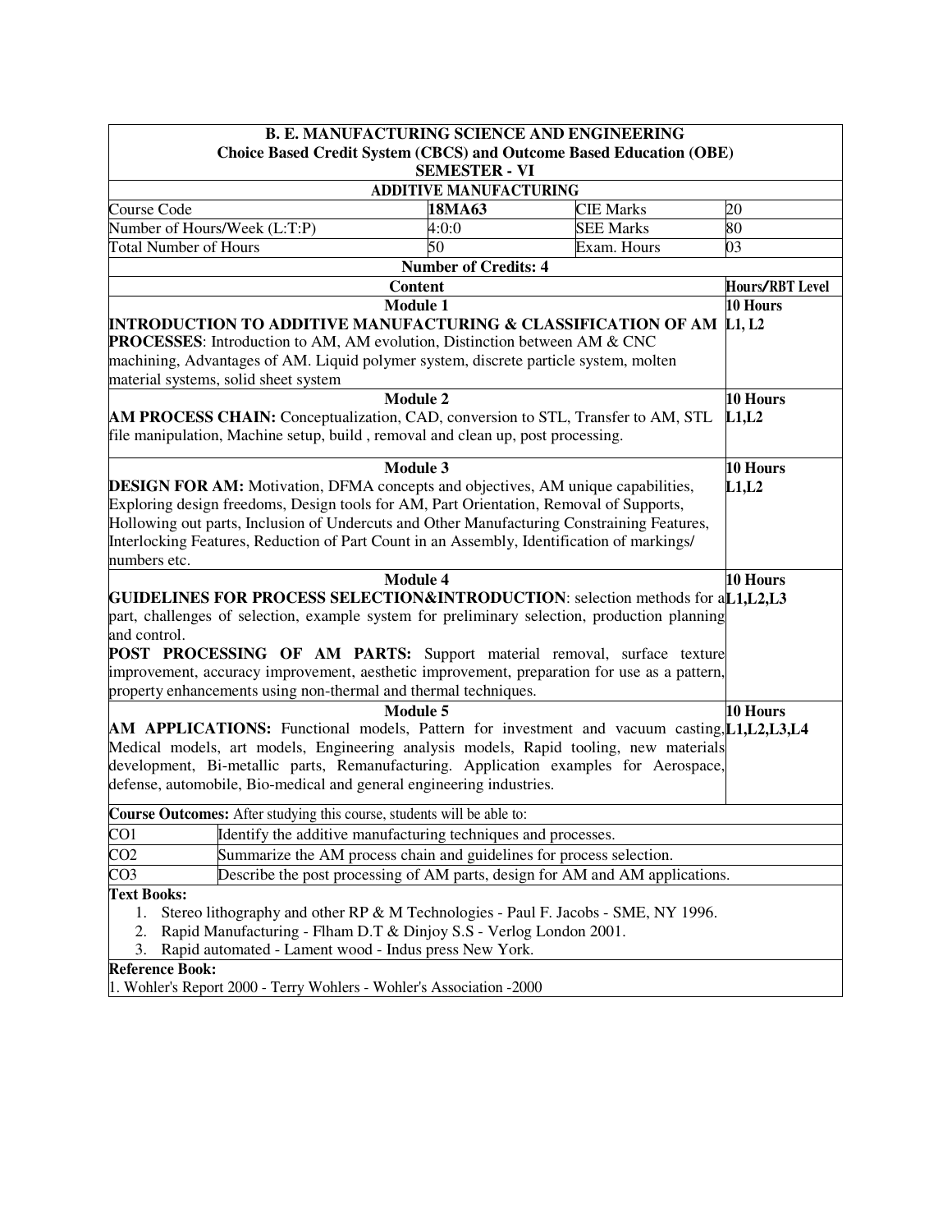**B. E. MANUFACTURING SCIENCE AND ENGINEERING**
**Choice Based Credit System (CBCS) and Outcome Based Education (OBE)**
**SEMESTER - VI**

## ADDITIVE MANUFACTURING

| Course Code | **18MA63** | CIE Marks | 20 |
|---|---|---|---|
| Number of Hours/Week (L:T:P) | 4:0:0 | SEE Marks | 80 |
| Total Number of Hours | 50 | Exam. Hours | 03 |

**Number of Credits: 4**

| Content | Hours/RBT Level |
|---|---|
| **Module 1** <br> **INTRODUCTION TO ADDITIVE MANUFACTURING & CLASSIFICATION OF AM PROCESSES**: Introduction to AM, AM evolution, Distinction between AM & CNC machining, Advantages of AM. Liquid polymer system, discrete particle system, molten material systems, solid sheet system | 10 Hours <br> L1, L2 |
| **Module 2** <br> **AM PROCESS CHAIN:** Conceptualization, CAD, conversion to STL, Transfer to AM, STL file manipulation, Machine setup, build , removal and clean up, post processing. | 10 Hours <br> L1,L2 |
| **Module 3** <br> **DESIGN FOR AM:** Motivation, DFMA concepts and objectives, AM unique capabilities, Exploring design freedoms, Design tools for AM, Part Orientation, Removal of Supports, Hollowing out parts, Inclusion of Undercuts and Other Manufacturing Constraining Features, Interlocking Features, Reduction of Part Count in an Assembly, Identification of markings/ numbers etc. | 10 Hours <br> L1,L2 |
| **Module 4** <br> **GUIDELINES FOR PROCESS SELECTION&INTRODUCTION**: selection methods for a part, challenges of selection, example system for preliminary selection, production planning and control. <br> **POST PROCESSING OF AM PARTS:** Support material removal, surface texture improvement, accuracy improvement, aesthetic improvement, preparation for use as a pattern, property enhancements using non-thermal and thermal techniques. | 10 Hours <br> L1,L2,L3 |
| **Module 5** <br> **AM APPLICATIONS:** Functional models, Pattern for investment and vacuum casting, Medical models, art models, Engineering analysis models, Rapid tooling, new materials development, Bi-metallic parts, Remanufacturing. Application examples for Aerospace, defense, automobile, Bio-medical and general engineering industries. | 10 Hours <br> L1,L2,L3,L4 |

**Course Outcomes:** After studying this course, students will be able to:

| | |
|---|---|
| CO1 | Identify the additive manufacturing techniques and processes. |
| CO2 | Summarize the AM process chain and guidelines for process selection. |
| CO3 | Describe the post processing of AM parts, design for AM and AM applications. |

**Text Books:**

1. Stereo lithography and other RP & M Technologies - Paul F. Jacobs - SME, NY 1996.
2. Rapid Manufacturing - Flham D.T & Dinjoy S.S - Verlog London 2001.
3. Rapid automated - Lament wood - Indus press New York.

**Reference Book:**

1. Wohler's Report 2000 - Terry Wohlers - Wohler's Association -2000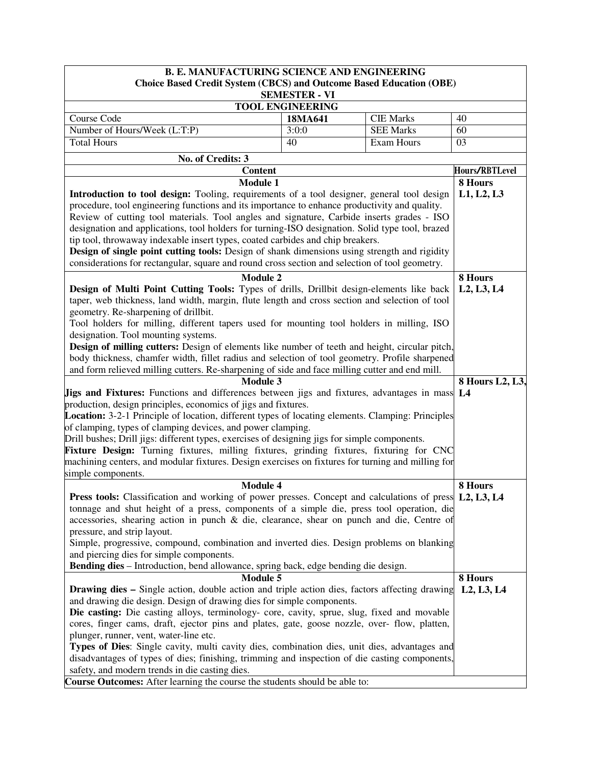| B. E. MANUFACTURING SCIENCE AND ENGINEERING<br>Choice Based Credit System (CBCS) and Outcome Based Education (OBE)<br>SEMESTER - VI | | | |
|---|---|---|---|
| **TOOL ENGINEERING** | | | |
| Course Code | **18MA641** | CIE Marks | 40 |
| Number of Hours/Week (L:T:P) | 3:0:0 | SEE Marks | 60 |
| Total Hours | 40 | Exam Hours | 03 |
| **No. of Credits: 3** | | | |

| Content | Hours/RBTLevel |
|---|---|
| **Module 1**<br>**Introduction to tool design:** Tooling, requirements of a tool designer, general tool design procedure, tool engineering functions and its importance to enhance productivity and quality. Review of cutting tool materials. Tool angles and signature, Carbide inserts grades - ISO designation and applications, tool holders for turning-ISO designation. Solid type tool, brazed tip tool, throwaway indexable insert types, coated carbides and chip breakers.<br>**Design of single point cutting tools:** Design of shank dimensions using strength and rigidity considerations for rectangular, square and round cross section and selection of tool geometry. | **8 Hours**<br>**L1, L2, L3** |
| **Module 2**<br>**Design of Multi Point Cutting Tools:** Types of drills, Drillbit design-elements like back taper, web thickness, land width, margin, flute length and cross section and selection of tool geometry. Re-sharpening of drillbit.<br>Tool holders for milling, different tapers used for mounting tool holders in milling, ISO designation. Tool mounting systems.<br>**Design of milling cutters:** Design of elements like number of teeth and height, circular pitch, body thickness, chamfer width, fillet radius and selection of tool geometry. Profile sharpened and form relieved milling cutters. Re-sharpening of side and face milling cutter and end mill. | **8 Hours**<br>**L2, L3, L4** |
| **Module 3**<br>**Jigs and Fixtures:** Functions and differences between jigs and fixtures, advantages in mass production, design principles, economics of jigs and fixtures.<br>**Location:** 3-2-1 Principle of location, different types of locating elements. Clamping: Principles of clamping, types of clamping devices, and power clamping.<br>Drill bushes; Drill jigs: different types, exercises of designing jigs for simple components.<br>**Fixture Design:** Turning fixtures, milling fixtures, grinding fixtures, fixturing for CNC machining centers, and modular fixtures. Design exercises on fixtures for turning and milling for simple components. | **8 Hours L2, L3, L4** |
| **Module 4**<br>**Press tools:** Classification and working of power presses. Concept and calculations of press tonnage and shut height of a press, components of a simple die, press tool operation, die accessories, shearing action in punch & die, clearance, shear on punch and die, Centre of pressure, and strip layout.<br>Simple, progressive, compound, combination and inverted dies. Design problems on blanking and piercing dies for simple components.<br>**Bending dies** – Introduction, bend allowance, spring back, edge bending die design. | **8 Hours**<br>**L2, L3, L4** |
| **Module 5**<br>**Drawing dies –** Single action, double action and triple action dies, factors affecting drawing and drawing die design. Design of drawing dies for simple components.<br>**Die casting:** Die casting alloys, terminology- core, cavity, sprue, slug, fixed and movable cores, finger cams, draft, ejector pins and plates, gate, goose nozzle, over- flow, platten, plunger, runner, vent, water-line etc.<br>**Types of Dies**: Single cavity, multi cavity dies, combination dies, unit dies, advantages and disadvantages of types of dies; finishing, trimming and inspection of die casting components, safety, and modern trends in die casting dies. | **8 Hours**<br>**L2, L3, L4** |
| **Course Outcomes:** After learning the course the students should be able to: | |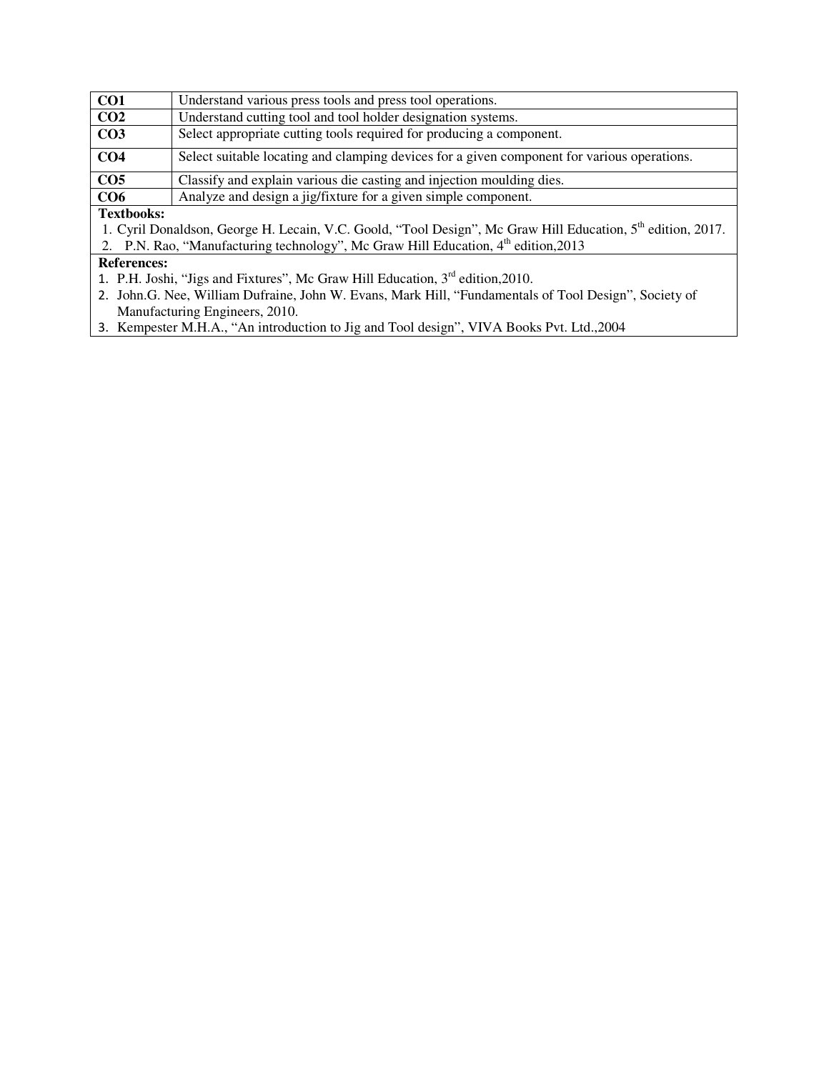| | |
|---|---|
| **CO1** | Understand various press tools and press tool operations. |
| **CO2** | Understand cutting tool and tool holder designation systems. |
| **CO3** | Select appropriate cutting tools required for producing a component. |
| **CO4** | Select suitable locating and clamping devices for a given component for various operations. |
| **CO5** | Classify and explain various die casting and injection moulding dies. |
| **CO6** | Analyze and design a jig/fixture for a given simple component. |

**Textbooks:**

1. Cyril Donaldson, George H. Lecain, V.C. Goold, "Tool Design", Mc Graw Hill Education, 5th edition, 2017.
2. P.N. Rao, "Manufacturing technology", Mc Graw Hill Education, 4th edition,2013

**References:**

1. P.H. Joshi, "Jigs and Fixtures", Mc Graw Hill Education, 3rd edition,2010.
2. John.G. Nee, William Dufraine, John W. Evans, Mark Hill, "Fundamentals of Tool Design", Society of Manufacturing Engineers, 2010.
3. Kempester M.H.A., "An introduction to Jig and Tool design", VIVA Books Pvt. Ltd.,2004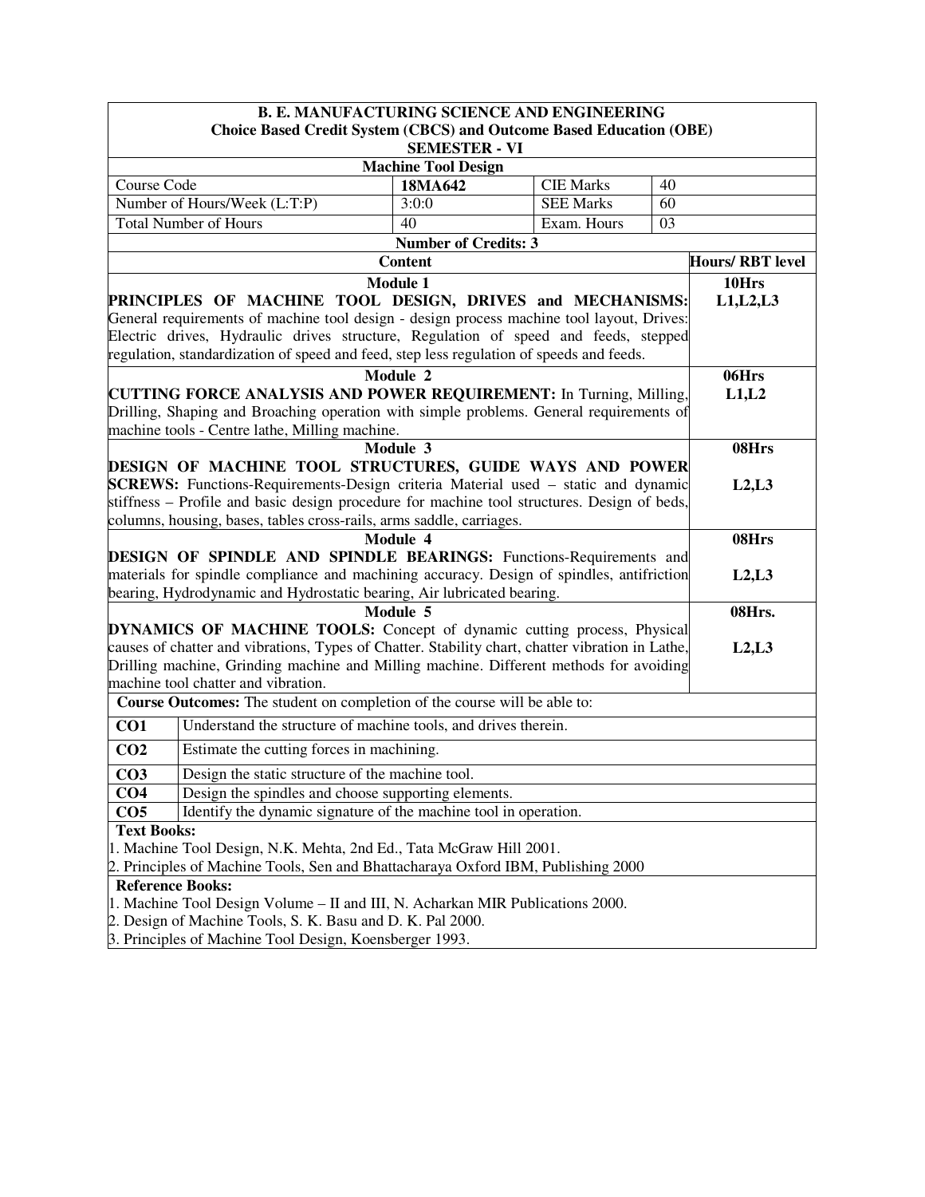**B. E. MANUFACTURING SCIENCE AND ENGINEERING**
**Choice Based Credit System (CBCS) and Outcome Based Education (OBE)**
**SEMESTER - VI**

**Machine Tool Design**

| Course Code | 18MA642 | CIE Marks | 40 |
|---|---|---|---|
| Number of Hours/Week (L:T:P) | 3:0:0 | SEE Marks | 60 |
| Total Number of Hours | 40 | Exam. Hours | 03 |

**Number of Credits: 3**

| Content | Hours/ RBT level |
|---|---|
| **Module 1**<br>**PRINCIPLES OF MACHINE TOOL DESIGN, DRIVES and MECHANISMS:** General requirements of machine tool design - design process machine tool layout, Drives: Electric drives, Hydraulic drives structure, Regulation of speed and feeds, stepped regulation, standardization of speed and feed, step less regulation of speeds and feeds. | **10Hrs**<br>**L1,L2,L3** |
| **Module 2**<br>**CUTTING FORCE ANALYSIS AND POWER REQUIREMENT:** In Turning, Milling, Drilling, Shaping and Broaching operation with simple problems. General requirements of machine tools - Centre lathe, Milling machine. | **06Hrs**<br>**L1,L2** |
| **Module 3**<br>**DESIGN OF MACHINE TOOL STRUCTURES, GUIDE WAYS AND POWER SCREWS:** Functions-Requirements-Design criteria Material used – static and dynamic stiffness – Profile and basic design procedure for machine tool structures. Design of beds, columns, housing, bases, tables cross-rails, arms saddle, carriages. | **08Hrs**<br>**L2,L3** |
| **Module 4**<br>**DESIGN OF SPINDLE AND SPINDLE BEARINGS:** Functions-Requirements and materials for spindle compliance and machining accuracy. Design of spindles, antifriction bearing, Hydrodynamic and Hydrostatic bearing, Air lubricated bearing. | **08Hrs**<br>**L2,L3** |
| **Module 5**<br>**DYNAMICS OF MACHINE TOOLS:** Concept of dynamic cutting process, Physical causes of chatter and vibrations, Types of Chatter. Stability chart, chatter vibration in Lathe, Drilling machine, Grinding machine and Milling machine. Different methods for avoiding machine tool chatter and vibration. | **08Hrs.**<br>**L2,L3** |

**Course Outcomes:** The student on completion of the course will be able to:

| | |
|---|---|
| **CO1** | Understand the structure of machine tools, and drives therein. |
| **CO2** | Estimate the cutting forces in machining. |
| **CO3** | Design the static structure of the machine tool. |
| **CO4** | Design the spindles and choose supporting elements. |
| **CO5** | Identify the dynamic signature of the machine tool in operation. |

**Text Books:**

1. Machine Tool Design, N.K. Mehta, 2nd Ed., Tata McGraw Hill 2001.
2. Principles of Machine Tools, Sen and Bhattacharaya Oxford IBM, Publishing 2000

**Reference Books:**

1. Machine Tool Design Volume – II and III, N. Acharkan MIR Publications 2000.
2. Design of Machine Tools, S. K. Basu and D. K. Pal 2000.
3. Principles of Machine Tool Design, Koensberger 1993.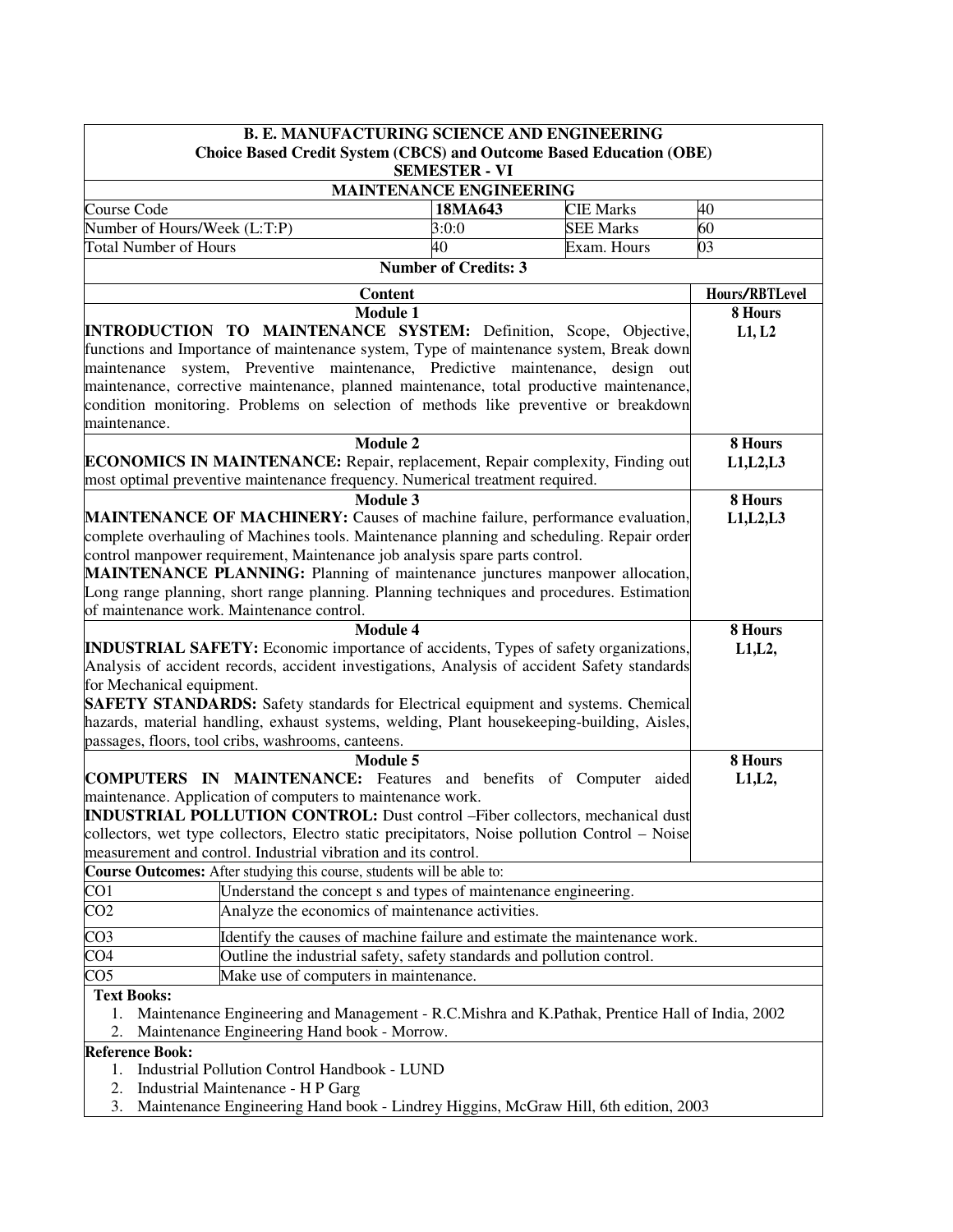**B. E. MANUFACTURING SCIENCE AND ENGINEERING**
**Choice Based Credit System (CBCS) and Outcome Based Education (OBE)**
**SEMESTER - VI**

## MAINTENANCE ENGINEERING

| Course Code | **18MA643** | CIE Marks | 40 |
|---|---|---|---|
| Number of Hours/Week (L:T:P) | 3:0:0 | SEE Marks | 60 |
| Total Number of Hours | 40 | Exam. Hours | 03 |

**Number of Credits: 3**

| Content | Hours/RBTLevel |
|---|---|
| **Module 1**<br>**INTRODUCTION TO MAINTENANCE SYSTEM:** Definition, Scope, Objective, functions and Importance of maintenance system, Type of maintenance system, Break down maintenance system, Preventive maintenance, Predictive maintenance, design out maintenance, corrective maintenance, planned maintenance, total productive maintenance, condition monitoring. Problems on selection of methods like preventive or breakdown maintenance. | **8 Hours**<br>**L1, L2** |
| **Module 2**<br>**ECONOMICS IN MAINTENANCE:** Repair, replacement, Repair complexity, Finding out most optimal preventive maintenance frequency. Numerical treatment required. | **8 Hours**<br>**L1,L2,L3** |
| **Module 3**<br>**MAINTENANCE OF MACHINERY:** Causes of machine failure, performance evaluation, complete overhauling of Machines tools. Maintenance planning and scheduling. Repair order control manpower requirement, Maintenance job analysis spare parts control.<br>**MAINTENANCE PLANNING:** Planning of maintenance junctures manpower allocation, Long range planning, short range planning. Planning techniques and procedures. Estimation of maintenance work. Maintenance control. | **8 Hours**<br>**L1,L2,L3** |
| **Module 4**<br>**INDUSTRIAL SAFETY:** Economic importance of accidents, Types of safety organizations, Analysis of accident records, accident investigations, Analysis of accident Safety standards for Mechanical equipment.<br>**SAFETY STANDARDS:** Safety standards for Electrical equipment and systems. Chemical hazards, material handling, exhaust systems, welding, Plant housekeeping-building, Aisles, passages, floors, tool cribs, washrooms, canteens. | **8 Hours**<br>**L1,L2,** |
| **Module 5**<br>**COMPUTERS IN MAINTENANCE:** Features and benefits of Computer aided maintenance. Application of computers to maintenance work.<br>**INDUSTRIAL POLLUTION CONTROL:** Dust control –Fiber collectors, mechanical dust collectors, wet type collectors, Electro static precipitators, Noise pollution Control – Noise measurement and control. Industrial vibration and its control. | **8 Hours**<br>**L1,L2,** |

**Course Outcomes:** After studying this course, students will be able to:

| | |
|---|---|
| CO1 | Understand the concept s and types of maintenance engineering. |
| CO2 | Analyze the economics of maintenance activities. |
| CO3 | Identify the causes of machine failure and estimate the maintenance work. |
| CO4 | Outline the industrial safety, safety standards and pollution control. |
| CO5 | Make use of computers in maintenance. |

**Text Books:**

1. Maintenance Engineering and Management - R.C.Mishra and K.Pathak, Prentice Hall of India, 2002
2. Maintenance Engineering Hand book - Morrow.

**Reference Book:**

1. Industrial Pollution Control Handbook - LUND
2. Industrial Maintenance - H P Garg
3. Maintenance Engineering Hand book - Lindrey Higgins, McGraw Hill, 6th edition, 2003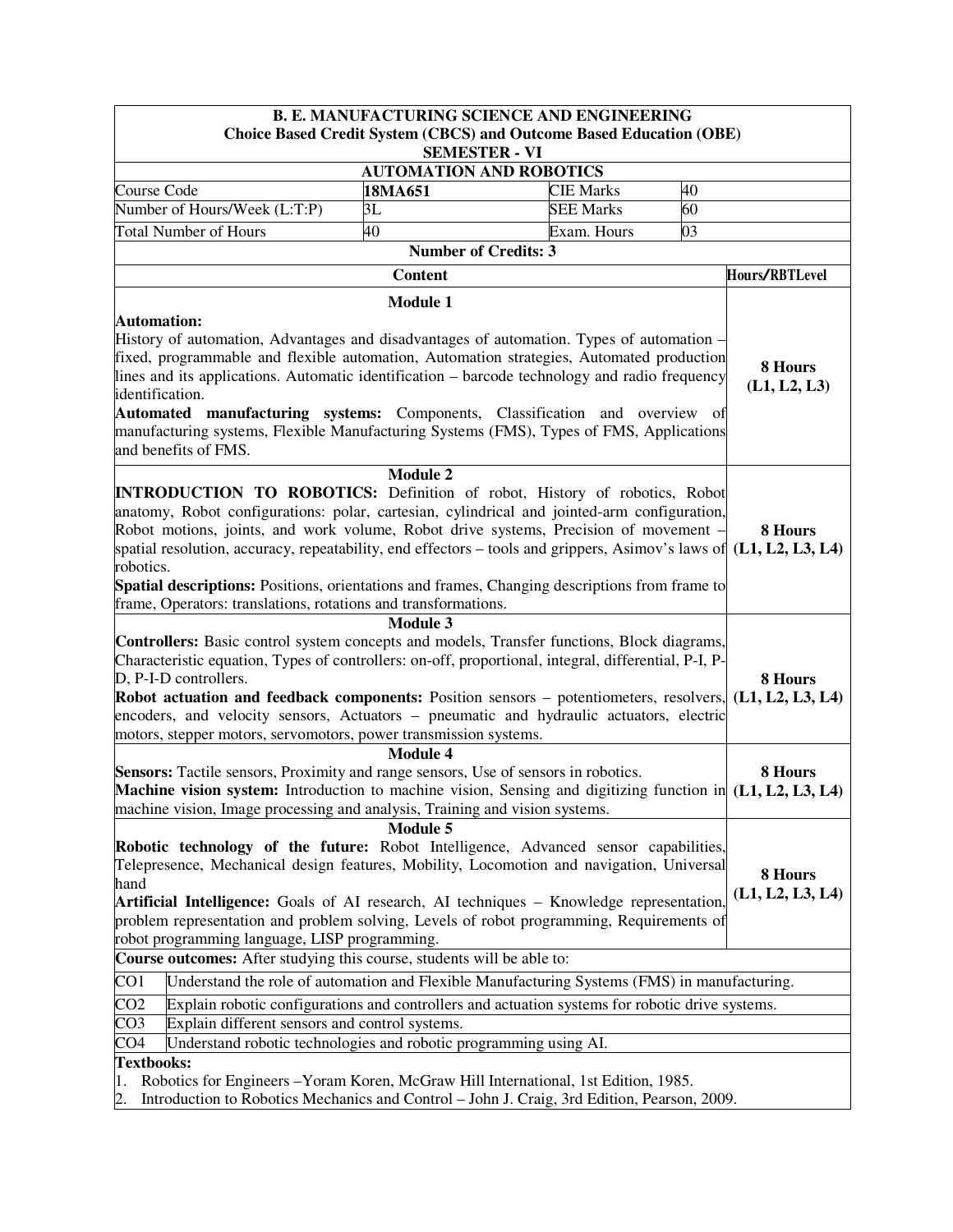**B. E. MANUFACTURING SCIENCE AND ENGINEERING**
**Choice Based Credit System (CBCS) and Outcome Based Education (OBE)**
**SEMESTER - VI**

**AUTOMATION AND ROBOTICS**

| Course Code | **18MA651** | CIE Marks | 40 |
|---|---|---|---|
| Number of Hours/Week (L:T:P) | 3L | SEE Marks | 60 |
| Total Number of Hours | 40 | Exam. Hours | 03 |

**Number of Credits: 3**

| Content | Hours/RBTLevel |
|---|---|
| **Module 1**<br>**Automation:**<br>History of automation, Advantages and disadvantages of automation. Types of automation – fixed, programmable and flexible automation, Automation strategies, Automated production lines and its applications. Automatic identification – barcode technology and radio frequency identification.<br>**Automated manufacturing systems:** Components, Classification and overview of manufacturing systems, Flexible Manufacturing Systems (FMS), Types of FMS, Applications and benefits of FMS. | **8 Hours (L1, L2, L3)** |
| **Module 2**<br>**INTRODUCTION TO ROBOTICS:** Definition of robot, History of robotics, Robot anatomy, Robot configurations: polar, cartesian, cylindrical and jointed-arm configuration, Robot motions, joints, and work volume, Robot drive systems, Precision of movement – spatial resolution, accuracy, repeatability, end effectors – tools and grippers, Asimov's laws of robotics.<br>**Spatial descriptions:** Positions, orientations and frames, Changing descriptions from frame to frame, Operators: translations, rotations and transformations. | **8 Hours (L1, L2, L3, L4)** |
| **Module 3**<br>**Controllers:** Basic control system concepts and models, Transfer functions, Block diagrams, Characteristic equation, Types of controllers: on-off, proportional, integral, differential, P-I, P-D, P-I-D controllers.<br>**Robot actuation and feedback components:** Position sensors – potentiometers, resolvers, encoders, and velocity sensors, Actuators – pneumatic and hydraulic actuators, electric motors, stepper motors, servomotors, power transmission systems. | **8 Hours (L1, L2, L3, L4)** |
| **Module 4**<br>**Sensors:** Tactile sensors, Proximity and range sensors, Use of sensors in robotics.<br>**Machine vision system:** Introduction to machine vision, Sensing and digitizing function in machine vision, Image processing and analysis, Training and vision systems. | **8 Hours (L1, L2, L3, L4)** |
| **Module 5**<br>**Robotic technology of the future:** Robot Intelligence, Advanced sensor capabilities, Telepresence, Mechanical design features, Mobility, Locomotion and navigation, Universal hand<br>**Artificial Intelligence:** Goals of AI research, AI techniques – Knowledge representation, problem representation and problem solving, Levels of robot programming, Requirements of robot programming language, LISP programming. | **8 Hours (L1, L2, L3, L4)** |

**Course outcomes:** After studying this course, students will be able to:

| | |
|---|---|
| CO1 | Understand the role of automation and Flexible Manufacturing Systems (FMS) in manufacturing. |
| CO2 | Explain robotic configurations and controllers and actuation systems for robotic drive systems. |
| CO3 | Explain different sensors and control systems. |
| CO4 | Understand robotic technologies and robotic programming using AI. |

**Textbooks:**

1. Robotics for Engineers –Yoram Koren, McGraw Hill International, 1st Edition, 1985.
2. Introduction to Robotics Mechanics and Control – John J. Craig, 3rd Edition, Pearson, 2009.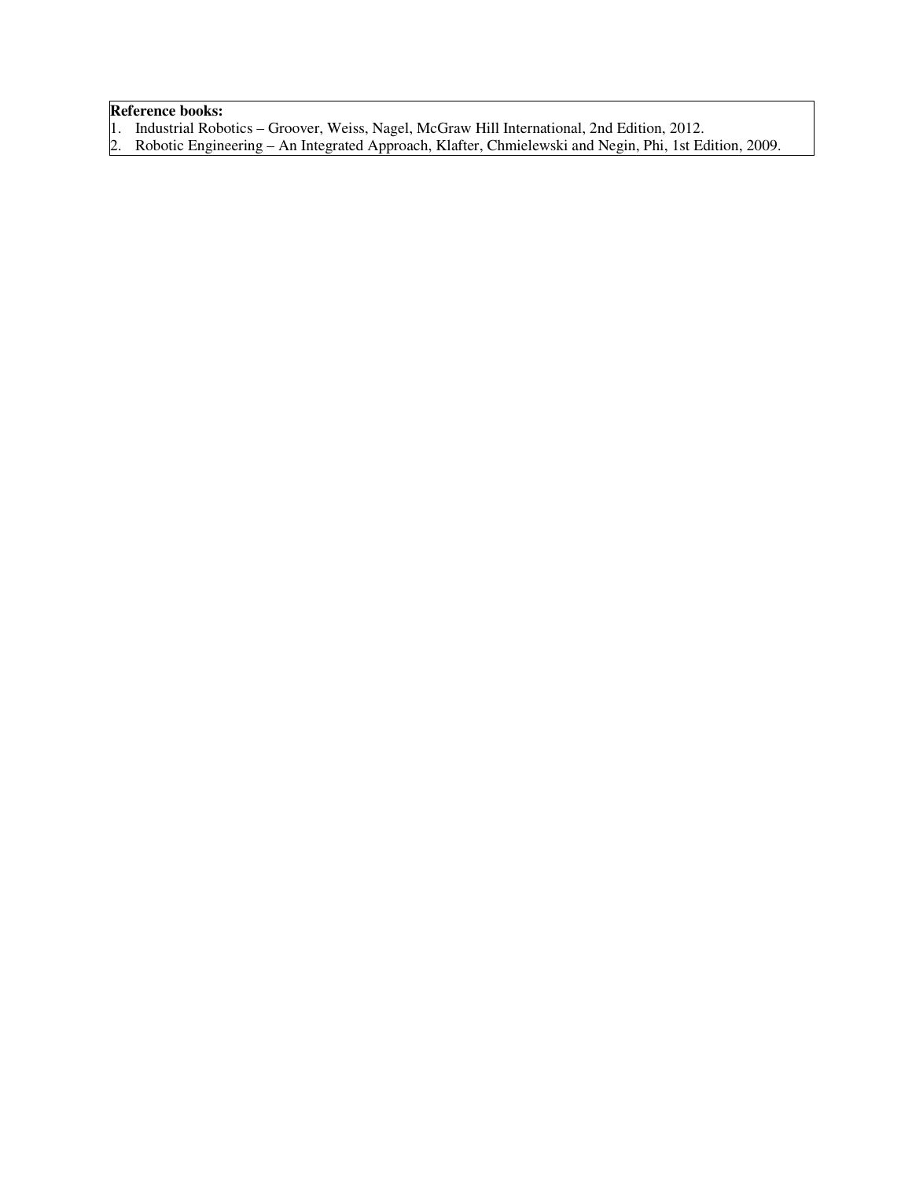**Reference books:**

1. Industrial Robotics – Groover, Weiss, Nagel, McGraw Hill International, 2nd Edition, 2012.
2. Robotic Engineering – An Integrated Approach, Klafter, Chmielewski and Negin, Phi, 1st Edition, 2009.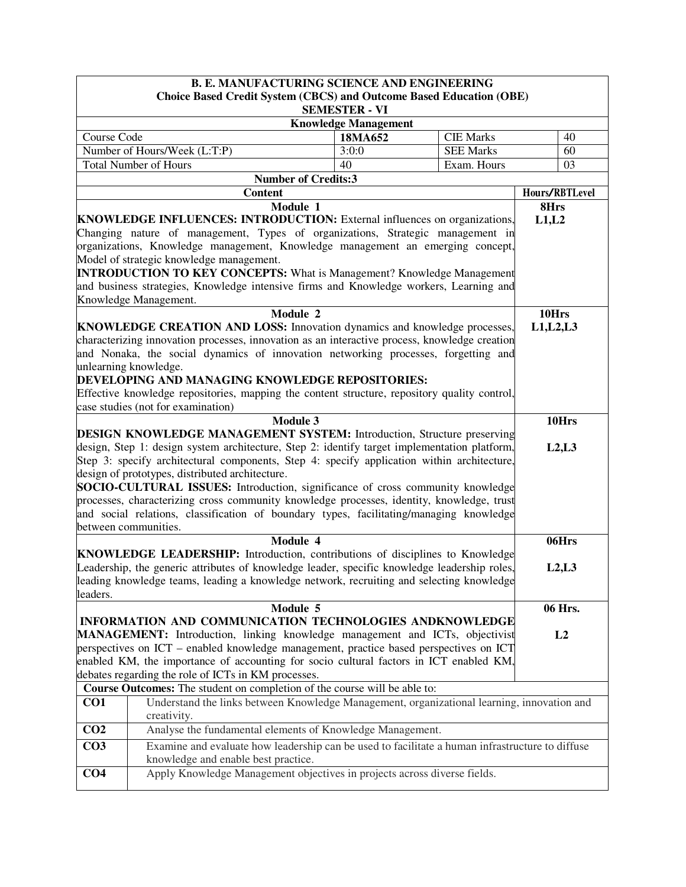**B. E. MANUFACTURING SCIENCE AND ENGINEERING**
**Choice Based Credit System (CBCS) and Outcome Based Education (OBE)**
**SEMESTER - VI**

**Knowledge Management**

| Course Code | **18MA652** | CIE Marks | 40 |
|---|---|---|---|
| Number of Hours/Week (L:T:P) | 3:0:0 | SEE Marks | 60 |
| Total Number of Hours | 40 | Exam. Hours | 03 |

**Number of Credits:3**

| Content | Hours/RBTLevel |
|---|---|
| **Module 1**<br>**KNOWLEDGE INFLUENCES: INTRODUCTION:** External influences on organizations, Changing nature of management, Types of organizations, Strategic management in organizations, Knowledge management, Knowledge management an emerging concept, Model of strategic knowledge management.<br>**INTRODUCTION TO KEY CONCEPTS:** What is Management? Knowledge Management and business strategies, Knowledge intensive firms and Knowledge workers, Learning and Knowledge Management. | **8Hrs**<br>**L1,L2** |
| **Module 2**<br>**KNOWLEDGE CREATION AND LOSS:** Innovation dynamics and knowledge processes, characterizing innovation processes, innovation as an interactive process, knowledge creation and Nonaka, the social dynamics of innovation networking processes, forgetting and unlearning knowledge.<br>**DEVELOPING AND MANAGING KNOWLEDGE REPOSITORIES:**<br>Effective knowledge repositories, mapping the content structure, repository quality control, case studies (not for examination) | **10Hrs**<br>**L1,L2,L3** |
| **Module 3**<br>**DESIGN KNOWLEDGE MANAGEMENT SYSTEM:** Introduction, Structure preserving design, Step 1: design system architecture, Step 2: identify target implementation platform, Step 3: specify architectural components, Step 4: specify application within architecture, design of prototypes, distributed architecture.<br>**SOCIO-CULTURAL ISSUES:** Introduction, significance of cross community knowledge processes, characterizing cross community knowledge processes, identity, knowledge, trust and social relations, classification of boundary types, facilitating/managing knowledge between communities. | **10Hrs**<br>**L2,L3** |
| **Module 4**<br>**KNOWLEDGE LEADERSHIP:** Introduction, contributions of disciplines to Knowledge Leadership, the generic attributes of knowledge leader, specific knowledge leadership roles, leading knowledge teams, leading a knowledge network, recruiting and selecting knowledge leaders. | **06Hrs**<br>**L2,L3** |
| **Module 5**<br>**INFORMATION AND COMMUNICATION TECHNOLOGIES ANDKNOWLEDGE MANAGEMENT:** Introduction, linking knowledge management and ICTs, objectivist perspectives on ICT – enabled knowledge management, practice based perspectives on ICT enabled KM, the importance of accounting for socio cultural factors in ICT enabled KM, debates regarding the role of ICTs in KM processes. | **06 Hrs.**<br>**L2** |

**Course Outcomes:** The student on completion of the course will be able to:

| | |
|---|---|
| **CO1** | Understand the links between Knowledge Management, organizational learning, innovation and creativity. |
| **CO2** | Analyse the fundamental elements of Knowledge Management. |
| **CO3** | Examine and evaluate how leadership can be used to facilitate a human infrastructure to diffuse knowledge and enable best practice. |
| **CO4** | Apply Knowledge Management objectives in projects across diverse fields. |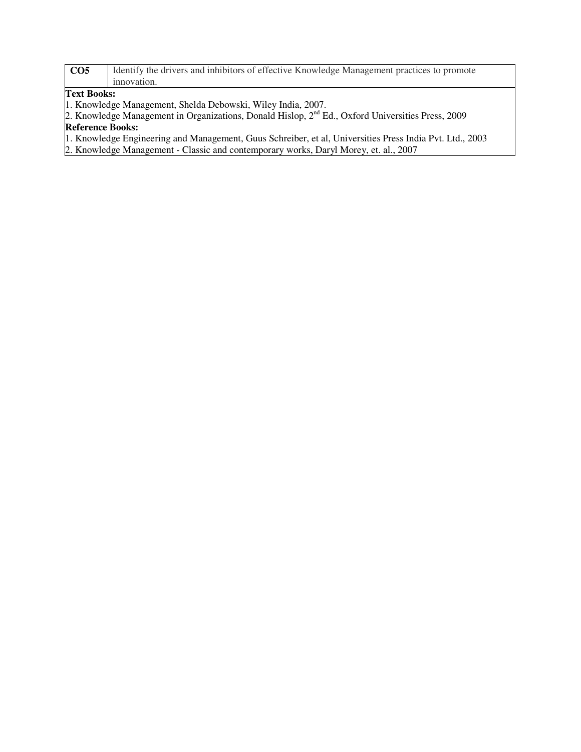| CO5 | Identify the drivers and inhibitors of effective Knowledge Management practices to promote innovation. |
|---|---|

**Text Books:**

1. Knowledge Management, Shelda Debowski, Wiley India, 2007.
2. Knowledge Management in Organizations, Donald Hislop, 2nd Ed., Oxford Universities Press, 2009

**Reference Books:**

1. Knowledge Engineering and Management, Guus Schreiber, et al, Universities Press India Pvt. Ltd., 2003
2. Knowledge Management - Classic and contemporary works, Daryl Morey, et. al., 2007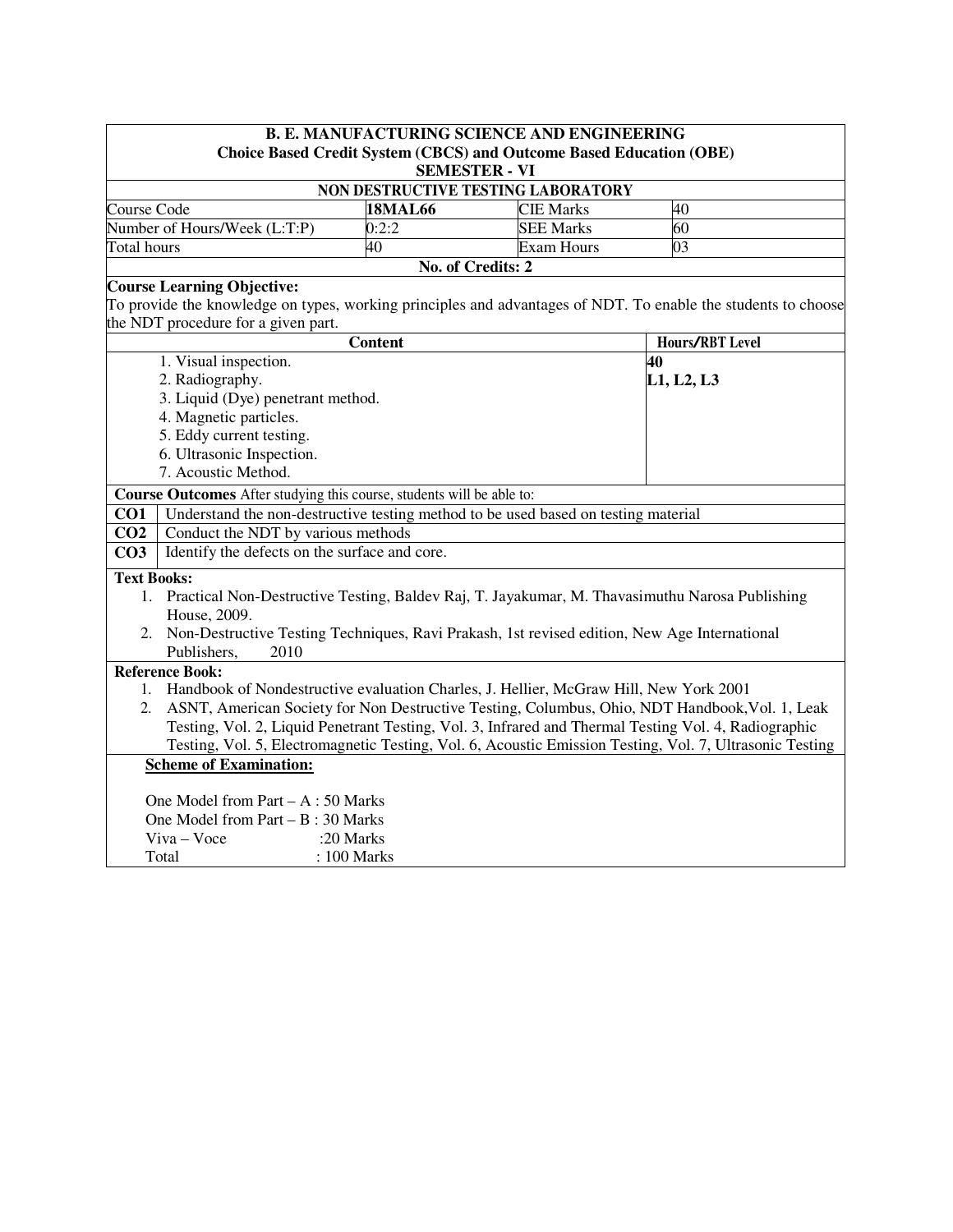**B. E. MANUFACTURING SCIENCE AND ENGINEERING**
**Choice Based Credit System (CBCS) and Outcome Based Education (OBE)**
**SEMESTER - VI**

## NON DESTRUCTIVE TESTING LABORATORY

| Course Code | **18MAL66** | CIE Marks | 40 |
|---|---|---|---|
| Number of Hours/Week (L:T:P) | 0:2:2 | SEE Marks | 60 |
| Total hours | 40 | Exam Hours | 03 |

**No. of Credits: 2**

**Course Learning Objective:**
To provide the knowledge on types, working principles and advantages of NDT. To enable the students to choose the NDT procedure for a given part.

| Content | Hours/RBT Level |
|---|---|
| 1. Visual inspection.<br>2. Radiography.<br>3. Liquid (Dye) penetrant method.<br>4. Magnetic particles.<br>5. Eddy current testing.<br>6. Ultrasonic Inspection.<br>7. Acoustic Method. | **40**<br>**L1, L2, L3** |

**Course Outcomes** After studying this course, students will be able to:

| | |
|---|---|
| **CO1** | Understand the non-destructive testing method to be used based on testing material |
| **CO2** | Conduct the NDT by various methods |
| **CO3** | Identify the defects on the surface and core. |

**Text Books:**

1. Practical Non-Destructive Testing, Baldev Raj, T. Jayakumar, M. Thavasimuthu Narosa Publishing House, 2009.
2. Non-Destructive Testing Techniques, Ravi Prakash, 1st revised edition, New Age International Publishers, 2010

**Reference Book:**

1. Handbook of Nondestructive evaluation Charles, J. Hellier, McGraw Hill, New York 2001
2. ASNT, American Society for Non Destructive Testing, Columbus, Ohio, NDT Handbook,Vol. 1, Leak Testing, Vol. 2, Liquid Penetrant Testing, Vol. 3, Infrared and Thermal Testing Vol. 4, Radiographic Testing, Vol. 5, Electromagnetic Testing, Vol. 6, Acoustic Emission Testing, Vol. 7, Ultrasonic Testing

**Scheme of Examination:**

One Model from Part – A : 50 Marks
One Model from Part – B : 30 Marks
Viva – Voce :20 Marks
Total : 100 Marks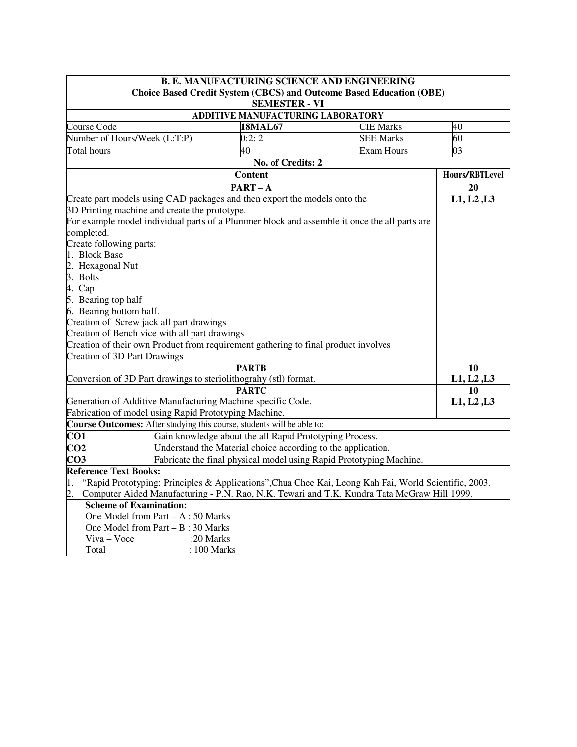**B. E. MANUFACTURING SCIENCE AND ENGINEERING**
**Choice Based Credit System (CBCS) and Outcome Based Education (OBE)**
**SEMESTER - VI**

**ADDITIVE MANUFACTURING LABORATORY**

| Course Code | **18MAL67** | CIE Marks | 40 |
|---|---|---|---|
| Number of Hours/Week (L:T:P) | 0:2: 2 | SEE Marks | 60 |
| Total hours | 40 | Exam Hours | 03 |

**No. of Credits: 2**

| **Content** | **Hours/RBTLevel** |
|---|---|
| **PART – A**<br>Create part models using CAD packages and then export the models onto the 3D Printing machine and create the prototype.<br>For example model individual parts of a Plummer block and assemble it once the all parts are completed.<br>Create following parts:<br>1. Block Base<br>2. Hexagonal Nut<br>3. Bolts<br>4. Cap<br>5. Bearing top half<br>6. Bearing bottom half.<br>Creation of Screw jack all part drawings<br>Creation of Bench vice with all part drawings<br>Creation of their own Product from requirement gathering to final product involves<br>Creation of 3D Part Drawings | **20**<br>**L1, L2 ,L3** |
| **PARTB**<br>Conversion of 3D Part drawings to steriolithograhy (stl) format. | **10**<br>**L1, L2 ,L3** |
| **PARTC**<br>Generation of Additive Manufacturing Machine specific Code.<br>Fabrication of model using Rapid Prototyping Machine. | **10**<br>**L1, L2 ,L3** |

**Course Outcomes:** After studying this course, students will be able to:

| | |
|---|---|
| **CO1** | Gain knowledge about the all Rapid Prototyping Process. |
| **CO2** | Understand the Material choice according to the application. |
| **CO3** | Fabricate the final physical model using Rapid Prototyping Machine. |

**Reference Text Books:**

1. "Rapid Prototyping: Principles & Applications",Chua Chee Kai, Leong Kah Fai, World Scientific, 2003.
2. Computer Aided Manufacturing - P.N. Rao, N.K. Tewari and T.K. Kundra Tata McGraw Hill 1999.

**Scheme of Examination:**

One Model from Part – A : 50 Marks
One Model from Part – B : 30 Marks
Viva – Voce :20 Marks
Total : 100 Marks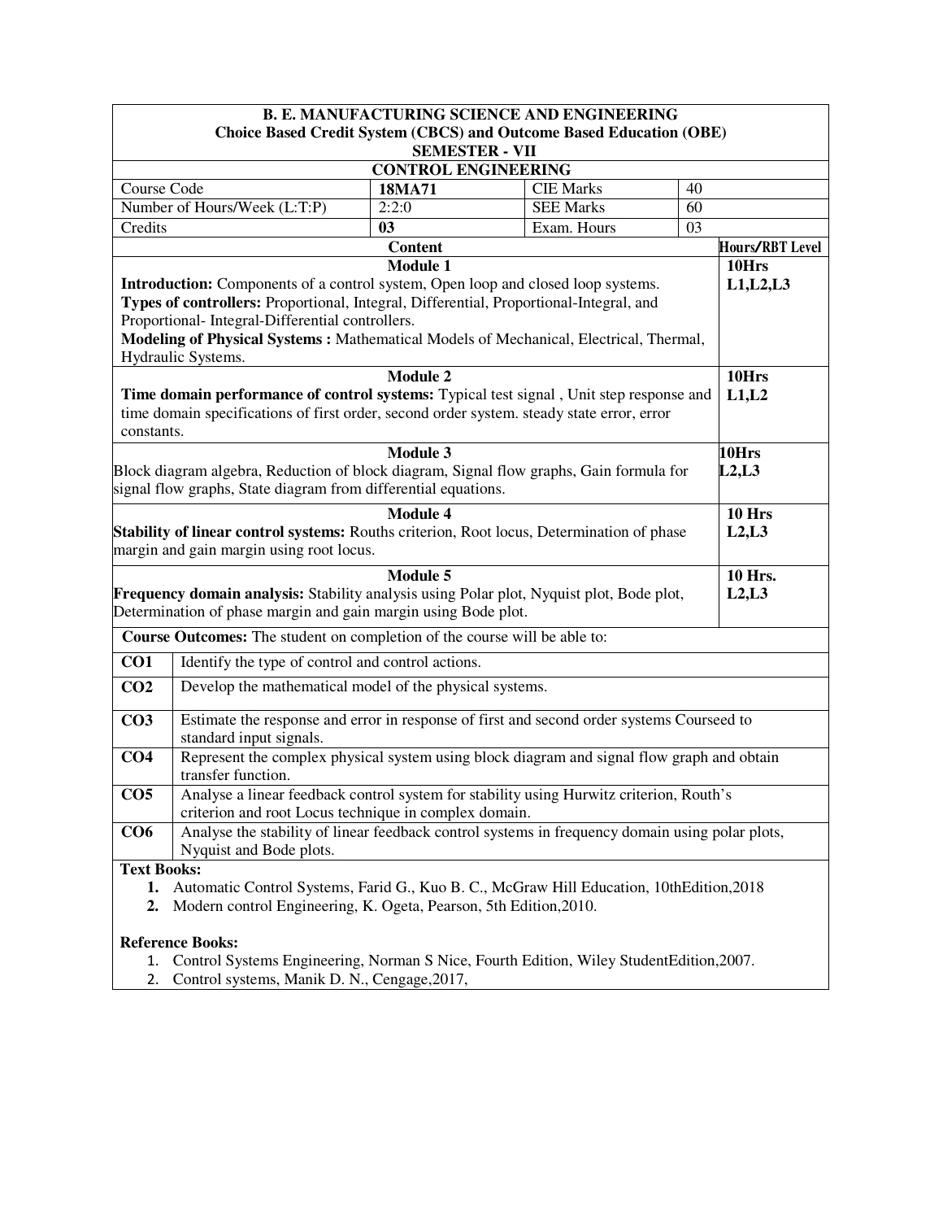**B. E. MANUFACTURING SCIENCE AND ENGINEERING**
**Choice Based Credit System (CBCS) and Outcome Based Education (OBE)**
**SEMESTER - VII**

## CONTROL ENGINEERING

| Course Code | **18MA71** | CIE Marks | 40 |
|---|---|---|---|
| Number of Hours/Week (L:T:P) | 2:2:0 | SEE Marks | 60 |
| Credits | **03** | Exam. Hours | 03 |

| Content | Hours/RBT Level |
|---|---|
| **Module 1**<br>**Introduction:** Components of a control system, Open loop and closed loop systems.<br>**Types of controllers:** Proportional, Integral, Differential, Proportional-Integral, and Proportional- Integral-Differential controllers.<br>**Modeling of Physical Systems :** Mathematical Models of Mechanical, Electrical, Thermal, Hydraulic Systems. | **10Hrs**<br>**L1,L2,L3** |
| **Module 2**<br>**Time domain performance of control systems:** Typical test signal , Unit step response and time domain specifications of first order, second order system. steady state error, error constants. | **10Hrs**<br>**L1,L2** |
| **Module 3**<br>Block diagram algebra, Reduction of block diagram, Signal flow graphs, Gain formula for signal flow graphs, State diagram from differential equations. | **10Hrs**<br>**L2,L3** |
| **Module 4**<br>**Stability of linear control systems:** Rouths criterion, Root locus, Determination of phase margin and gain margin using root locus. | **10 Hrs**<br>**L2,L3** |
| **Module 5**<br>**Frequency domain analysis:** Stability analysis using Polar plot, Nyquist plot, Bode plot, Determination of phase margin and gain margin using Bode plot. | **10 Hrs.**<br>**L2,L3** |

**Course Outcomes:** The student on completion of the course will be able to:

| | |
|---|---|
| **CO1** | Identify the type of control and control actions. |
| **CO2** | Develop the mathematical model of the physical systems. |
| **CO3** | Estimate the response and error in response of first and second order systems Courseed to standard input signals. |
| **CO4** | Represent the complex physical system using block diagram and signal flow graph and obtain transfer function. |
| **CO5** | Analyse a linear feedback control system for stability using Hurwitz criterion, Routh's criterion and root Locus technique in complex domain. |
| **CO6** | Analyse the stability of linear feedback control systems in frequency domain using polar plots, Nyquist and Bode plots. |

**Text Books:**

1. Automatic Control Systems, Farid G., Kuo B. C., McGraw Hill Education, 10thEdition,2018
2. Modern control Engineering, K. Ogeta, Pearson, 5th Edition,2010.

**Reference Books:**

1. Control Systems Engineering, Norman S Nice, Fourth Edition, Wiley StudentEdition,2007.
2. Control systems, Manik D. N., Cengage,2017,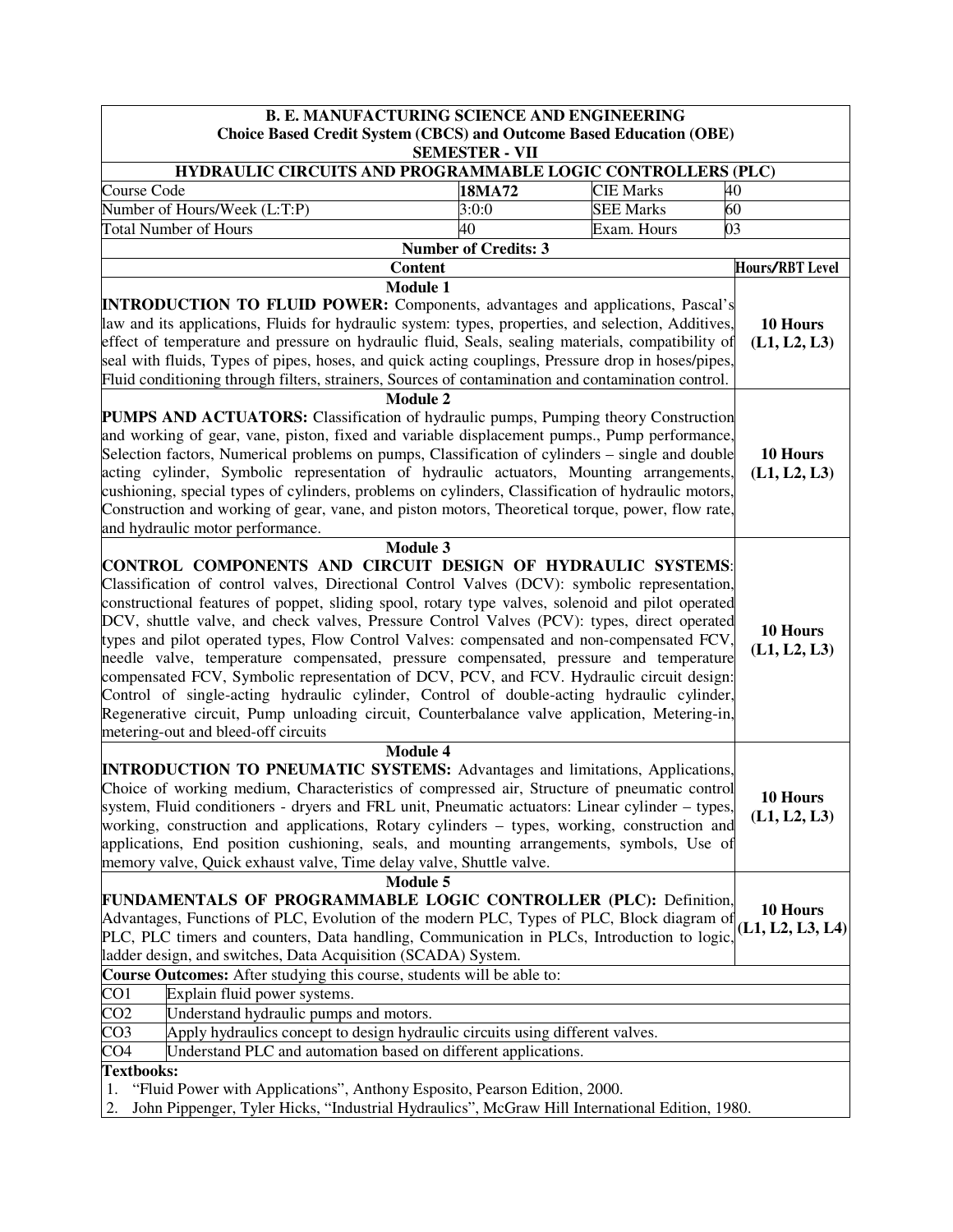**B. E. MANUFACTURING SCIENCE AND ENGINEERING**
**Choice Based Credit System (CBCS) and Outcome Based Education (OBE)**
**SEMESTER - VII**

## HYDRAULIC CIRCUITS AND PROGRAMMABLE LOGIC CONTROLLERS (PLC)

| Course Code | **18MA72** | CIE Marks | 40 |
|---|---|---|---|
| Number of Hours/Week (L:T:P) | 3:0:0 | SEE Marks | 60 |
| Total Number of Hours | 40 | Exam. Hours | 03 |

**Number of Credits: 3**

| Content | Hours/RBT Level |
|---|---|
| **Module 1**<br>**INTRODUCTION TO FLUID POWER:** Components, advantages and applications, Pascal's law and its applications, Fluids for hydraulic system: types, properties, and selection, Additives, effect of temperature and pressure on hydraulic fluid, Seals, sealing materials, compatibility of seal with fluids, Types of pipes, hoses, and quick acting couplings, Pressure drop in hoses/pipes, Fluid conditioning through filters, strainers, Sources of contamination and contamination control. | **10 Hours (L1, L2, L3)** |
| **Module 2**<br>**PUMPS AND ACTUATORS:** Classification of hydraulic pumps, Pumping theory Construction and working of gear, vane, piston, fixed and variable displacement pumps., Pump performance, Selection factors, Numerical problems on pumps, Classification of cylinders – single and double acting cylinder, Symbolic representation of hydraulic actuators, Mounting arrangements, cushioning, special types of cylinders, problems on cylinders, Classification of hydraulic motors, Construction and working of gear, vane, and piston motors, Theoretical torque, power, flow rate, and hydraulic motor performance. | **10 Hours (L1, L2, L3)** |
| **Module 3**<br>**CONTROL COMPONENTS AND CIRCUIT DESIGN OF HYDRAULIC SYSTEMS**: Classification of control valves, Directional Control Valves (DCV): symbolic representation, constructional features of poppet, sliding spool, rotary type valves, solenoid and pilot operated DCV, shuttle valve, and check valves, Pressure Control Valves (PCV): types, direct operated types and pilot operated types, Flow Control Valves: compensated and non-compensated FCV, needle valve, temperature compensated, pressure compensated, pressure and temperature compensated FCV, Symbolic representation of DCV, PCV, and FCV. Hydraulic circuit design: Control of single-acting hydraulic cylinder, Control of double-acting hydraulic cylinder, Regenerative circuit, Pump unloading circuit, Counterbalance valve application, Metering-in, metering-out and bleed-off circuits | **10 Hours (L1, L2, L3)** |
| **Module 4**<br>**INTRODUCTION TO PNEUMATIC SYSTEMS:** Advantages and limitations, Applications, Choice of working medium, Characteristics of compressed air, Structure of pneumatic control system, Fluid conditioners - dryers and FRL unit, Pneumatic actuators: Linear cylinder – types, working, construction and applications, Rotary cylinders – types, working, construction and applications, End position cushioning, seals, and mounting arrangements, symbols, Use of memory valve, Quick exhaust valve, Time delay valve, Shuttle valve. | **10 Hours (L1, L2, L3)** |
| **Module 5**<br>**FUNDAMENTALS OF PROGRAMMABLE LOGIC CONTROLLER (PLC):** Definition, Advantages, Functions of PLC, Evolution of the modern PLC, Types of PLC, Block diagram of PLC, PLC timers and counters, Data handling, Communication in PLCs, Introduction to logic, ladder design, and switches, Data Acquisition (SCADA) System. | **10 Hours (L1, L2, L3, L4)** |

**Course Outcomes:** After studying this course, students will be able to:

| | |
|---|---|
| CO1 | Explain fluid power systems. |
| CO2 | Understand hydraulic pumps and motors. |
| CO3 | Apply hydraulics concept to design hydraulic circuits using different valves. |
| CO4 | Understand PLC and automation based on different applications. |

**Textbooks:**

1. "Fluid Power with Applications", Anthony Esposito, Pearson Edition, 2000.
2. John Pippenger, Tyler Hicks, "Industrial Hydraulics", McGraw Hill International Edition, 1980.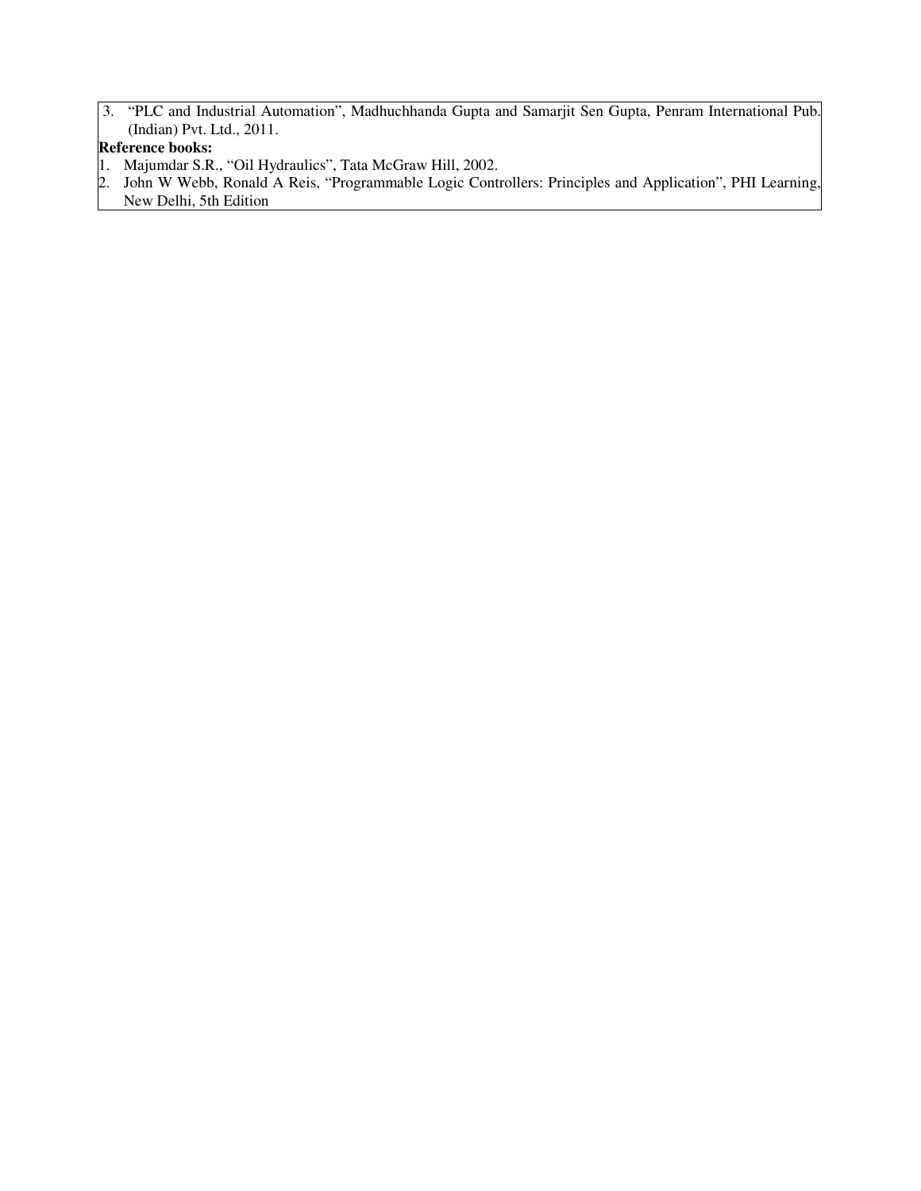3. "PLC and Industrial Automation", Madhuchhanda Gupta and Samarjit Sen Gupta, Penram International Pub. (Indian) Pvt. Ltd., 2011.

**Reference books:**

1. Majumdar S.R., "Oil Hydraulics", Tata McGraw Hill, 2002.
2. John W Webb, Ronald A Reis, "Programmable Logic Controllers: Principles and Application", PHI Learning, New Delhi, 5th Edition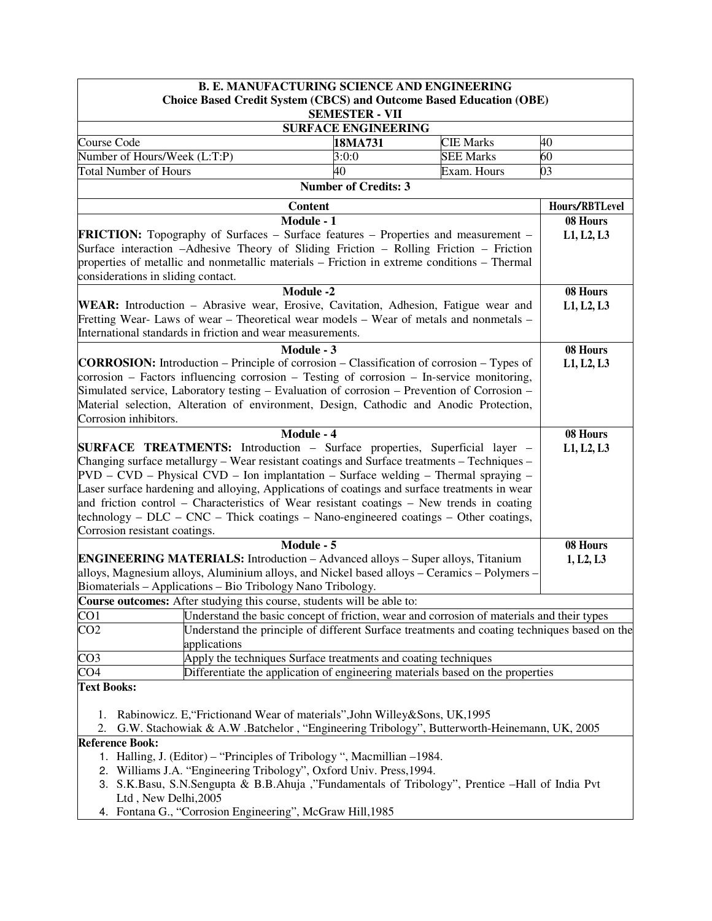**B. E. MANUFACTURING SCIENCE AND ENGINEERING**
**Choice Based Credit System (CBCS) and Outcome Based Education (OBE)**
**SEMESTER - VII**

## SURFACE ENGINEERING

| Course Code | **18MA731** | CIE Marks | 40 |
|---|---|---|---|
| Number of Hours/Week (L:T:P) | 3:0:0 | SEE Marks | 60 |
| Total Number of Hours | 40 | Exam. Hours | 03 |

**Number of Credits: 3**

| Content | Hours/RBTLevel |
|---|---|
| **Module - 1**<br>**FRICTION:** Topography of Surfaces – Surface features – Properties and measurement – Surface interaction –Adhesive Theory of Sliding Friction – Rolling Friction – Friction properties of metallic and nonmetallic materials – Friction in extreme conditions – Thermal considerations in sliding contact. | **08 Hours**<br>**L1, L2, L3** |
| **Module -2**<br>**WEAR:** Introduction – Abrasive wear, Erosive, Cavitation, Adhesion, Fatigue wear and Fretting Wear- Laws of wear – Theoretical wear models – Wear of metals and nonmetals – International standards in friction and wear measurements. | **08 Hours**<br>**L1, L2, L3** |
| **Module - 3**<br>**CORROSION:** Introduction – Principle of corrosion – Classification of corrosion – Types of corrosion – Factors influencing corrosion – Testing of corrosion – In-service monitoring, Simulated service, Laboratory testing – Evaluation of corrosion – Prevention of Corrosion – Material selection, Alteration of environment, Design, Cathodic and Anodic Protection, Corrosion inhibitors. | **08 Hours**<br>**L1, L2, L3** |
| **Module - 4**<br>**SURFACE TREATMENTS:** Introduction – Surface properties, Superficial layer – Changing surface metallurgy – Wear resistant coatings and Surface treatments – Techniques – PVD – CVD – Physical CVD – Ion implantation – Surface welding – Thermal spraying – Laser surface hardening and alloying, Applications of coatings and surface treatments in wear and friction control – Characteristics of Wear resistant coatings – New trends in coating technology – DLC – CNC – Thick coatings – Nano-engineered coatings – Other coatings, Corrosion resistant coatings. | **08 Hours**<br>**L1, L2, L3** |
| **Module - 5**<br>**ENGINEERING MATERIALS:** Introduction – Advanced alloys – Super alloys, Titanium alloys, Magnesium alloys, Aluminium alloys, and Nickel based alloys – Ceramics – Polymers – Biomaterials – Applications – Bio Tribology Nano Tribology. | **08 Hours**<br>**1, L2, L3** |

**Course outcomes:** After studying this course, students will be able to:

| | |
|---|---|
| CO1 | Understand the basic concept of friction, wear and corrosion of materials and their types |
| CO2 | Understand the principle of different Surface treatments and coating techniques based on the applications |
| CO3 | Apply the techniques Surface treatments and coating techniques |
| CO4 | Differentiate the application of engineering materials based on the properties |

**Text Books:**

1. Rabinowicz. E,"Frictionand Wear of materials",John Willey&Sons, UK,1995
2. G.W. Stachowiak & A.W .Batchelor , "Engineering Tribology", Butterworth-Heinemann, UK, 2005

**Reference Book:**

1. Halling, J. (Editor) – "Principles of Tribology ", Macmillian –1984.
2. Williams J.A. "Engineering Tribology", Oxford Univ. Press,1994.
3. S.K.Basu, S.N.Sengupta & B.B.Ahuja ,"Fundamentals of Tribology", Prentice –Hall of India Pvt Ltd , New Delhi,2005
4. Fontana G., "Corrosion Engineering", McGraw Hill,1985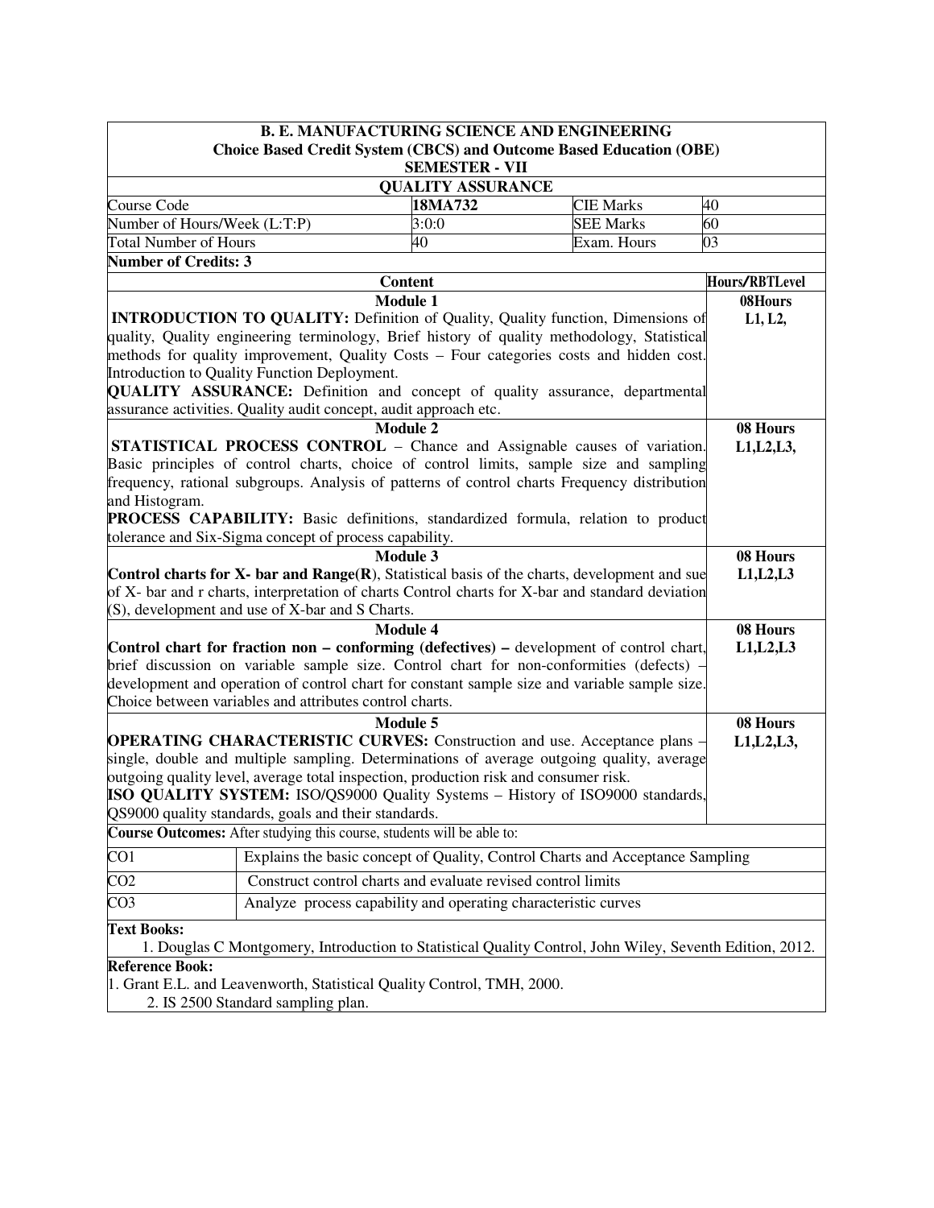**B. E. MANUFACTURING SCIENCE AND ENGINEERING**
**Choice Based Credit System (CBCS) and Outcome Based Education (OBE)**
**SEMESTER - VII**

**QUALITY ASSURANCE**

| Course Code | 18MA732 | CIE Marks | 40 |
|---|---|---|---|
| Number of Hours/Week (L:T:P) | 3:0:0 | SEE Marks | 60 |
| Total Number of Hours | 40 | Exam. Hours | 03 |

**Number of Credits: 3**

| Content | Hours/RBTLevel |
|---|---|
| **Module 1**<br>**INTRODUCTION TO QUALITY:** Definition of Quality, Quality function, Dimensions of quality, Quality engineering terminology, Brief history of quality methodology, Statistical methods for quality improvement, Quality Costs – Four categories costs and hidden cost. Introduction to Quality Function Deployment.<br>**QUALITY ASSURANCE:** Definition and concept of quality assurance, departmental assurance activities. Quality audit concept, audit approach etc. | 08Hours<br>L1, L2, |
| **Module 2**<br>**STATISTICAL PROCESS CONTROL** – Chance and Assignable causes of variation. Basic principles of control charts, choice of control limits, sample size and sampling frequency, rational subgroups. Analysis of patterns of control charts Frequency distribution and Histogram.<br>**PROCESS CAPABILITY:** Basic definitions, standardized formula, relation to product tolerance and Six-Sigma concept of process capability. | 08 Hours<br>L1,L2,L3, |
| **Module 3**<br>**Control charts for X- bar and Range(R)**, Statistical basis of the charts, development and sue of X- bar and r charts, interpretation of charts Control charts for X-bar and standard deviation (S), development and use of X-bar and S Charts. | 08 Hours<br>L1,L2,L3 |
| **Module 4**<br>**Control chart for fraction non – conforming (defectives) –** development of control chart, brief discussion on variable sample size. Control chart for non-conformities (defects) – development and operation of control chart for constant sample size and variable sample size. Choice between variables and attributes control charts. | 08 Hours<br>L1,L2,L3 |
| **Module 5**<br>**OPERATING CHARACTERISTIC CURVES:** Construction and use. Acceptance plans – single, double and multiple sampling. Determinations of average outgoing quality, average outgoing quality level, average total inspection, production risk and consumer risk.<br>**ISO QUALITY SYSTEM:** ISO/QS9000 Quality Systems – History of ISO9000 standards, QS9000 quality standards, goals and their standards. | 08 Hours<br>L1,L2,L3, |

**Course Outcomes:** After studying this course, students will be able to:

| | |
|---|---|
| CO1 | Explains the basic concept of Quality, Control Charts and Acceptance Sampling |
| CO2 | Construct control charts and evaluate revised control limits |
| CO3 | Analyze process capability and operating characteristic curves |

**Text Books:**

1. Douglas C Montgomery, Introduction to Statistical Quality Control, John Wiley, Seventh Edition, 2012.

**Reference Book:**

1. Grant E.L. and Leavenworth, Statistical Quality Control, TMH, 2000.
2. IS 2500 Standard sampling plan.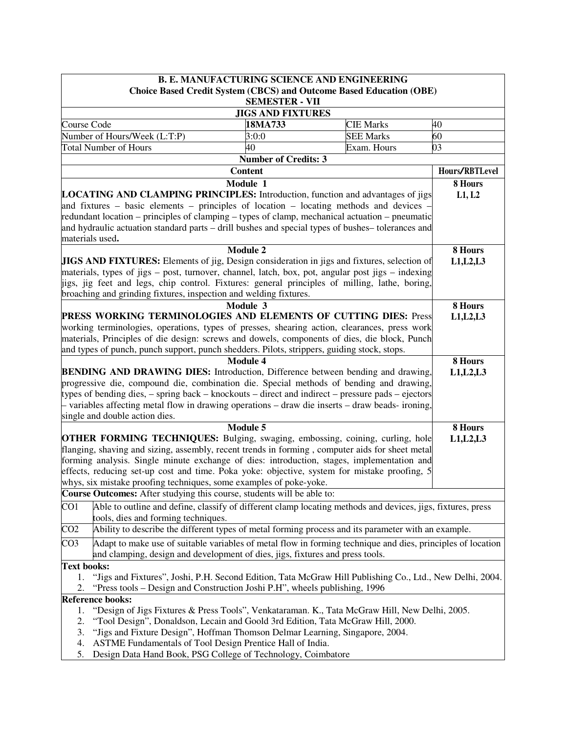**B. E. MANUFACTURING SCIENCE AND ENGINEERING**
**Choice Based Credit System (CBCS) and Outcome Based Education (OBE)**
**SEMESTER - VII**

## JIGS AND FIXTURES

| Course Code | **18MA733** | CIE Marks | 40 |
|---|---|---|---|
| Number of Hours/Week (L:T:P) | 3:0:0 | SEE Marks | 60 |
| Total Number of Hours | 40 | Exam. Hours | 03 |

**Number of Credits: 3**

| Content | Hours/RBTLevel |
|---|---|
| **Module 1** <br> **LOCATING AND CLAMPING PRINCIPLES:** Introduction, function and advantages of jigs and fixtures – basic elements – principles of location – locating methods and devices – redundant location – principles of clamping – types of clamp, mechanical actuation – pneumatic and hydraulic actuation standard parts – drill bushes and special types of bushes– tolerances and materials used**.** | **8 Hours** <br> **L1, L2** |
| **Module 2** <br> **JIGS AND FIXTURES:** Elements of jig, Design consideration in jigs and fixtures, selection of materials, types of jigs – post, turnover, channel, latch, box, pot, angular post jigs – indexing jigs, jig feet and legs, chip control. Fixtures: general principles of milling, lathe, boring, broaching and grinding fixtures, inspection and welding fixtures. | **8 Hours** <br> **L1,L2,L3** |
| **Module 3** <br> **PRESS WORKING TERMINOLOGIES AND ELEMENTS OF CUTTING DIES:** Press working terminologies, operations, types of presses, shearing action, clearances, press work materials, Principles of die design: screws and dowels, components of dies, die block, Punch and types of punch, punch support, punch shedders. Pilots, strippers, guiding stock, stops. | **8 Hours** <br> **L1,L2,L3** |
| **Module 4** <br> **BENDING AND DRAWING DIES:** Introduction, Difference between bending and drawing, progressive die, compound die, combination die. Special methods of bending and drawing, types of bending dies, – spring back – knockouts – direct and indirect – pressure pads – ejectors – variables affecting metal flow in drawing operations – draw die inserts – draw beads- ironing, single and double action dies. | **8 Hours** <br> **L1,L2,L3** |
| **Module 5** <br> **OTHER FORMING TECHNIQUES:** Bulging, swaging, embossing, coining, curling, hole flanging, shaving and sizing, assembly, recent trends in forming , computer aids for sheet metal forming analysis. Single minute exchange of dies: introduction, stages, implementation and effects, reducing set-up cost and time. Poka yoke: objective, system for mistake proofing, 5 whys, six mistake proofing techniques, some examples of poke-yoke. | **8 Hours** <br> **L1,L2,L3** |

**Course Outcomes:** After studying this course, students will be able to:

| | |
|---|---|
| CO1 | Able to outline and define, classify of different clamp locating methods and devices, jigs, fixtures, press tools, dies and forming techniques. |
| CO2 | Ability to describe the different types of metal forming process and its parameter with an example. |
| CO3 | Adapt to make use of suitable variables of metal flow in forming technique and dies, principles of location and clamping, design and development of dies, jigs, fixtures and press tools. |

**Text books:**

1. "Jigs and Fixtures", Joshi, P.H. Second Edition, Tata McGraw Hill Publishing Co., Ltd., New Delhi, 2004.
2. "Press tools – Design and Construction Joshi P.H", wheels publishing, 1996

**Reference books:**

1. "Design of Jigs Fixtures & Press Tools", Venkataraman. K., Tata McGraw Hill, New Delhi, 2005.
2. "Tool Design", Donaldson, Lecain and Goold 3rd Edition, Tata McGraw Hill, 2000.
3. "Jigs and Fixture Design", Hoffman Thomson Delmar Learning, Singapore, 2004.
4. ASTME Fundamentals of Tool Design Prentice Hall of India.
5. Design Data Hand Book, PSG College of Technology, Coimbatore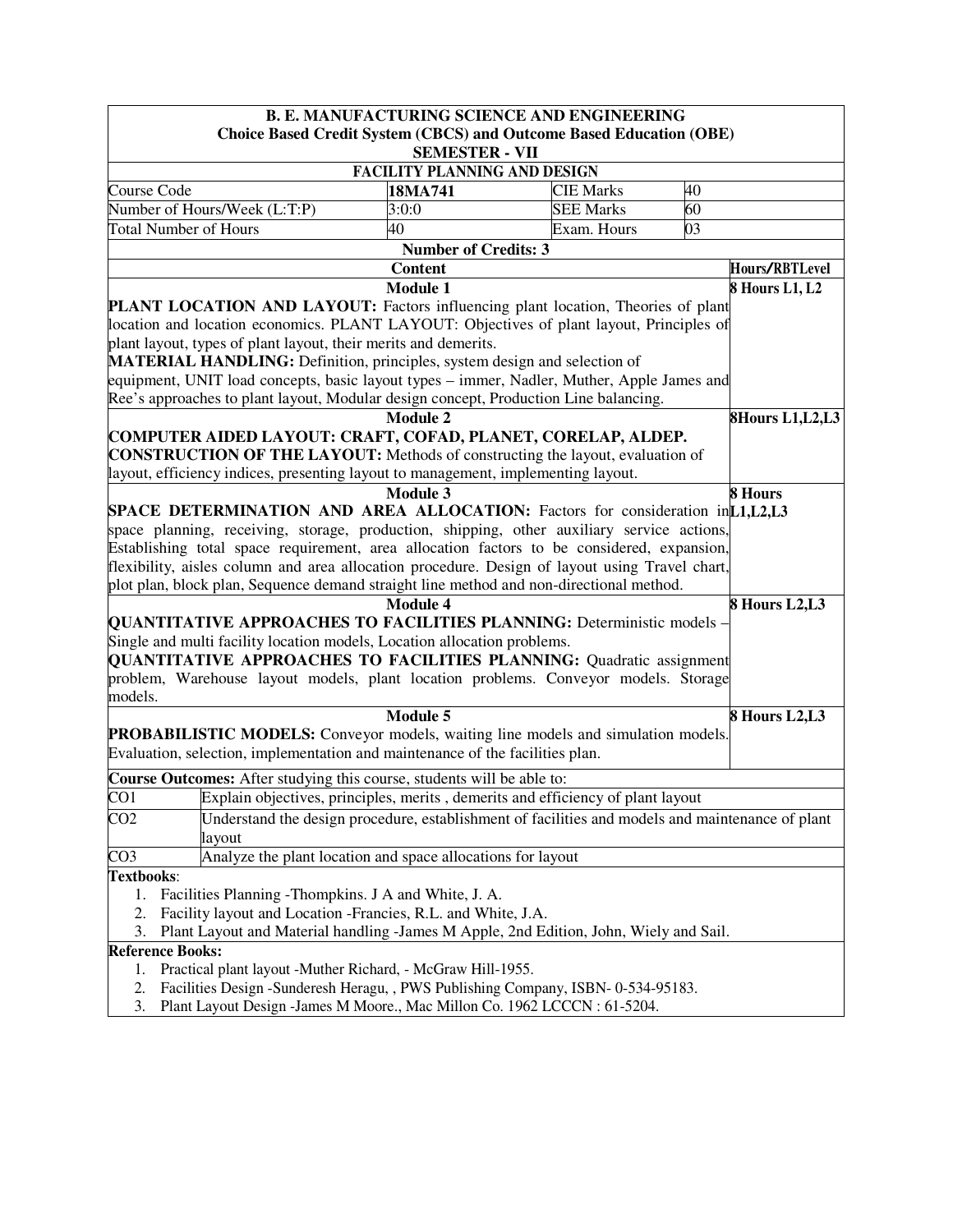**B. E. MANUFACTURING SCIENCE AND ENGINEERING**
**Choice Based Credit System (CBCS) and Outcome Based Education (OBE)**
**SEMESTER - VII**

**FACILITY PLANNING AND DESIGN**

| Course Code | **18MA741** | CIE Marks | 40 |
|---|---|---|---|
| Number of Hours/Week (L:T:P) | 3:0:0 | SEE Marks | 60 |
| Total Number of Hours | 40 | Exam. Hours | 03 |

**Number of Credits: 3**

| Content | Hours/RBTLevel |
|---|---|
| **Module 1** | **8 Hours L1, L2** |
| **PLANT LOCATION AND LAYOUT:** Factors influencing plant location, Theories of plant location and location economics. PLANT LAYOUT: Objectives of plant layout, Principles of plant layout, types of plant layout, their merits and demerits. **MATERIAL HANDLING:** Definition, principles, system design and selection of equipment, UNIT load concepts, basic layout types – immer, Nadler, Muther, Apple James and Ree's approaches to plant layout, Modular design concept, Production Line balancing. | |
| **Module 2** | **8Hours L1,L2,L3** |
| **COMPUTER AIDED LAYOUT: CRAFT, COFAD, PLANET, CORELAP, ALDEP.** **CONSTRUCTION OF THE LAYOUT:** Methods of constructing the layout, evaluation of layout, efficiency indices, presenting layout to management, implementing layout. | |
| **Module 3** | **8 Hours L1,L2,L3** |
| **SPACE DETERMINATION AND AREA ALLOCATION:** Factors for consideration in space planning, receiving, storage, production, shipping, other auxiliary service actions, Establishing total space requirement, area allocation factors to be considered, expansion, flexibility, aisles column and area allocation procedure. Design of layout using Travel chart, plot plan, block plan, Sequence demand straight line method and non-directional method. | |
| **Module 4** | **8 Hours L2,L3** |
| **QUANTITATIVE APPROACHES TO FACILITIES PLANNING:** Deterministic models – Single and multi facility location models, Location allocation problems. **QUANTITATIVE APPROACHES TO FACILITIES PLANNING:** Quadratic assignment problem, Warehouse layout models, plant location problems. Conveyor models. Storage models. | |
| **Module 5** | **8 Hours L2,L3** |
| **PROBABILISTIC MODELS:** Conveyor models, waiting line models and simulation models. Evaluation, selection, implementation and maintenance of the facilities plan. | |

**Course Outcomes:** After studying this course, students will be able to:

| | |
|---|---|
| CO1 | Explain objectives, principles, merits , demerits and efficiency of plant layout |
| CO2 | Understand the design procedure, establishment of facilities and models and maintenance of plant layout |
| CO3 | Analyze the plant location and space allocations for layout |

**Textbooks**:

1. Facilities Planning -Thompkins. J A and White, J. A.
2. Facility layout and Location -Francies, R.L. and White, J.A.
3. Plant Layout and Material handling -James M Apple, 2nd Edition, John, Wiely and Sail.

**Reference Books:**

1. Practical plant layout -Muther Richard, - McGraw Hill-1955.
2. Facilities Design -Sunderesh Heragu, , PWS Publishing Company, ISBN- 0-534-95183.
3. Plant Layout Design -James M Moore., Mac Millon Co. 1962 LCCCN : 61-5204.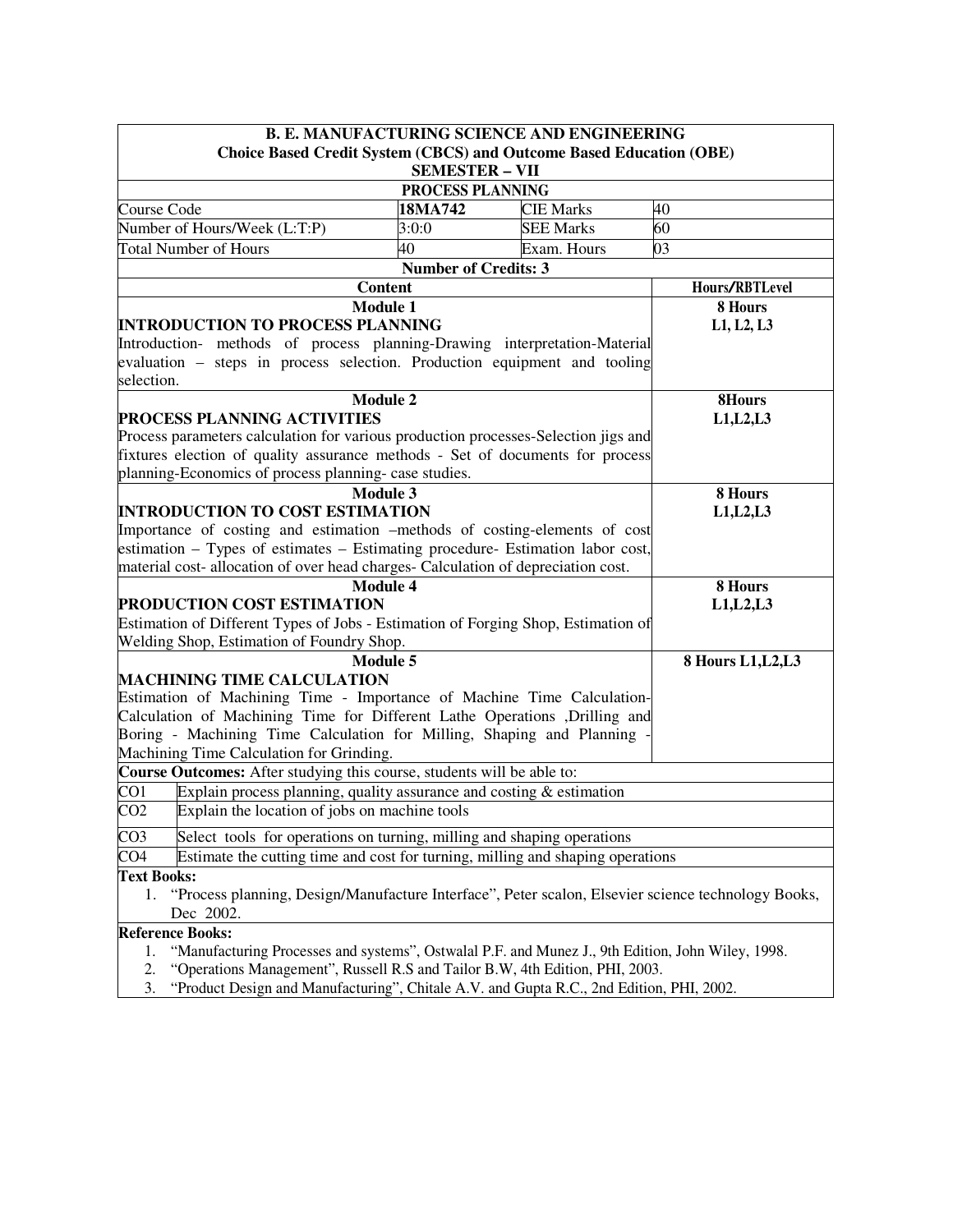**B. E. MANUFACTURING SCIENCE AND ENGINEERING**
**Choice Based Credit System (CBCS) and Outcome Based Education (OBE)**
**SEMESTER – VII**

**PROCESS PLANNING**

| Course Code | **18MA742** | CIE Marks | 40 |
|---|---|---|---|
| Number of Hours/Week (L:T:P) | 3:0:0 | SEE Marks | 60 |
| Total Number of Hours | 40 | Exam. Hours | 03 |

**Number of Credits: 3**

| Content | Hours/RBTLevel |
|---|---|
| **Module 1**<br>**INTRODUCTION TO PROCESS PLANNING**<br>Introduction- methods of process planning-Drawing interpretation-Material evaluation – steps in process selection. Production equipment and tooling selection. | **8 Hours**<br>**L1, L2, L3** |
| **Module 2**<br>**PROCESS PLANNING ACTIVITIES**<br>Process parameters calculation for various production processes-Selection jigs and fixtures election of quality assurance methods - Set of documents for process planning-Economics of process planning- case studies. | **8Hours**<br>**L1,L2,L3** |
| **Module 3**<br>**INTRODUCTION TO COST ESTIMATION**<br>Importance of costing and estimation –methods of costing-elements of cost estimation – Types of estimates – Estimating procedure- Estimation labor cost, material cost- allocation of over head charges- Calculation of depreciation cost. | **8 Hours**<br>**L1,L2,L3** |
| **Module 4**<br>**PRODUCTION COST ESTIMATION**<br>Estimation of Different Types of Jobs - Estimation of Forging Shop, Estimation of Welding Shop, Estimation of Foundry Shop. | **8 Hours**<br>**L1,L2,L3** |
| **Module 5**<br>**MACHINING TIME CALCULATION**<br>Estimation of Machining Time - Importance of Machine Time Calculation-Calculation of Machining Time for Different Lathe Operations ,Drilling and Boring - Machining Time Calculation for Milling, Shaping and Planning - Machining Time Calculation for Grinding. | **8 Hours L1,L2,L3** |

**Course Outcomes:** After studying this course, students will be able to:

| | |
|---|---|
| CO1 | Explain process planning, quality assurance and costing & estimation |
| CO2 | Explain the location of jobs on machine tools |
| CO3 | Select tools for operations on turning, milling and shaping operations |
| CO4 | Estimate the cutting time and cost for turning, milling and shaping operations |

**Text Books:**

1. "Process planning, Design/Manufacture Interface", Peter scalon, Elsevier science technology Books, Dec 2002.

**Reference Books:**

1. "Manufacturing Processes and systems", Ostwalal P.F. and Munez J., 9th Edition, John Wiley, 1998.
2. "Operations Management", Russell R.S and Tailor B.W, 4th Edition, PHI, 2003.
3. "Product Design and Manufacturing", Chitale A.V. and Gupta R.C., 2nd Edition, PHI, 2002.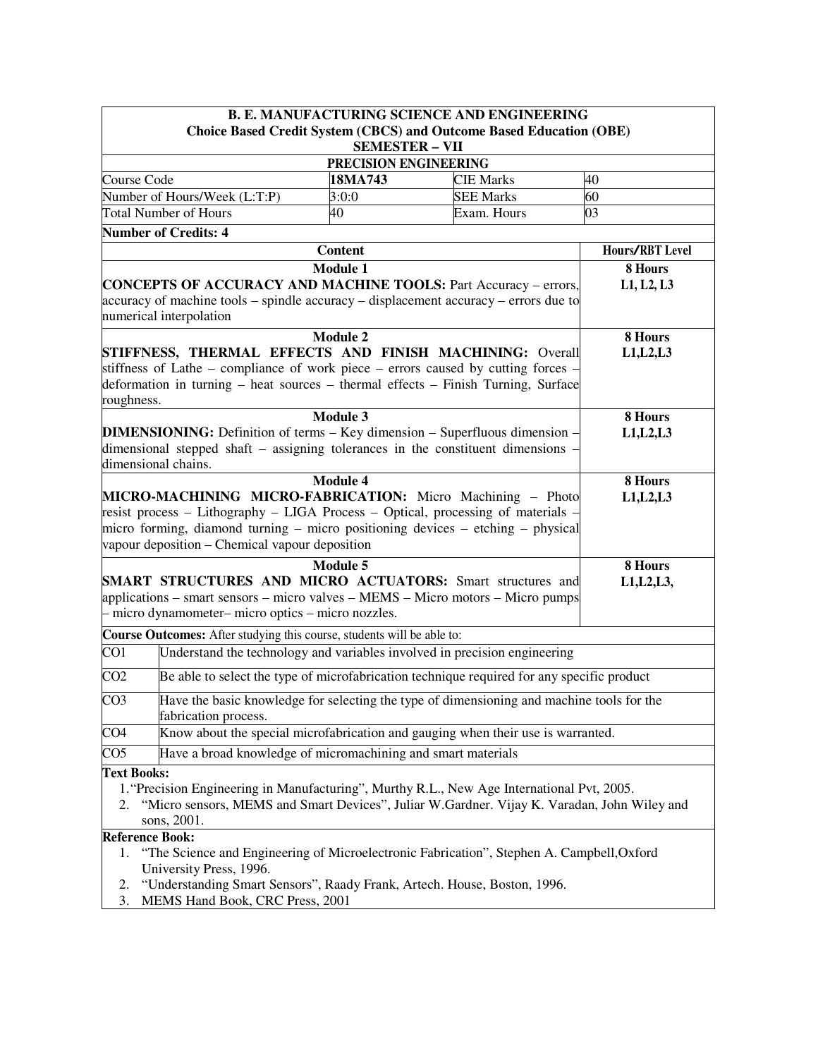**B. E. MANUFACTURING SCIENCE AND ENGINEERING**
**Choice Based Credit System (CBCS) and Outcome Based Education (OBE)**
**SEMESTER – VII**

**PRECISION ENGINEERING**

| Course Code | **18MA743** | CIE Marks | 40 |
|---|---|---|---|
| Number of Hours/Week (L:T:P) | 3:0:0 | SEE Marks | 60 |
| Total Number of Hours | 40 | Exam. Hours | 03 |

**Number of Credits: 4**

| Content | Hours/RBT Level |
|---|---|
| **Module 1**<br>**CONCEPTS OF ACCURACY AND MACHINE TOOLS:** Part Accuracy – errors, accuracy of machine tools – spindle accuracy – displacement accuracy – errors due to numerical interpolation | **8 Hours**<br>**L1, L2, L3** |
| **Module 2**<br>**STIFFNESS, THERMAL EFFECTS AND FINISH MACHINING:** Overall stiffness of Lathe – compliance of work piece – errors caused by cutting forces – deformation in turning – heat sources – thermal effects – Finish Turning, Surface roughness. | **8 Hours**<br>**L1,L2,L3** |
| **Module 3**<br>**DIMENSIONING:** Definition of terms – Key dimension – Superfluous dimension – dimensional stepped shaft – assigning tolerances in the constituent dimensions – dimensional chains. | **8 Hours**<br>**L1,L2,L3** |
| **Module 4**<br>**MICRO-MACHINING MICRO-FABRICATION:** Micro Machining – Photo resist process – Lithography – LIGA Process – Optical, processing of materials – micro forming, diamond turning – micro positioning devices – etching – physical vapour deposition – Chemical vapour deposition | **8 Hours**<br>**L1,L2,L3** |
| **Module 5**<br>**SMART STRUCTURES AND MICRO ACTUATORS:** Smart structures and applications – smart sensors – micro valves – MEMS – Micro motors – Micro pumps – micro dynamometer– micro optics – micro nozzles. | **8 Hours**<br>**L1,L2,L3,** |

**Course Outcomes:** After studying this course, students will be able to:

| | |
|---|---|
| CO1 | Understand the technology and variables involved in precision engineering |
| CO2 | Be able to select the type of microfabrication technique required for any specific product |
| CO3 | Have the basic knowledge for selecting the type of dimensioning and machine tools for the fabrication process. |
| CO4 | Know about the special microfabrication and gauging when their use is warranted. |
| CO5 | Have a broad knowledge of micromachining and smart materials |

**Text Books:**

1. "Precision Engineering in Manufacturing", Murthy R.L., New Age International Pvt, 2005.
2. "Micro sensors, MEMS and Smart Devices", Juliar W.Gardner. Vijay K. Varadan, John Wiley and sons, 2001.

**Reference Book:**

1. "The Science and Engineering of Microelectronic Fabrication", Stephen A. Campbell,Oxford University Press, 1996.
2. "Understanding Smart Sensors", Raady Frank, Artech. House, Boston, 1996.
3. MEMS Hand Book, CRC Press, 2001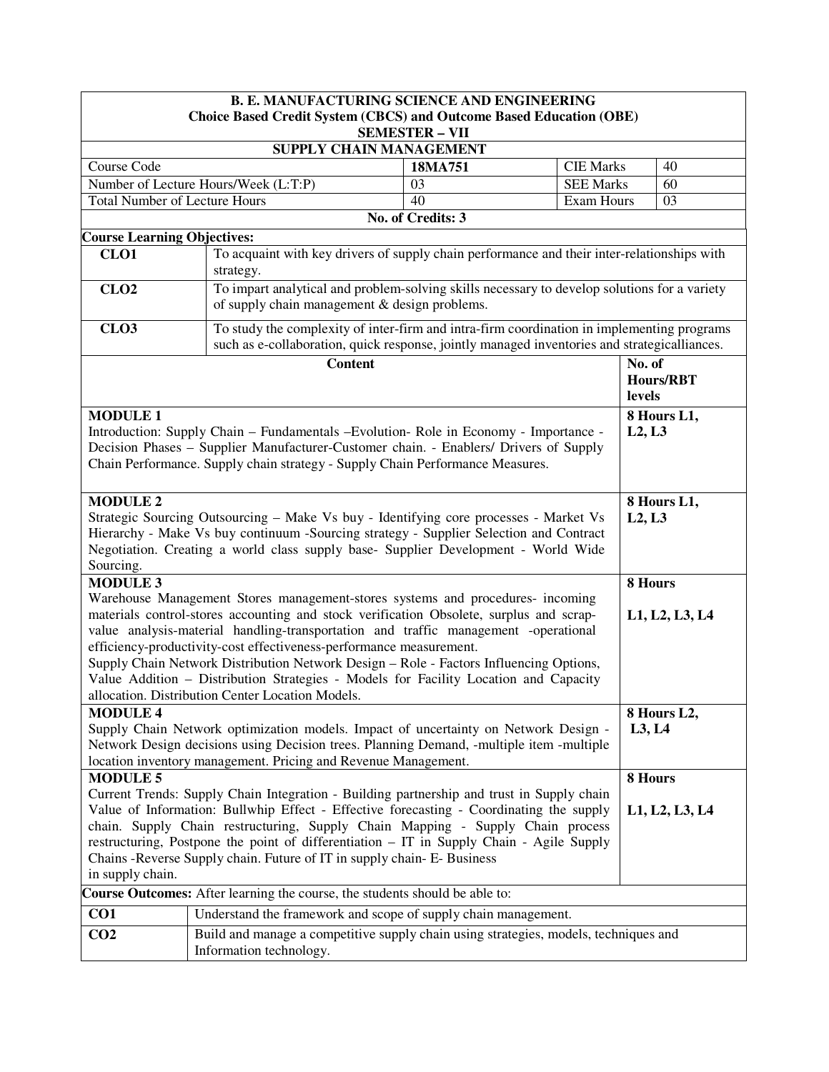**B. E. MANUFACTURING SCIENCE AND ENGINEERING**
**Choice Based Credit System (CBCS) and Outcome Based Education (OBE)**
**SEMESTER – VII**

## SUPPLY CHAIN MANAGEMENT

| Course Code | 18MA751 | CIE Marks | 40 |
|---|---|---|---|
| Number of Lecture Hours/Week (L:T:P) | 03 | SEE Marks | 60 |
| Total Number of Lecture Hours | 40 | Exam Hours | 03 |

**No. of Credits: 3**

**Course Learning Objectives:**

| | |
|---|---|
| **CLO1** | To acquaint with key drivers of supply chain performance and their inter-relationships with strategy. |
| **CLO2** | To impart analytical and problem-solving skills necessary to develop solutions for a variety of supply chain management & design problems. |
| **CLO3** | To study the complexity of inter-firm and intra-firm coordination in implementing programs such as e-collaboration, quick response, jointly managed inventories and strategicalliances. |

| Content | No. of Hours/RBT levels |
|---|---|
| **MODULE 1**<br>Introduction: Supply Chain – Fundamentals –Evolution- Role in Economy - Importance - Decision Phases – Supplier Manufacturer-Customer chain. - Enablers/ Drivers of Supply Chain Performance. Supply chain strategy - Supply Chain Performance Measures. | **8 Hours L1, L2, L3** |
| **MODULE 2**<br>Strategic Sourcing Outsourcing – Make Vs buy - Identifying core processes - Market Vs Hierarchy - Make Vs buy continuum -Sourcing strategy - Supplier Selection and Contract Negotiation. Creating a world class supply base- Supplier Development - World Wide Sourcing. | **8 Hours L1, L2, L3** |
| **MODULE 3**<br>Warehouse Management Stores management-stores systems and procedures- incoming materials control-stores accounting and stock verification Obsolete, surplus and scrap-value analysis-material handling-transportation and traffic management -operational efficiency-productivity-cost effectiveness-performance measurement.<br>Supply Chain Network Distribution Network Design – Role - Factors Influencing Options, Value Addition – Distribution Strategies - Models for Facility Location and Capacity allocation. Distribution Center Location Models. | **8 Hours**<br>**L1, L2, L3, L4** |
| **MODULE 4**<br>Supply Chain Network optimization models. Impact of uncertainty on Network Design - Network Design decisions using Decision trees. Planning Demand, -multiple item -multiple location inventory management. Pricing and Revenue Management. | **8 Hours L2, L3, L4** |
| **MODULE 5**<br>Current Trends: Supply Chain Integration - Building partnership and trust in Supply chain Value of Information: Bullwhip Effect - Effective forecasting - Coordinating the supply chain. Supply Chain restructuring, Supply Chain Mapping - Supply Chain process restructuring, Postpone the point of differentiation – IT in Supply Chain - Agile Supply Chains -Reverse Supply chain. Future of IT in supply chain- E- Business in supply chain. | **8 Hours**<br>**L1, L2, L3, L4** |

**Course Outcomes:** After learning the course, the students should be able to:

| | |
|---|---|
| **CO1** | Understand the framework and scope of supply chain management. |
| **CO2** | Build and manage a competitive supply chain using strategies, models, techniques and Information technology. |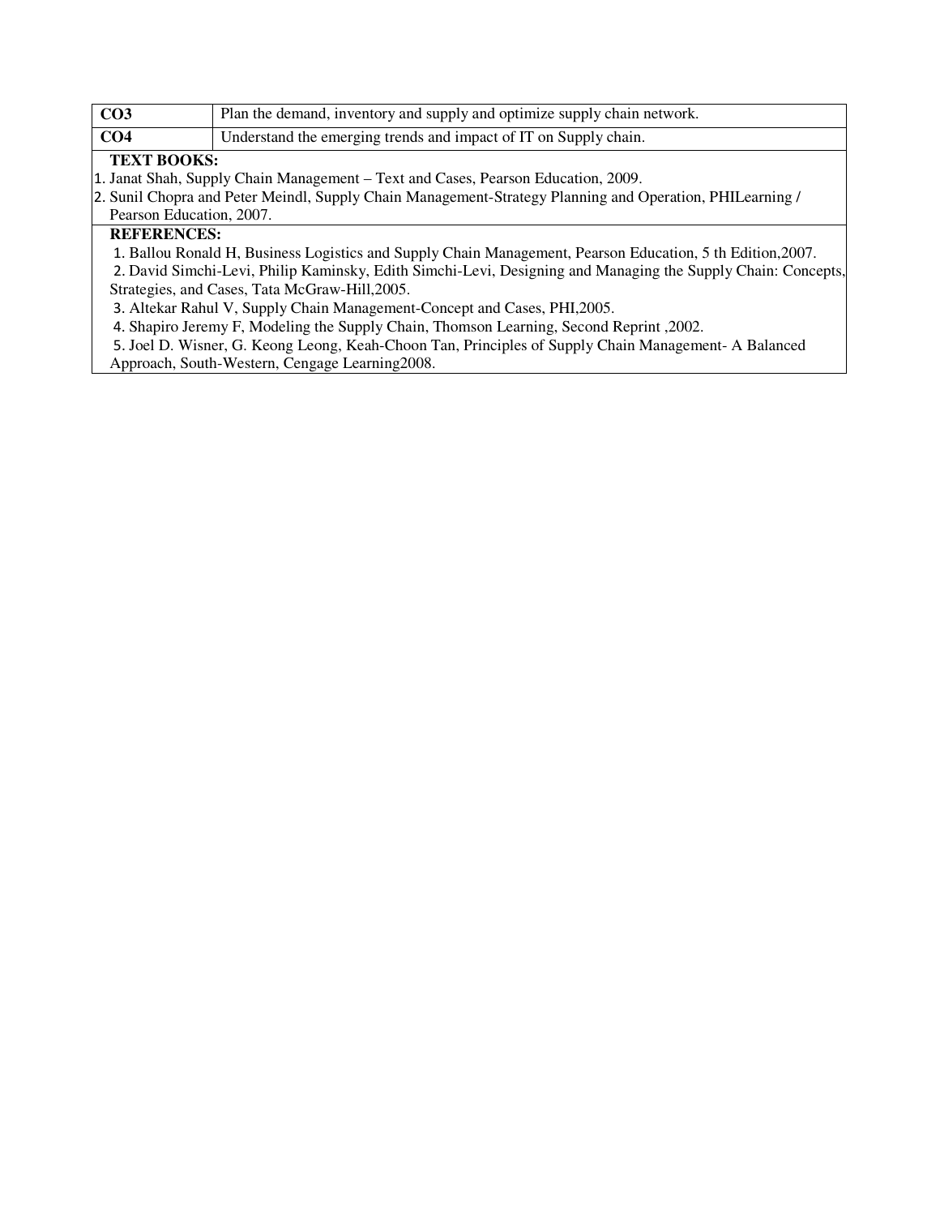| CO3 | Plan the demand, inventory and supply and optimize supply chain network. |
|---|---|
| CO4 | Understand the emerging trends and impact of IT on Supply chain. |

**TEXT BOOKS:**

1. Janat Shah, Supply Chain Management – Text and Cases, Pearson Education, 2009.
2. Sunil Chopra and Peter Meindl, Supply Chain Management-Strategy Planning and Operation, PHILearning / Pearson Education, 2007.

**REFERENCES:**

1. Ballou Ronald H, Business Logistics and Supply Chain Management, Pearson Education, 5 th Edition,2007.
2. David Simchi-Levi, Philip Kaminsky, Edith Simchi-Levi, Designing and Managing the Supply Chain: Concepts, Strategies, and Cases, Tata McGraw-Hill,2005.
3. Altekar Rahul V, Supply Chain Management-Concept and Cases, PHI,2005.
4. Shapiro Jeremy F, Modeling the Supply Chain, Thomson Learning, Second Reprint ,2002.
5. Joel D. Wisner, G. Keong Leong, Keah-Choon Tan, Principles of Supply Chain Management- A Balanced Approach, South-Western, Cengage Learning2008.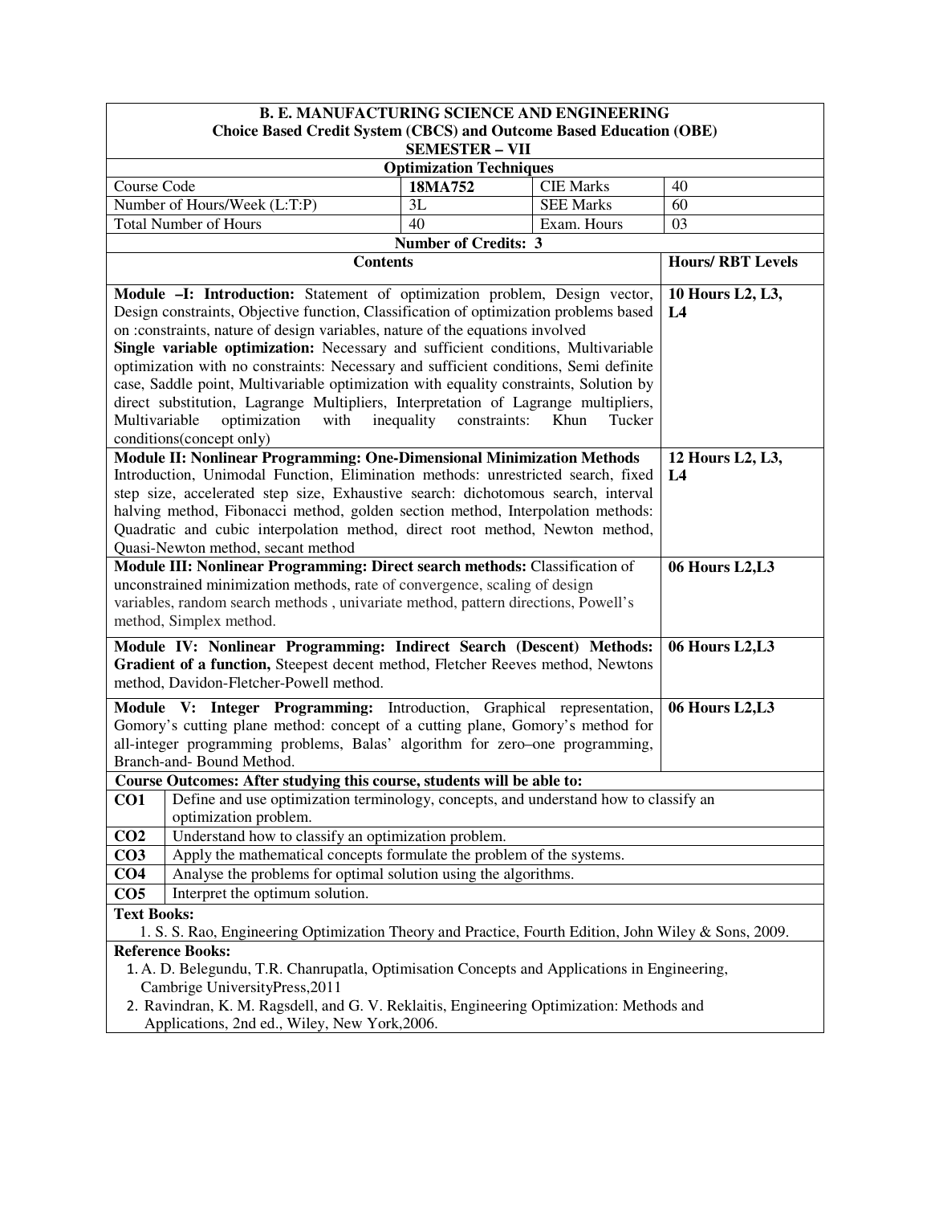**B. E. MANUFACTURING SCIENCE AND ENGINEERING**
**Choice Based Credit System (CBCS) and Outcome Based Education (OBE)**
**SEMESTER – VII**

**Optimization Techniques**

| | | | |
|---|---|---|---|
| Course Code | **18MA752** | CIE Marks | 40 |
| Number of Hours/Week (L:T:P) | 3L | SEE Marks | 60 |
| Total Number of Hours | 40 | Exam. Hours | 03 |

**Number of Credits: 3**

| Contents | Hours/ RBT Levels |
|---|---|
| **Module –I: Introduction:** Statement of optimization problem, Design vector, Design constraints, Objective function, Classification of optimization problems based on :constraints, nature of design variables, nature of the equations involved **Single variable optimization:** Necessary and sufficient conditions, Multivariable optimization with no constraints: Necessary and sufficient conditions, Semi definite case, Saddle point, Multivariable optimization with equality constraints, Solution by direct substitution, Lagrange Multipliers, Interpretation of Lagrange multipliers, Multivariable optimization with inequality constraints: Khun Tucker conditions(concept only) | **10 Hours L2, L3, L4** |
| **Module II: Nonlinear Programming: One-Dimensional Minimization Methods** Introduction, Unimodal Function, Elimination methods: unrestricted search, fixed step size, accelerated step size, Exhaustive search: dichotomous search, interval halving method, Fibonacci method, golden section method, Interpolation methods: Quadratic and cubic interpolation method, direct root method, Newton method, Quasi-Newton method, secant method | **12 Hours L2, L3, L4** |
| **Module III: Nonlinear Programming: Direct search methods:** Classification of unconstrained minimization methods, rate of convergence, scaling of design variables, random search methods , univariate method, pattern directions, Powell's method, Simplex method. | **06 Hours L2,L3** |
| **Module IV: Nonlinear Programming: Indirect Search (Descent) Methods: Gradient of a function,** Steepest decent method, Fletcher Reeves method, Newtons method, Davidon-Fletcher-Powell method. | **06 Hours L2,L3** |
| **Module V: Integer Programming:** Introduction, Graphical representation, Gomory's cutting plane method: concept of a cutting plane, Gomory's method for all-integer programming problems, Balas' algorithm for zero–one programming, Branch-and- Bound Method. | **06 Hours L2,L3** |

**Course Outcomes: After studying this course, students will be able to:**

| | |
|---|---|
| **CO1** | Define and use optimization terminology, concepts, and understand how to classify an optimization problem. |
| **CO2** | Understand how to classify an optimization problem. |
| **CO3** | Apply the mathematical concepts formulate the problem of the systems. |
| **CO4** | Analyse the problems for optimal solution using the algorithms. |
| **CO5** | Interpret the optimum solution. |

**Text Books:**

1. S. S. Rao, Engineering Optimization Theory and Practice, Fourth Edition, John Wiley & Sons, 2009.

**Reference Books:**

1. A. D. Belegundu, T.R. Chanrupatla, Optimisation Concepts and Applications in Engineering, Cambrige UniversityPress,2011
2. Ravindran, K. M. Ragsdell, and G. V. Reklaitis, Engineering Optimization: Methods and Applications, 2nd ed., Wiley, New York,2006.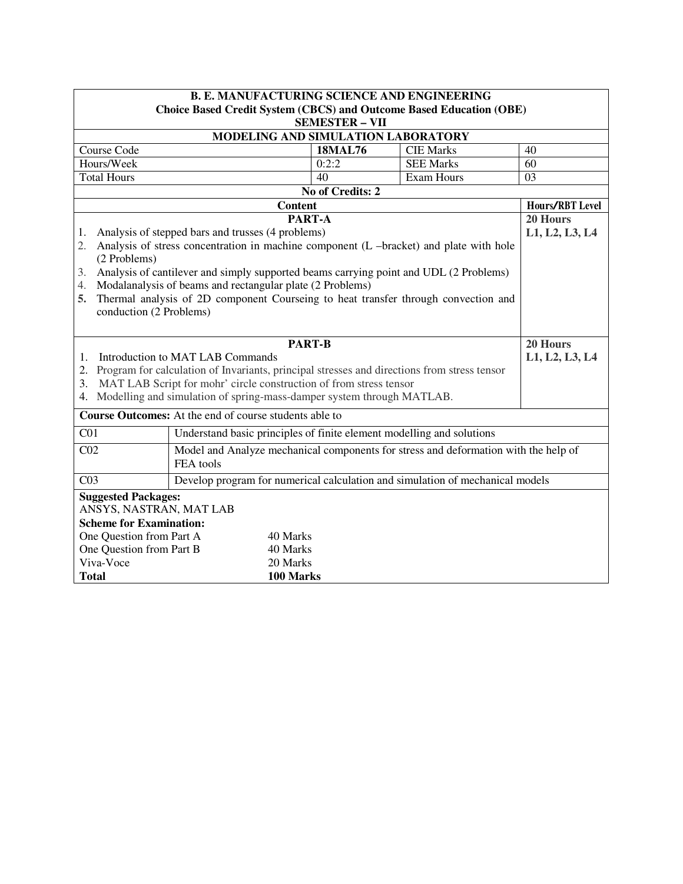**B. E. MANUFACTURING SCIENCE AND ENGINEERING**
**Choice Based Credit System (CBCS) and Outcome Based Education (OBE)**
**SEMESTER – VII**

## MODELING AND SIMULATION LABORATORY

| Course Code | **18MAL76** | CIE Marks | 40 |
|---|---|---|---|
| Hours/Week | 0:2:2 | SEE Marks | 60 |
| Total Hours | 40 | Exam Hours | 03 |

**No of Credits: 2**

| Content | Hours/RBT Level |
|---|---|
| **PART-A**<br>1. Analysis of stepped bars and trusses (4 problems)<br>2. Analysis of stress concentration in machine component (L –bracket) and plate with hole (2 Problems)<br>3. Analysis of cantilever and simply supported beams carrying point and UDL (2 Problems)<br>4. Modalanalysis of beams and rectangular plate (2 Problems)<br>5. Thermal analysis of 2D component Courseing to heat transfer through convection and conduction (2 Problems) | **20 Hours**<br>**L1, L2, L3, L4** |
| **PART-B**<br>1. Introduction to MAT LAB Commands<br>2. Program for calculation of Invariants, principal stresses and directions from stress tensor<br>3. MAT LAB Script for mohr' circle construction of from stress tensor<br>4. Modelling and simulation of spring-mass-damper system through MATLAB. | **20 Hours**<br>**L1, L2, L3, L4** |

**Course Outcomes:** At the end of course students able to

| | |
|---|---|
| C01 | Understand basic principles of finite element modelling and solutions |
| C02 | Model and Analyze mechanical components for stress and deformation with the help of FEA tools |
| C03 | Develop program for numerical calculation and simulation of mechanical models |

**Suggested Packages:**
ANSYS, NASTRAN, MAT LAB

**Scheme for Examination:**

| | |
|---|---|
| One Question from Part A | 40 Marks |
| One Question from Part B | 40 Marks |
| Viva-Voce | 20 Marks |
| **Total** | **100 Marks** |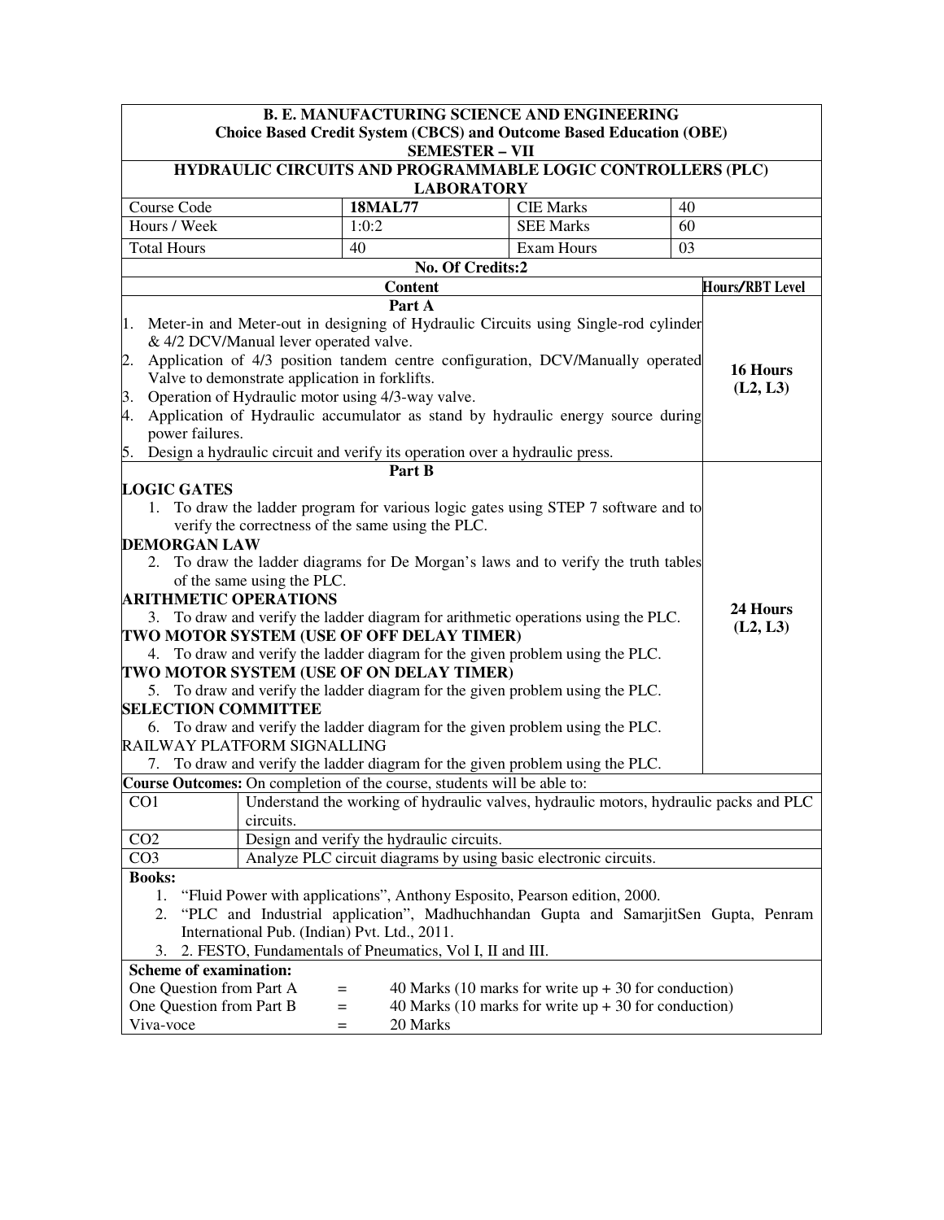**B. E. MANUFACTURING SCIENCE AND ENGINEERING**
**Choice Based Credit System (CBCS) and Outcome Based Education (OBE)**
**SEMESTER – VII**

# HYDRAULIC CIRCUITS AND PROGRAMMABLE LOGIC CONTROLLERS (PLC) LABORATORY

| Course Code | **18MAL77** | CIE Marks | 40 |
|---|---|---|---|
| Hours / Week | 1:0:2 | SEE Marks | 60 |
| Total Hours | 40 | Exam Hours | 03 |

**No. Of Credits:2**

| Content | Hours/RBT Level |
|---|---|
| **Part A**<br>1. Meter-in and Meter-out in designing of Hydraulic Circuits using Single-rod cylinder & 4/2 DCV/Manual lever operated valve.<br>2. Application of 4/3 position tandem centre configuration, DCV/Manually operated Valve to demonstrate application in forklifts.<br>3. Operation of Hydraulic motor using 4/3-way valve.<br>4. Application of Hydraulic accumulator as stand by hydraulic energy source during power failures.<br>5. Design a hydraulic circuit and verify its operation over a hydraulic press. | **16 Hours (L2, L3)** |
| **Part B**<br>**LOGIC GATES**<br>1. To draw the ladder program for various logic gates using STEP 7 software and to verify the correctness of the same using the PLC.<br>**DEMORGAN LAW**<br>2. To draw the ladder diagrams for De Morgan's laws and to verify the truth tables of the same using the PLC.<br>**ARITHMETIC OPERATIONS**<br>3. To draw and verify the ladder diagram for arithmetic operations using the PLC.<br>**TWO MOTOR SYSTEM (USE OF OFF DELAY TIMER)**<br>4. To draw and verify the ladder diagram for the given problem using the PLC.<br>**TWO MOTOR SYSTEM (USE OF ON DELAY TIMER)**<br>5. To draw and verify the ladder diagram for the given problem using the PLC.<br>**SELECTION COMMITTEE**<br>6. To draw and verify the ladder diagram for the given problem using the PLC.<br>RAILWAY PLATFORM SIGNALLING<br>7. To draw and verify the ladder diagram for the given problem using the PLC. | **24 Hours (L2, L3)** |

**Course Outcomes:** On completion of the course, students will be able to:

| | |
|---|---|
| CO1 | Understand the working of hydraulic valves, hydraulic motors, hydraulic packs and PLC circuits. |
| CO2 | Design and verify the hydraulic circuits. |
| CO3 | Analyze PLC circuit diagrams by using basic electronic circuits. |

**Books:**

1. "Fluid Power with applications", Anthony Esposito, Pearson edition, 2000.
2. "PLC and Industrial application", Madhuchhandan Gupta and SamarjitSen Gupta, Penram International Pub. (Indian) Pvt. Ltd., 2011.
3. 2. FESTO, Fundamentals of Pneumatics, Vol I, II and III.

**Scheme of examination:**

| | | |
|---|---|---|
| One Question from Part A | = | 40 Marks (10 marks for write up + 30 for conduction) |
| One Question from Part B | = | 40 Marks (10 marks for write up + 30 for conduction) |
| Viva-voce | = | 20 Marks |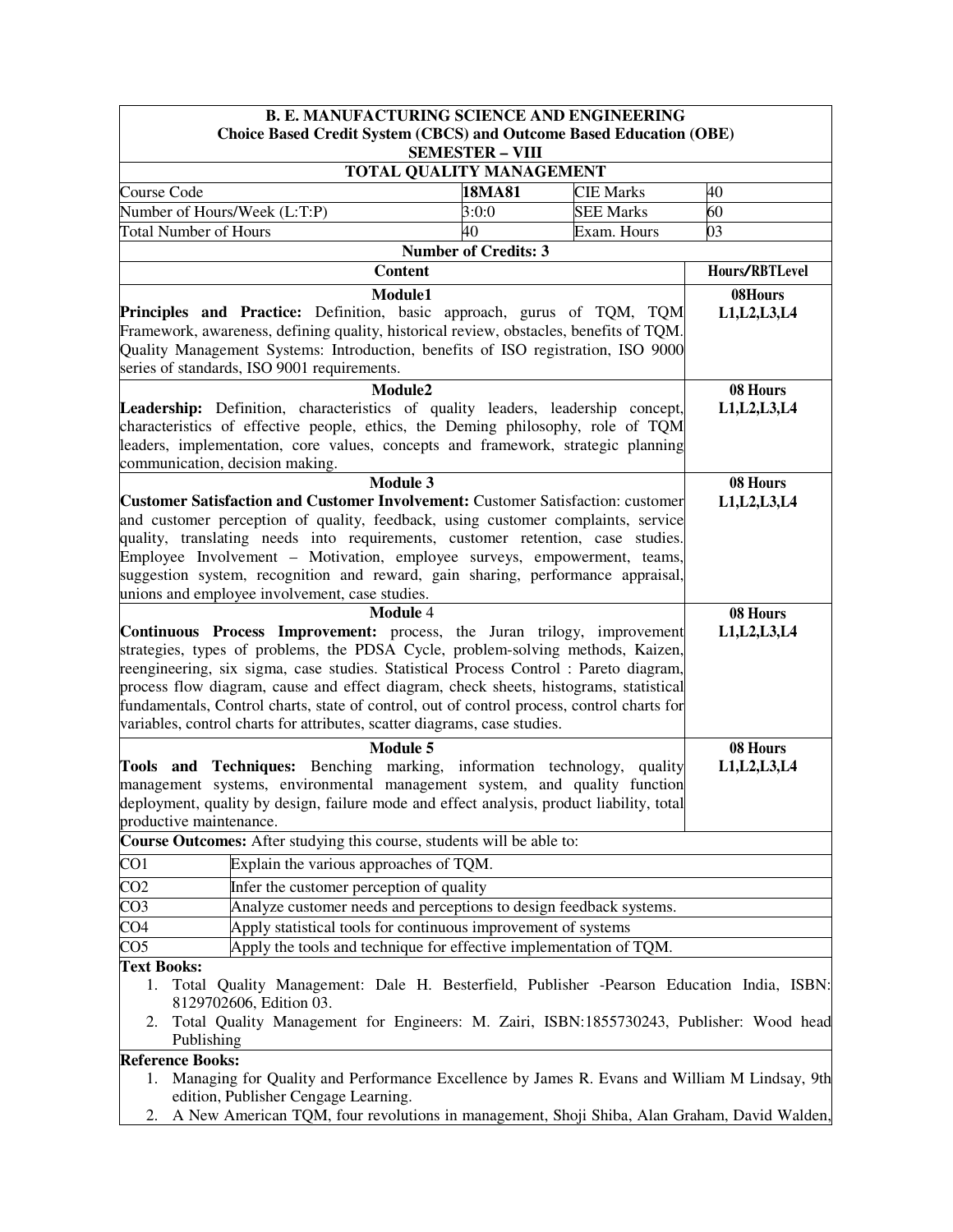**B. E. MANUFACTURING SCIENCE AND ENGINEERING**
**Choice Based Credit System (CBCS) and Outcome Based Education (OBE)**
**SEMESTER – VIII**

## TOTAL QUALITY MANAGEMENT

| Course Code | 18MA81 | CIE Marks | 40 |
|---|---|---|---|
| Number of Hours/Week (L:T:P) | 3:0:0 | SEE Marks | 60 |
| Total Number of Hours | 40 | Exam. Hours | 03 |

**Number of Credits: 3**

| Content | Hours/RBTLevel |
|---|---|
| **Module1**<br>**Principles and Practice:** Definition, basic approach, gurus of TQM, TQM Framework, awareness, defining quality, historical review, obstacles, benefits of TQM. Quality Management Systems: Introduction, benefits of ISO registration, ISO 9000 series of standards, ISO 9001 requirements. | **08Hours**<br>**L1,L2,L3,L4** |
| **Module2**<br>**Leadership:** Definition, characteristics of quality leaders, leadership concept, characteristics of effective people, ethics, the Deming philosophy, role of TQM leaders, implementation, core values, concepts and framework, strategic planning communication, decision making. | **08 Hours**<br>**L1,L2,L3,L4** |
| **Module 3**<br>**Customer Satisfaction and Customer Involvement:** Customer Satisfaction: customer and customer perception of quality, feedback, using customer complaints, service quality, translating needs into requirements, customer retention, case studies. Employee Involvement – Motivation, employee surveys, empowerment, teams, suggestion system, recognition and reward, gain sharing, performance appraisal, unions and employee involvement, case studies. | **08 Hours**<br>**L1,L2,L3,L4** |
| **Module** 4<br>**Continuous Process Improvement:** process, the Juran trilogy, improvement strategies, types of problems, the PDSA Cycle, problem-solving methods, Kaizen, reengineering, six sigma, case studies. Statistical Process Control : Pareto diagram, process flow diagram, cause and effect diagram, check sheets, histograms, statistical fundamentals, Control charts, state of control, out of control process, control charts for variables, control charts for attributes, scatter diagrams, case studies. | **08 Hours**<br>**L1,L2,L3,L4** |
| **Module 5**<br>**Tools and Techniques:** Benching marking, information technology, quality management systems, environmental management system, and quality function deployment, quality by design, failure mode and effect analysis, product liability, total productive maintenance. | **08 Hours**<br>**L1,L2,L3,L4** |

**Course Outcomes:** After studying this course, students will be able to:

| | |
|---|---|
| CO1 | Explain the various approaches of TQM. |
| CO2 | Infer the customer perception of quality |
| CO3 | Analyze customer needs and perceptions to design feedback systems. |
| CO4 | Apply statistical tools for continuous improvement of systems |
| CO5 | Apply the tools and technique for effective implementation of TQM. |

**Text Books:**

1. Total Quality Management: Dale H. Besterfield, Publisher -Pearson Education India, ISBN: 8129702606, Edition 03.
2. Total Quality Management for Engineers: M. Zairi, ISBN:1855730243, Publisher: Wood head Publishing

**Reference Books:**

1. Managing for Quality and Performance Excellence by James R. Evans and William M Lindsay, 9th edition, Publisher Cengage Learning.
2. A New American TQM, four revolutions in management, Shoji Shiba, Alan Graham, David Walden,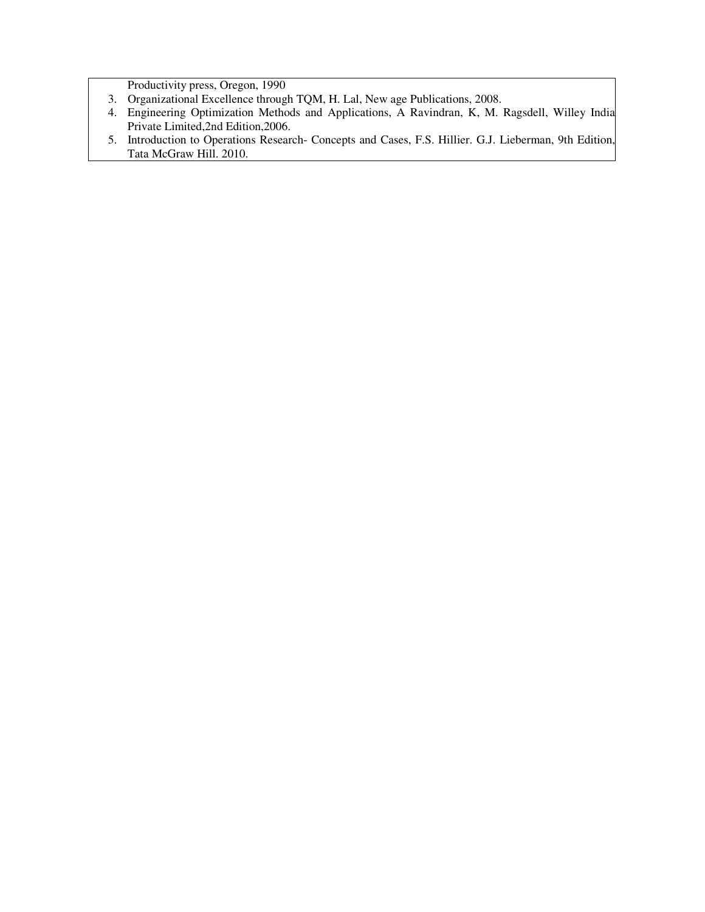Productivity press, Oregon, 1990

3. Organizational Excellence through TQM, H. Lal, New age Publications, 2008.
4. Engineering Optimization Methods and Applications, A Ravindran, K, M. Ragsdell, Willey India Private Limited,2nd Edition,2006.
5. Introduction to Operations Research- Concepts and Cases, F.S. Hillier. G.J. Lieberman, 9th Edition, Tata McGraw Hill. 2010.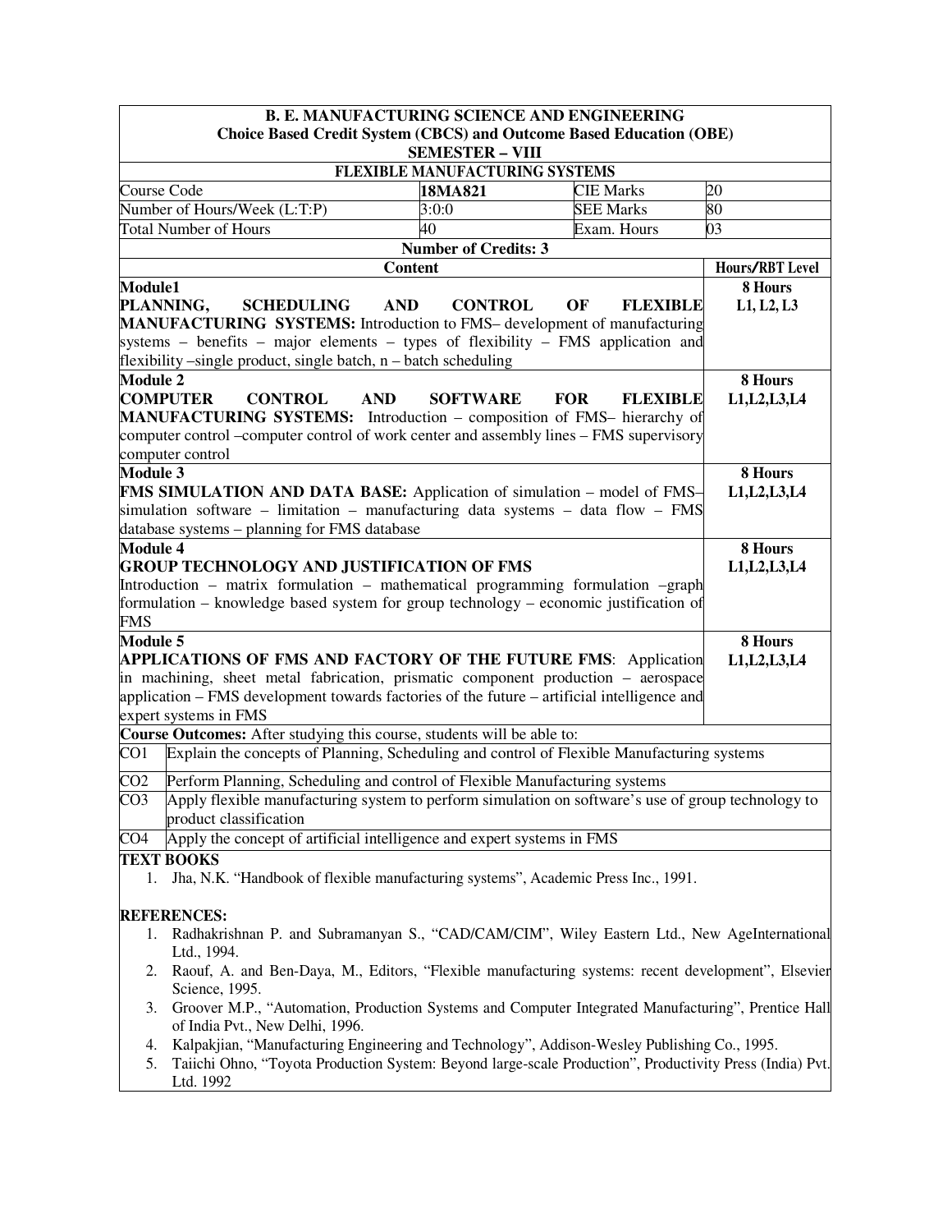**B. E. MANUFACTURING SCIENCE AND ENGINEERING**
**Choice Based Credit System (CBCS) and Outcome Based Education (OBE)**
**SEMESTER – VIII**

**FLEXIBLE MANUFACTURING SYSTEMS**

| Course Code | **18MA821** | CIE Marks | 20 |
|---|---|---|---|
| Number of Hours/Week (L:T:P) | 3:0:0 | SEE Marks | 80 |
| Total Number of Hours | 40 | Exam. Hours | 03 |

**Number of Credits: 3**

| Content | Hours/RBT Level |
|---|---|
| **Module1** <br> **PLANNING, SCHEDULING AND CONTROL OF FLEXIBLE MANUFACTURING SYSTEMS:** Introduction to FMS– development of manufacturing systems – benefits – major elements – types of flexibility – FMS application and flexibility –single product, single batch, n – batch scheduling | **8 Hours** <br> **L1, L2, L3** |
| **Module 2** <br> **COMPUTER CONTROL AND SOFTWARE FOR FLEXIBLE MANUFACTURING SYSTEMS:** Introduction – composition of FMS– hierarchy of computer control –computer control of work center and assembly lines – FMS supervisory computer control | **8 Hours** <br> **L1,L2,L3,L4** |
| **Module 3** <br> **FMS SIMULATION AND DATA BASE:** Application of simulation – model of FMS– simulation software – limitation – manufacturing data systems – data flow – FMS database systems – planning for FMS database | **8 Hours** <br> **L1,L2,L3,L4** |
| **Module 4** <br> **GROUP TECHNOLOGY AND JUSTIFICATION OF FMS** <br> Introduction – matrix formulation – mathematical programming formulation –graph formulation – knowledge based system for group technology – economic justification of FMS | **8 Hours** <br> **L1,L2,L3,L4** |
| **Module 5** <br> **APPLICATIONS OF FMS AND FACTORY OF THE FUTURE FMS**: Application in machining, sheet metal fabrication, prismatic component production – aerospace application – FMS development towards factories of the future – artificial intelligence and expert systems in FMS | **8 Hours** <br> **L1,L2,L3,L4** |

**Course Outcomes:** After studying this course, students will be able to:

| | |
|---|---|
| CO1 | Explain the concepts of Planning, Scheduling and control of Flexible Manufacturing systems |
| CO2 | Perform Planning, Scheduling and control of Flexible Manufacturing systems |
| CO3 | Apply flexible manufacturing system to perform simulation on software's use of group technology to product classification |
| CO4 | Apply the concept of artificial intelligence and expert systems in FMS |

**TEXT BOOKS**

1. Jha, N.K. "Handbook of flexible manufacturing systems", Academic Press Inc., 1991.

**REFERENCES:**

1. Radhakrishnan P. and Subramanyan S., "CAD/CAM/CIM", Wiley Eastern Ltd., New AgeInternational Ltd., 1994.
2. Raouf, A. and Ben-Daya, M., Editors, "Flexible manufacturing systems: recent development", Elsevier Science, 1995.
3. Groover M.P., "Automation, Production Systems and Computer Integrated Manufacturing", Prentice Hall of India Pvt., New Delhi, 1996.
4. Kalpakjian, "Manufacturing Engineering and Technology", Addison-Wesley Publishing Co., 1995.
5. Taiichi Ohno, "Toyota Production System: Beyond large-scale Production", Productivity Press (India) Pvt. Ltd. 1992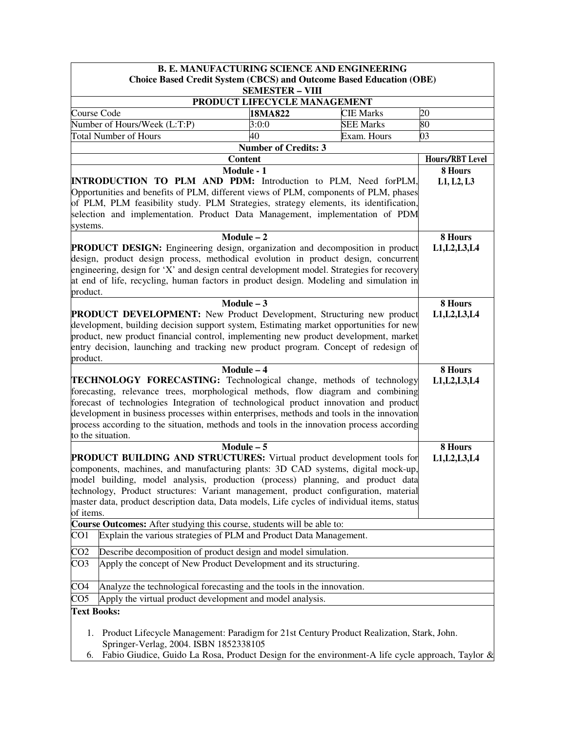**B. E. MANUFACTURING SCIENCE AND ENGINEERING**
**Choice Based Credit System (CBCS) and Outcome Based Education (OBE)**
**SEMESTER – VIII**

**PRODUCT LIFECYCLE MANAGEMENT**

| Course Code | 18MA822 | CIE Marks | 20 |
|---|---|---|---|
| Number of Hours/Week (L:T:P) | 3:0:0 | SEE Marks | 80 |
| Total Number of Hours | 40 | Exam. Hours | 03 |

**Number of Credits: 3**

| Content | Hours/RBT Level |
|---|---|
| **Module - 1**<br>**INTRODUCTION TO PLM AND PDM:** Introduction to PLM, Need forPLM, Opportunities and benefits of PLM, different views of PLM, components of PLM, phases of PLM, PLM feasibility study. PLM Strategies, strategy elements, its identification, selection and implementation. Product Data Management, implementation of PDM systems. | **8 Hours**<br>**L1, L2, L3** |
| **Module – 2**<br>**PRODUCT DESIGN:** Engineering design, organization and decomposition in product design, product design process, methodical evolution in product design, concurrent engineering, design for 'X' and design central development model. Strategies for recovery at end of life, recycling, human factors in product design. Modeling and simulation in product. | **8 Hours**<br>**L1,L2,L3,L4** |
| **Module – 3**<br>**PRODUCT DEVELOPMENT:** New Product Development, Structuring new product development, building decision support system, Estimating market opportunities for new product, new product financial control, implementing new product development, market entry decision, launching and tracking new product program. Concept of redesign of product. | **8 Hours**<br>**L1,L2,L3,L4** |
| **Module – 4**<br>**TECHNOLOGY FORECASTING:** Technological change, methods of technology forecasting, relevance trees, morphological methods, flow diagram and combining forecast of technologies Integration of technological product innovation and product development in business processes within enterprises, methods and tools in the innovation process according to the situation, methods and tools in the innovation process according to the situation. | **8 Hours**<br>**L1,L2,L3,L4** |
| **Module – 5**<br>**PRODUCT BUILDING AND STRUCTURES:** Virtual product development tools for components, machines, and manufacturing plants: 3D CAD systems, digital mock-up, model building, model analysis, production (process) planning, and product data technology, Product structures: Variant management, product configuration, material master data, product description data, Data models, Life cycles of individual items, status of items. | **8 Hours**<br>**L1,L2,L3,L4** |

**Course Outcomes:** After studying this course, students will be able to:

| | |
|---|---|
| CO1 | Explain the various strategies of PLM and Product Data Management. |
| CO2 | Describe decomposition of product design and model simulation. |
| CO3 | Apply the concept of New Product Development and its structuring. |
| CO4 | Analyze the technological forecasting and the tools in the innovation. |
| CO5 | Apply the virtual product development and model analysis. |

**Text Books:**

1. Product Lifecycle Management: Paradigm for 21st Century Product Realization, Stark, John. Springer-Verlag, 2004. ISBN 1852338105
6. Fabio Giudice, Guido La Rosa, Product Design for the environment-A life cycle approach, Taylor &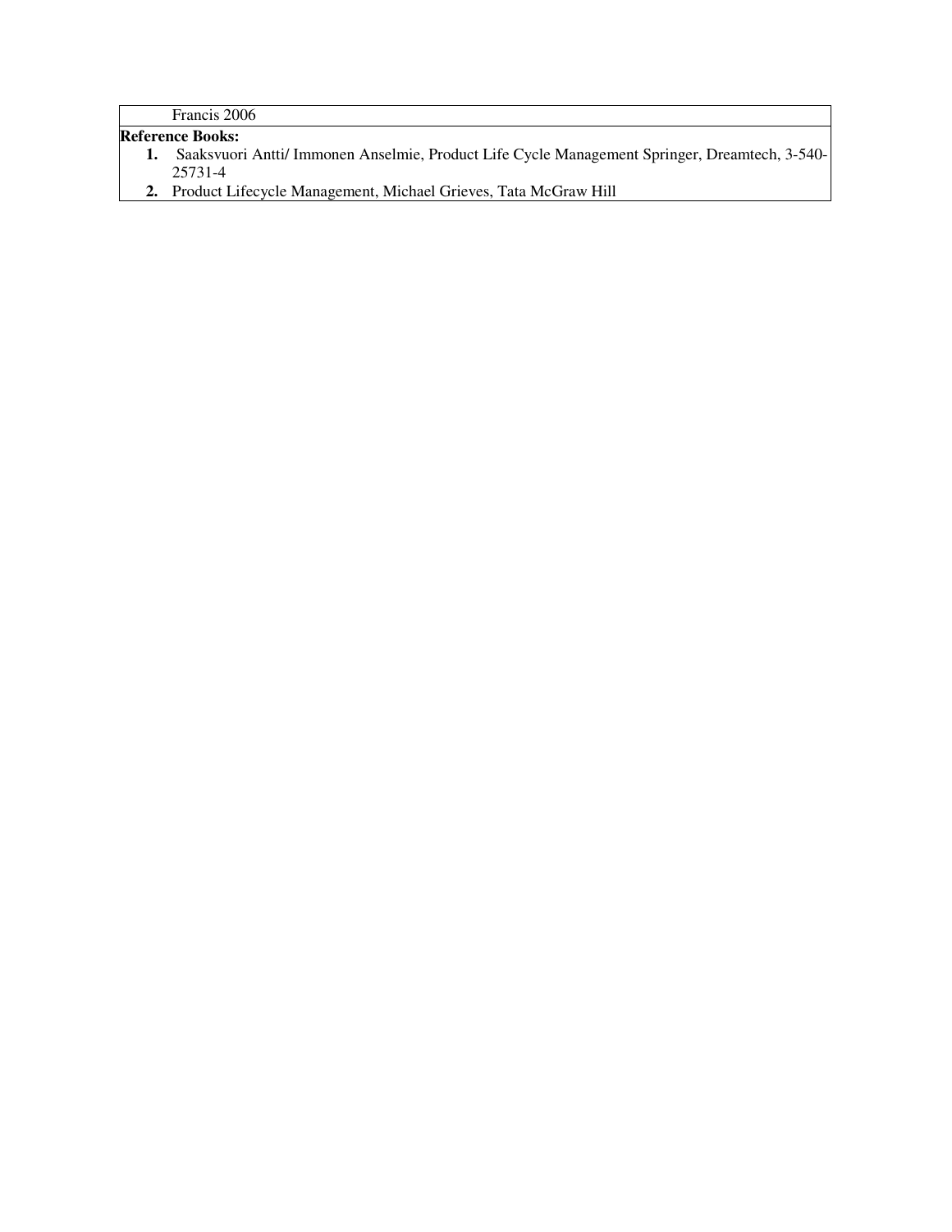Francis 2006

**Reference Books:**

1. Saaksvuori Antti/ Immonen Anselmie, Product Life Cycle Management Springer, Dreamtech, 3-540-25731-4
2. Product Lifecycle Management, Michael Grieves, Tata McGraw Hill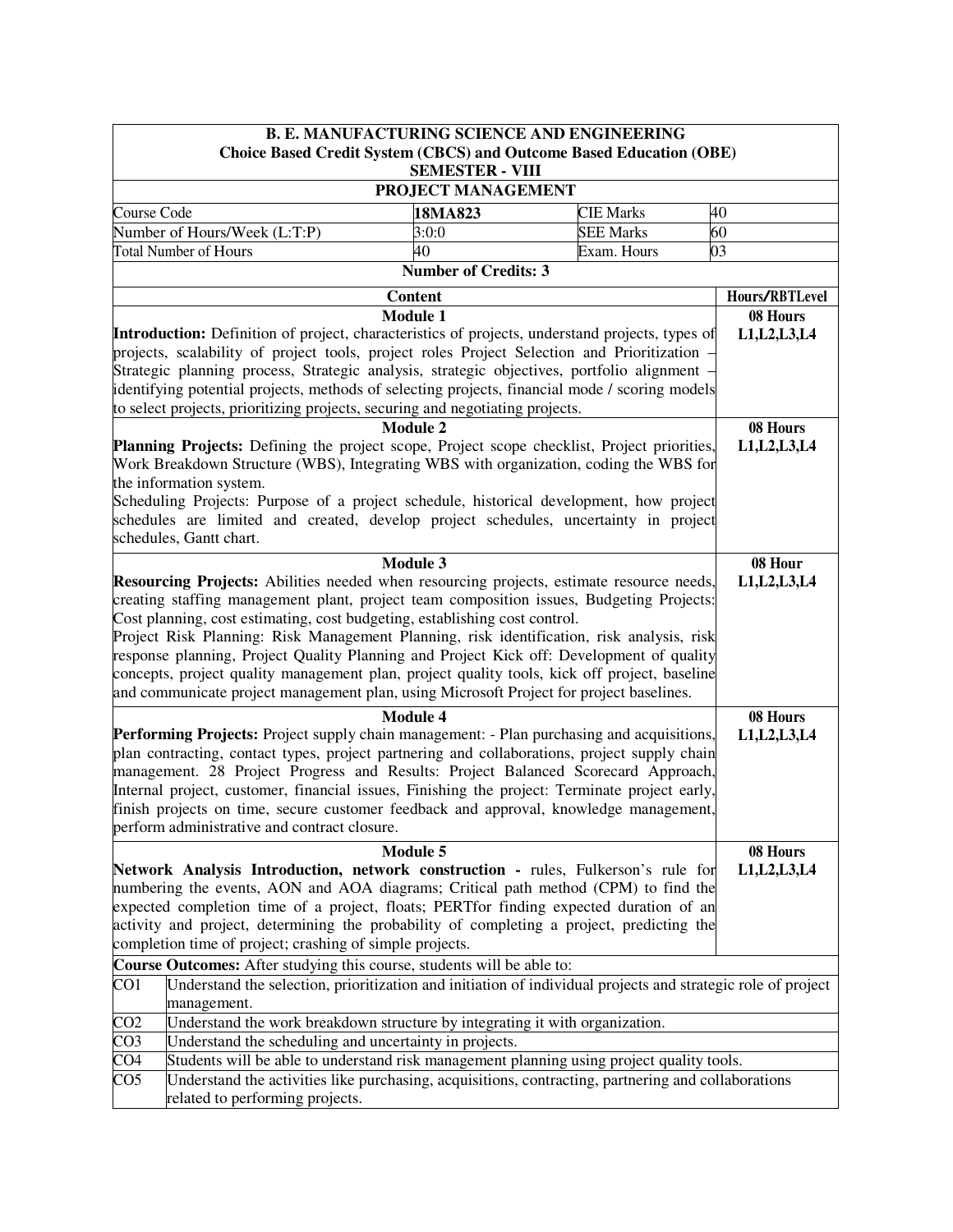**B. E. MANUFACTURING SCIENCE AND ENGINEERING**
**Choice Based Credit System (CBCS) and Outcome Based Education (OBE)**
**SEMESTER - VIII**

## PROJECT MANAGEMENT

| Course Code | **18MA823** | CIE Marks | 40 |
|---|---|---|---|
| Number of Hours/Week (L:T:P) | 3:0:0 | SEE Marks | 60 |
| Total Number of Hours | 40 | Exam. Hours | 03 |

**Number of Credits: 3**

| Content | Hours/RBTLevel |
|---|---|
| **Module 1**<br>**Introduction:** Definition of project, characteristics of projects, understand projects, types of projects, scalability of project tools, project roles Project Selection and Prioritization – Strategic planning process, Strategic analysis, strategic objectives, portfolio alignment – identifying potential projects, methods of selecting projects, financial mode / scoring models to select projects, prioritizing projects, securing and negotiating projects. | **08 Hours**<br>**L1,L2,L3,L4** |
| **Module 2**<br>**Planning Projects:** Defining the project scope, Project scope checklist, Project priorities, Work Breakdown Structure (WBS), Integrating WBS with organization, coding the WBS for the information system.<br>Scheduling Projects: Purpose of a project schedule, historical development, how project schedules are limited and created, develop project schedules, uncertainty in project schedules, Gantt chart. | **08 Hours**<br>**L1,L2,L3,L4** |
| **Module 3**<br>**Resourcing Projects:** Abilities needed when resourcing projects, estimate resource needs, creating staffing management plant, project team composition issues, Budgeting Projects: Cost planning, cost estimating, cost budgeting, establishing cost control.<br>Project Risk Planning: Risk Management Planning, risk identification, risk analysis, risk response planning, Project Quality Planning and Project Kick off: Development of quality concepts, project quality management plan, project quality tools, kick off project, baseline and communicate project management plan, using Microsoft Project for project baselines. | **08 Hour**<br>**L1,L2,L3,L4** |
| **Module 4**<br>**Performing Projects:** Project supply chain management: - Plan purchasing and acquisitions, plan contracting, contact types, project partnering and collaborations, project supply chain management. 28 Project Progress and Results: Project Balanced Scorecard Approach, Internal project, customer, financial issues, Finishing the project: Terminate project early, finish projects on time, secure customer feedback and approval, knowledge management, perform administrative and contract closure. | **08 Hours**<br>**L1,L2,L3,L4** |
| **Module 5**<br>**Network Analysis Introduction, network construction -** rules, Fulkerson's rule for numbering the events, AON and AOA diagrams; Critical path method (CPM) to find the expected completion time of a project, floats; PERTfor finding expected duration of an activity and project, determining the probability of completing a project, predicting the completion time of project; crashing of simple projects. | **08 Hours**<br>**L1,L2,L3,L4** |

**Course Outcomes:** After studying this course, students will be able to:

| | |
|---|---|
| CO1 | Understand the selection, prioritization and initiation of individual projects and strategic role of project management. |
| CO2 | Understand the work breakdown structure by integrating it with organization. |
| CO3 | Understand the scheduling and uncertainty in projects. |
| CO4 | Students will be able to understand risk management planning using project quality tools. |
| CO5 | Understand the activities like purchasing, acquisitions, contracting, partnering and collaborations related to performing projects. |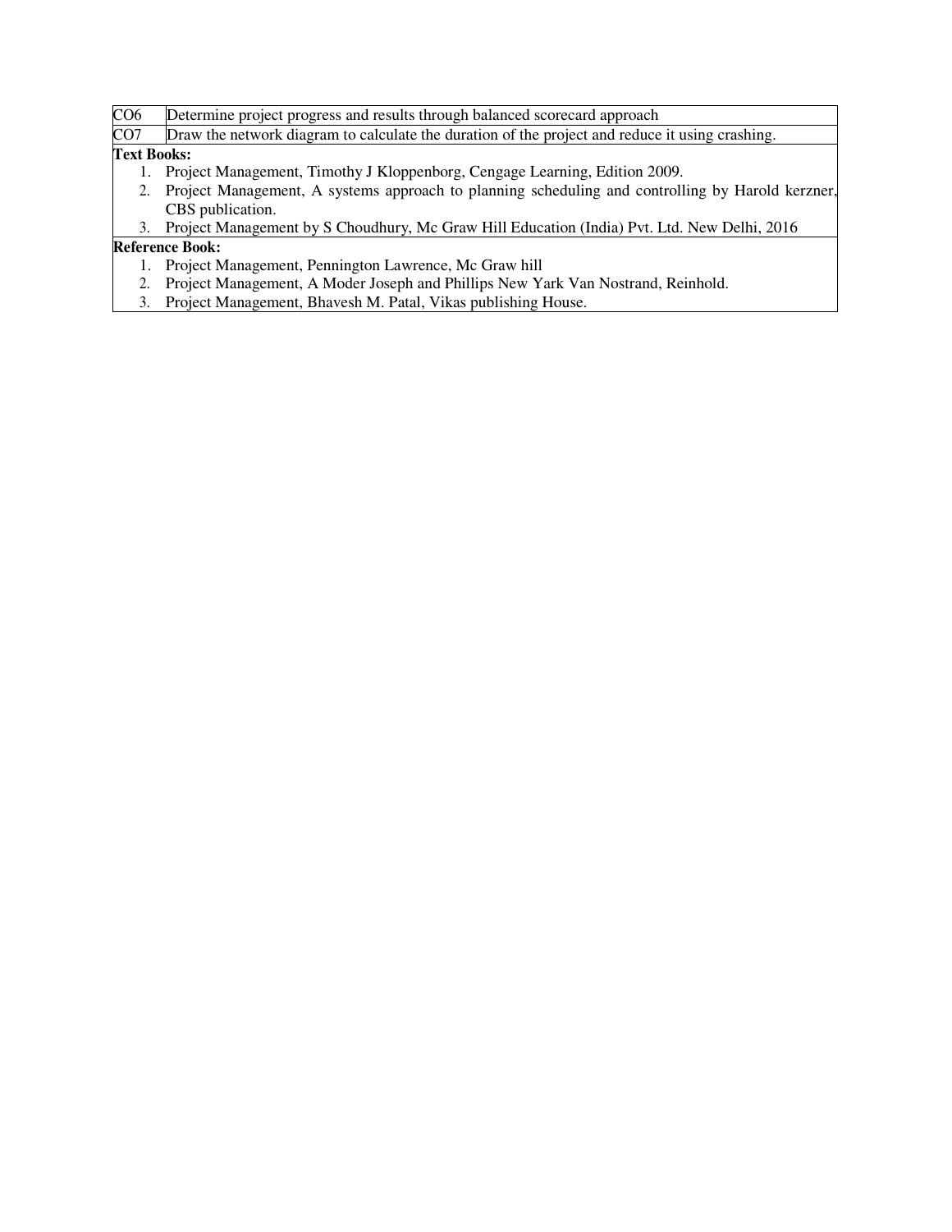| | |
|---|---|
| CO6 | Determine project progress and results through balanced scorecard approach |
| CO7 | Draw the network diagram to calculate the duration of the project and reduce it using crashing. |

**Text Books:**

1. Project Management, Timothy J Kloppenborg, Cengage Learning, Edition 2009.
2. Project Management, A systems approach to planning scheduling and controlling by Harold kerzner, CBS publication.
3. Project Management by S Choudhury, Mc Graw Hill Education (India) Pvt. Ltd. New Delhi, 2016

**Reference Book:**

1. Project Management, Pennington Lawrence, Mc Graw hill
2. Project Management, A Moder Joseph and Phillips New Yark Van Nostrand, Reinhold.
3. Project Management, Bhavesh M. Patal, Vikas publishing House.